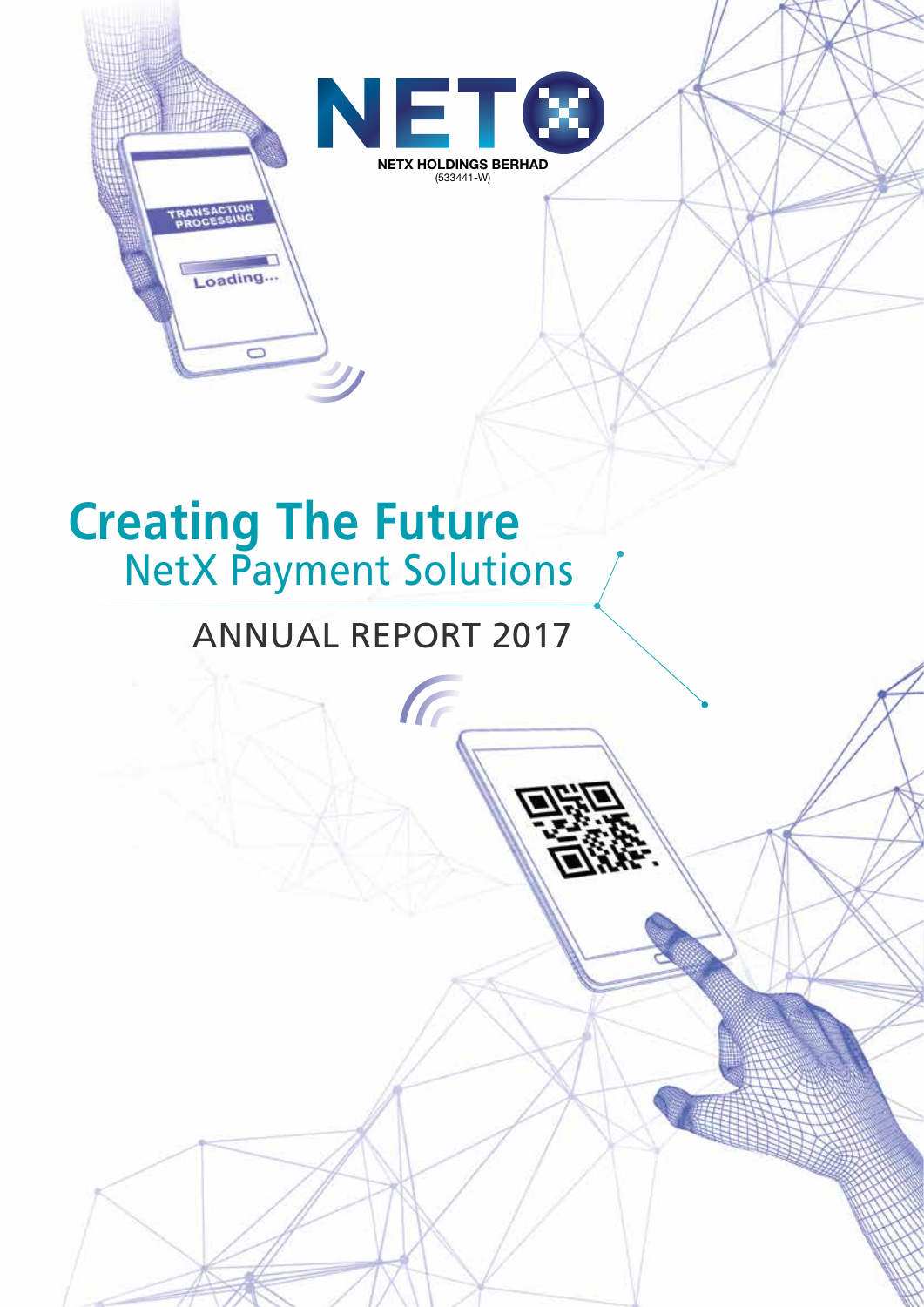NETX HOLDINGS BERHAD
(533441-W)

# Creating The Future
## NetX Payment Solutions

# ANNUAL REPORT 2017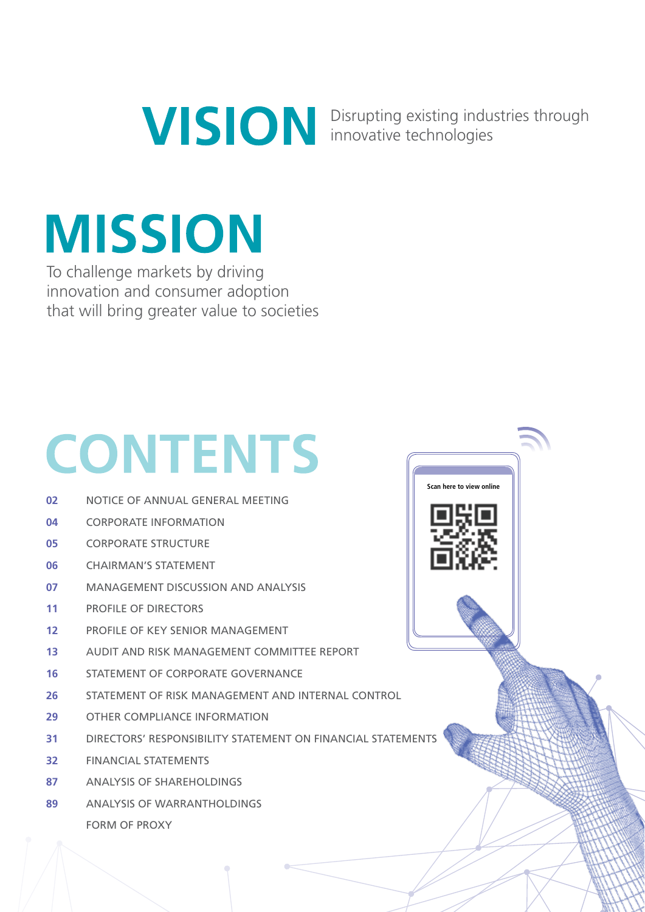# VISION

Disrupting existing industries through innovative technologies

# MISSION

To challenge markets by driving innovation and consumer adoption that will bring greater value to societies

# CONTENTS

| Page | Section |
|---|---|
| 02 | NOTICE OF ANNUAL GENERAL MEETING |
| 04 | CORPORATE INFORMATION |
| 05 | CORPORATE STRUCTURE |
| 06 | CHAIRMAN'S STATEMENT |
| 07 | MANAGEMENT DISCUSSION AND ANALYSIS |
| 11 | PROFILE OF DIRECTORS |
| 12 | PROFILE OF KEY SENIOR MANAGEMENT |
| 13 | AUDIT AND RISK MANAGEMENT COMMITTEE REPORT |
| 16 | STATEMENT OF CORPORATE GOVERNANCE |
| 26 | STATEMENT OF RISK MANAGEMENT AND INTERNAL CONTROL |
| 29 | OTHER COMPLIANCE INFORMATION |
| 31 | DIRECTORS' RESPONSIBILITY STATEMENT ON FINANCIAL STATEMENTS |
| 32 | FINANCIAL STATEMENTS |
| 87 | ANALYSIS OF SHAREHOLDINGS |
| 89 | ANALYSIS OF WARRANTHOLDINGS |
| | FORM OF PROXY |

Scan here to view online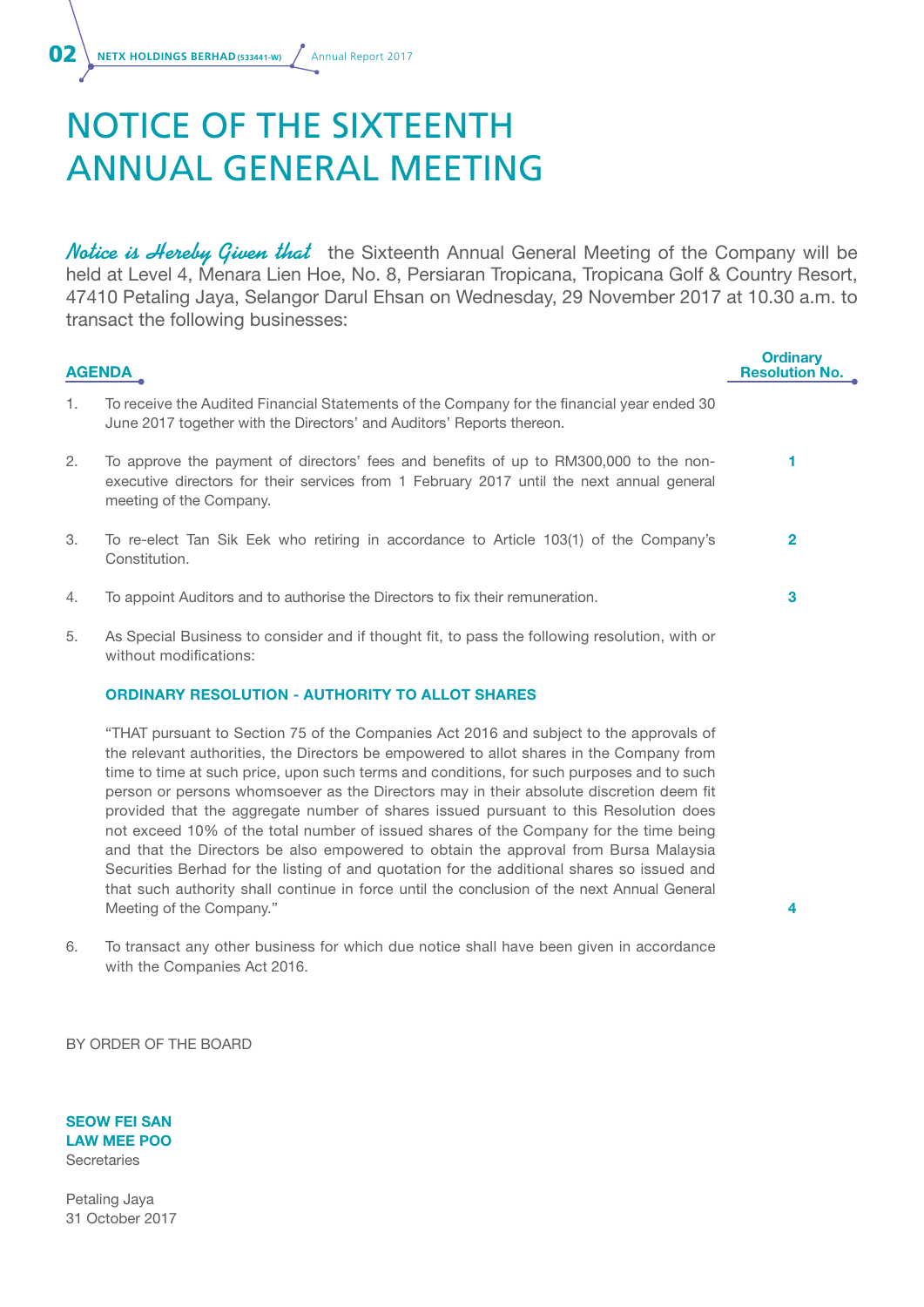# NOTICE OF THE SIXTEENTH ANNUAL GENERAL MEETING

***Notice is Hereby Given that*** the Sixteenth Annual General Meeting of the Company will be held at Level 4, Menara Lien Hoe, No. 8, Persiaran Tropicana, Tropicana Golf & Country Resort, 47410 Petaling Jaya, Selangor Darul Ehsan on Wednesday, 29 November 2017 at 10.30 a.m. to transact the following businesses:

| **AGENDA** | | **Ordinary Resolution No.** |
|---|---|---|
| 1. | To receive the Audited Financial Statements of the Company for the financial year ended 30 June 2017 together with the Directors' and Auditors' Reports thereon. | |
| 2. | To approve the payment of directors' fees and benefits of up to RM300,000 to the non-executive directors for their services from 1 February 2017 until the next annual general meeting of the Company. | **1** |
| 3. | To re-elect Tan Sik Eek who retiring in accordance to Article 103(1) of the Company's Constitution. | **2** |
| 4. | To appoint Auditors and to authorise the Directors to fix their remuneration. | **3** |
| 5. | As Special Business to consider and if thought fit, to pass the following resolution, with or without modifications: | |

**ORDINARY RESOLUTION - AUTHORITY TO ALLOT SHARES**

"THAT pursuant to Section 75 of the Companies Act 2016 and subject to the approvals of the relevant authorities, the Directors be empowered to allot shares in the Company from time to time at such price, upon such terms and conditions, for such purposes and to such person or persons whomsoever as the Directors may in their absolute discretion deem fit provided that the aggregate number of shares issued pursuant to this Resolution does not exceed 10% of the total number of issued shares of the Company for the time being and that the Directors be also empowered to obtain the approval from Bursa Malaysia Securities Berhad for the listing of and quotation for the additional shares so issued and that such authority shall continue in force until the conclusion of the next Annual General Meeting of the Company." **4**

6. To transact any other business for which due notice shall have been given in accordance with the Companies Act 2016.

BY ORDER OF THE BOARD

**SEOW FEI SAN**
**LAW MEE POO**
Secretaries

Petaling Jaya
31 October 2017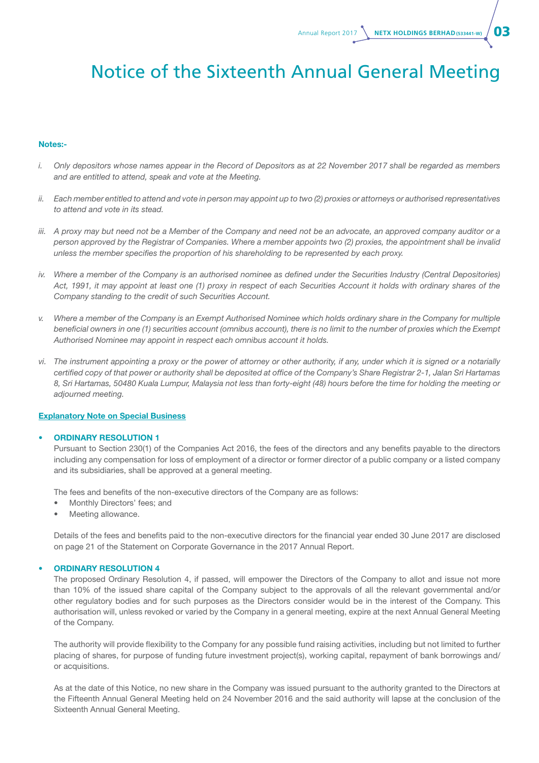# Notice of the Sixteenth Annual General Meeting

**Notes:-**

*i. Only depositors whose names appear in the Record of Depositors as at 22 November 2017 shall be regarded as members and are entitled to attend, speak and vote at the Meeting.*

*ii. Each member entitled to attend and vote in person may appoint up to two (2) proxies or attorneys or authorised representatives to attend and vote in its stead.*

*iii. A proxy may but need not be a Member of the Company and need not be an advocate, an approved company auditor or a person approved by the Registrar of Companies. Where a member appoints two (2) proxies, the appointment shall be invalid unless the member specifies the proportion of his shareholding to be represented by each proxy.*

*iv. Where a member of the Company is an authorised nominee as defined under the Securities Industry (Central Depositories) Act, 1991, it may appoint at least one (1) proxy in respect of each Securities Account it holds with ordinary shares of the Company standing to the credit of such Securities Account.*

*v. Where a member of the Company is an Exempt Authorised Nominee which holds ordinary share in the Company for multiple beneficial owners in one (1) securities account (omnibus account), there is no limit to the number of proxies which the Exempt Authorised Nominee may appoint in respect each omnibus account it holds.*

*vi. The instrument appointing a proxy or the power of attorney or other authority, if any, under which it is signed or a notarially certified copy of that power or authority shall be deposited at office of the Company's Share Registrar 2-1, Jalan Sri Hartamas 8, Sri Hartamas, 50480 Kuala Lumpur, Malaysia not less than forty-eight (48) hours before the time for holding the meeting or adjourned meeting.*

**Explanatory Note on Special Business**

- **ORDINARY RESOLUTION 1**

  Pursuant to Section 230(1) of the Companies Act 2016, the fees of the directors and any benefits payable to the directors including any compensation for loss of employment of a director or former director of a public company or a listed company and its subsidiaries, shall be approved at a general meeting.

  The fees and benefits of the non-executive directors of the Company are as follows:
  - Monthly Directors' fees; and
  - Meeting allowance.

  Details of the fees and benefits paid to the non-executive directors for the financial year ended 30 June 2017 are disclosed on page 21 of the Statement on Corporate Governance in the 2017 Annual Report.

- **ORDINARY RESOLUTION 4**

  The proposed Ordinary Resolution 4, if passed, will empower the Directors of the Company to allot and issue not more than 10% of the issued share capital of the Company subject to the approvals of all the relevant governmental and/or other regulatory bodies and for such purposes as the Directors consider would be in the interest of the Company. This authorisation will, unless revoked or varied by the Company in a general meeting, expire at the next Annual General Meeting of the Company.

  The authority will provide flexibility to the Company for any possible fund raising activities, including but not limited to further placing of shares, for purpose of funding future investment project(s), working capital, repayment of bank borrowings and/or acquisitions.

  As at the date of this Notice, no new share in the Company was issued pursuant to the authority granted to the Directors at the Fifteenth Annual General Meeting held on 24 November 2016 and the said authority will lapse at the conclusion of the Sixteenth Annual General Meeting.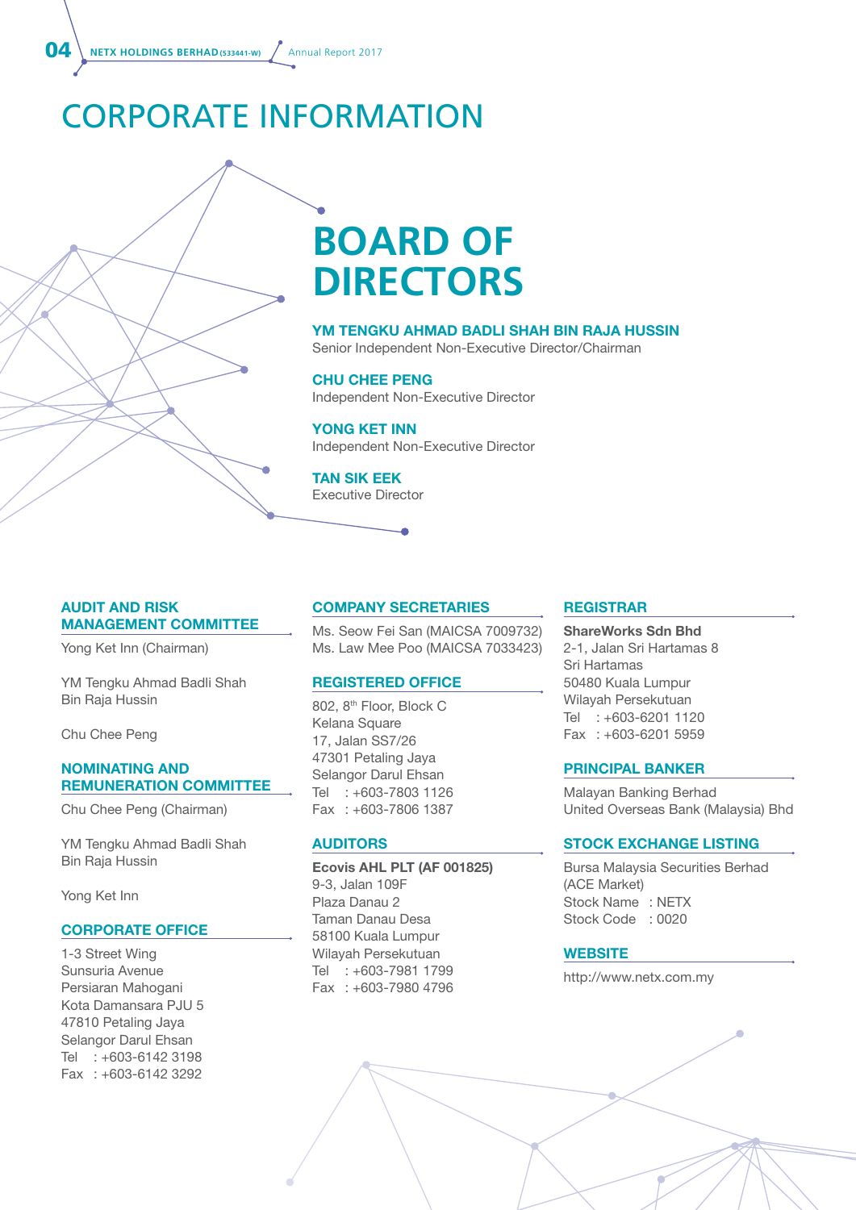# CORPORATE INFORMATION

## BOARD OF DIRECTORS

**YM TENGKU AHMAD BADLI SHAH BIN RAJA HUSSIN**
Senior Independent Non-Executive Director/Chairman

**CHU CHEE PENG**
Independent Non-Executive Director

**YONG KET INN**
Independent Non-Executive Director

**TAN SIK EEK**
Executive Director

### AUDIT AND RISK MANAGEMENT COMMITTEE

Yong Ket Inn (Chairman)

YM Tengku Ahmad Badli Shah Bin Raja Hussin

Chu Chee Peng

### NOMINATING AND REMUNERATION COMMITTEE

Chu Chee Peng (Chairman)

YM Tengku Ahmad Badli Shah Bin Raja Hussin

Yong Ket Inn

### CORPORATE OFFICE

1-3 Street Wing
Sunsuria Avenue
Persiaran Mahogani
Kota Damansara PJU 5
47810 Petaling Jaya
Selangor Darul Ehsan
Tel : +603-6142 3198
Fax : +603-6142 3292

### COMPANY SECRETARIES

Ms. Seow Fei San (MAICSA 7009732)
Ms. Law Mee Poo (MAICSA 7033423)

### REGISTERED OFFICE

802, 8th Floor, Block C
Kelana Square
17, Jalan SS7/26
47301 Petaling Jaya
Selangor Darul Ehsan
Tel : +603-7803 1126
Fax : +603-7806 1387

### AUDITORS

**Ecovis AHL PLT (AF 001825)**
9-3, Jalan 109F
Plaza Danau 2
Taman Danau Desa
58100 Kuala Lumpur
Wilayah Persekutuan
Tel : +603-7981 1799
Fax : +603-7980 4796

### REGISTRAR

**ShareWorks Sdn Bhd**
2-1, Jalan Sri Hartamas 8
Sri Hartamas
50480 Kuala Lumpur
Wilayah Persekutuan
Tel : +603-6201 1120
Fax : +603-6201 5959

### PRINCIPAL BANKER

Malayan Banking Berhad
United Overseas Bank (Malaysia) Bhd

### STOCK EXCHANGE LISTING

Bursa Malaysia Securities Berhad
(ACE Market)
Stock Name : NETX
Stock Code : 0020

### WEBSITE

http://www.netx.com.my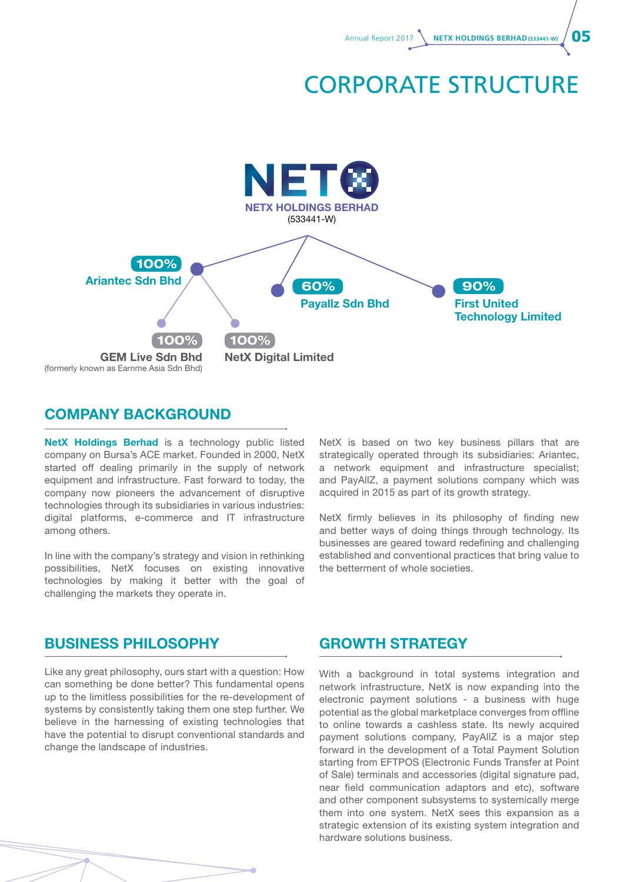# CORPORATE STRUCTURE

NETX HOLDINGS BERHAD
(533441-W)

- 100% Ariantec Sdn Bhd
  - 100% GEM Live Sdn Bhd (formerly known as Earnme Asia Sdn Bhd)
  - 100% NetX Digital Limited
- 60% Payallz Sdn Bhd
- 90% First United Technology Limited

## COMPANY BACKGROUND

**NetX Holdings Berhad** is a technology public listed company on Bursa's ACE market. Founded in 2000, NetX started off dealing primarily in the supply of network equipment and infrastructure. Fast forward to today, the company now pioneers the advancement of disruptive technologies through its subsidiaries in various industries: digital platforms, e-commerce and IT infrastructure among others.

In line with the company's strategy and vision in rethinking possibilities, NetX focuses on existing innovative technologies by making it better with the goal of challenging the markets they operate in.

NetX is based on two key business pillars that are strategically operated through its subsidiaries: Ariantec, a network equipment and infrastructure specialist; and PayAllZ, a payment solutions company which was acquired in 2015 as part of its growth strategy.

NetX firmly believes in its philosophy of finding new and better ways of doing things through technology. Its businesses are geared toward redefining and challenging established and conventional practices that bring value to the betterment of whole societies.

## BUSINESS PHILOSOPHY

Like any great philosophy, ours start with a question: How can something be done better? This fundamental opens up to the limitless possibilities for the re-development of systems by consistently taking them one step further. We believe in the harnessing of existing technologies that have the potential to disrupt conventional standards and change the landscape of industries.

## GROWTH STRATEGY

With a background in total systems integration and network infrastructure, NetX is now expanding into the electronic payment solutions - a business with huge potential as the global marketplace converges from offline to online towards a cashless state. Its newly acquired payment solutions company, PayAllZ is a major step forward in the development of a Total Payment Solution starting from EFTPOS (Electronic Funds Transfer at Point of Sale) terminals and accessories (digital signature pad, near field communication adaptors and etc), software and other component subsystems to systemically merge them into one system. NetX sees this expansion as a strategic extension of its existing system integration and hardware solutions business.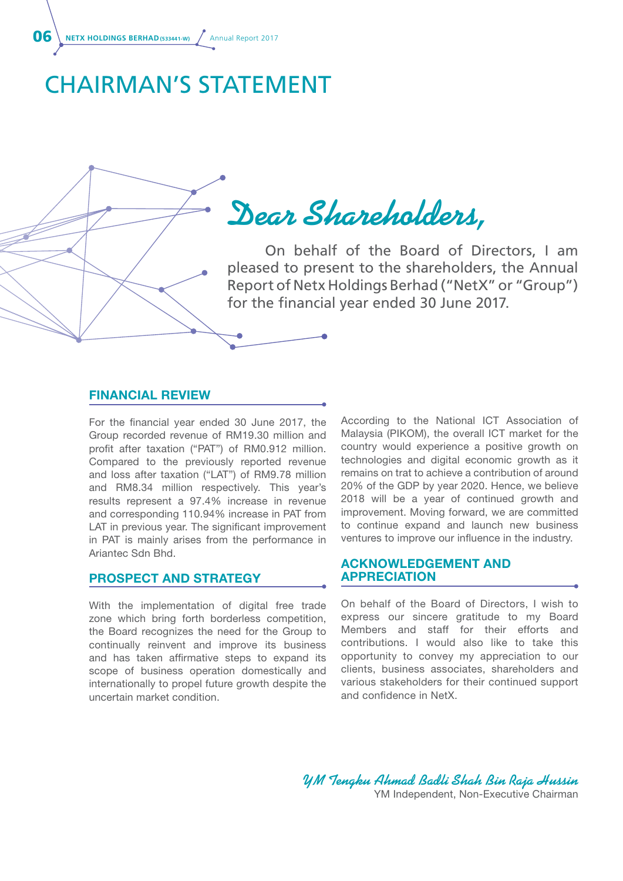# CHAIRMAN'S STATEMENT

*Dear Shareholders,*

On behalf of the Board of Directors, I am pleased to present to the shareholders, the Annual Report of Netx Holdings Berhad ("NetX" or "Group") for the financial year ended 30 June 2017.

## FINANCIAL REVIEW

For the financial year ended 30 June 2017, the Group recorded revenue of RM19.30 million and profit after taxation ("PAT") of RM0.912 million. Compared to the previously reported revenue and loss after taxation ("LAT") of RM9.78 million and RM8.34 million respectively. This year's results represent a 97.4% increase in revenue and corresponding 110.94% increase in PAT from LAT in previous year. The significant improvement in PAT is mainly arises from the performance in Ariantec Sdn Bhd.

## PROSPECT AND STRATEGY

With the implementation of digital free trade zone which bring forth borderless competition, the Board recognizes the need for the Group to continually reinvent and improve its business and has taken affirmative steps to expand its scope of business operation domestically and internationally to propel future growth despite the uncertain market condition.

According to the National ICT Association of Malaysia (PIKOM), the overall ICT market for the country would experience a positive growth on technologies and digital economic growth as it remains on trat to achieve a contribution of around 20% of the GDP by year 2020. Hence, we believe 2018 will be a year of continued growth and improvement. Moving forward, we are committed to continue expand and launch new business ventures to improve our influence in the industry.

## ACKNOWLEDGEMENT AND APPRECIATION

On behalf of the Board of Directors, I wish to express our sincere gratitude to my Board Members and staff for their efforts and contributions. I would also like to take this opportunity to convey my appreciation to our clients, business associates, shareholders and various stakeholders for their continued support and confidence in NetX.

*YM Tengku Ahmad Badli Shah Bin Raja Hussin*
YM Independent, Non-Executive Chairman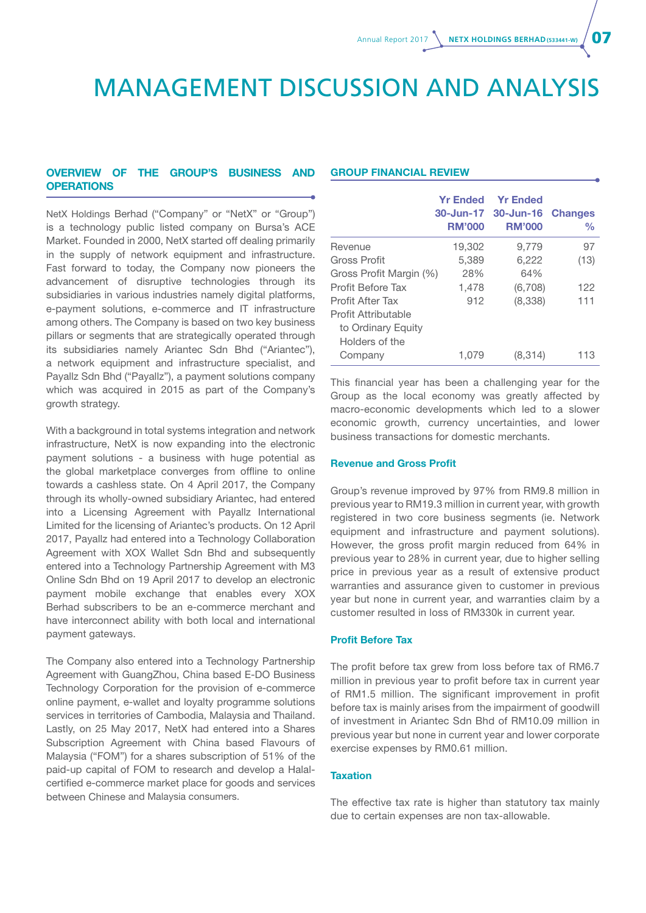# MANAGEMENT DISCUSSION AND ANALYSIS

## OVERVIEW OF THE GROUP'S BUSINESS AND OPERATIONS

NetX Holdings Berhad ("Company" or "NetX" or "Group") is a technology public listed company on Bursa's ACE Market. Founded in 2000, NetX started off dealing primarily in the supply of network equipment and infrastructure. Fast forward to today, the Company now pioneers the advancement of disruptive technologies through its subsidiaries in various industries namely digital platforms, e-payment solutions, e-commerce and IT infrastructure among others. The Company is based on two key business pillars or segments that are strategically operated through its subsidiaries namely Ariantec Sdn Bhd ("Ariantec"), a network equipment and infrastructure specialist, and Payallz Sdn Bhd ("Payallz"), a payment solutions company which was acquired in 2015 as part of the Company's growth strategy.

With a background in total systems integration and network infrastructure, NetX is now expanding into the electronic payment solutions - a business with huge potential as the global marketplace converges from offline to online towards a cashless state. On 4 April 2017, the Company through its wholly-owned subsidiary Ariantec, had entered into a Licensing Agreement with Payallz International Limited for the licensing of Ariantec's products. On 12 April 2017, Payallz had entered into a Technology Collaboration Agreement with XOX Wallet Sdn Bhd and subsequently entered into a Technology Partnership Agreement with M3 Online Sdn Bhd on 19 April 2017 to develop an electronic payment mobile exchange that enables every XOX Berhad subscribers to be an e-commerce merchant and have interconnect ability with both local and international payment gateways.

The Company also entered into a Technology Partnership Agreement with GuangZhou, China based E-DO Business Technology Corporation for the provision of e-commerce online payment, e-wallet and loyalty programme solutions services in territories of Cambodia, Malaysia and Thailand. Lastly, on 25 May 2017, NetX had entered into a Shares Subscription Agreement with China based Flavours of Malaysia ("FOM") for a shares subscription of 51% of the paid-up capital of FOM to research and develop a Halal-certified e-commerce market place for goods and services between Chinese and Malaysia consumers.

## GROUP FINANCIAL REVIEW

| | Yr Ended 30-Jun-17 RM'000 | Yr Ended 30-Jun-16 RM'000 | Changes % |
|---|---|---|---|
| Revenue | 19,302 | 9,779 | 97 |
| Gross Profit | 5,389 | 6,222 | (13) |
| Gross Profit Margin (%) | 28% | 64% | |
| Profit Before Tax | 1,478 | (6,708) | 122 |
| Profit After Tax | 912 | (8,338) | 111 |
| Profit Attributable to Ordinary Equity Holders of the Company | 1,079 | (8,314) | 113 |

This financial year has been a challenging year for the Group as the local economy was greatly affected by macro-economic developments which led to a slower economic growth, currency uncertainties, and lower business transactions for domestic merchants.

### Revenue and Gross Profit

Group's revenue improved by 97% from RM9.8 million in previous year to RM19.3 million in current year, with growth registered in two core business segments (ie. Network equipment and infrastructure and payment solutions). However, the gross profit margin reduced from 64% in previous year to 28% in current year, due to higher selling price in previous year as a result of extensive product warranties and assurance given to customer in previous year but none in current year, and warranties claim by a customer resulted in loss of RM330k in current year.

### Profit Before Tax

The profit before tax grew from loss before tax of RM6.7 million in previous year to profit before tax in current year of RM1.5 million. The significant improvement in profit before tax is mainly arises from the impairment of goodwill of investment in Ariantec Sdn Bhd of RM10.09 million in previous year but none in current year and lower corporate exercise expenses by RM0.61 million.

### Taxation

The effective tax rate is higher than statutory tax mainly due to certain expenses are non tax-allowable.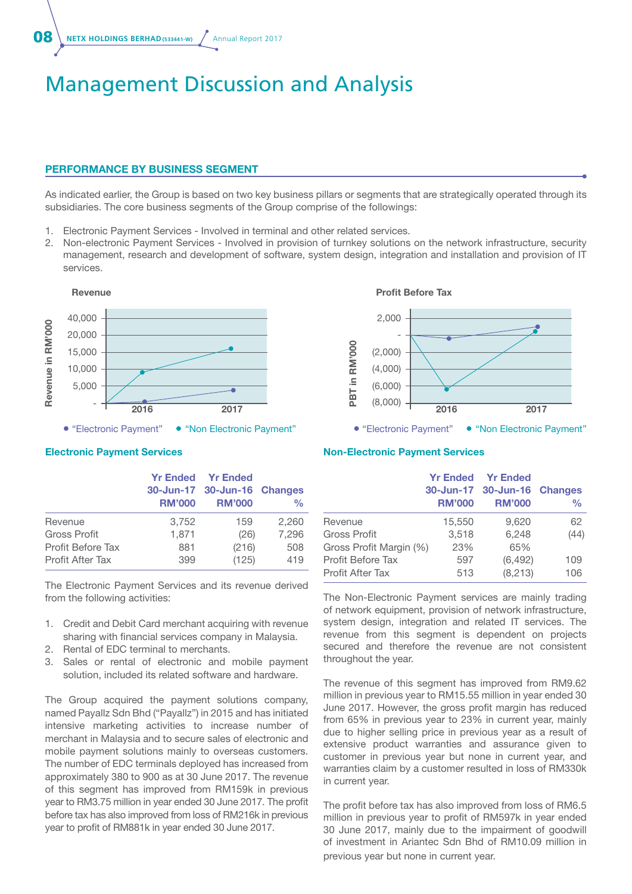# Management Discussion and Analysis

## PERFORMANCE BY BUSINESS SEGMENT

As indicated earlier, the Group is based on two key business pillars or segments that are strategically operated through its subsidiaries. The core business segments of the Group comprise of the followings:

1. Electronic Payment Services - Involved in terminal and other related services.
2. Non-electronic Payment Services - Involved in provision of turnkey solutions on the network infrastructure, security management, research and development of software, system design, integration and installation and provision of IT services.

Revenue

Profit Before Tax

### Electronic Payment Services

| | Yr Ended 30-Jun-17 RM'000 | Yr Ended 30-Jun-16 RM'000 | Changes % |
|---|---|---|---|
| Revenue | 3,752 | 159 | 2,260 |
| Gross Profit | 1,871 | (26) | 7,296 |
| Profit Before Tax | 881 | (216) | 508 |
| Profit After Tax | 399 | (125) | 419 |

The Electronic Payment Services and its revenue derived from the following activities:

1. Credit and Debit Card merchant acquiring with revenue sharing with financial services company in Malaysia.
2. Rental of EDC terminal to merchants.
3. Sales or rental of electronic and mobile payment solution, included its related software and hardware.

The Group acquired the payment solutions company, named Payallz Sdn Bhd ("Payallz") in 2015 and has initiated intensive marketing activities to increase number of merchant in Malaysia and to secure sales of electronic and mobile payment solutions mainly to overseas customers. The number of EDC terminals deployed has increased from approximately 380 to 900 as at 30 June 2017. The revenue of this segment has improved from RM159k in previous year to RM3.75 million in year ended 30 June 2017. The profit before tax has also improved from loss of RM216k in previous year to profit of RM881k in year ended 30 June 2017.

### Non-Electronic Payment Services

| | Yr Ended 30-Jun-17 RM'000 | Yr Ended 30-Jun-16 RM'000 | Changes % |
|---|---|---|---|
| Revenue | 15,550 | 9,620 | 62 |
| Gross Profit | 3,518 | 6,248 | (44) |
| Gross Profit Margin (%) | 23% | 65% | |
| Profit Before Tax | 597 | (6,492) | 109 |
| Profit After Tax | 513 | (8,213) | 106 |

The Non-Electronic Payment services are mainly trading of network equipment, provision of network infrastructure, system design, integration and related IT services. The revenue from this segment is dependent on projects secured and therefore the revenue are not consistent throughout the year.

The revenue of this segment has improved from RM9.62 million in previous year to RM15.55 million in year ended 30 June 2017. However, the gross profit margin has reduced from 65% in previous year to 23% in current year, mainly due to higher selling price in previous year as a result of extensive product warranties and assurance given to customer in previous year but none in current year, and warranties claim by a customer resulted in loss of RM330k in current year.

The profit before tax has also improved from loss of RM6.5 million in previous year to profit of RM597k in year ended 30 June 2017, mainly due to the impairment of goodwill of investment in Ariantec Sdn Bhd of RM10.09 million in previous year but none in current year.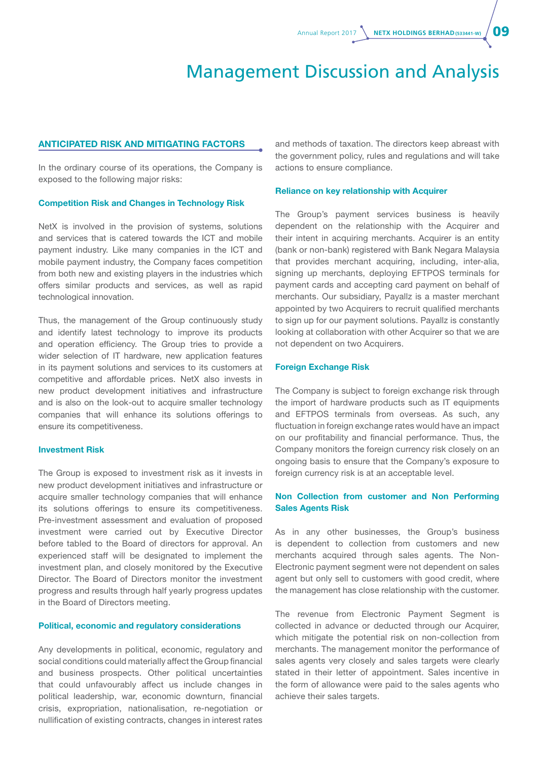# Management Discussion and Analysis

## ANTICIPATED RISK AND MITIGATING FACTORS

In the ordinary course of its operations, the Company is exposed to the following major risks:

### Competition Risk and Changes in Technology Risk

NetX is involved in the provision of systems, solutions and services that is catered towards the ICT and mobile payment industry. Like many companies in the ICT and mobile payment industry, the Company faces competition from both new and existing players in the industries which offers similar products and services, as well as rapid technological innovation.

Thus, the management of the Group continuously study and identify latest technology to improve its products and operation efficiency. The Group tries to provide a wider selection of IT hardware, new application features in its payment solutions and services to its customers at competitive and affordable prices. NetX also invests in new product development initiatives and infrastructure and is also on the look-out to acquire smaller technology companies that will enhance its solutions offerings to ensure its competitiveness.

### Investment Risk

The Group is exposed to investment risk as it invests in new product development initiatives and infrastructure or acquire smaller technology companies that will enhance its solutions offerings to ensure its competitiveness. Pre-investment assessment and evaluation of proposed investment were carried out by Executive Director before tabled to the Board of directors for approval. An experienced staff will be designated to implement the investment plan, and closely monitored by the Executive Director. The Board of Directors monitor the investment progress and results through half yearly progress updates in the Board of Directors meeting.

### Political, economic and regulatory considerations

Any developments in political, economic, regulatory and social conditions could materially affect the Group financial and business prospects. Other political uncertainties that could unfavourably affect us include changes in political leadership, war, economic downturn, financial crisis, expropriation, nationalisation, re-negotiation or nullification of existing contracts, changes in interest rates and methods of taxation. The directors keep abreast with the government policy, rules and regulations and will take actions to ensure compliance.

### Reliance on key relationship with Acquirer

The Group's payment services business is heavily dependent on the relationship with the Acquirer and their intent in acquiring merchants. Acquirer is an entity (bank or non-bank) registered with Bank Negara Malaysia that provides merchant acquiring, including, inter-alia, signing up merchants, deploying EFTPOS terminals for payment cards and accepting card payment on behalf of merchants. Our subsidiary, Payallz is a master merchant appointed by two Acquirers to recruit qualified merchants to sign up for our payment solutions. Payallz is constantly looking at collaboration with other Acquirer so that we are not dependent on two Acquirers.

### Foreign Exchange Risk

The Company is subject to foreign exchange risk through the import of hardware products such as IT equipments and EFTPOS terminals from overseas. As such, any fluctuation in foreign exchange rates would have an impact on our profitability and financial performance. Thus, the Company monitors the foreign currency risk closely on an ongoing basis to ensure that the Company's exposure to foreign currency risk is at an acceptable level.

### Non Collection from customer and Non Performing Sales Agents Risk

As in any other businesses, the Group's business is dependent to collection from customers and new merchants acquired through sales agents. The Non-Electronic payment segment were not dependent on sales agent but only sell to customers with good credit, where the management has close relationship with the customer.

The revenue from Electronic Payment Segment is collected in advance or deducted through our Acquirer, which mitigate the potential risk on non-collection from merchants. The management monitor the performance of sales agents very closely and sales targets were clearly stated in their letter of appointment. Sales incentive in the form of allowance were paid to the sales agents who achieve their sales targets.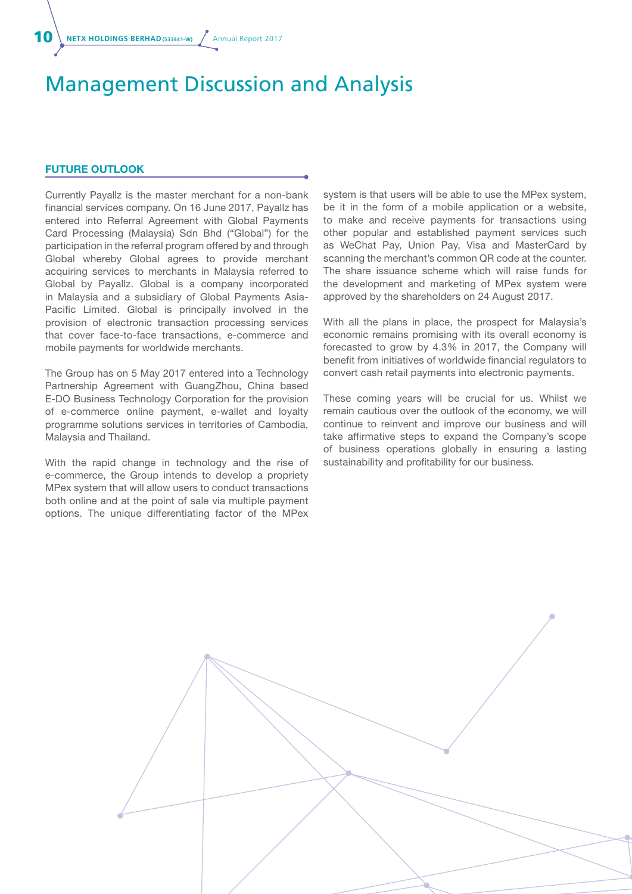# Management Discussion and Analysis

## FUTURE OUTLOOK

Currently Payallz is the master merchant for a non-bank financial services company. On 16 June 2017, Payallz has entered into Referral Agreement with Global Payments Card Processing (Malaysia) Sdn Bhd ("Global") for the participation in the referral program offered by and through Global whereby Global agrees to provide merchant acquiring services to merchants in Malaysia referred to Global by Payallz. Global is a company incorporated in Malaysia and a subsidiary of Global Payments Asia-Pacific Limited. Global is principally involved in the provision of electronic transaction processing services that cover face-to-face transactions, e-commerce and mobile payments for worldwide merchants.

The Group has on 5 May 2017 entered into a Technology Partnership Agreement with GuangZhou, China based E-DO Business Technology Corporation for the provision of e-commerce online payment, e-wallet and loyalty programme solutions services in territories of Cambodia, Malaysia and Thailand.

With the rapid change in technology and the rise of e-commerce, the Group intends to develop a propriety MPex system that will allow users to conduct transactions both online and at the point of sale via multiple payment options. The unique differentiating factor of the MPex system is that users will be able to use the MPex system, be it in the form of a mobile application or a website, to make and receive payments for transactions using other popular and established payment services such as WeChat Pay, Union Pay, Visa and MasterCard by scanning the merchant's common QR code at the counter. The share issuance scheme which will raise funds for the development and marketing of MPex system were approved by the shareholders on 24 August 2017.

With all the plans in place, the prospect for Malaysia's economic remains promising with its overall economy is forecasted to grow by 4.3% in 2017, the Company will benefit from initiatives of worldwide financial regulators to convert cash retail payments into electronic payments.

These coming years will be crucial for us. Whilst we remain cautious over the outlook of the economy, we will continue to reinvent and improve our business and will take affirmative steps to expand the Company's scope of business operations globally in ensuring a lasting sustainability and profitability for our business.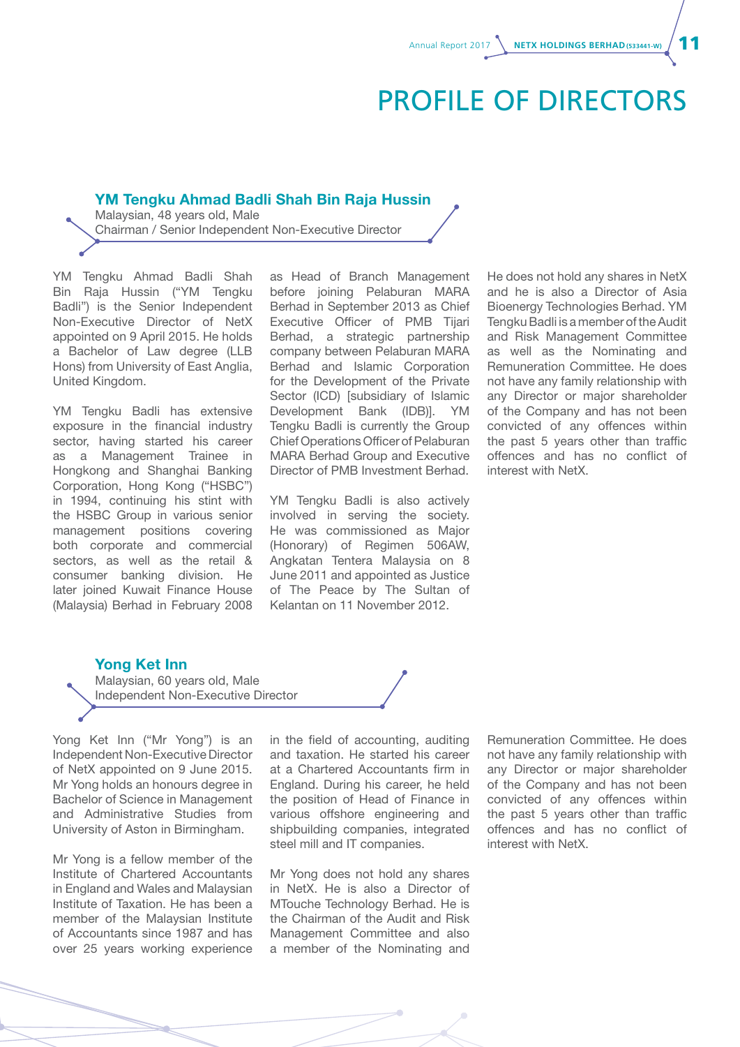# PROFILE OF DIRECTORS

### YM Tengku Ahmad Badli Shah Bin Raja Hussin

Malaysian, 48 years old, Male
Chairman / Senior Independent Non-Executive Director

YM Tengku Ahmad Badli Shah Bin Raja Hussin ("YM Tengku Badli") is the Senior Independent Non-Executive Director of NetX appointed on 9 April 2015. He holds a Bachelor of Law degree (LLB Hons) from University of East Anglia, United Kingdom.

YM Tengku Badli has extensive exposure in the financial industry sector, having started his career as a Management Trainee in Hongkong and Shanghai Banking Corporation, Hong Kong ("HSBC") in 1994, continuing his stint with the HSBC Group in various senior management positions covering both corporate and commercial sectors, as well as the retail & consumer banking division. He later joined Kuwait Finance House (Malaysia) Berhad in February 2008 as Head of Branch Management before joining Pelaburan MARA Berhad in September 2013 as Chief Executive Officer of PMB Tijari Berhad, a strategic partnership company between Pelaburan MARA Berhad and Islamic Corporation for the Development of the Private Sector (ICD) [subsidiary of Islamic Development Bank (IDB)]. YM Tengku Badli is currently the Group Chief Operations Officer of Pelaburan MARA Berhad Group and Executive Director of PMB Investment Berhad.

YM Tengku Badli is also actively involved in serving the society. He was commissioned as Major (Honorary) of Regimen 506AW, Angkatan Tentera Malaysia on 8 June 2011 and appointed as Justice of The Peace by The Sultan of Kelantan on 11 November 2012.

He does not hold any shares in NetX and he is also a Director of Asia Bioenergy Technologies Berhad. YM Tengku Badli is a member of the Audit and Risk Management Committee as well as the Nominating and Remuneration Committee. He does not have any family relationship with any Director or major shareholder of the Company and has not been convicted of any offences within the past 5 years other than traffic offences and has no conflict of interest with NetX.

### Yong Ket Inn

Malaysian, 60 years old, Male
Independent Non-Executive Director

Yong Ket Inn ("Mr Yong") is an Independent Non-Executive Director of NetX appointed on 9 June 2015. Mr Yong holds an honours degree in Bachelor of Science in Management and Administrative Studies from University of Aston in Birmingham.

Mr Yong is a fellow member of the Institute of Chartered Accountants in England and Wales and Malaysian Institute of Taxation. He has been a member of the Malaysian Institute of Accountants since 1987 and has over 25 years working experience in the field of accounting, auditing and taxation. He started his career at a Chartered Accountants firm in England. During his career, he held the position of Head of Finance in various offshore engineering and shipbuilding companies, integrated steel mill and IT companies.

Mr Yong does not hold any shares in NetX. He is also a Director of MTouche Technology Berhad. He is the Chairman of the Audit and Risk Management Committee and also a member of the Nominating and Remuneration Committee. He does not have any family relationship with any Director or major shareholder of the Company and has not been convicted of any offences within the past 5 years other than traffic offences and has no conflict of interest with NetX.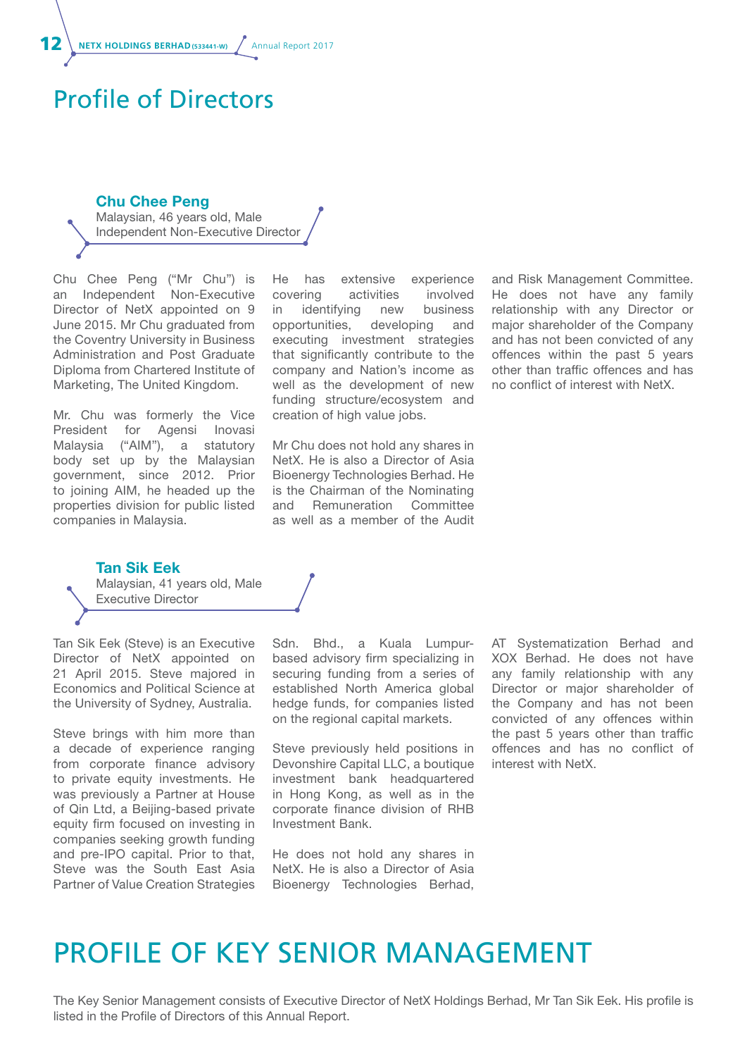# Profile of Directors

### Chu Chee Peng

Malaysian, 46 years old, Male
Independent Non-Executive Director

Chu Chee Peng ("Mr Chu") is an Independent Non-Executive Director of NetX appointed on 9 June 2015. Mr Chu graduated from the Coventry University in Business Administration and Post Graduate Diploma from Chartered Institute of Marketing, The United Kingdom.

Mr. Chu was formerly the Vice President for Agensi Inovasi Malaysia ("AIM"), a statutory body set up by the Malaysian government, since 2012. Prior to joining AIM, he headed up the properties division for public listed companies in Malaysia.

He has extensive experience covering activities involved in identifying new business opportunities, developing and executing investment strategies that significantly contribute to the company and Nation's income as well as the development of new funding structure/ecosystem and creation of high value jobs.

Mr Chu does not hold any shares in NetX. He is also a Director of Asia Bioenergy Technologies Berhad. He is the Chairman of the Nominating and Remuneration Committee as well as a member of the Audit and Risk Management Committee. He does not have any family relationship with any Director or major shareholder of the Company and has not been convicted of any offences within the past 5 years other than traffic offences and has no conflict of interest with NetX.

### Tan Sik Eek

Malaysian, 41 years old, Male
Executive Director

Tan Sik Eek (Steve) is an Executive Director of NetX appointed on 21 April 2015. Steve majored in Economics and Political Science at the University of Sydney, Australia.

Steve brings with him more than a decade of experience ranging from corporate finance advisory to private equity investments. He was previously a Partner at House of Qin Ltd, a Beijing-based private equity firm focused on investing in companies seeking growth funding and pre-IPO capital. Prior to that, Steve was the South East Asia Partner of Value Creation Strategies Sdn. Bhd., a Kuala Lumpur-based advisory firm specializing in securing funding from a series of established North America global hedge funds, for companies listed on the regional capital markets.

Steve previously held positions in Devonshire Capital LLC, a boutique investment bank headquartered in Hong Kong, as well as in the corporate finance division of RHB Investment Bank.

He does not hold any shares in NetX. He is also a Director of Asia Bioenergy Technologies Berhad, AT Systematization Berhad and XOX Berhad. He does not have any family relationship with any Director or major shareholder of the Company and has not been convicted of any offences within the past 5 years other than traffic offences and has no conflict of interest with NetX.

# PROFILE OF KEY SENIOR MANAGEMENT

The Key Senior Management consists of Executive Director of NetX Holdings Berhad, Mr Tan Sik Eek. His profile is listed in the Profile of Directors of this Annual Report.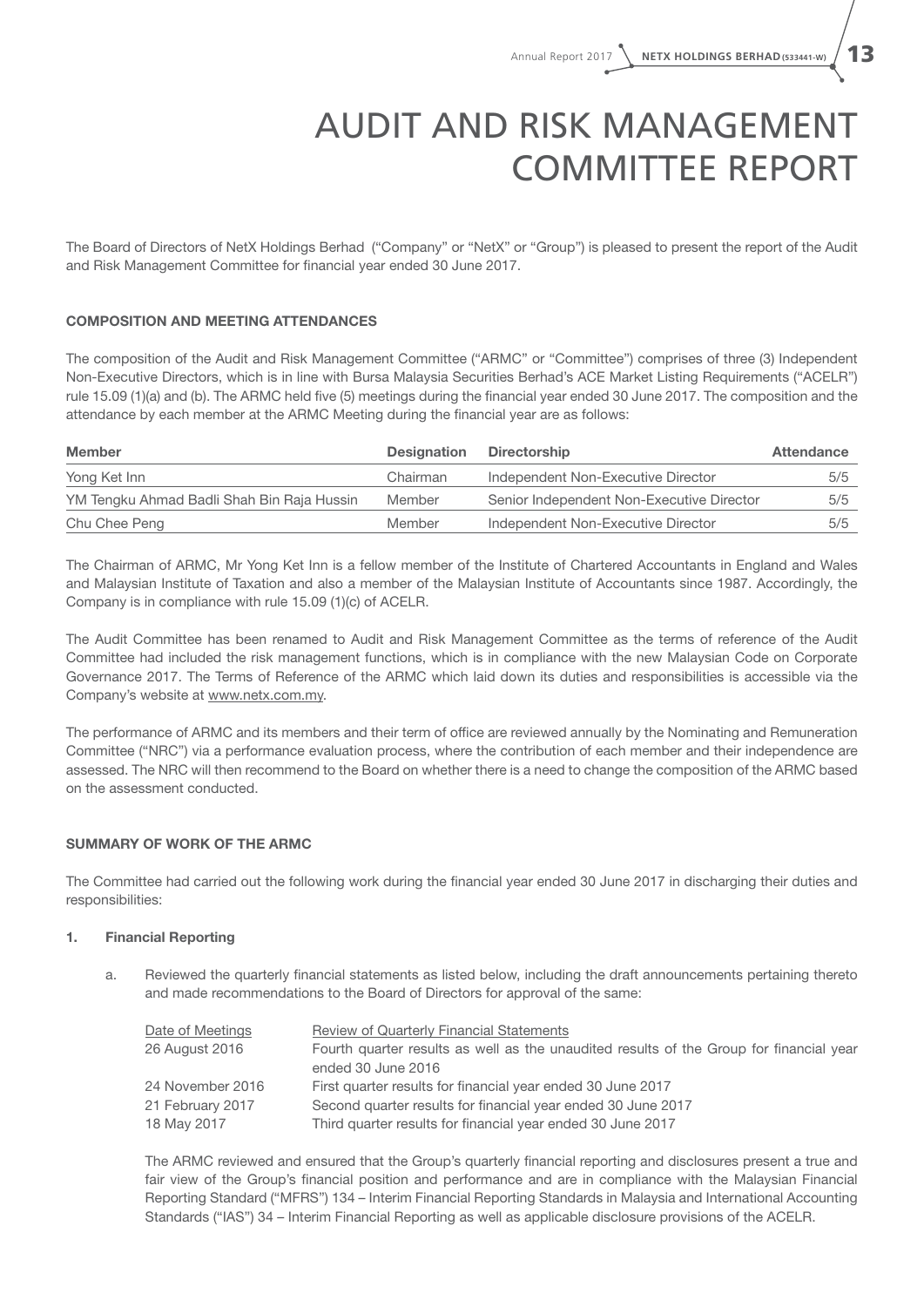// AUDIT AND RISK MANAGEMENT COMMITTEE REPORT

# AUDIT AND RISK MANAGEMENT COMMITTEE REPORT

The Board of Directors of NetX Holdings Berhad ("Company" or "NetX" or "Group") is pleased to present the report of the Audit and Risk Management Committee for financial year ended 30 June 2017.

## COMPOSITION AND MEETING ATTENDANCES

The composition of the Audit and Risk Management Committee ("ARMC" or "Committee") comprises of three (3) Independent Non-Executive Directors, which is in line with Bursa Malaysia Securities Berhad's ACE Market Listing Requirements ("ACELR") rule 15.09 (1)(a) and (b). The ARMC held five (5) meetings during the financial year ended 30 June 2017. The composition and the attendance by each member at the ARMC Meeting during the financial year are as follows:

| Member | Designation | Directorship | Attendance |
|---|---|---|---|
| Yong Ket Inn | Chairman | Independent Non-Executive Director | 5/5 |
| YM Tengku Ahmad Badli Shah Bin Raja Hussin | Member | Senior Independent Non-Executive Director | 5/5 |
| Chu Chee Peng | Member | Independent Non-Executive Director | 5/5 |

The Chairman of ARMC, Mr Yong Ket Inn is a fellow member of the Institute of Chartered Accountants in England and Wales and Malaysian Institute of Taxation and also a member of the Malaysian Institute of Accountants since 1987. Accordingly, the Company is in compliance with rule 15.09 (1)(c) of ACELR.

The Audit Committee has been renamed to Audit and Risk Management Committee as the terms of reference of the Audit Committee had included the risk management functions, which is in compliance with the new Malaysian Code on Corporate Governance 2017. The Terms of Reference of the ARMC which laid down its duties and responsibilities is accessible via the Company's website at www.netx.com.my.

The performance of ARMC and its members and their term of office are reviewed annually by the Nominating and Remuneration Committee ("NRC") via a performance evaluation process, where the contribution of each member and their independence are assessed. The NRC will then recommend to the Board on whether there is a need to change the composition of the ARMC based on the assessment conducted.

## SUMMARY OF WORK OF THE ARMC

The Committee had carried out the following work during the financial year ended 30 June 2017 in discharging their duties and responsibilities:

### 1. Financial Reporting

a. Reviewed the quarterly financial statements as listed below, including the draft announcements pertaining thereto and made recommendations to the Board of Directors for approval of the same:

| Date of Meetings | Review of Quarterly Financial Statements |
|---|---|
| 26 August 2016 | Fourth quarter results as well as the unaudited results of the Group for financial year ended 30 June 2016 |
| 24 November 2016 | First quarter results for financial year ended 30 June 2017 |
| 21 February 2017 | Second quarter results for financial year ended 30 June 2017 |
| 18 May 2017 | Third quarter results for financial year ended 30 June 2017 |

The ARMC reviewed and ensured that the Group's quarterly financial reporting and disclosures present a true and fair view of the Group's financial position and performance and are in compliance with the Malaysian Financial Reporting Standard ("MFRS") 134 – Interim Financial Reporting Standards in Malaysia and International Accounting Standards ("IAS") 34 – Interim Financial Reporting as well as applicable disclosure provisions of the ACELR.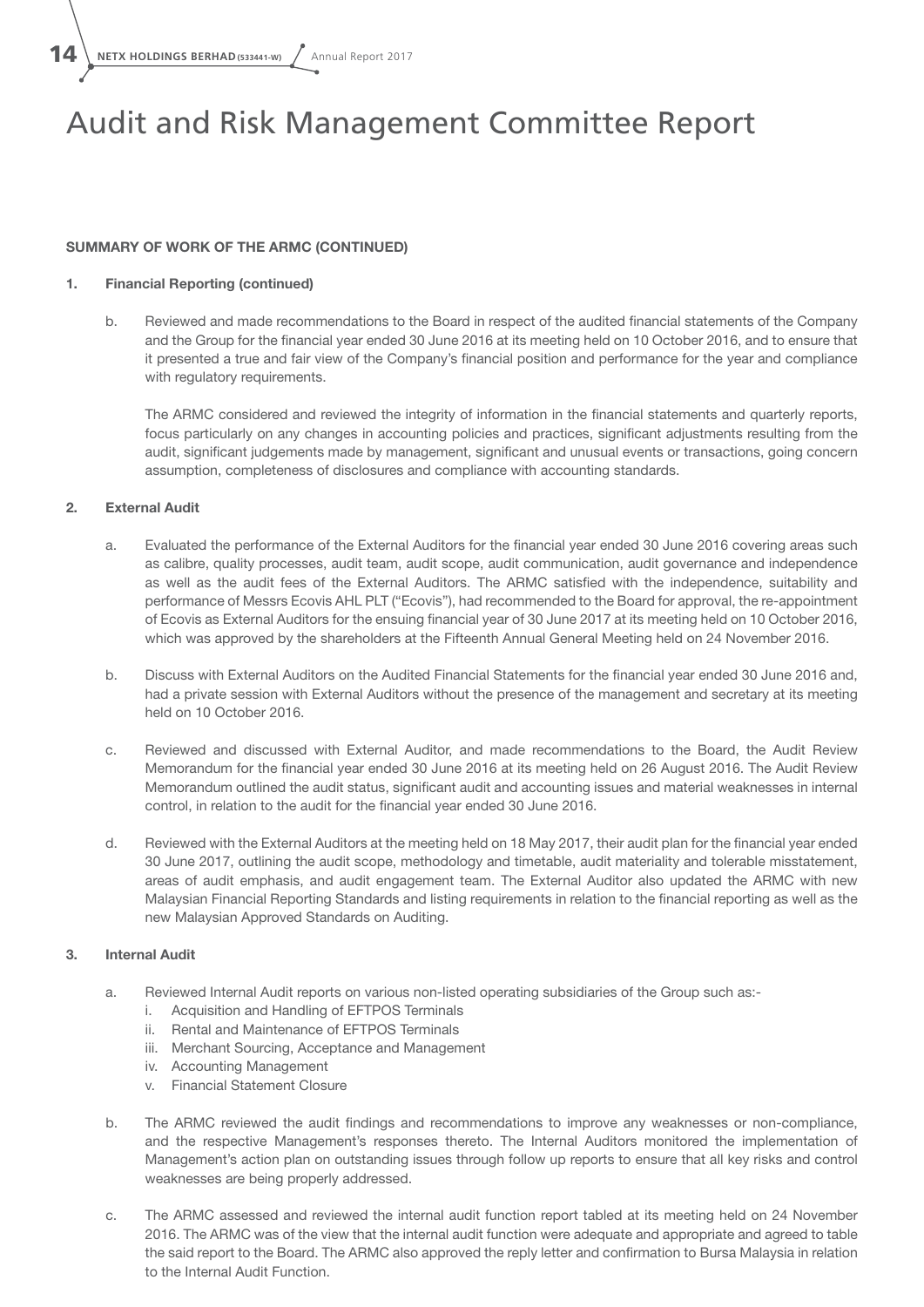# Audit and Risk Management Committee Report

**SUMMARY OF WORK OF THE ARMC (CONTINUED)**

**1. Financial Reporting (continued)**

b. Reviewed and made recommendations to the Board in respect of the audited financial statements of the Company and the Group for the financial year ended 30 June 2016 at its meeting held on 10 October 2016, and to ensure that it presented a true and fair view of the Company's financial position and performance for the year and compliance with regulatory requirements.

The ARMC considered and reviewed the integrity of information in the financial statements and quarterly reports, focus particularly on any changes in accounting policies and practices, significant adjustments resulting from the audit, significant judgements made by management, significant and unusual events or transactions, going concern assumption, completeness of disclosures and compliance with accounting standards.

**2. External Audit**

a. Evaluated the performance of the External Auditors for the financial year ended 30 June 2016 covering areas such as calibre, quality processes, audit team, audit scope, audit communication, audit governance and independence as well as the audit fees of the External Auditors. The ARMC satisfied with the independence, suitability and performance of Messrs Ecovis AHL PLT ("Ecovis"), had recommended to the Board for approval, the re-appointment of Ecovis as External Auditors for the ensuing financial year of 30 June 2017 at its meeting held on 10 October 2016, which was approved by the shareholders at the Fifteenth Annual General Meeting held on 24 November 2016.

b. Discuss with External Auditors on the Audited Financial Statements for the financial year ended 30 June 2016 and, had a private session with External Auditors without the presence of the management and secretary at its meeting held on 10 October 2016.

c. Reviewed and discussed with External Auditor, and made recommendations to the Board, the Audit Review Memorandum for the financial year ended 30 June 2016 at its meeting held on 26 August 2016. The Audit Review Memorandum outlined the audit status, significant audit and accounting issues and material weaknesses in internal control, in relation to the audit for the financial year ended 30 June 2016.

d. Reviewed with the External Auditors at the meeting held on 18 May 2017, their audit plan for the financial year ended 30 June 2017, outlining the audit scope, methodology and timetable, audit materiality and tolerable misstatement, areas of audit emphasis, and audit engagement team. The External Auditor also updated the ARMC with new Malaysian Financial Reporting Standards and listing requirements in relation to the financial reporting as well as the new Malaysian Approved Standards on Auditing.

**3. Internal Audit**

a. Reviewed Internal Audit reports on various non-listed operating subsidiaries of the Group such as:-
   i. Acquisition and Handling of EFTPOS Terminals
   ii. Rental and Maintenance of EFTPOS Terminals
   iii. Merchant Sourcing, Acceptance and Management
   iv. Accounting Management
   v. Financial Statement Closure

b. The ARMC reviewed the audit findings and recommendations to improve any weaknesses or non-compliance, and the respective Management's responses thereto. The Internal Auditors monitored the implementation of Management's action plan on outstanding issues through follow up reports to ensure that all key risks and control weaknesses are being properly addressed.

c. The ARMC assessed and reviewed the internal audit function report tabled at its meeting held on 24 November 2016. The ARMC was of the view that the internal audit function were adequate and appropriate and agreed to table the said report to the Board. The ARMC also approved the reply letter and confirmation to Bursa Malaysia in relation to the Internal Audit Function.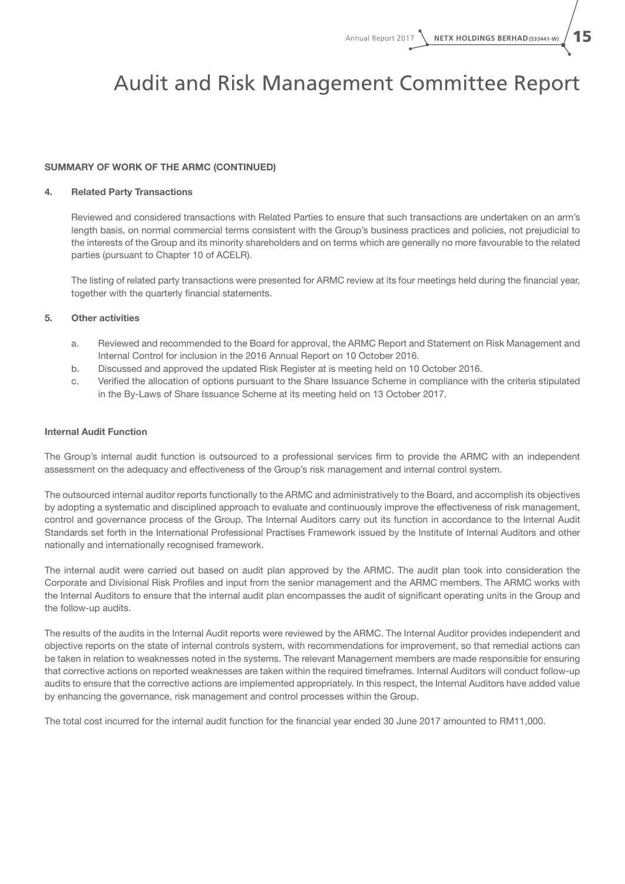# Audit and Risk Management Committee Report

**SUMMARY OF WORK OF THE ARMC (CONTINUED)**

**4. Related Party Transactions**

Reviewed and considered transactions with Related Parties to ensure that such transactions are undertaken on an arm's length basis, on normal commercial terms consistent with the Group's business practices and policies, not prejudicial to the interests of the Group and its minority shareholders and on terms which are generally no more favourable to the related parties (pursuant to Chapter 10 of ACELR).

The listing of related party transactions were presented for ARMC review at its four meetings held during the financial year, together with the quarterly financial statements.

**5. Other activities**

a. Reviewed and recommended to the Board for approval, the ARMC Report and Statement on Risk Management and Internal Control for inclusion in the 2016 Annual Report on 10 October 2016.
b. Discussed and approved the updated Risk Register at is meeting held on 10 October 2016.
c. Verified the allocation of options pursuant to the Share Issuance Scheme in compliance with the criteria stipulated in the By-Laws of Share Issuance Scheme at its meeting held on 13 October 2017.

**Internal Audit Function**

The Group's internal audit function is outsourced to a professional services firm to provide the ARMC with an independent assessment on the adequacy and effectiveness of the Group's risk management and internal control system.

The outsourced internal auditor reports functionally to the ARMC and administratively to the Board, and accomplish its objectives by adopting a systematic and disciplined approach to evaluate and continuously improve the effectiveness of risk management, control and governance process of the Group. The Internal Auditors carry out its function in accordance to the Internal Audit Standards set forth in the International Professional Practises Framework issued by the Institute of Internal Auditors and other nationally and internationally recognised framework.

The internal audit were carried out based on audit plan approved by the ARMC. The audit plan took into consideration the Corporate and Divisional Risk Profiles and input from the senior management and the ARMC members. The ARMC works with the Internal Auditors to ensure that the internal audit plan encompasses the audit of significant operating units in the Group and the follow-up audits.

The results of the audits in the Internal Audit reports were reviewed by the ARMC. The Internal Auditor provides independent and objective reports on the state of internal controls system, with recommendations for improvement, so that remedial actions can be taken in relation to weaknesses noted in the systems. The relevant Management members are made responsible for ensuring that corrective actions on reported weaknesses are taken within the required timeframes. Internal Auditors will conduct follow-up audits to ensure that the corrective actions are implemented appropriately. In this respect, the Internal Auditors have added value by enhancing the governance, risk management and control processes within the Group.

The total cost incurred for the internal audit function for the financial year ended 30 June 2017 amounted to RM11,000.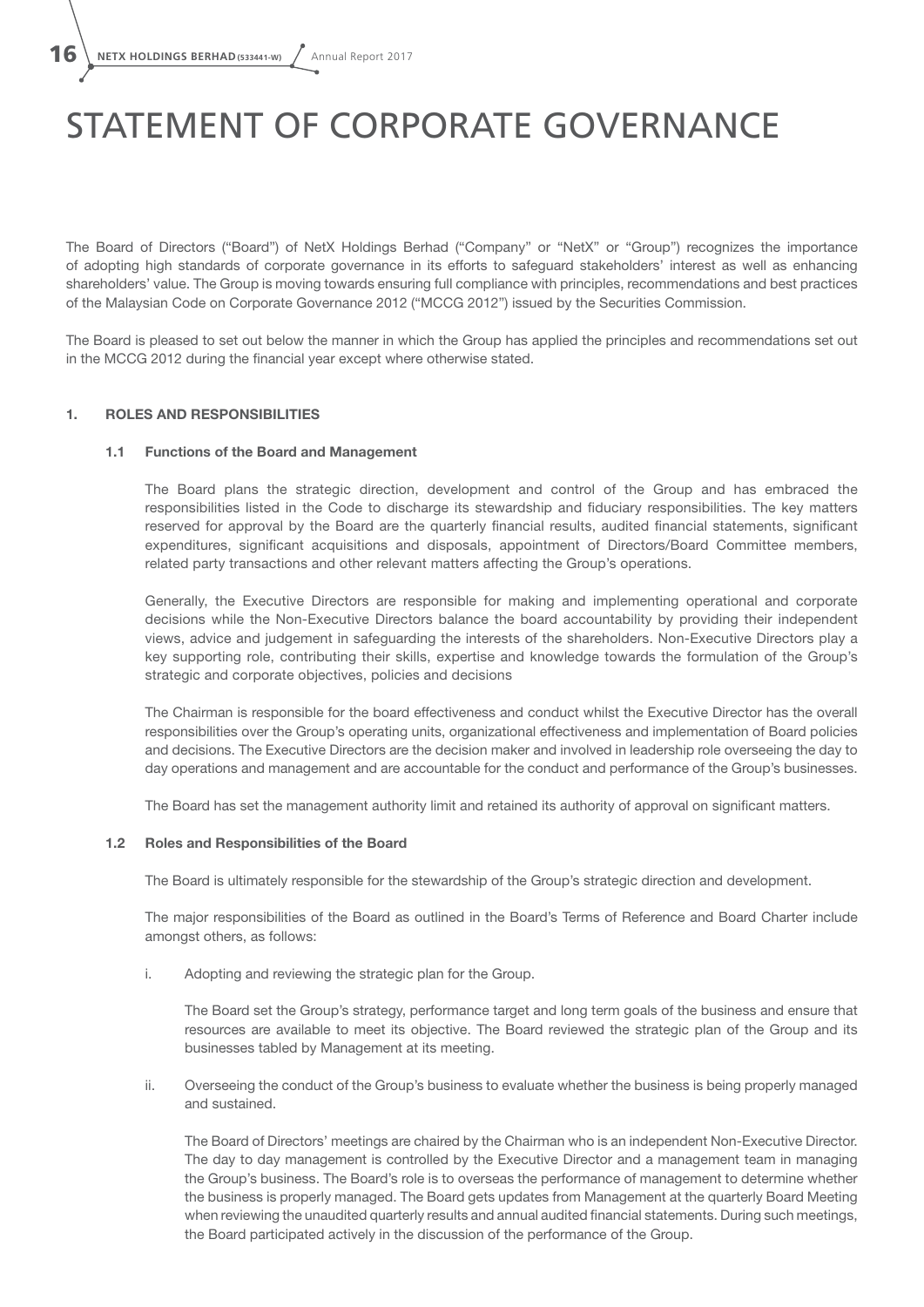# STATEMENT OF CORPORATE GOVERNANCE

The Board of Directors ("Board") of NetX Holdings Berhad ("Company" or "NetX" or "Group") recognizes the importance of adopting high standards of corporate governance in its efforts to safeguard stakeholders' interest as well as enhancing shareholders' value. The Group is moving towards ensuring full compliance with principles, recommendations and best practices of the Malaysian Code on Corporate Governance 2012 ("MCCG 2012") issued by the Securities Commission.

The Board is pleased to set out below the manner in which the Group has applied the principles and recommendations set out in the MCCG 2012 during the financial year except where otherwise stated.

## 1. ROLES AND RESPONSIBILITIES

### 1.1 Functions of the Board and Management

The Board plans the strategic direction, development and control of the Group and has embraced the responsibilities listed in the Code to discharge its stewardship and fiduciary responsibilities. The key matters reserved for approval by the Board are the quarterly financial results, audited financial statements, significant expenditures, significant acquisitions and disposals, appointment of Directors/Board Committee members, related party transactions and other relevant matters affecting the Group's operations.

Generally, the Executive Directors are responsible for making and implementing operational and corporate decisions while the Non-Executive Directors balance the board accountability by providing their independent views, advice and judgement in safeguarding the interests of the shareholders. Non-Executive Directors play a key supporting role, contributing their skills, expertise and knowledge towards the formulation of the Group's strategic and corporate objectives, policies and decisions

The Chairman is responsible for the board effectiveness and conduct whilst the Executive Director has the overall responsibilities over the Group's operating units, organizational effectiveness and implementation of Board policies and decisions. The Executive Directors are the decision maker and involved in leadership role overseeing the day to day operations and management and are accountable for the conduct and performance of the Group's businesses.

The Board has set the management authority limit and retained its authority of approval on significant matters.

### 1.2 Roles and Responsibilities of the Board

The Board is ultimately responsible for the stewardship of the Group's strategic direction and development.

The major responsibilities of the Board as outlined in the Board's Terms of Reference and Board Charter include amongst others, as follows:

i. Adopting and reviewing the strategic plan for the Group.

   The Board set the Group's strategy, performance target and long term goals of the business and ensure that resources are available to meet its objective. The Board reviewed the strategic plan of the Group and its businesses tabled by Management at its meeting.

ii. Overseeing the conduct of the Group's business to evaluate whether the business is being properly managed and sustained.

   The Board of Directors' meetings are chaired by the Chairman who is an independent Non-Executive Director. The day to day management is controlled by the Executive Director and a management team in managing the Group's business. The Board's role is to overseas the performance of management to determine whether the business is properly managed. The Board gets updates from Management at the quarterly Board Meeting when reviewing the unaudited quarterly results and annual audited financial statements. During such meetings, the Board participated actively in the discussion of the performance of the Group.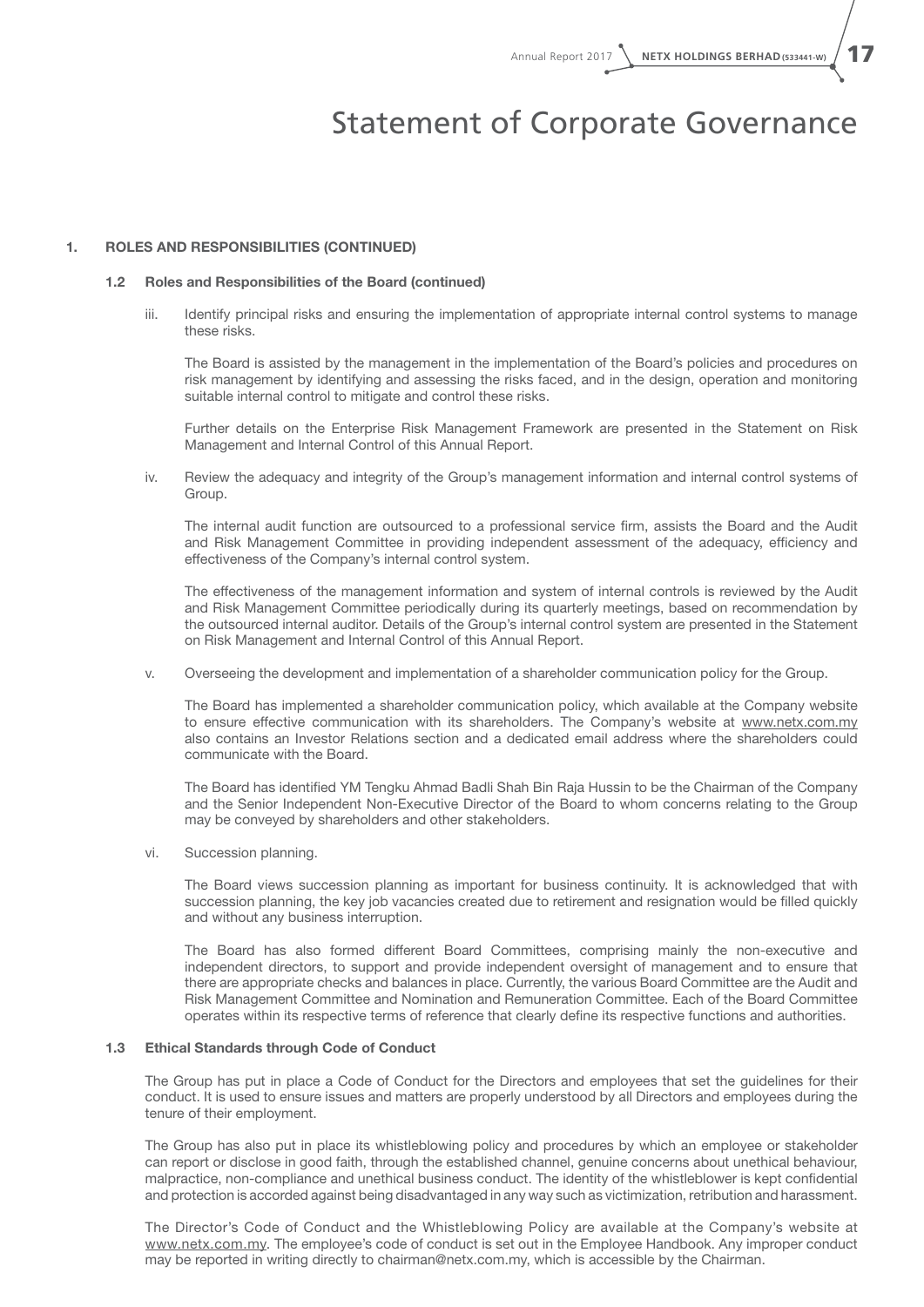# Statement of Corporate Governance

## 1. ROLES AND RESPONSIBILITIES (CONTINUED)

### 1.2 Roles and Responsibilities of the Board (continued)

iii. Identify principal risks and ensuring the implementation of appropriate internal control systems to manage these risks.

The Board is assisted by the management in the implementation of the Board's policies and procedures on risk management by identifying and assessing the risks faced, and in the design, operation and monitoring suitable internal control to mitigate and control these risks.

Further details on the Enterprise Risk Management Framework are presented in the Statement on Risk Management and Internal Control of this Annual Report.

iv. Review the adequacy and integrity of the Group's management information and internal control systems of Group.

The internal audit function are outsourced to a professional service firm, assists the Board and the Audit and Risk Management Committee in providing independent assessment of the adequacy, efficiency and effectiveness of the Company's internal control system.

The effectiveness of the management information and system of internal controls is reviewed by the Audit and Risk Management Committee periodically during its quarterly meetings, based on recommendation by the outsourced internal auditor. Details of the Group's internal control system are presented in the Statement on Risk Management and Internal Control of this Annual Report.

v. Overseeing the development and implementation of a shareholder communication policy for the Group.

The Board has implemented a shareholder communication policy, which available at the Company website to ensure effective communication with its shareholders. The Company's website at www.netx.com.my also contains an Investor Relations section and a dedicated email address where the shareholders could communicate with the Board.

The Board has identified YM Tengku Ahmad Badli Shah Bin Raja Hussin to be the Chairman of the Company and the Senior Independent Non-Executive Director of the Board to whom concerns relating to the Group may be conveyed by shareholders and other stakeholders.

vi. Succession planning.

The Board views succession planning as important for business continuity. It is acknowledged that with succession planning, the key job vacancies created due to retirement and resignation would be filled quickly and without any business interruption.

The Board has also formed different Board Committees, comprising mainly the non-executive and independent directors, to support and provide independent oversight of management and to ensure that there are appropriate checks and balances in place. Currently, the various Board Committee are the Audit and Risk Management Committee and Nomination and Remuneration Committee. Each of the Board Committee operates within its respective terms of reference that clearly define its respective functions and authorities.

### 1.3 Ethical Standards through Code of Conduct

The Group has put in place a Code of Conduct for the Directors and employees that set the guidelines for their conduct. It is used to ensure issues and matters are properly understood by all Directors and employees during the tenure of their employment.

The Group has also put in place its whistleblowing policy and procedures by which an employee or stakeholder can report or disclose in good faith, through the established channel, genuine concerns about unethical behaviour, malpractice, non-compliance and unethical business conduct. The identity of the whistleblower is kept confidential and protection is accorded against being disadvantaged in any way such as victimization, retribution and harassment.

The Director's Code of Conduct and the Whistleblowing Policy are available at the Company's website at www.netx.com.my. The employee's code of conduct is set out in the Employee Handbook. Any improper conduct may be reported in writing directly to chairman@netx.com.my, which is accessible by the Chairman.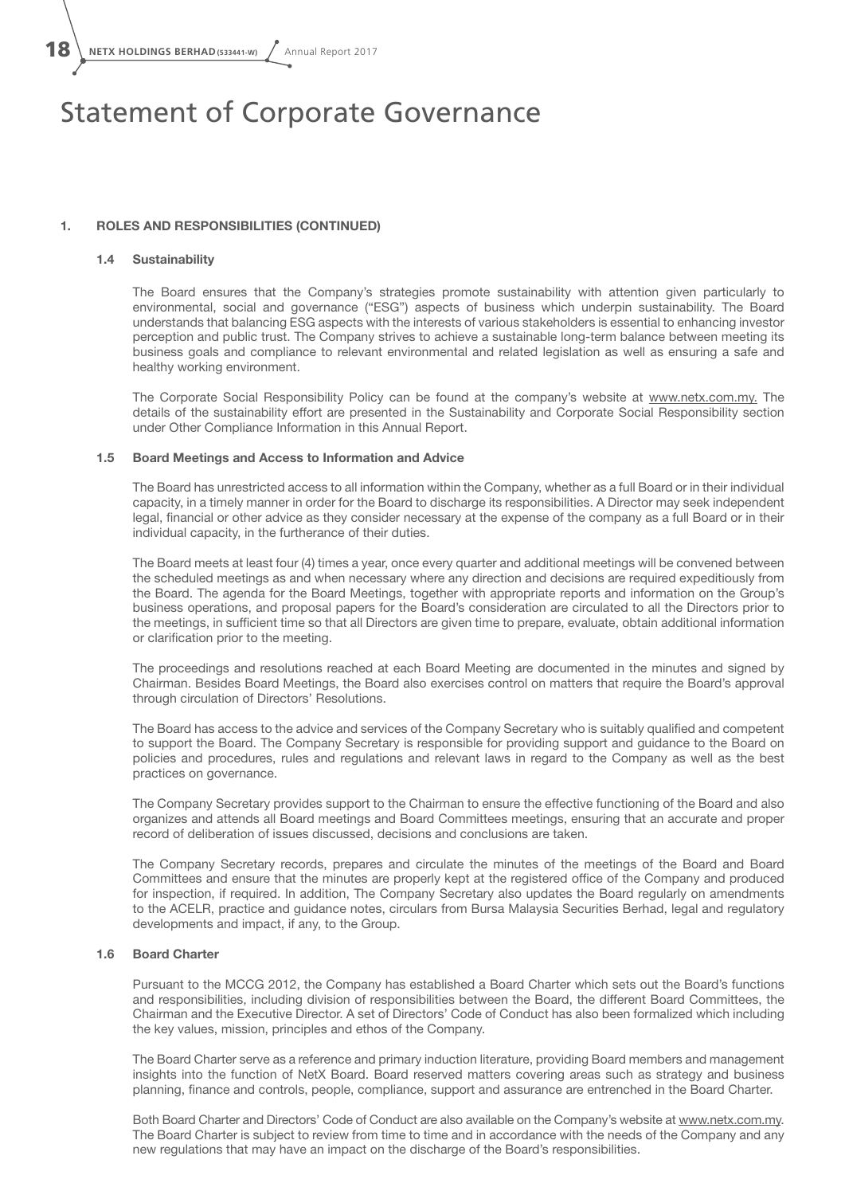# Statement of Corporate Governance

## 1. ROLES AND RESPONSIBILITIES (CONTINUED)

### 1.4 Sustainability

The Board ensures that the Company's strategies promote sustainability with attention given particularly to environmental, social and governance ("ESG") aspects of business which underpin sustainability. The Board understands that balancing ESG aspects with the interests of various stakeholders is essential to enhancing investor perception and public trust. The Company strives to achieve a sustainable long-term balance between meeting its business goals and compliance to relevant environmental and related legislation as well as ensuring a safe and healthy working environment.

The Corporate Social Responsibility Policy can be found at the company's website at www.netx.com.my. The details of the sustainability effort are presented in the Sustainability and Corporate Social Responsibility section under Other Compliance Information in this Annual Report.

### 1.5 Board Meetings and Access to Information and Advice

The Board has unrestricted access to all information within the Company, whether as a full Board or in their individual capacity, in a timely manner in order for the Board to discharge its responsibilities. A Director may seek independent legal, financial or other advice as they consider necessary at the expense of the company as a full Board or in their individual capacity, in the furtherance of their duties.

The Board meets at least four (4) times a year, once every quarter and additional meetings will be convened between the scheduled meetings as and when necessary where any direction and decisions are required expeditiously from the Board. The agenda for the Board Meetings, together with appropriate reports and information on the Group's business operations, and proposal papers for the Board's consideration are circulated to all the Directors prior to the meetings, in sufficient time so that all Directors are given time to prepare, evaluate, obtain additional information or clarification prior to the meeting.

The proceedings and resolutions reached at each Board Meeting are documented in the minutes and signed by Chairman. Besides Board Meetings, the Board also exercises control on matters that require the Board's approval through circulation of Directors' Resolutions.

The Board has access to the advice and services of the Company Secretary who is suitably qualified and competent to support the Board. The Company Secretary is responsible for providing support and guidance to the Board on policies and procedures, rules and regulations and relevant laws in regard to the Company as well as the best practices on governance.

The Company Secretary provides support to the Chairman to ensure the effective functioning of the Board and also organizes and attends all Board meetings and Board Committees meetings, ensuring that an accurate and proper record of deliberation of issues discussed, decisions and conclusions are taken.

The Company Secretary records, prepares and circulate the minutes of the meetings of the Board and Board Committees and ensure that the minutes are properly kept at the registered office of the Company and produced for inspection, if required. In addition, The Company Secretary also updates the Board regularly on amendments to the ACELR, practice and guidance notes, circulars from Bursa Malaysia Securities Berhad, legal and regulatory developments and impact, if any, to the Group.

### 1.6 Board Charter

Pursuant to the MCCG 2012, the Company has established a Board Charter which sets out the Board's functions and responsibilities, including division of responsibilities between the Board, the different Board Committees, the Chairman and the Executive Director. A set of Directors' Code of Conduct has also been formalized which including the key values, mission, principles and ethos of the Company.

The Board Charter serve as a reference and primary induction literature, providing Board members and management insights into the function of NetX Board. Board reserved matters covering areas such as strategy and business planning, finance and controls, people, compliance, support and assurance are entrenched in the Board Charter.

Both Board Charter and Directors' Code of Conduct are also available on the Company's website at www.netx.com.my. The Board Charter is subject to review from time to time and in accordance with the needs of the Company and any new regulations that may have an impact on the discharge of the Board's responsibilities.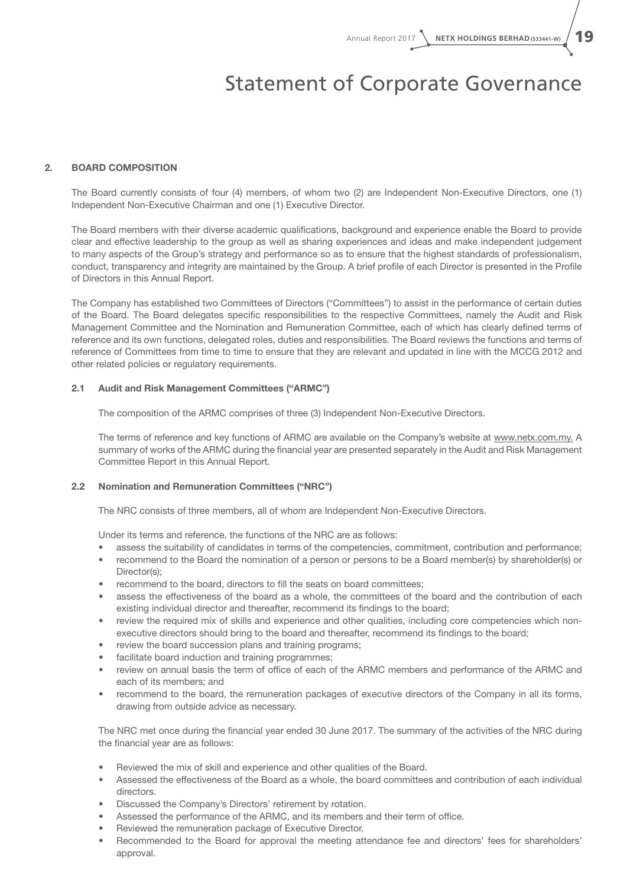# Statement of Corporate Governance

## 2. BOARD COMPOSITION

The Board currently consists of four (4) members, of whom two (2) are Independent Non-Executive Directors, one (1) Independent Non-Executive Chairman and one (1) Executive Director.

The Board members with their diverse academic qualifications, background and experience enable the Board to provide clear and effective leadership to the group as well as sharing experiences and ideas and make independent judgement to many aspects of the Group's strategy and performance so as to ensure that the highest standards of professionalism, conduct, transparency and integrity are maintained by the Group. A brief profile of each Director is presented in the Profile of Directors in this Annual Report.

The Company has established two Committees of Directors ("Committees") to assist in the performance of certain duties of the Board. The Board delegates specific responsibilities to the respective Committees, namely the Audit and Risk Management Committee and the Nomination and Remuneration Committee, each of which has clearly defined terms of reference and its own functions, delegated roles, duties and responsibilities. The Board reviews the functions and terms of reference of Committees from time to time to ensure that they are relevant and updated in line with the MCCG 2012 and other related policies or regulatory requirements.

### 2.1 Audit and Risk Management Committees ("ARMC")

The composition of the ARMC comprises of three (3) Independent Non-Executive Directors.

The terms of reference and key functions of ARMC are available on the Company's website at www.netx.com.my. A summary of works of the ARMC during the financial year are presented separately in the Audit and Risk Management Committee Report in this Annual Report.

### 2.2 Nomination and Remuneration Committees ("NRC")

The NRC consists of three members, all of whom are Independent Non-Executive Directors.

Under its terms and reference, the functions of the NRC are as follows:

- assess the suitability of candidates in terms of the competencies, commitment, contribution and performance;
- recommend to the Board the nomination of a person or persons to be a Board member(s) by shareholder(s) or Director(s);
- recommend to the board, directors to fill the seats on board committees;
- assess the effectiveness of the board as a whole, the committees of the board and the contribution of each existing individual director and thereafter, recommend its findings to the board;
- review the required mix of skills and experience and other qualities, including core competencies which non-executive directors should bring to the board and thereafter, recommend its findings to the board;
- review the board succession plans and training programs;
- facilitate board induction and training programmes;
- review on annual basis the term of office of each of the ARMC members and performance of the ARMC and each of its members; and
- recommend to the board, the remuneration packages of executive directors of the Company in all its forms, drawing from outside advice as necessary.

The NRC met once during the financial year ended 30 June 2017. The summary of the activities of the NRC during the financial year are as follows:

- Reviewed the mix of skill and experience and other qualities of the Board.
- Assessed the effectiveness of the Board as a whole, the board committees and contribution of each individual directors.
- Discussed the Company's Directors' retirement by rotation.
- Assessed the performance of the ARMC, and its members and their term of office.
- Reviewed the remuneration package of Executive Director.
- Recommended to the Board for approval the meeting attendance fee and directors' fees for shareholders' approval.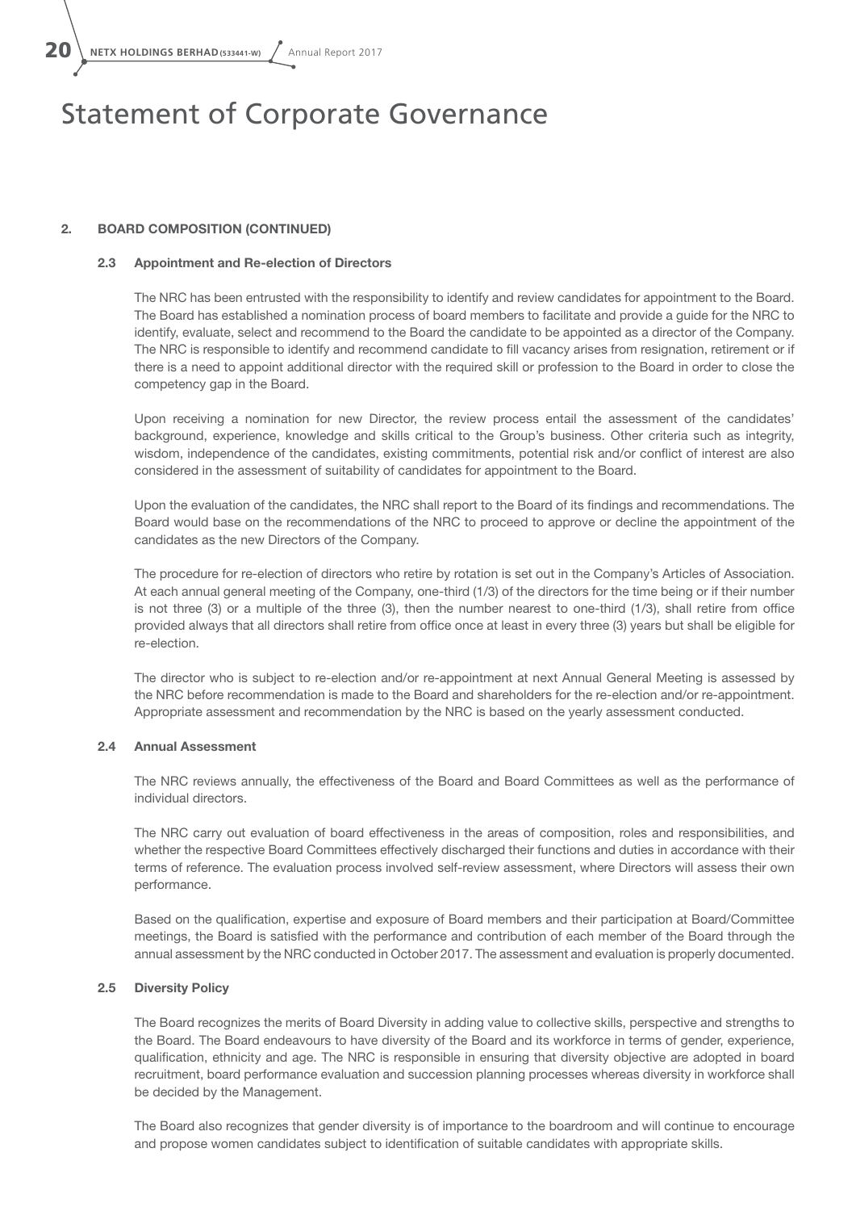# Statement of Corporate Governance

## 2. BOARD COMPOSITION (CONTINUED)

### 2.3 Appointment and Re-election of Directors

The NRC has been entrusted with the responsibility to identify and review candidates for appointment to the Board. The Board has established a nomination process of board members to facilitate and provide a guide for the NRC to identify, evaluate, select and recommend to the Board the candidate to be appointed as a director of the Company. The NRC is responsible to identify and recommend candidate to fill vacancy arises from resignation, retirement or if there is a need to appoint additional director with the required skill or profession to the Board in order to close the competency gap in the Board.

Upon receiving a nomination for new Director, the review process entail the assessment of the candidates' background, experience, knowledge and skills critical to the Group's business. Other criteria such as integrity, wisdom, independence of the candidates, existing commitments, potential risk and/or conflict of interest are also considered in the assessment of suitability of candidates for appointment to the Board.

Upon the evaluation of the candidates, the NRC shall report to the Board of its findings and recommendations. The Board would base on the recommendations of the NRC to proceed to approve or decline the appointment of the candidates as the new Directors of the Company.

The procedure for re-election of directors who retire by rotation is set out in the Company's Articles of Association. At each annual general meeting of the Company, one-third (1/3) of the directors for the time being or if their number is not three (3) or a multiple of the three (3), then the number nearest to one-third (1/3), shall retire from office provided always that all directors shall retire from office once at least in every three (3) years but shall be eligible for re-election.

The director who is subject to re-election and/or re-appointment at next Annual General Meeting is assessed by the NRC before recommendation is made to the Board and shareholders for the re-election and/or re-appointment. Appropriate assessment and recommendation by the NRC is based on the yearly assessment conducted.

### 2.4 Annual Assessment

The NRC reviews annually, the effectiveness of the Board and Board Committees as well as the performance of individual directors.

The NRC carry out evaluation of board effectiveness in the areas of composition, roles and responsibilities, and whether the respective Board Committees effectively discharged their functions and duties in accordance with their terms of reference. The evaluation process involved self-review assessment, where Directors will assess their own performance.

Based on the qualification, expertise and exposure of Board members and their participation at Board/Committee meetings, the Board is satisfied with the performance and contribution of each member of the Board through the annual assessment by the NRC conducted in October 2017. The assessment and evaluation is properly documented.

### 2.5 Diversity Policy

The Board recognizes the merits of Board Diversity in adding value to collective skills, perspective and strengths to the Board. The Board endeavours to have diversity of the Board and its workforce in terms of gender, experience, qualification, ethnicity and age. The NRC is responsible in ensuring that diversity objective are adopted in board recruitment, board performance evaluation and succession planning processes whereas diversity in workforce shall be decided by the Management.

The Board also recognizes that gender diversity is of importance to the boardroom and will continue to encourage and propose women candidates subject to identification of suitable candidates with appropriate skills.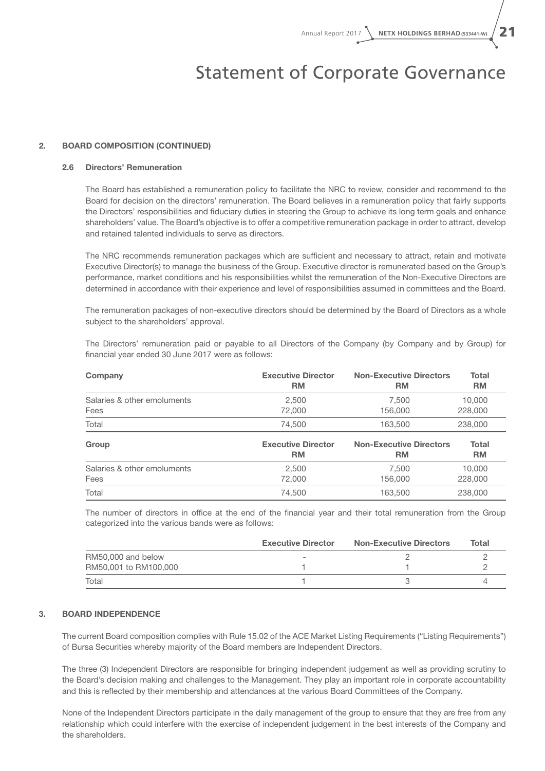# Statement of Corporate Governance

## 2. BOARD COMPOSITION (CONTINUED)

### 2.6 Directors' Remuneration

The Board has established a remuneration policy to facilitate the NRC to review, consider and recommend to the Board for decision on the directors' remuneration. The Board believes in a remuneration policy that fairly supports the Directors' responsibilities and fiduciary duties in steering the Group to achieve its long term goals and enhance shareholders' value. The Board's objective is to offer a competitive remuneration package in order to attract, develop and retained talented individuals to serve as directors.

The NRC recommends remuneration packages which are sufficient and necessary to attract, retain and motivate Executive Director(s) to manage the business of the Group. Executive director is remunerated based on the Group's performance, market conditions and his responsibilities whilst the remuneration of the Non-Executive Directors are determined in accordance with their experience and level of responsibilities assumed in committees and the Board.

The remuneration packages of non-executive directors should be determined by the Board of Directors as a whole subject to the shareholders' approval.

The Directors' remuneration paid or payable to all Directors of the Company (by Company and by Group) for financial year ended 30 June 2017 were as follows:

| **Company** | **Executive Director RM** | **Non-Executive Directors RM** | **Total RM** |
|---|---|---|---|
| Salaries & other emoluments | 2,500 | 7,500 | 10,000 |
| Fees | 72,000 | 156,000 | 228,000 |
| Total | 74,500 | 163,500 | 238,000 |

| **Group** | **Executive Director RM** | **Non-Executive Directors RM** | **Total RM** |
|---|---|---|---|
| Salaries & other emoluments | 2,500 | 7,500 | 10,000 |
| Fees | 72,000 | 156,000 | 228,000 |
| Total | 74,500 | 163,500 | 238,000 |

The number of directors in office at the end of the financial year and their total remuneration from the Group categorized into the various bands were as follows:

| | **Executive Director** | **Non-Executive Directors** | **Total** |
|---|---|---|---|
| RM50,000 and below | - | 2 | 2 |
| RM50,001 to RM100,000 | 1 | 1 | 2 |
| Total | 1 | 3 | 4 |

## 3. BOARD INDEPENDENCE

The current Board composition complies with Rule 15.02 of the ACE Market Listing Requirements ("Listing Requirements") of Bursa Securities whereby majority of the Board members are Independent Directors.

The three (3) Independent Directors are responsible for bringing independent judgement as well as providing scrutiny to the Board's decision making and challenges to the Management. They play an important role in corporate accountability and this is reflected by their membership and attendances at the various Board Committees of the Company.

None of the Independent Directors participate in the daily management of the group to ensure that they are free from any relationship which could interfere with the exercise of independent judgement in the best interests of the Company and the shareholders.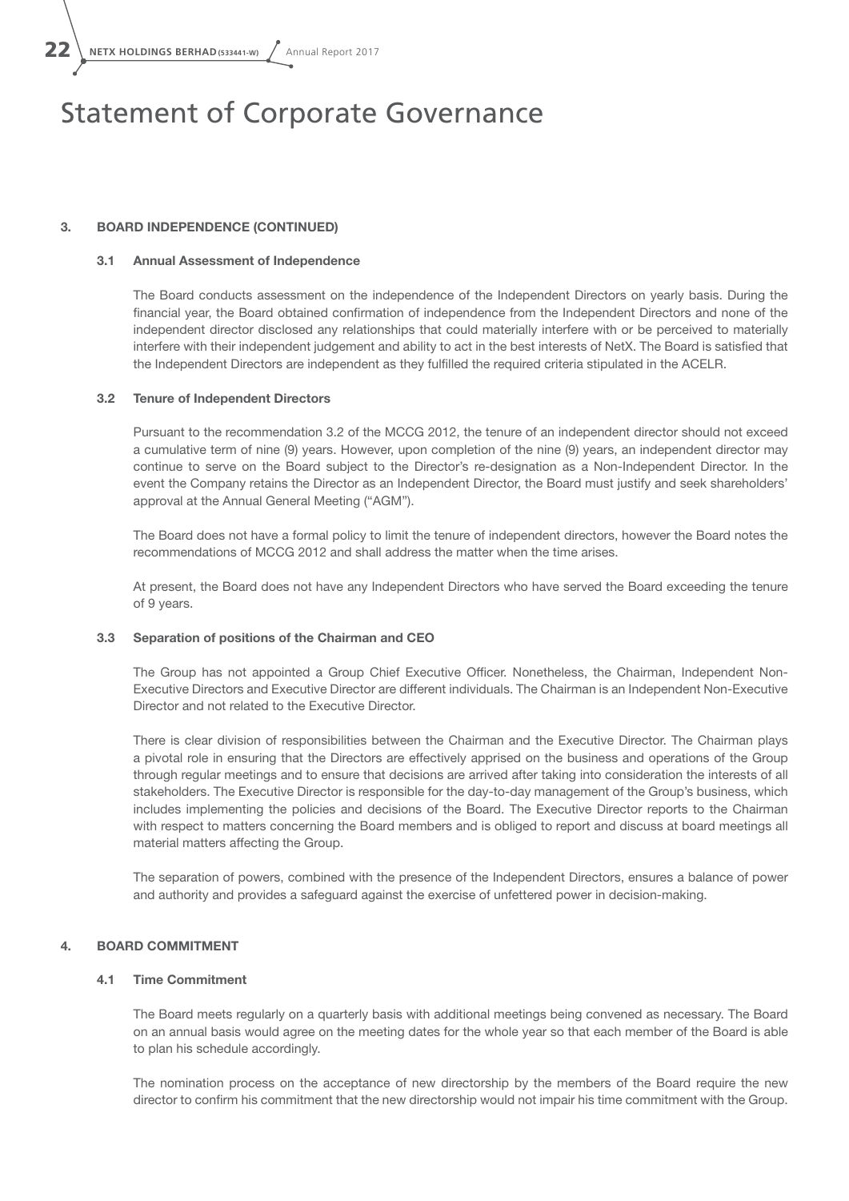# Statement of Corporate Governance

### 3. BOARD INDEPENDENCE (CONTINUED)

#### 3.1 Annual Assessment of Independence

The Board conducts assessment on the independence of the Independent Directors on yearly basis. During the financial year, the Board obtained confirmation of independence from the Independent Directors and none of the independent director disclosed any relationships that could materially interfere with or be perceived to materially interfere with their independent judgement and ability to act in the best interests of NetX. The Board is satisfied that the Independent Directors are independent as they fulfilled the required criteria stipulated in the ACELR.

#### 3.2 Tenure of Independent Directors

Pursuant to the recommendation 3.2 of the MCCG 2012, the tenure of an independent director should not exceed a cumulative term of nine (9) years. However, upon completion of the nine (9) years, an independent director may continue to serve on the Board subject to the Director's re-designation as a Non-Independent Director. In the event the Company retains the Director as an Independent Director, the Board must justify and seek shareholders' approval at the Annual General Meeting ("AGM").

The Board does not have a formal policy to limit the tenure of independent directors, however the Board notes the recommendations of MCCG 2012 and shall address the matter when the time arises.

At present, the Board does not have any Independent Directors who have served the Board exceeding the tenure of 9 years.

#### 3.3 Separation of positions of the Chairman and CEO

The Group has not appointed a Group Chief Executive Officer. Nonetheless, the Chairman, Independent Non-Executive Directors and Executive Director are different individuals. The Chairman is an Independent Non-Executive Director and not related to the Executive Director.

There is clear division of responsibilities between the Chairman and the Executive Director. The Chairman plays a pivotal role in ensuring that the Directors are effectively apprised on the business and operations of the Group through regular meetings and to ensure that decisions are arrived after taking into consideration the interests of all stakeholders. The Executive Director is responsible for the day-to-day management of the Group's business, which includes implementing the policies and decisions of the Board. The Executive Director reports to the Chairman with respect to matters concerning the Board members and is obliged to report and discuss at board meetings all material matters affecting the Group.

The separation of powers, combined with the presence of the Independent Directors, ensures a balance of power and authority and provides a safeguard against the exercise of unfettered power in decision-making.

### 4. BOARD COMMITMENT

#### 4.1 Time Commitment

The Board meets regularly on a quarterly basis with additional meetings being convened as necessary. The Board on an annual basis would agree on the meeting dates for the whole year so that each member of the Board is able to plan his schedule accordingly.

The nomination process on the acceptance of new directorship by the members of the Board require the new director to confirm his commitment that the new directorship would not impair his time commitment with the Group.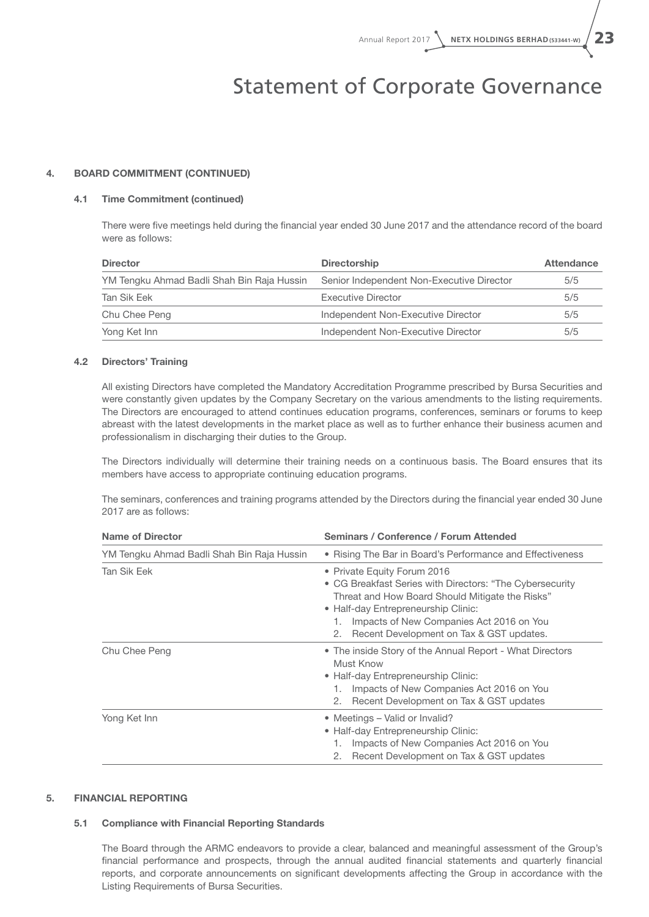# Statement of Corporate Governance

## 4. BOARD COMMITMENT (CONTINUED)

### 4.1 Time Commitment (continued)

There were five meetings held during the financial year ended 30 June 2017 and the attendance record of the board were as follows:

| Director | Directorship | Attendance |
|---|---|---|
| YM Tengku Ahmad Badli Shah Bin Raja Hussin | Senior Independent Non-Executive Director | 5/5 |
| Tan Sik Eek | Executive Director | 5/5 |
| Chu Chee Peng | Independent Non-Executive Director | 5/5 |
| Yong Ket Inn | Independent Non-Executive Director | 5/5 |

### 4.2 Directors' Training

All existing Directors have completed the Mandatory Accreditation Programme prescribed by Bursa Securities and were constantly given updates by the Company Secretary on the various amendments to the listing requirements. The Directors are encouraged to attend continues education programs, conferences, seminars or forums to keep abreast with the latest developments in the market place as well as to further enhance their business acumen and professionalism in discharging their duties to the Group.

The Directors individually will determine their training needs on a continuous basis. The Board ensures that its members have access to appropriate continuing education programs.

The seminars, conferences and training programs attended by the Directors during the financial year ended 30 June 2017 are as follows:

| Name of Director | Seminars / Conference / Forum Attended |
|---|---|
| YM Tengku Ahmad Badli Shah Bin Raja Hussin | • Rising The Bar in Board's Performance and Effectiveness |
| Tan Sik Eek | • Private Equity Forum 2016<br>• CG Breakfast Series with Directors: "The Cybersecurity Threat and How Board Should Mitigate the Risks"<br>• Half-day Entrepreneurship Clinic:<br>1. Impacts of New Companies Act 2016 on You<br>2. Recent Development on Tax & GST updates. |
| Chu Chee Peng | • The inside Story of the Annual Report - What Directors Must Know<br>• Half-day Entrepreneurship Clinic:<br>1. Impacts of New Companies Act 2016 on You<br>2. Recent Development on Tax & GST updates |
| Yong Ket Inn | • Meetings – Valid or Invalid?<br>• Half-day Entrepreneurship Clinic:<br>1. Impacts of New Companies Act 2016 on You<br>2. Recent Development on Tax & GST updates |

## 5. FINANCIAL REPORTING

### 5.1 Compliance with Financial Reporting Standards

The Board through the ARMC endeavors to provide a clear, balanced and meaningful assessment of the Group's financial performance and prospects, through the annual audited financial statements and quarterly financial reports, and corporate announcements on significant developments affecting the Group in accordance with the Listing Requirements of Bursa Securities.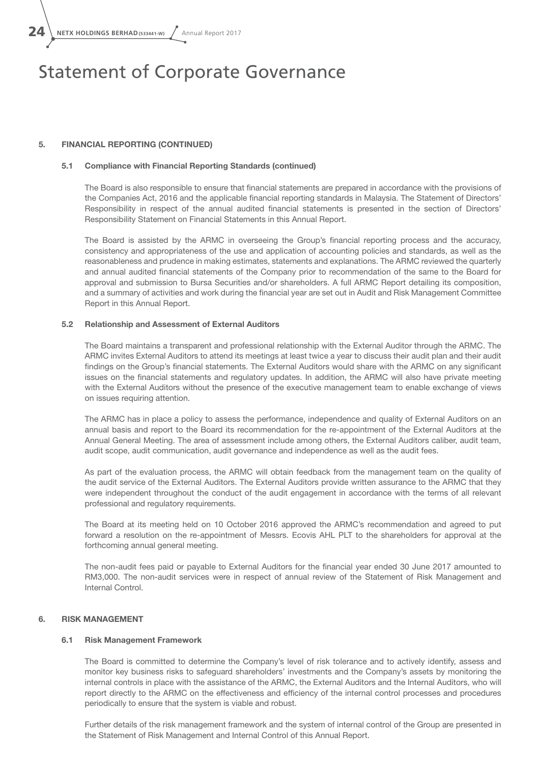# Statement of Corporate Governance

### 5. FINANCIAL REPORTING (CONTINUED)

#### 5.1 Compliance with Financial Reporting Standards (continued)

The Board is also responsible to ensure that financial statements are prepared in accordance with the provisions of the Companies Act, 2016 and the applicable financial reporting standards in Malaysia. The Statement of Directors' Responsibility in respect of the annual audited financial statements is presented in the section of Directors' Responsibility Statement on Financial Statements in this Annual Report.

The Board is assisted by the ARMC in overseeing the Group's financial reporting process and the accuracy, consistency and appropriateness of the use and application of accounting policies and standards, as well as the reasonableness and prudence in making estimates, statements and explanations. The ARMC reviewed the quarterly and annual audited financial statements of the Company prior to recommendation of the same to the Board for approval and submission to Bursa Securities and/or shareholders. A full ARMC Report detailing its composition, and a summary of activities and work during the financial year are set out in Audit and Risk Management Committee Report in this Annual Report.

#### 5.2 Relationship and Assessment of External Auditors

The Board maintains a transparent and professional relationship with the External Auditor through the ARMC. The ARMC invites External Auditors to attend its meetings at least twice a year to discuss their audit plan and their audit findings on the Group's financial statements. The External Auditors would share with the ARMC on any significant issues on the financial statements and regulatory updates. In addition, the ARMC will also have private meeting with the External Auditors without the presence of the executive management team to enable exchange of views on issues requiring attention.

The ARMC has in place a policy to assess the performance, independence and quality of External Auditors on an annual basis and report to the Board its recommendation for the re-appointment of the External Auditors at the Annual General Meeting. The area of assessment include among others, the External Auditors caliber, audit team, audit scope, audit communication, audit governance and independence as well as the audit fees.

As part of the evaluation process, the ARMC will obtain feedback from the management team on the quality of the audit service of the External Auditors. The External Auditors provide written assurance to the ARMC that they were independent throughout the conduct of the audit engagement in accordance with the terms of all relevant professional and regulatory requirements.

The Board at its meeting held on 10 October 2016 approved the ARMC's recommendation and agreed to put forward a resolution on the re-appointment of Messrs. Ecovis AHL PLT to the shareholders for approval at the forthcoming annual general meeting.

The non-audit fees paid or payable to External Auditors for the financial year ended 30 June 2017 amounted to RM3,000. The non-audit services were in respect of annual review of the Statement of Risk Management and Internal Control.

### 6. RISK MANAGEMENT

#### 6.1 Risk Management Framework

The Board is committed to determine the Company's level of risk tolerance and to actively identify, assess and monitor key business risks to safeguard shareholders' investments and the Company's assets by monitoring the internal controls in place with the assistance of the ARMC, the External Auditors and the Internal Auditors, who will report directly to the ARMC on the effectiveness and efficiency of the internal control processes and procedures periodically to ensure that the system is viable and robust.

Further details of the risk management framework and the system of internal control of the Group are presented in the Statement of Risk Management and Internal Control of this Annual Report.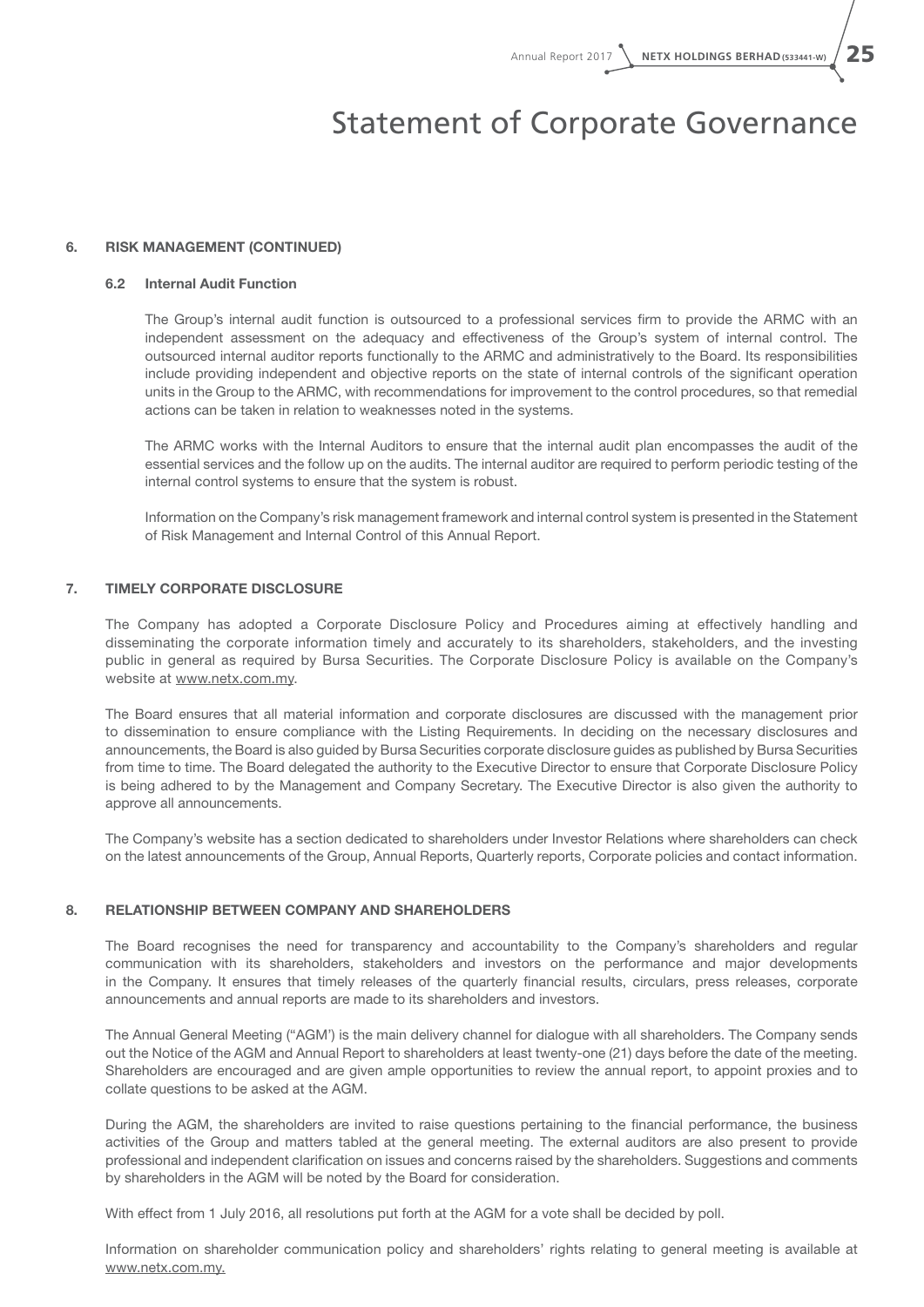# Statement of Corporate Governance

## 6. RISK MANAGEMENT (CONTINUED)

### 6.2 Internal Audit Function

The Group's internal audit function is outsourced to a professional services firm to provide the ARMC with an independent assessment on the adequacy and effectiveness of the Group's system of internal control. The outsourced internal auditor reports functionally to the ARMC and administratively to the Board. Its responsibilities include providing independent and objective reports on the state of internal controls of the significant operation units in the Group to the ARMC, with recommendations for improvement to the control procedures, so that remedial actions can be taken in relation to weaknesses noted in the systems.

The ARMC works with the Internal Auditors to ensure that the internal audit plan encompasses the audit of the essential services and the follow up on the audits. The internal auditor are required to perform periodic testing of the internal control systems to ensure that the system is robust.

Information on the Company's risk management framework and internal control system is presented in the Statement of Risk Management and Internal Control of this Annual Report.

## 7. TIMELY CORPORATE DISCLOSURE

The Company has adopted a Corporate Disclosure Policy and Procedures aiming at effectively handling and disseminating the corporate information timely and accurately to its shareholders, stakeholders, and the investing public in general as required by Bursa Securities. The Corporate Disclosure Policy is available on the Company's website at www.netx.com.my.

The Board ensures that all material information and corporate disclosures are discussed with the management prior to dissemination to ensure compliance with the Listing Requirements. In deciding on the necessary disclosures and announcements, the Board is also guided by Bursa Securities corporate disclosure guides as published by Bursa Securities from time to time. The Board delegated the authority to the Executive Director to ensure that Corporate Disclosure Policy is being adhered to by the Management and Company Secretary. The Executive Director is also given the authority to approve all announcements.

The Company's website has a section dedicated to shareholders under Investor Relations where shareholders can check on the latest announcements of the Group, Annual Reports, Quarterly reports, Corporate policies and contact information.

## 8. RELATIONSHIP BETWEEN COMPANY AND SHAREHOLDERS

The Board recognises the need for transparency and accountability to the Company's shareholders and regular communication with its shareholders, stakeholders and investors on the performance and major developments in the Company. It ensures that timely releases of the quarterly financial results, circulars, press releases, corporate announcements and annual reports are made to its shareholders and investors.

The Annual General Meeting ("AGM') is the main delivery channel for dialogue with all shareholders. The Company sends out the Notice of the AGM and Annual Report to shareholders at least twenty-one (21) days before the date of the meeting. Shareholders are encouraged and are given ample opportunities to review the annual report, to appoint proxies and to collate questions to be asked at the AGM.

During the AGM, the shareholders are invited to raise questions pertaining to the financial performance, the business activities of the Group and matters tabled at the general meeting. The external auditors are also present to provide professional and independent clarification on issues and concerns raised by the shareholders. Suggestions and comments by shareholders in the AGM will be noted by the Board for consideration.

With effect from 1 July 2016, all resolutions put forth at the AGM for a vote shall be decided by poll.

Information on shareholder communication policy and shareholders' rights relating to general meeting is available at www.netx.com.my.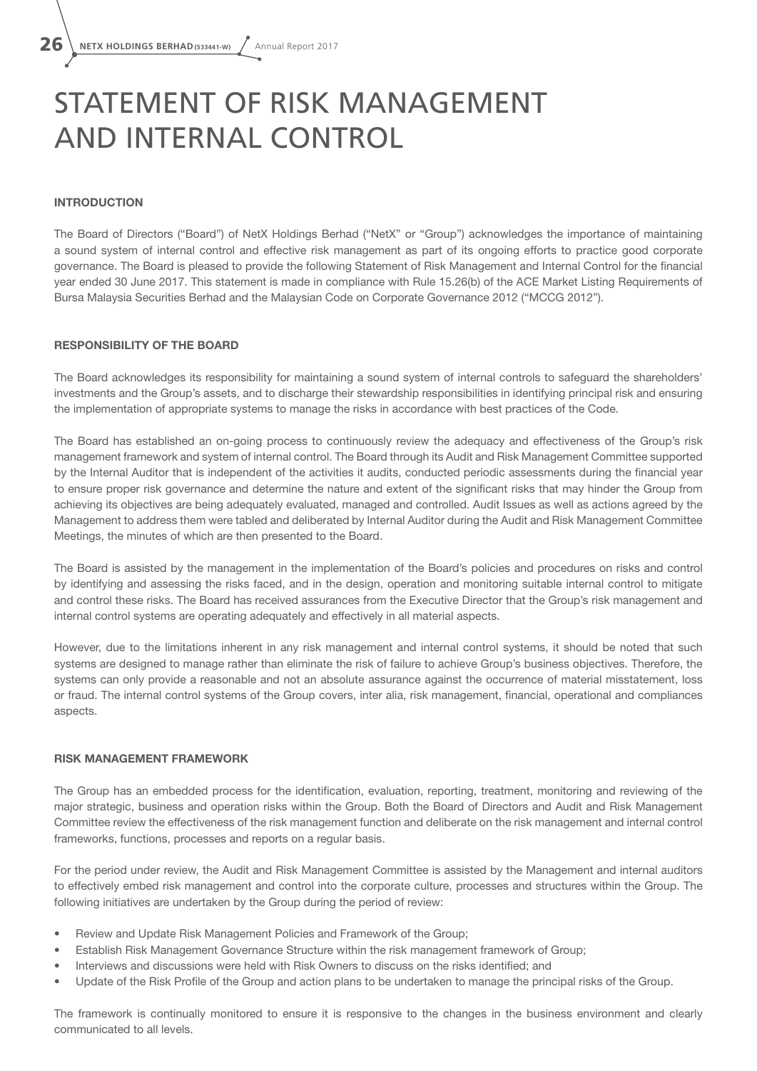# STATEMENT OF RISK MANAGEMENT AND INTERNAL CONTROL

**INTRODUCTION**

The Board of Directors ("Board") of NetX Holdings Berhad ("NetX" or "Group") acknowledges the importance of maintaining a sound system of internal control and effective risk management as part of its ongoing efforts to practice good corporate governance. The Board is pleased to provide the following Statement of Risk Management and Internal Control for the financial year ended 30 June 2017. This statement is made in compliance with Rule 15.26(b) of the ACE Market Listing Requirements of Bursa Malaysia Securities Berhad and the Malaysian Code on Corporate Governance 2012 ("MCCG 2012").

**RESPONSIBILITY OF THE BOARD**

The Board acknowledges its responsibility for maintaining a sound system of internal controls to safeguard the shareholders' investments and the Group's assets, and to discharge their stewardship responsibilities in identifying principal risk and ensuring the implementation of appropriate systems to manage the risks in accordance with best practices of the Code.

The Board has established an on-going process to continuously review the adequacy and effectiveness of the Group's risk management framework and system of internal control. The Board through its Audit and Risk Management Committee supported by the Internal Auditor that is independent of the activities it audits, conducted periodic assessments during the financial year to ensure proper risk governance and determine the nature and extent of the significant risks that may hinder the Group from achieving its objectives are being adequately evaluated, managed and controlled. Audit Issues as well as actions agreed by the Management to address them were tabled and deliberated by Internal Auditor during the Audit and Risk Management Committee Meetings, the minutes of which are then presented to the Board.

The Board is assisted by the management in the implementation of the Board's policies and procedures on risks and control by identifying and assessing the risks faced, and in the design, operation and monitoring suitable internal control to mitigate and control these risks. The Board has received assurances from the Executive Director that the Group's risk management and internal control systems are operating adequately and effectively in all material aspects.

However, due to the limitations inherent in any risk management and internal control systems, it should be noted that such systems are designed to manage rather than eliminate the risk of failure to achieve Group's business objectives. Therefore, the systems can only provide a reasonable and not an absolute assurance against the occurrence of material misstatement, loss or fraud. The internal control systems of the Group covers, inter alia, risk management, financial, operational and compliances aspects.

**RISK MANAGEMENT FRAMEWORK**

The Group has an embedded process for the identification, evaluation, reporting, treatment, monitoring and reviewing of the major strategic, business and operation risks within the Group. Both the Board of Directors and Audit and Risk Management Committee review the effectiveness of the risk management function and deliberate on the risk management and internal control frameworks, functions, processes and reports on a regular basis.

For the period under review, the Audit and Risk Management Committee is assisted by the Management and internal auditors to effectively embed risk management and control into the corporate culture, processes and structures within the Group. The following initiatives are undertaken by the Group during the period of review:

- Review and Update Risk Management Policies and Framework of the Group;
- Establish Risk Management Governance Structure within the risk management framework of Group;
- Interviews and discussions were held with Risk Owners to discuss on the risks identified; and
- Update of the Risk Profile of the Group and action plans to be undertaken to manage the principal risks of the Group.

The framework is continually monitored to ensure it is responsive to the changes in the business environment and clearly communicated to all levels.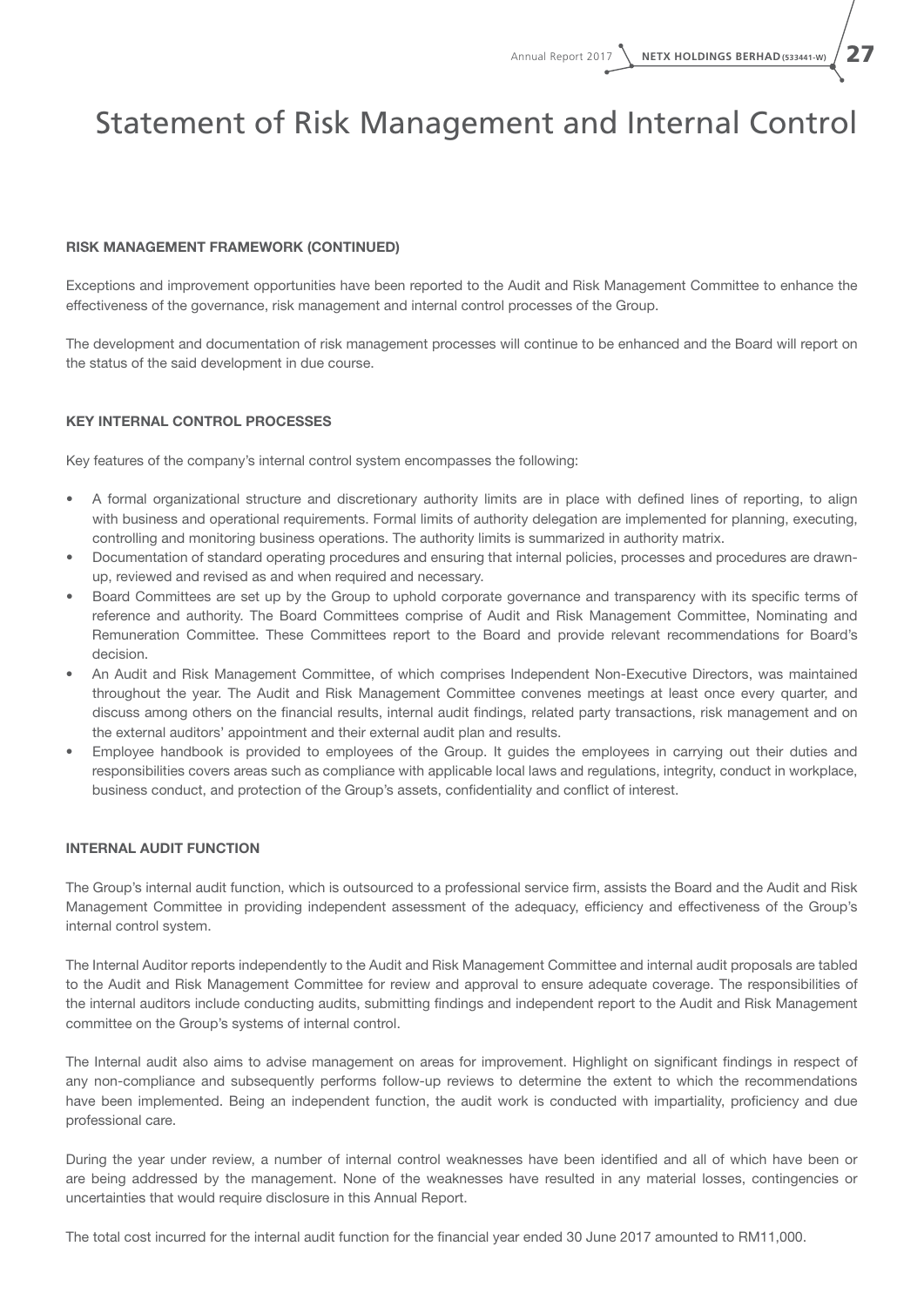# Statement of Risk Management and Internal Control

### RISK MANAGEMENT FRAMEWORK (CONTINUED)

Exceptions and improvement opportunities have been reported to the Audit and Risk Management Committee to enhance the effectiveness of the governance, risk management and internal control processes of the Group.

The development and documentation of risk management processes will continue to be enhanced and the Board will report on the status of the said development in due course.

### KEY INTERNAL CONTROL PROCESSES

Key features of the company's internal control system encompasses the following:

- A formal organizational structure and discretionary authority limits are in place with defined lines of reporting, to align with business and operational requirements. Formal limits of authority delegation are implemented for planning, executing, controlling and monitoring business operations. The authority limits is summarized in authority matrix.
- Documentation of standard operating procedures and ensuring that internal policies, processes and procedures are drawn-up, reviewed and revised as and when required and necessary.
- Board Committees are set up by the Group to uphold corporate governance and transparency with its specific terms of reference and authority. The Board Committees comprise of Audit and Risk Management Committee, Nominating and Remuneration Committee. These Committees report to the Board and provide relevant recommendations for Board's decision.
- An Audit and Risk Management Committee, of which comprises Independent Non-Executive Directors, was maintained throughout the year. The Audit and Risk Management Committee convenes meetings at least once every quarter, and discuss among others on the financial results, internal audit findings, related party transactions, risk management and on the external auditors' appointment and their external audit plan and results.
- Employee handbook is provided to employees of the Group. It guides the employees in carrying out their duties and responsibilities covers areas such as compliance with applicable local laws and regulations, integrity, conduct in workplace, business conduct, and protection of the Group's assets, confidentiality and conflict of interest.

### INTERNAL AUDIT FUNCTION

The Group's internal audit function, which is outsourced to a professional service firm, assists the Board and the Audit and Risk Management Committee in providing independent assessment of the adequacy, efficiency and effectiveness of the Group's internal control system.

The Internal Auditor reports independently to the Audit and Risk Management Committee and internal audit proposals are tabled to the Audit and Risk Management Committee for review and approval to ensure adequate coverage. The responsibilities of the internal auditors include conducting audits, submitting findings and independent report to the Audit and Risk Management committee on the Group's systems of internal control.

The Internal audit also aims to advise management on areas for improvement. Highlight on significant findings in respect of any non-compliance and subsequently performs follow-up reviews to determine the extent to which the recommendations have been implemented. Being an independent function, the audit work is conducted with impartiality, proficiency and due professional care.

During the year under review, a number of internal control weaknesses have been identified and all of which have been or are being addressed by the management. None of the weaknesses have resulted in any material losses, contingencies or uncertainties that would require disclosure in this Annual Report.

The total cost incurred for the internal audit function for the financial year ended 30 June 2017 amounted to RM11,000.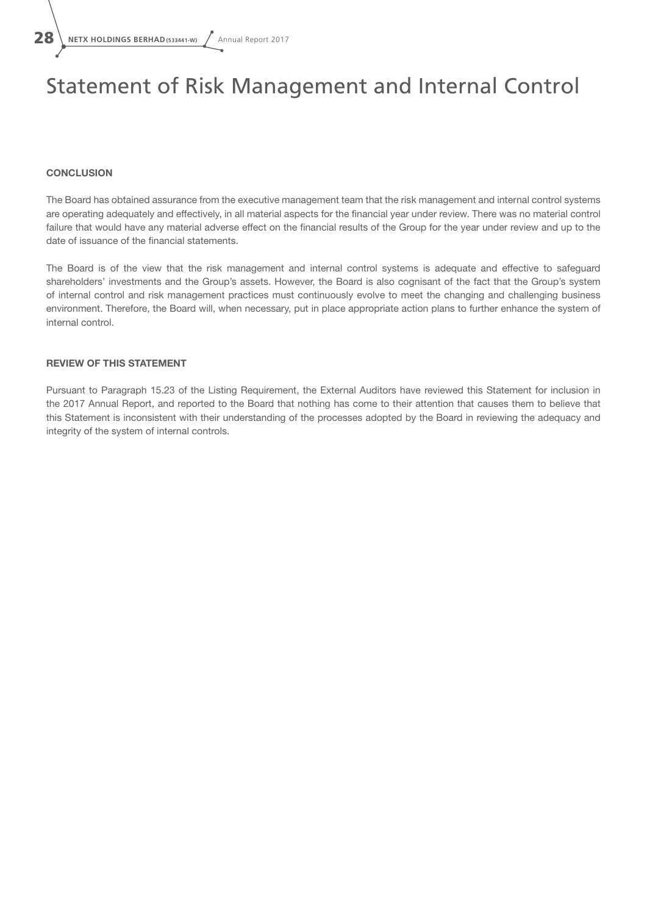# Statement of Risk Management and Internal Control

### CONCLUSION

The Board has obtained assurance from the executive management team that the risk management and internal control systems are operating adequately and effectively, in all material aspects for the financial year under review. There was no material control failure that would have any material adverse effect on the financial results of the Group for the year under review and up to the date of issuance of the financial statements.

The Board is of the view that the risk management and internal control systems is adequate and effective to safeguard shareholders' investments and the Group's assets. However, the Board is also cognisant of the fact that the Group's system of internal control and risk management practices must continuously evolve to meet the changing and challenging business environment. Therefore, the Board will, when necessary, put in place appropriate action plans to further enhance the system of internal control.

### REVIEW OF THIS STATEMENT

Pursuant to Paragraph 15.23 of the Listing Requirement, the External Auditors have reviewed this Statement for inclusion in the 2017 Annual Report, and reported to the Board that nothing has come to their attention that causes them to believe that this Statement is inconsistent with their understanding of the processes adopted by the Board in reviewing the adequacy and integrity of the system of internal controls.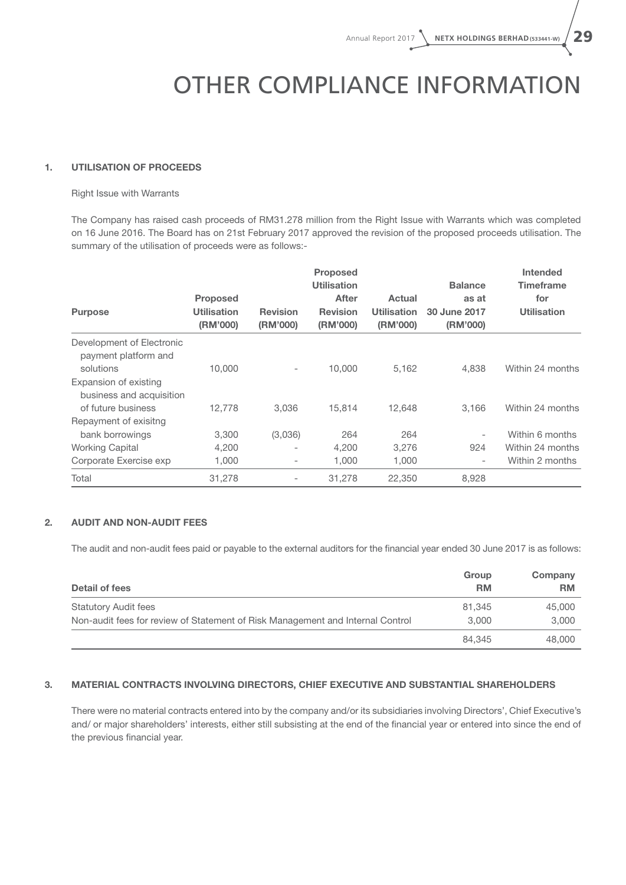# OTHER COMPLIANCE INFORMATION

## 1. UTILISATION OF PROCEEDS

Right Issue with Warrants

The Company has raised cash proceeds of RM31.278 million from the Right Issue with Warrants which was completed on 16 June 2016. The Board has on 21st February 2017 approved the revision of the proposed proceeds utilisation. The summary of the utilisation of proceeds were as follows:-

| Purpose | Proposed Utilisation (RM'000) | Revision (RM'000) | Proposed Utilisation After Revision (RM'000) | Actual Utilisation (RM'000) | Balance as at 30 June 2017 (RM'000) | Intended Timeframe for Utilisation |
|---|---|---|---|---|---|---|
| Development of Electronic payment platform and solutions | 10,000 | - | 10,000 | 5,162 | 4,838 | Within 24 months |
| Expansion of existing business and acquisition of future business | 12,778 | 3,036 | 15,814 | 12,648 | 3,166 | Within 24 months |
| Repayment of exisitng bank borrowings | 3,300 | (3,036) | 264 | 264 | - | Within 6 months |
| Working Capital | 4,200 | - | 4,200 | 3,276 | 924 | Within 24 months |
| Corporate Exercise exp | 1,000 | - | 1,000 | 1,000 | - | Within 2 months |
| Total | 31,278 | - | 31,278 | 22,350 | 8,928 | |

## 2. AUDIT AND NON-AUDIT FEES

The audit and non-audit fees paid or payable to the external auditors for the financial year ended 30 June 2017 is as follows:

| Detail of fees | Group RM | Company RM |
|---|---|---|
| Statutory Audit fees | 81,345 | 45,000 |
| Non-audit fees for review of Statement of Risk Management and Internal Control | 3,000 | 3,000 |
| | 84,345 | 48,000 |

## 3. MATERIAL CONTRACTS INVOLVING DIRECTORS, CHIEF EXECUTIVE AND SUBSTANTIAL SHAREHOLDERS

There were no material contracts entered into by the company and/or its subsidiaries involving Directors', Chief Executive's and/ or major shareholders' interests, either still subsisting at the end of the financial year or entered into since the end of the previous financial year.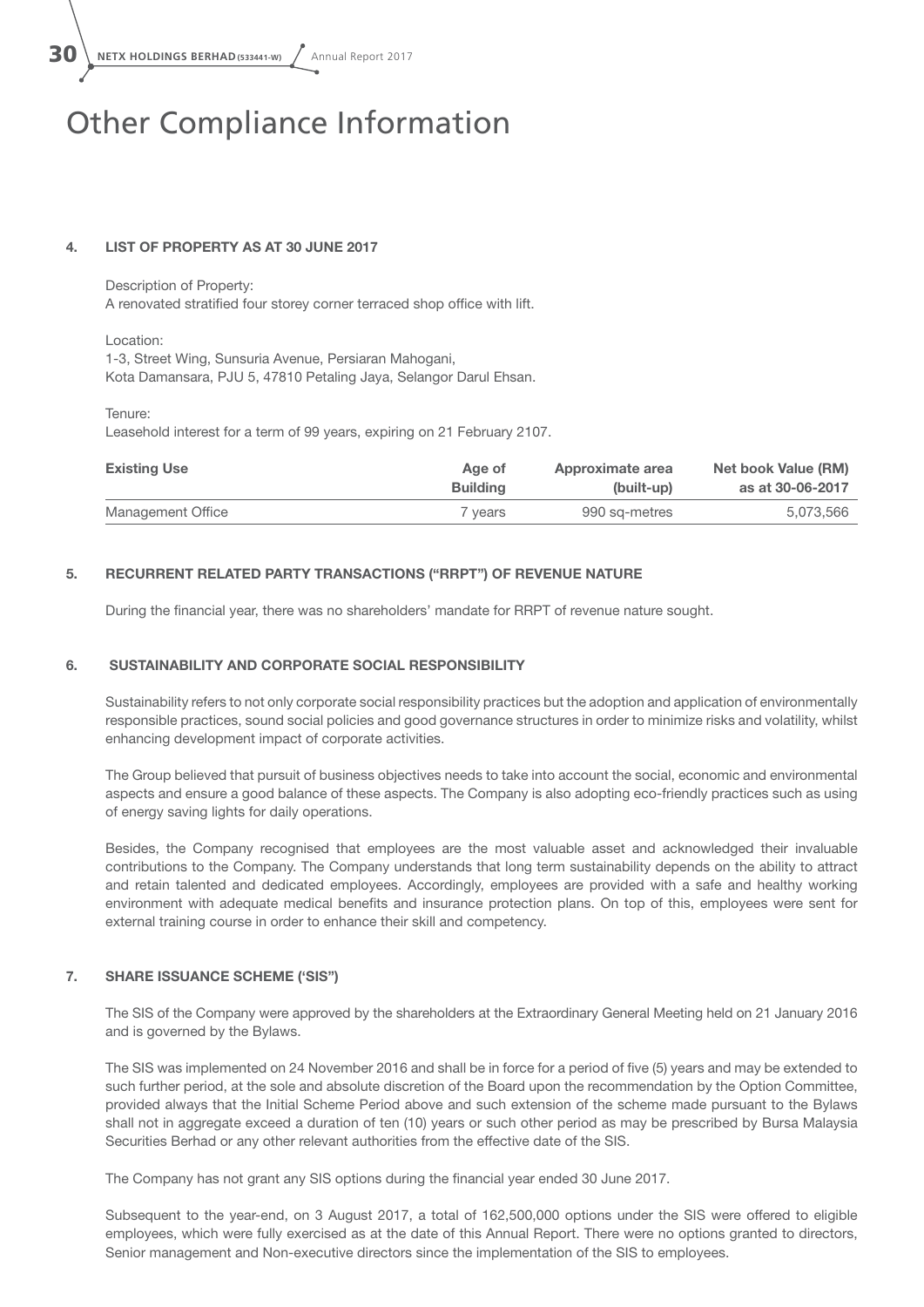# Other Compliance Information

## 4. LIST OF PROPERTY AS AT 30 JUNE 2017

Description of Property:
A renovated stratified four storey corner terraced shop office with lift.

Location:
1-3, Street Wing, Sunsuria Avenue, Persiaran Mahogani,
Kota Damansara, PJU 5, 47810 Petaling Jaya, Selangor Darul Ehsan.

Tenure:
Leasehold interest for a term of 99 years, expiring on 21 February 2107.

| Existing Use | Age of Building | Approximate area (built-up) | Net book Value (RM) as at 30-06-2017 |
|---|---|---|---|
| Management Office | 7 years | 990 sq-metres | 5,073,566 |

## 5. RECURRENT RELATED PARTY TRANSACTIONS ("RRPT") OF REVENUE NATURE

During the financial year, there was no shareholders' mandate for RRPT of revenue nature sought.

## 6. SUSTAINABILITY AND CORPORATE SOCIAL RESPONSIBILITY

Sustainability refers to not only corporate social responsibility practices but the adoption and application of environmentally responsible practices, sound social policies and good governance structures in order to minimize risks and volatility, whilst enhancing development impact of corporate activities.

The Group believed that pursuit of business objectives needs to take into account the social, economic and environmental aspects and ensure a good balance of these aspects. The Company is also adopting eco-friendly practices such as using of energy saving lights for daily operations.

Besides, the Company recognised that employees are the most valuable asset and acknowledged their invaluable contributions to the Company. The Company understands that long term sustainability depends on the ability to attract and retain talented and dedicated employees. Accordingly, employees are provided with a safe and healthy working environment with adequate medical benefits and insurance protection plans. On top of this, employees were sent for external training course in order to enhance their skill and competency.

## 7. SHARE ISSUANCE SCHEME ('SIS")

The SIS of the Company were approved by the shareholders at the Extraordinary General Meeting held on 21 January 2016 and is governed by the Bylaws.

The SIS was implemented on 24 November 2016 and shall be in force for a period of five (5) years and may be extended to such further period, at the sole and absolute discretion of the Board upon the recommendation by the Option Committee, provided always that the Initial Scheme Period above and such extension of the scheme made pursuant to the Bylaws shall not in aggregate exceed a duration of ten (10) years or such other period as may be prescribed by Bursa Malaysia Securities Berhad or any other relevant authorities from the effective date of the SIS.

The Company has not grant any SIS options during the financial year ended 30 June 2017.

Subsequent to the year-end, on 3 August 2017, a total of 162,500,000 options under the SIS were offered to eligible employees, which were fully exercised as at the date of this Annual Report. There were no options granted to directors, Senior management and Non-executive directors since the implementation of the SIS to employees.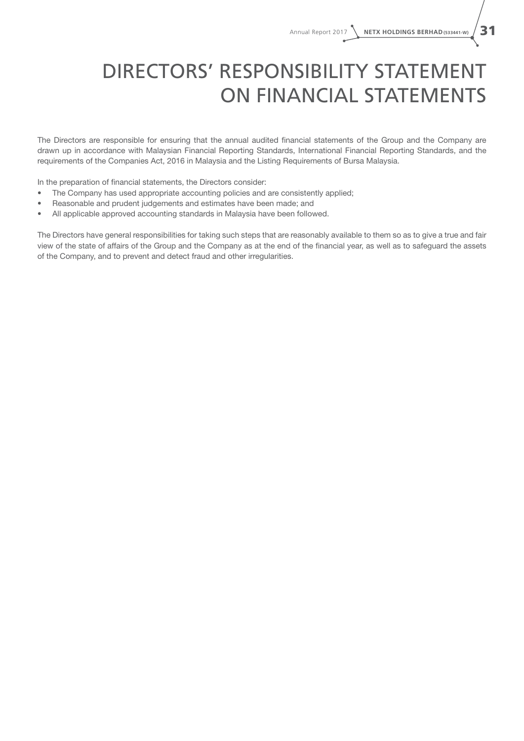# DIRECTORS' RESPONSIBILITY STATEMENT ON FINANCIAL STATEMENTS

The Directors are responsible for ensuring that the annual audited financial statements of the Group and the Company are drawn up in accordance with Malaysian Financial Reporting Standards, International Financial Reporting Standards, and the requirements of the Companies Act, 2016 in Malaysia and the Listing Requirements of Bursa Malaysia.

In the preparation of financial statements, the Directors consider:

- The Company has used appropriate accounting policies and are consistently applied;
- Reasonable and prudent judgements and estimates have been made; and
- All applicable approved accounting standards in Malaysia have been followed.

The Directors have general responsibilities for taking such steps that are reasonably available to them so as to give a true and fair view of the state of affairs of the Group and the Company as at the end of the financial year, as well as to safeguard the assets of the Company, and to prevent and detect fraud and other irregularities.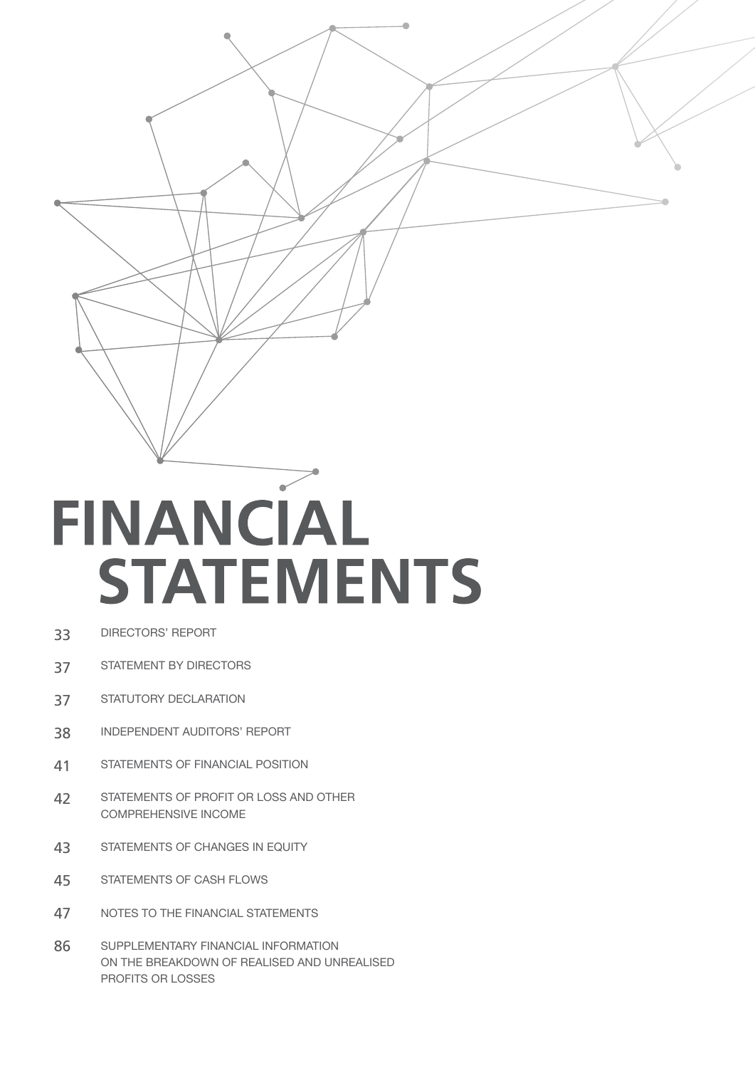# FINANCIAL STATEMENTS

| | |
|---|---|
| 33 | DIRECTORS' REPORT |
| 37 | STATEMENT BY DIRECTORS |
| 37 | STATUTORY DECLARATION |
| 38 | INDEPENDENT AUDITORS' REPORT |
| 41 | STATEMENTS OF FINANCIAL POSITION |
| 42 | STATEMENTS OF PROFIT OR LOSS AND OTHER COMPREHENSIVE INCOME |
| 43 | STATEMENTS OF CHANGES IN EQUITY |
| 45 | STATEMENTS OF CASH FLOWS |
| 47 | NOTES TO THE FINANCIAL STATEMENTS |
| 86 | SUPPLEMENTARY FINANCIAL INFORMATION ON THE BREAKDOWN OF REALISED AND UNREALISED PROFITS OR LOSSES |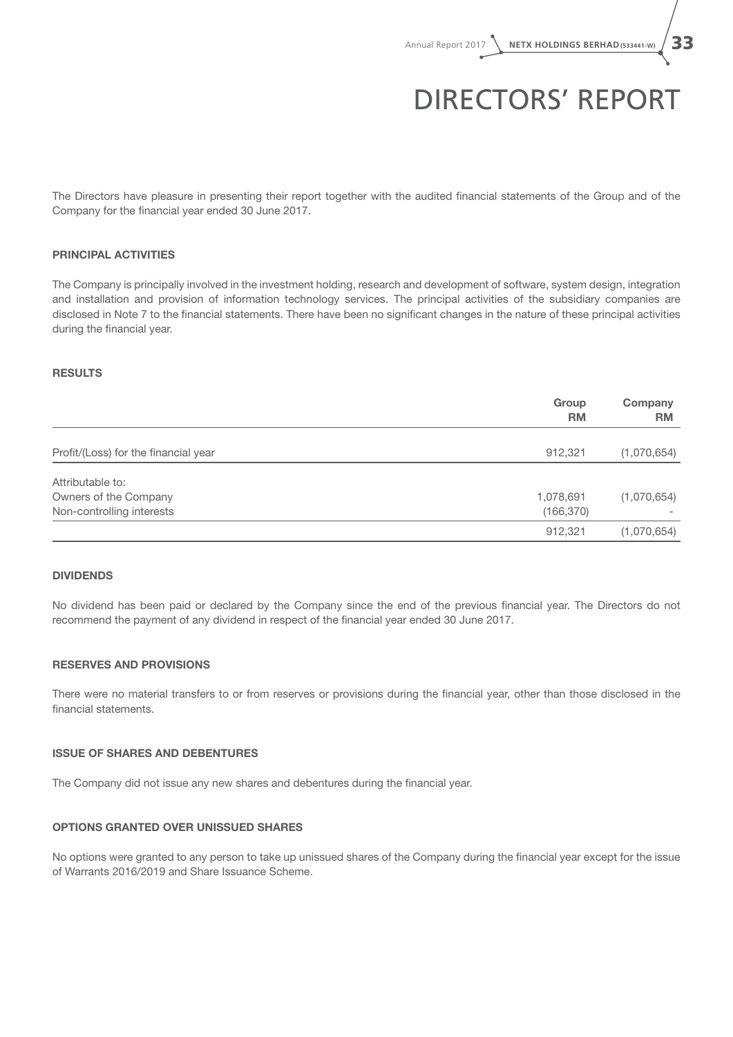# DIRECTORS' REPORT

The Directors have pleasure in presenting their report together with the audited financial statements of the Group and of the Company for the financial year ended 30 June 2017.

### PRINCIPAL ACTIVITIES

The Company is principally involved in the investment holding, research and development of software, system design, integration and installation and provision of information technology services. The principal activities of the subsidiary companies are disclosed in Note 7 to the financial statements. There have been no significant changes in the nature of these principal activities during the financial year.

### RESULTS

| | Group RM | Company RM |
|---|---|---|
| Profit/(Loss) for the financial year | 912,321 | (1,070,654) |
| Attributable to: | | |
| Owners of the Company | 1,078,691 | (1,070,654) |
| Non-controlling interests | (166,370) | - |
| | 912,321 | (1,070,654) |

### DIVIDENDS

No dividend has been paid or declared by the Company since the end of the previous financial year. The Directors do not recommend the payment of any dividend in respect of the financial year ended 30 June 2017.

### RESERVES AND PROVISIONS

There were no material transfers to or from reserves or provisions during the financial year, other than those disclosed in the financial statements.

### ISSUE OF SHARES AND DEBENTURES

The Company did not issue any new shares and debentures during the financial year.

### OPTIONS GRANTED OVER UNISSUED SHARES

No options were granted to any person to take up unissued shares of the Company during the financial year except for the issue of Warrants 2016/2019 and Share Issuance Scheme.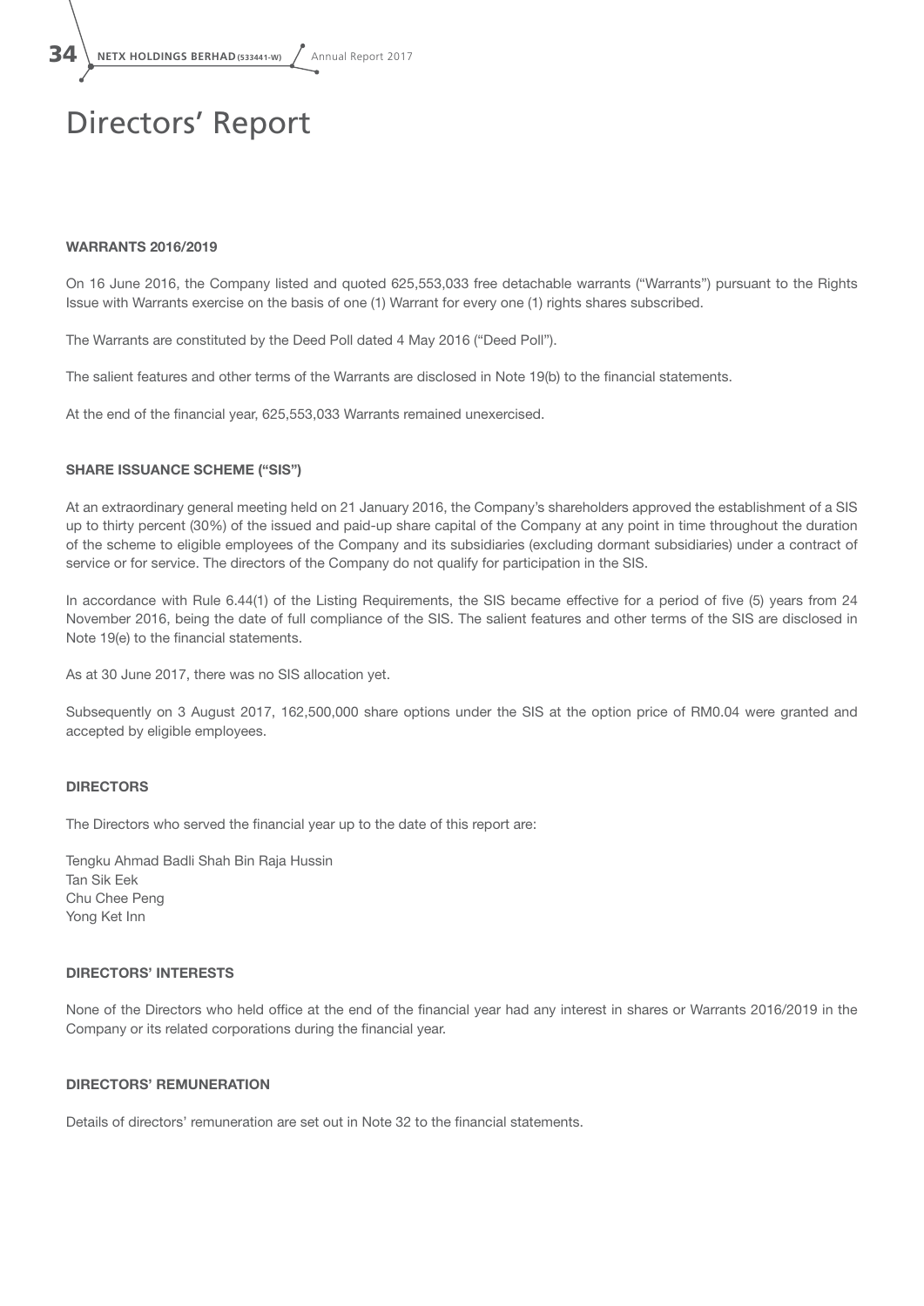# Directors' Report

### WARRANTS 2016/2019

On 16 June 2016, the Company listed and quoted 625,553,033 free detachable warrants ("Warrants") pursuant to the Rights Issue with Warrants exercise on the basis of one (1) Warrant for every one (1) rights shares subscribed.

The Warrants are constituted by the Deed Poll dated 4 May 2016 ("Deed Poll").

The salient features and other terms of the Warrants are disclosed in Note 19(b) to the financial statements.

At the end of the financial year, 625,553,033 Warrants remained unexercised.

### SHARE ISSUANCE SCHEME ("SIS")

At an extraordinary general meeting held on 21 January 2016, the Company's shareholders approved the establishment of a SIS up to thirty percent (30%) of the issued and paid-up share capital of the Company at any point in time throughout the duration of the scheme to eligible employees of the Company and its subsidiaries (excluding dormant subsidiaries) under a contract of service or for service. The directors of the Company do not qualify for participation in the SIS.

In accordance with Rule 6.44(1) of the Listing Requirements, the SIS became effective for a period of five (5) years from 24 November 2016, being the date of full compliance of the SIS. The salient features and other terms of the SIS are disclosed in Note 19(e) to the financial statements.

As at 30 June 2017, there was no SIS allocation yet.

Subsequently on 3 August 2017, 162,500,000 share options under the SIS at the option price of RM0.04 were granted and accepted by eligible employees.

### DIRECTORS

The Directors who served the financial year up to the date of this report are:

Tengku Ahmad Badli Shah Bin Raja Hussin
Tan Sik Eek
Chu Chee Peng
Yong Ket Inn

### DIRECTORS' INTERESTS

None of the Directors who held office at the end of the financial year had any interest in shares or Warrants 2016/2019 in the Company or its related corporations during the financial year.

### DIRECTORS' REMUNERATION

Details of directors' remuneration are set out in Note 32 to the financial statements.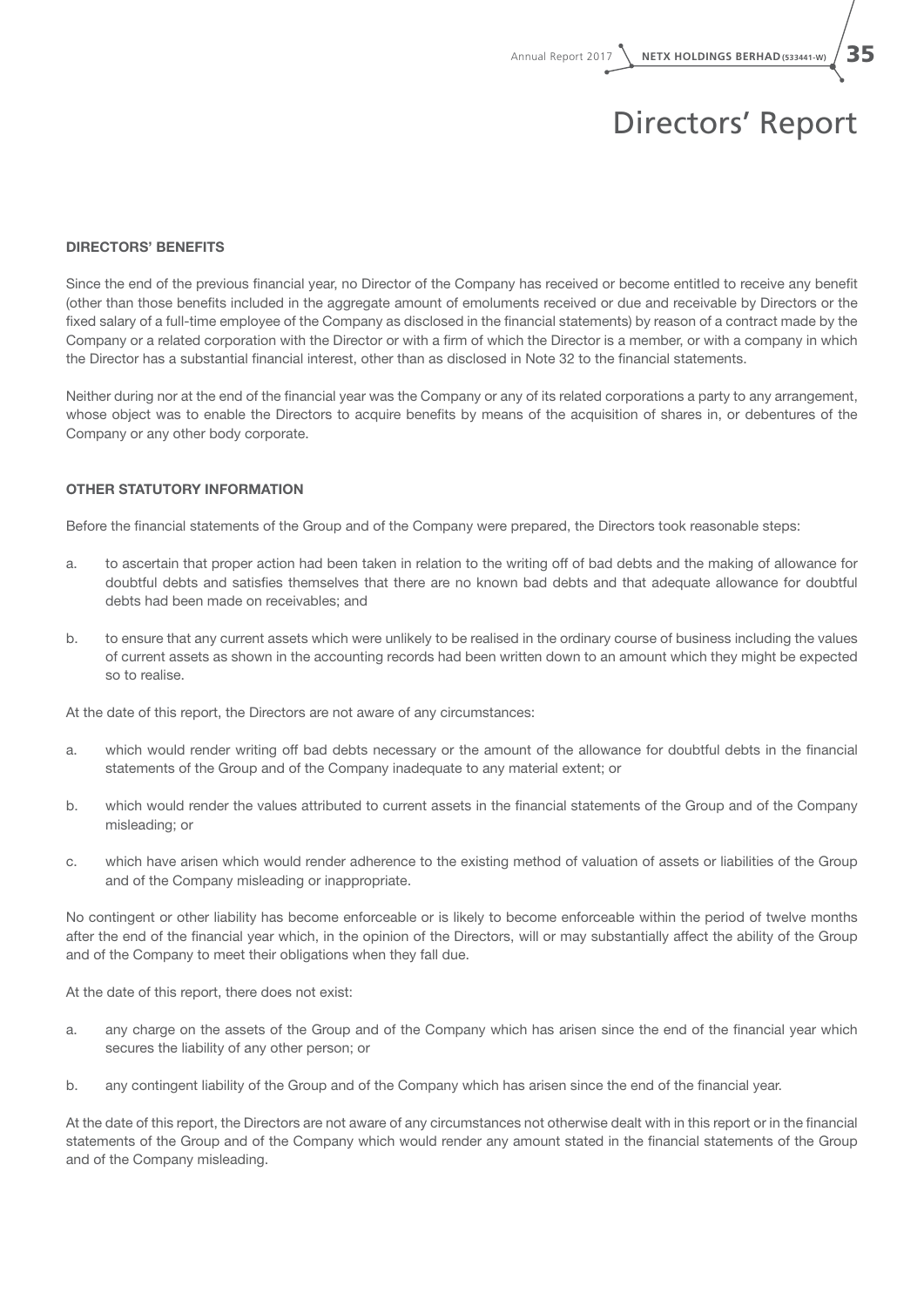# Directors' Report

### DIRECTORS' BENEFITS

Since the end of the previous financial year, no Director of the Company has received or become entitled to receive any benefit (other than those benefits included in the aggregate amount of emoluments received or due and receivable by Directors or the fixed salary of a full-time employee of the Company as disclosed in the financial statements) by reason of a contract made by the Company or a related corporation with the Director or with a firm of which the Director is a member, or with a company in which the Director has a substantial financial interest, other than as disclosed in Note 32 to the financial statements.

Neither during nor at the end of the financial year was the Company or any of its related corporations a party to any arrangement, whose object was to enable the Directors to acquire benefits by means of the acquisition of shares in, or debentures of the Company or any other body corporate.

### OTHER STATUTORY INFORMATION

Before the financial statements of the Group and of the Company were prepared, the Directors took reasonable steps:

a. to ascertain that proper action had been taken in relation to the writing off of bad debts and the making of allowance for doubtful debts and satisfies themselves that there are no known bad debts and that adequate allowance for doubtful debts had been made on receivables; and

b. to ensure that any current assets which were unlikely to be realised in the ordinary course of business including the values of current assets as shown in the accounting records had been written down to an amount which they might be expected so to realise.

At the date of this report, the Directors are not aware of any circumstances:

a. which would render writing off bad debts necessary or the amount of the allowance for doubtful debts in the financial statements of the Group and of the Company inadequate to any material extent; or

b. which would render the values attributed to current assets in the financial statements of the Group and of the Company misleading; or

c. which have arisen which would render adherence to the existing method of valuation of assets or liabilities of the Group and of the Company misleading or inappropriate.

No contingent or other liability has become enforceable or is likely to become enforceable within the period of twelve months after the end of the financial year which, in the opinion of the Directors, will or may substantially affect the ability of the Group and of the Company to meet their obligations when they fall due.

At the date of this report, there does not exist:

a. any charge on the assets of the Group and of the Company which has arisen since the end of the financial year which secures the liability of any other person; or

b. any contingent liability of the Group and of the Company which has arisen since the end of the financial year.

At the date of this report, the Directors are not aware of any circumstances not otherwise dealt with in this report or in the financial statements of the Group and of the Company which would render any amount stated in the financial statements of the Group and of the Company misleading.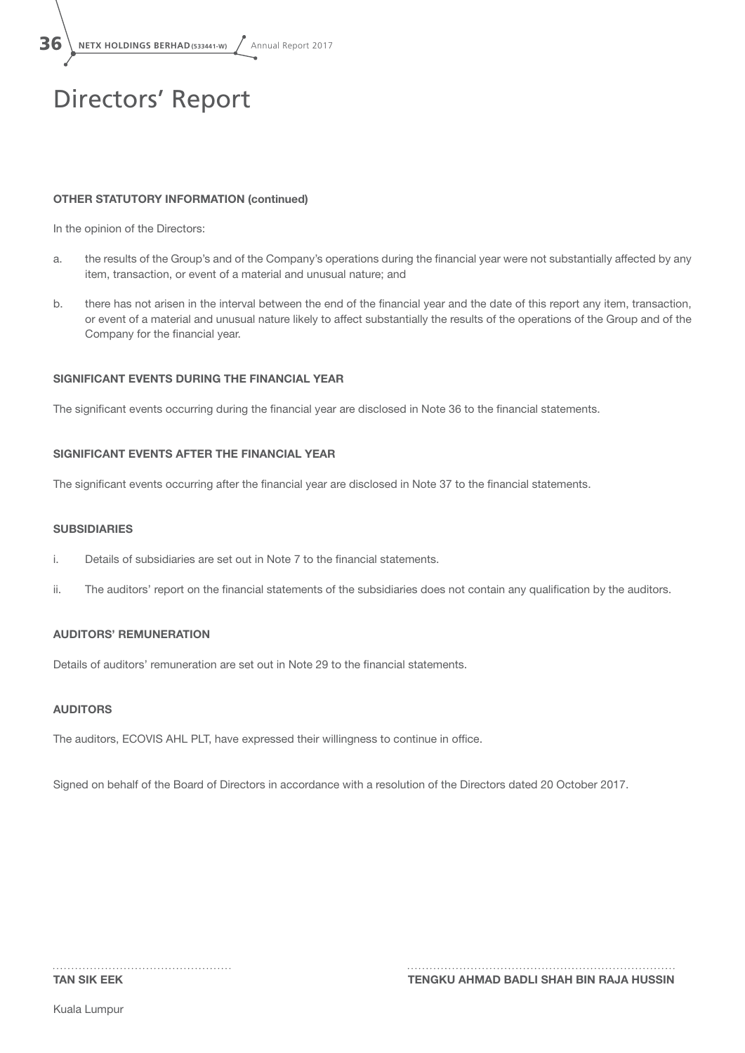# Directors' Report

**OTHER STATUTORY INFORMATION (continued)**

In the opinion of the Directors:

a. the results of the Group's and of the Company's operations during the financial year were not substantially affected by any item, transaction, or event of a material and unusual nature; and

b. there has not arisen in the interval between the end of the financial year and the date of this report any item, transaction, or event of a material and unusual nature likely to affect substantially the results of the operations of the Group and of the Company for the financial year.

**SIGNIFICANT EVENTS DURING THE FINANCIAL YEAR**

The significant events occurring during the financial year are disclosed in Note 36 to the financial statements.

**SIGNIFICANT EVENTS AFTER THE FINANCIAL YEAR**

The significant events occurring after the financial year are disclosed in Note 37 to the financial statements.

**SUBSIDIARIES**

i. Details of subsidiaries are set out in Note 7 to the financial statements.

ii. The auditors' report on the financial statements of the subsidiaries does not contain any qualification by the auditors.

**AUDITORS' REMUNERATION**

Details of auditors' remuneration are set out in Note 29 to the financial statements.

**AUDITORS**

The auditors, ECOVIS AHL PLT, have expressed their willingness to continue in office.

Signed on behalf of the Board of Directors in accordance with a resolution of the Directors dated 20 October 2017.

..............................................

**TAN SIK EEK**

..............................................

**TENGKU AHMAD BADLI SHAH BIN RAJA HUSSIN**

Kuala Lumpur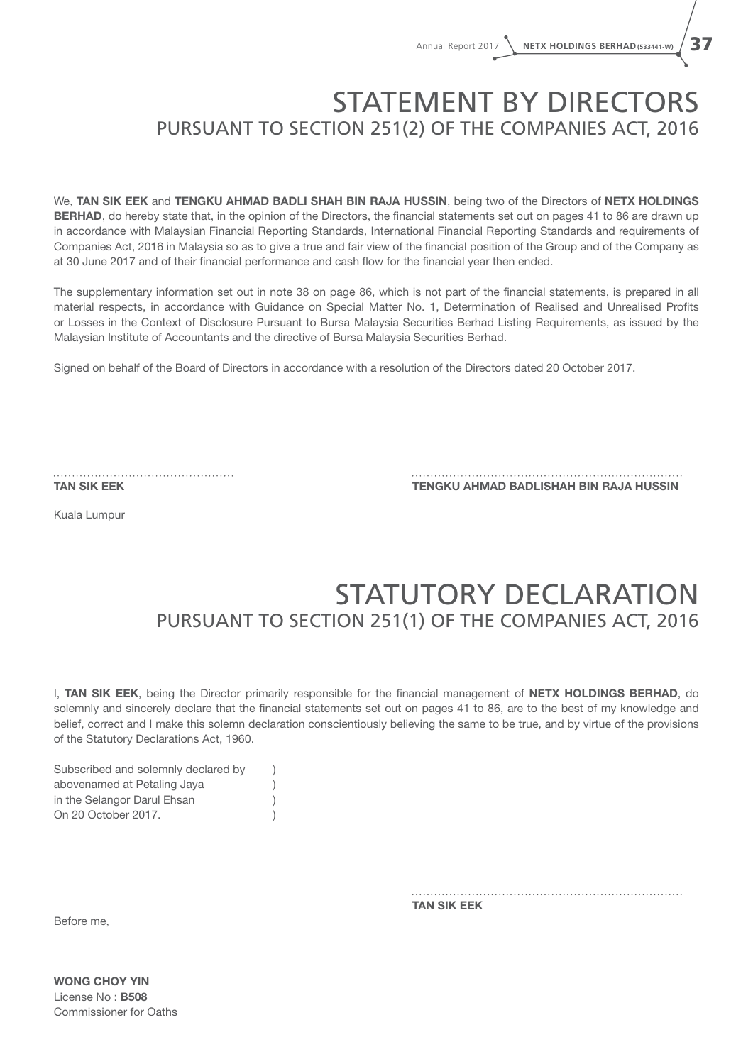# STATEMENT BY DIRECTORS
## PURSUANT TO SECTION 251(2) OF THE COMPANIES ACT, 2016

We, **TAN SIK EEK** and **TENGKU AHMAD BADLI SHAH BIN RAJA HUSSIN**, being two of the Directors of **NETX HOLDINGS BERHAD**, do hereby state that, in the opinion of the Directors, the financial statements set out on pages 41 to 86 are drawn up in accordance with Malaysian Financial Reporting Standards, International Financial Reporting Standards and requirements of Companies Act, 2016 in Malaysia so as to give a true and fair view of the financial position of the Group and of the Company as at 30 June 2017 and of their financial performance and cash flow for the financial year then ended.

The supplementary information set out in note 38 on page 86, which is not part of the financial statements, is prepared in all material respects, in accordance with Guidance on Special Matter No. 1, Determination of Realised and Unrealised Profits or Losses in the Context of Disclosure Pursuant to Bursa Malaysia Securities Berhad Listing Requirements, as issued by the Malaysian Institute of Accountants and the directive of Bursa Malaysia Securities Berhad.

Signed on behalf of the Board of Directors in accordance with a resolution of the Directors dated 20 October 2017.

...............................................
**TAN SIK EEK**

.......................................................................
**TENGKU AHMAD BADLISHAH BIN RAJA HUSSIN**

Kuala Lumpur

# STATUTORY DECLARATION
## PURSUANT TO SECTION 251(1) OF THE COMPANIES ACT, 2016

I, **TAN SIK EEK**, being the Director primarily responsible for the financial management of **NETX HOLDINGS BERHAD**, do solemnly and sincerely declare that the financial statements set out on pages 41 to 86, are to the best of my knowledge and belief, correct and I make this solemn declaration conscientiously believing the same to be true, and by virtue of the provisions of the Statutory Declarations Act, 1960.

Subscribed and solemnly declared by )
abovenamed at Petaling Jaya )
in the Selangor Darul Ehsan )
On 20 October 2017. )

.......................................................................
**TAN SIK EEK**

Before me,

**WONG CHOY YIN**
License No : **B508**
Commissioner for Oaths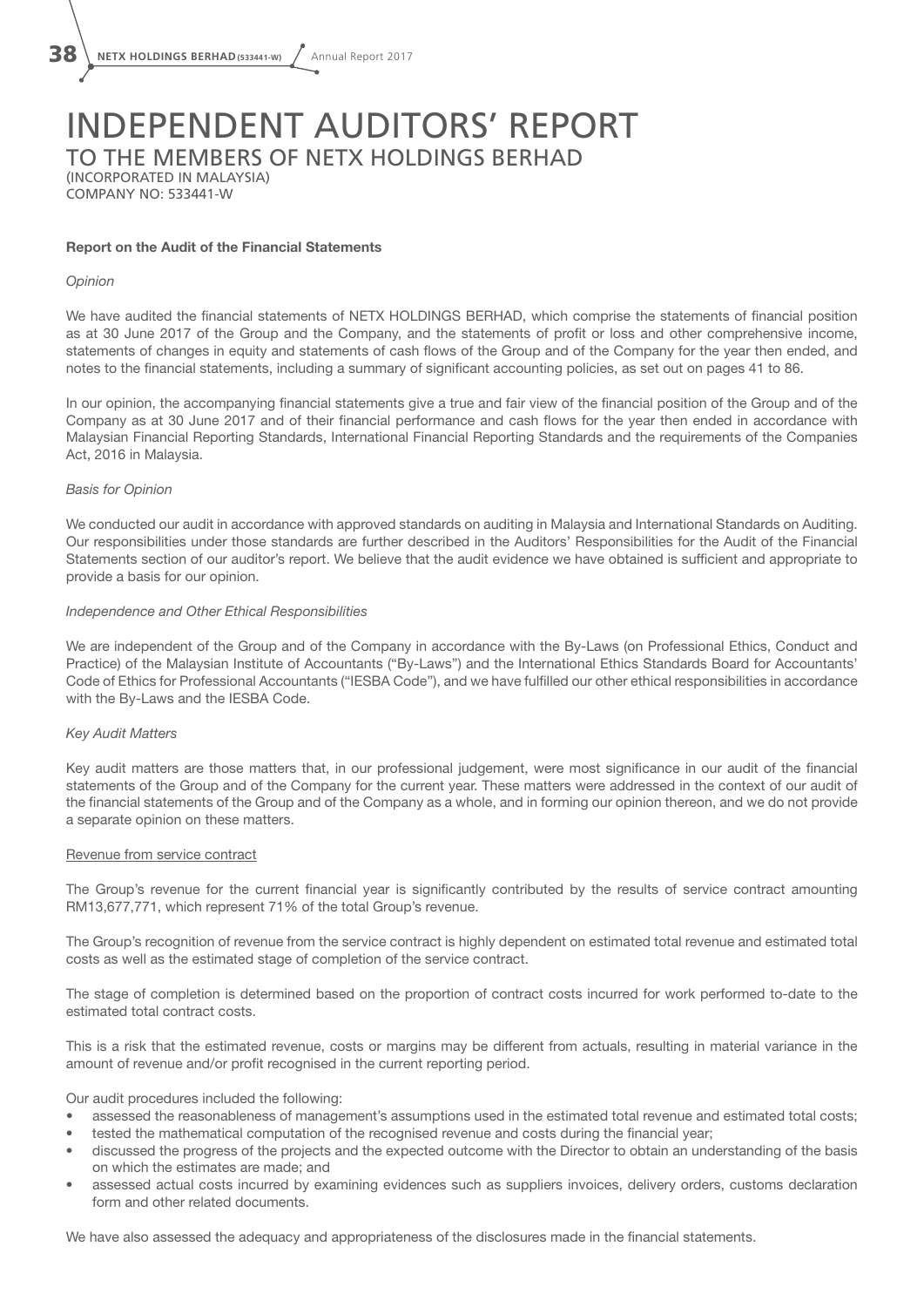# INDEPENDENT AUDITORS' REPORT

## TO THE MEMBERS OF NETX HOLDINGS BERHAD

(INCORPORATED IN MALAYSIA)
COMPANY NO: 533441-W

**Report on the Audit of the Financial Statements**

*Opinion*

We have audited the financial statements of NETX HOLDINGS BERHAD, which comprise the statements of financial position as at 30 June 2017 of the Group and the Company, and the statements of profit or loss and other comprehensive income, statements of changes in equity and statements of cash flows of the Group and of the Company for the year then ended, and notes to the financial statements, including a summary of significant accounting policies, as set out on pages 41 to 86.

In our opinion, the accompanying financial statements give a true and fair view of the financial position of the Group and of the Company as at 30 June 2017 and of their financial performance and cash flows for the year then ended in accordance with Malaysian Financial Reporting Standards, International Financial Reporting Standards and the requirements of the Companies Act, 2016 in Malaysia.

*Basis for Opinion*

We conducted our audit in accordance with approved standards on auditing in Malaysia and International Standards on Auditing. Our responsibilities under those standards are further described in the Auditors' Responsibilities for the Audit of the Financial Statements section of our auditor's report. We believe that the audit evidence we have obtained is sufficient and appropriate to provide a basis for our opinion.

*Independence and Other Ethical Responsibilities*

We are independent of the Group and of the Company in accordance with the By-Laws (on Professional Ethics, Conduct and Practice) of the Malaysian Institute of Accountants ("By-Laws") and the International Ethics Standards Board for Accountants' Code of Ethics for Professional Accountants ("IESBA Code"), and we have fulfilled our other ethical responsibilities in accordance with the By-Laws and the IESBA Code.

*Key Audit Matters*

Key audit matters are those matters that, in our professional judgement, were most significance in our audit of the financial statements of the Group and of the Company for the current year. These matters were addressed in the context of our audit of the financial statements of the Group and of the Company as a whole, and in forming our opinion thereon, and we do not provide a separate opinion on these matters.

<u>Revenue from service contract</u>

The Group's revenue for the current financial year is significantly contributed by the results of service contract amounting RM13,677,771, which represent 71% of the total Group's revenue.

The Group's recognition of revenue from the service contract is highly dependent on estimated total revenue and estimated total costs as well as the estimated stage of completion of the service contract.

The stage of completion is determined based on the proportion of contract costs incurred for work performed to-date to the estimated total contract costs.

This is a risk that the estimated revenue, costs or margins may be different from actuals, resulting in material variance in the amount of revenue and/or profit recognised in the current reporting period.

Our audit procedures included the following:

- assessed the reasonableness of management's assumptions used in the estimated total revenue and estimated total costs;
- tested the mathematical computation of the recognised revenue and costs during the financial year;
- discussed the progress of the projects and the expected outcome with the Director to obtain an understanding of the basis on which the estimates are made; and
- assessed actual costs incurred by examining evidences such as suppliers invoices, delivery orders, customs declaration form and other related documents.

We have also assessed the adequacy and appropriateness of the disclosures made in the financial statements.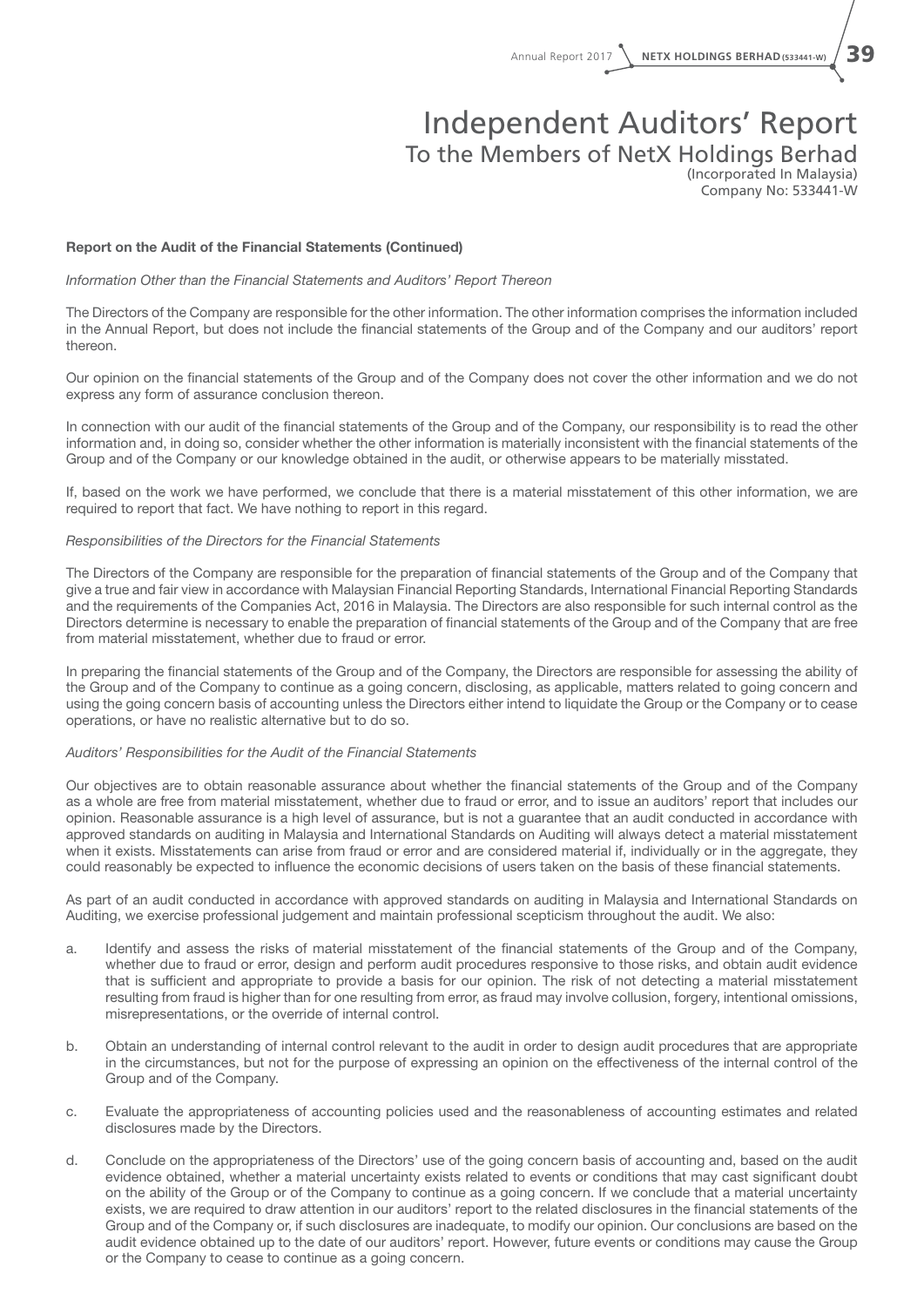# Independent Auditors' Report

## To the Members of NetX Holdings Berhad

(Incorporated In Malaysia)
Company No: 533441-W

**Report on the Audit of the Financial Statements (Continued)**

*Information Other than the Financial Statements and Auditors' Report Thereon*

The Directors of the Company are responsible for the other information. The other information comprises the information included in the Annual Report, but does not include the financial statements of the Group and of the Company and our auditors' report thereon.

Our opinion on the financial statements of the Group and of the Company does not cover the other information and we do not express any form of assurance conclusion thereon.

In connection with our audit of the financial statements of the Group and of the Company, our responsibility is to read the other information and, in doing so, consider whether the other information is materially inconsistent with the financial statements of the Group and of the Company or our knowledge obtained in the audit, or otherwise appears to be materially misstated.

If, based on the work we have performed, we conclude that there is a material misstatement of this other information, we are required to report that fact. We have nothing to report in this regard.

*Responsibilities of the Directors for the Financial Statements*

The Directors of the Company are responsible for the preparation of financial statements of the Group and of the Company that give a true and fair view in accordance with Malaysian Financial Reporting Standards, International Financial Reporting Standards and the requirements of the Companies Act, 2016 in Malaysia. The Directors are also responsible for such internal control as the Directors determine is necessary to enable the preparation of financial statements of the Group and of the Company that are free from material misstatement, whether due to fraud or error.

In preparing the financial statements of the Group and of the Company, the Directors are responsible for assessing the ability of the Group and of the Company to continue as a going concern, disclosing, as applicable, matters related to going concern and using the going concern basis of accounting unless the Directors either intend to liquidate the Group or the Company or to cease operations, or have no realistic alternative but to do so.

*Auditors' Responsibilities for the Audit of the Financial Statements*

Our objectives are to obtain reasonable assurance about whether the financial statements of the Group and of the Company as a whole are free from material misstatement, whether due to fraud or error, and to issue an auditors' report that includes our opinion. Reasonable assurance is a high level of assurance, but is not a guarantee that an audit conducted in accordance with approved standards on auditing in Malaysia and International Standards on Auditing will always detect a material misstatement when it exists. Misstatements can arise from fraud or error and are considered material if, individually or in the aggregate, they could reasonably be expected to influence the economic decisions of users taken on the basis of these financial statements.

As part of an audit conducted in accordance with approved standards on auditing in Malaysia and International Standards on Auditing, we exercise professional judgement and maintain professional scepticism throughout the audit. We also:

a. Identify and assess the risks of material misstatement of the financial statements of the Group and of the Company, whether due to fraud or error, design and perform audit procedures responsive to those risks, and obtain audit evidence that is sufficient and appropriate to provide a basis for our opinion. The risk of not detecting a material misstatement resulting from fraud is higher than for one resulting from error, as fraud may involve collusion, forgery, intentional omissions, misrepresentations, or the override of internal control.

b. Obtain an understanding of internal control relevant to the audit in order to design audit procedures that are appropriate in the circumstances, but not for the purpose of expressing an opinion on the effectiveness of the internal control of the Group and of the Company.

c. Evaluate the appropriateness of accounting policies used and the reasonableness of accounting estimates and related disclosures made by the Directors.

d. Conclude on the appropriateness of the Directors' use of the going concern basis of accounting and, based on the audit evidence obtained, whether a material uncertainty exists related to events or conditions that may cast significant doubt on the ability of the Group or of the Company to continue as a going concern. If we conclude that a material uncertainty exists, we are required to draw attention in our auditors' report to the related disclosures in the financial statements of the Group and of the Company or, if such disclosures are inadequate, to modify our opinion. Our conclusions are based on the audit evidence obtained up to the date of our auditors' report. However, future events or conditions may cause the Group or the Company to cease to continue as a going concern.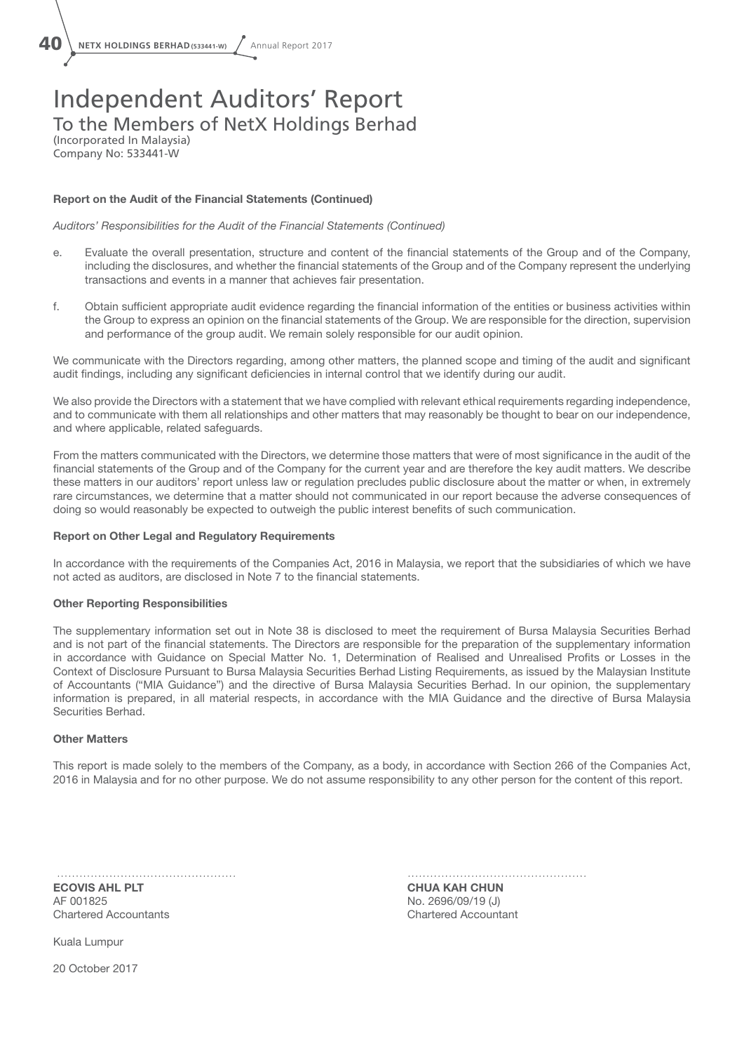# Independent Auditors' Report

## To the Members of NetX Holdings Berhad

(Incorporated In Malaysia)
Company No: 533441-W

**Report on the Audit of the Financial Statements (Continued)**

*Auditors' Responsibilities for the Audit of the Financial Statements (Continued)*

e. Evaluate the overall presentation, structure and content of the financial statements of the Group and of the Company, including the disclosures, and whether the financial statements of the Group and of the Company represent the underlying transactions and events in a manner that achieves fair presentation.

f. Obtain sufficient appropriate audit evidence regarding the financial information of the entities or business activities within the Group to express an opinion on the financial statements of the Group. We are responsible for the direction, supervision and performance of the group audit. We remain solely responsible for our audit opinion.

We communicate with the Directors regarding, among other matters, the planned scope and timing of the audit and significant audit findings, including any significant deficiencies in internal control that we identify during our audit.

We also provide the Directors with a statement that we have complied with relevant ethical requirements regarding independence, and to communicate with them all relationships and other matters that may reasonably be thought to bear on our independence, and where applicable, related safeguards.

From the matters communicated with the Directors, we determine those matters that were of most significance in the audit of the financial statements of the Group and of the Company for the current year and are therefore the key audit matters. We describe these matters in our auditors' report unless law or regulation precludes public disclosure about the matter or when, in extremely rare circumstances, we determine that a matter should not communicated in our report because the adverse consequences of doing so would reasonably be expected to outweigh the public interest benefits of such communication.

**Report on Other Legal and Regulatory Requirements**

In accordance with the requirements of the Companies Act, 2016 in Malaysia, we report that the subsidiaries of which we have not acted as auditors, are disclosed in Note 7 to the financial statements.

**Other Reporting Responsibilities**

The supplementary information set out in Note 38 is disclosed to meet the requirement of Bursa Malaysia Securities Berhad and is not part of the financial statements. The Directors are responsible for the preparation of the supplementary information in accordance with Guidance on Special Matter No. 1, Determination of Realised and Unrealised Profits or Losses in the Context of Disclosure Pursuant to Bursa Malaysia Securities Berhad Listing Requirements, as issued by the Malaysian Institute of Accountants ("MIA Guidance") and the directive of Bursa Malaysia Securities Berhad. In our opinion, the supplementary information is prepared, in all material respects, in accordance with the MIA Guidance and the directive of Bursa Malaysia Securities Berhad.

**Other Matters**

This report is made solely to the members of the Company, as a body, in accordance with Section 266 of the Companies Act, 2016 in Malaysia and for no other purpose. We do not assume responsibility to any other person for the content of this report.

**ECOVIS AHL PLT**
AF 001825
Chartered Accountants

**CHUA KAH CHUN**
No. 2696/09/19 (J)
Chartered Accountant

Kuala Lumpur

20 October 2017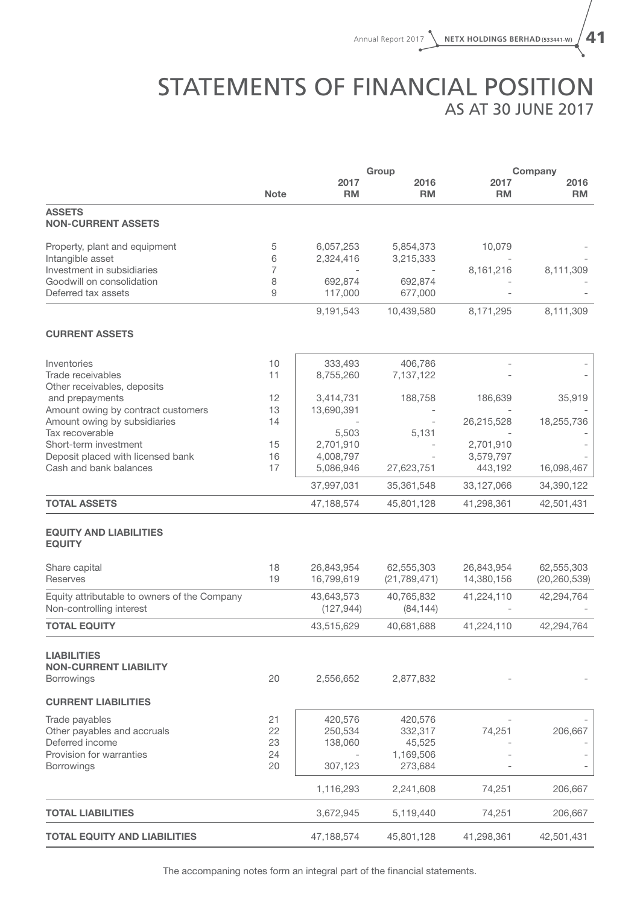# STATEMENTS OF FINANCIAL POSITION
## AS AT 30 JUNE 2017

| | Note | Group 2017 RM | Group 2016 RM | Company 2017 RM | Company 2016 RM |
|---|---|---|---|---|---|
| **ASSETS** | | | | | |
| **NON-CURRENT ASSETS** | | | | | |
| Property, plant and equipment | 5 | 6,057,253 | 5,854,373 | 10,079 | - |
| Intangible asset | 6 | 2,324,416 | 3,215,333 | - | - |
| Investment in subsidiaries | 7 | - | - | 8,161,216 | 8,111,309 |
| Goodwill on consolidation | 8 | 692,874 | 692,874 | - | - |
| Deferred tax assets | 9 | 117,000 | 677,000 | - | - |
| | | 9,191,543 | 10,439,580 | 8,171,295 | 8,111,309 |
| **CURRENT ASSETS** | | | | | |
| Inventories | 10 | 333,493 | 406,786 | - | - |
| Trade receivables | 11 | 8,755,260 | 7,137,122 | - | - |
| Other receivables, deposits and prepayments | 12 | 3,414,731 | 188,758 | 186,639 | 35,919 |
| Amount owing by contract customers | 13 | 13,690,391 | - | - | - |
| Amount owing by subsidiaries | 14 | - | - | 26,215,528 | 18,255,736 |
| Tax recoverable | | 5,503 | 5,131 | - | - |
| Short-term investment | 15 | 2,701,910 | - | 2,701,910 | - |
| Deposit placed with licensed bank | 16 | 4,008,797 | - | 3,579,797 | - |
| Cash and bank balances | 17 | 5,086,946 | 27,623,751 | 443,192 | 16,098,467 |
| | | 37,997,031 | 35,361,548 | 33,127,066 | 34,390,122 |
| **TOTAL ASSETS** | | 47,188,574 | 45,801,128 | 41,298,361 | 42,501,431 |
| **EQUITY AND LIABILITIES** | | | | | |
| **EQUITY** | | | | | |
| Share capital | 18 | 26,843,954 | 62,555,303 | 26,843,954 | 62,555,303 |
| Reserves | 19 | 16,799,619 | (21,789,471) | 14,380,156 | (20,260,539) |
| Equity attributable to owners of the Company | | 43,643,573 | 40,765,832 | 41,224,110 | 42,294,764 |
| Non-controlling interest | | (127,944) | (84,144) | - | - |
| **TOTAL EQUITY** | | 43,515,629 | 40,681,688 | 41,224,110 | 42,294,764 |
| **LIABILITIES** | | | | | |
| **NON-CURRENT LIABILITY** | | | | | |
| Borrowings | 20 | 2,556,652 | 2,877,832 | - | - |
| **CURRENT LIABILITIES** | | | | | |
| Trade payables | 21 | 420,576 | 420,576 | - | - |
| Other payables and accruals | 22 | 250,534 | 332,317 | 74,251 | 206,667 |
| Deferred income | 23 | 138,060 | 45,525 | - | - |
| Provision for warranties | 24 | - | 1,169,506 | - | - |
| Borrowings | 20 | 307,123 | 273,684 | - | - |
| | | 1,116,293 | 2,241,608 | 74,251 | 206,667 |
| **TOTAL LIABILITIES** | | 3,672,945 | 5,119,440 | 74,251 | 206,667 |
| **TOTAL EQUITY AND LIABILITIES** | | 47,188,574 | 45,801,128 | 41,298,361 | 42,501,431 |

The accompaning notes form an integral part of the financial statements.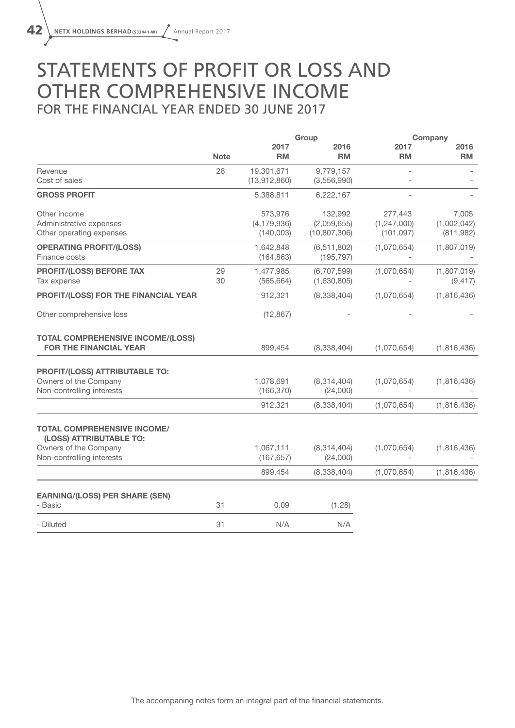# STATEMENTS OF PROFIT OR LOSS AND OTHER COMPREHENSIVE INCOME

## FOR THE FINANCIAL YEAR ENDED 30 JUNE 2017

| | | Group | | Company | |
|---|---|---|---|---|---|
| | **Note** | **2017 RM** | **2016 RM** | **2017 RM** | **2016 RM** |
| Revenue | 28 | 19,301,671 | 9,779,157 | - | - |
| Cost of sales | | (13,912,860) | (3,556,990) | - | - |
| **GROSS PROFIT** | | 5,388,811 | 6,222,167 | - | - |
| Other income | | 573,976 | 132,992 | 277,443 | 7,005 |
| Administrative expenses | | (4,179,936) | (2,059,655) | (1,247,000) | (1,002,042) |
| Other operating expenses | | (140,003) | (10,807,306) | (101,097) | (811,982) |
| **OPERATING PROFIT/(LOSS)** | | 1,642,848 | (6,511,802) | (1,070,654) | (1,807,019) |
| Finance costs | | (164,863) | (195,797) | - | - |
| **PROFIT/(LOSS) BEFORE TAX** | 29 | 1,477,985 | (6,707,599) | (1,070,654) | (1,807,019) |
| Tax expense | 30 | (565,664) | (1,630,805) | - | (9,417) |
| **PROFIT/(LOSS) FOR THE FINANCIAL YEAR** | | 912,321 | (8,338,404) | (1,070,654) | (1,816,436) |
| Other comprehensive loss | | (12,867) | - | - | - |
| **TOTAL COMPREHENSIVE INCOME/(LOSS) FOR THE FINANCIAL YEAR** | | 899,454 | (8,338,404) | (1,070,654) | (1,816,436) |
| **PROFIT/(LOSS) ATTRIBUTABLE TO:** | | | | | |
| Owners of the Company | | 1,078,691 | (8,314,404) | (1,070,654) | (1,816,436) |
| Non-controlling interests | | (166,370) | (24,000) | - | - |
| | | 912,321 | (8,338,404) | (1,070,654) | (1,816,436) |
| **TOTAL COMPREHENSIVE INCOME/ (LOSS) ATTRIBUTABLE TO:** | | | | | |
| Owners of the Company | | 1,067,111 | (8,314,404) | (1,070,654) | (1,816,436) |
| Non-controlling interests | | (167,657) | (24,000) | - | - |
| | | 899,454 | (8,338,404) | (1,070,654) | (1,816,436) |
| **EARNING/(LOSS) PER SHARE (SEN)** | | | | | |
| - Basic | 31 | 0.09 | (1.28) | | |
| - Diluted | 31 | N/A | N/A | | |

The accompaning notes form an integral part of the financial statements.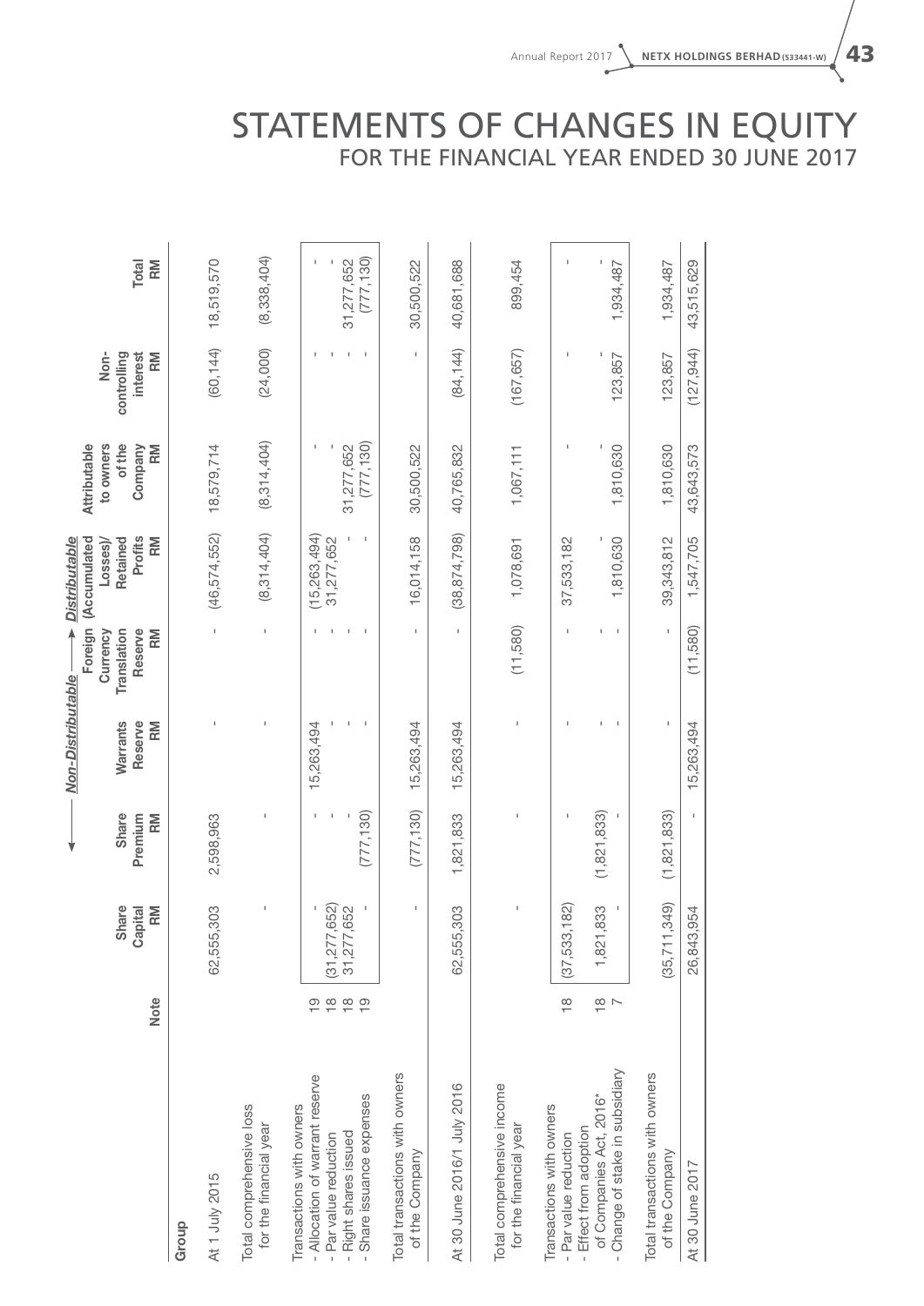# STATEMENTS OF CHANGES IN EQUITY
## FOR THE FINANCIAL YEAR ENDED 30 JUNE 2017

| | | | ← Non-Distributable | | → | Distributable | | | |
|---|---|---|---|---|---|---|---|---|---|
| | Note | Share Capital RM | Share Premium RM | Warrants Reserve RM | Foreign Currency Translation Reserve RM | (Accumulated Losses)/ Retained Profits RM | Attributable to owners of the Company RM | Non-controlling interest RM | Total RM |
| **Group** | | | | | | | | | |
| At 1 July 2015 | | 62,555,303 | 2,598,963 | - | - | (46,574,552) | 18,579,714 | (60,144) | 18,519,570 |
| Total comprehensive loss for the financial year | | - | - | - | - | (8,314,404) | (8,314,404) | (24,000) | (8,338,404) |
| Transactions with owners | | | | | | | | | |
| - Allocation of warrant reserve | 19 | - | - | 15,263,494 | - | (15,263,494) | - | - | - |
| - Par value reduction | 18 | (31,277,652) | - | - | - | 31,277,652 | - | - | - |
| - Right shares issued | 18 | 31,277,652 | - | - | - | - | 31,277,652 | - | 31,277,652 |
| - Share issuance expenses | 19 | - | (777,130) | - | - | - | (777,130) | - | (777,130) |
| Total transactions with owners of the Company | | - | (777,130) | 15,263,494 | - | 16,014,158 | 30,500,522 | - | 30,500,522 |
| At 30 June 2016/1 July 2016 | | 62,555,303 | 1,821,833 | 15,263,494 | - | (38,874,798) | 40,765,832 | (84,144) | 40,681,688 |
| Total comprehensive income for the financial year | | - | - | - | (11,580) | 1,078,691 | 1,067,111 | (167,657) | 899,454 |
| Transactions with owners | | | | | | | | | |
| - Par value reduction | 18 | (37,533,182) | - | - | - | 37,533,182 | - | - | - |
| - Effect from adoption of Companies Act, 2016* | 18 | 1,821,833 | (1,821,833) | - | - | - | - | - | - |
| - Change of stake in subsidiary | 7 | - | - | - | - | 1,810,630 | 1,810,630 | 123,857 | 1,934,487 |
| Total transactions with owners of the Company | | (35,711,349) | (1,821,833) | - | - | 39,343,812 | 1,810,630 | 123,857 | 1,934,487 |
| At 30 June 2017 | | 26,843,954 | - | 15,263,494 | (11,580) | 1,547,705 | 43,643,573 | (127,944) | 43,515,629 |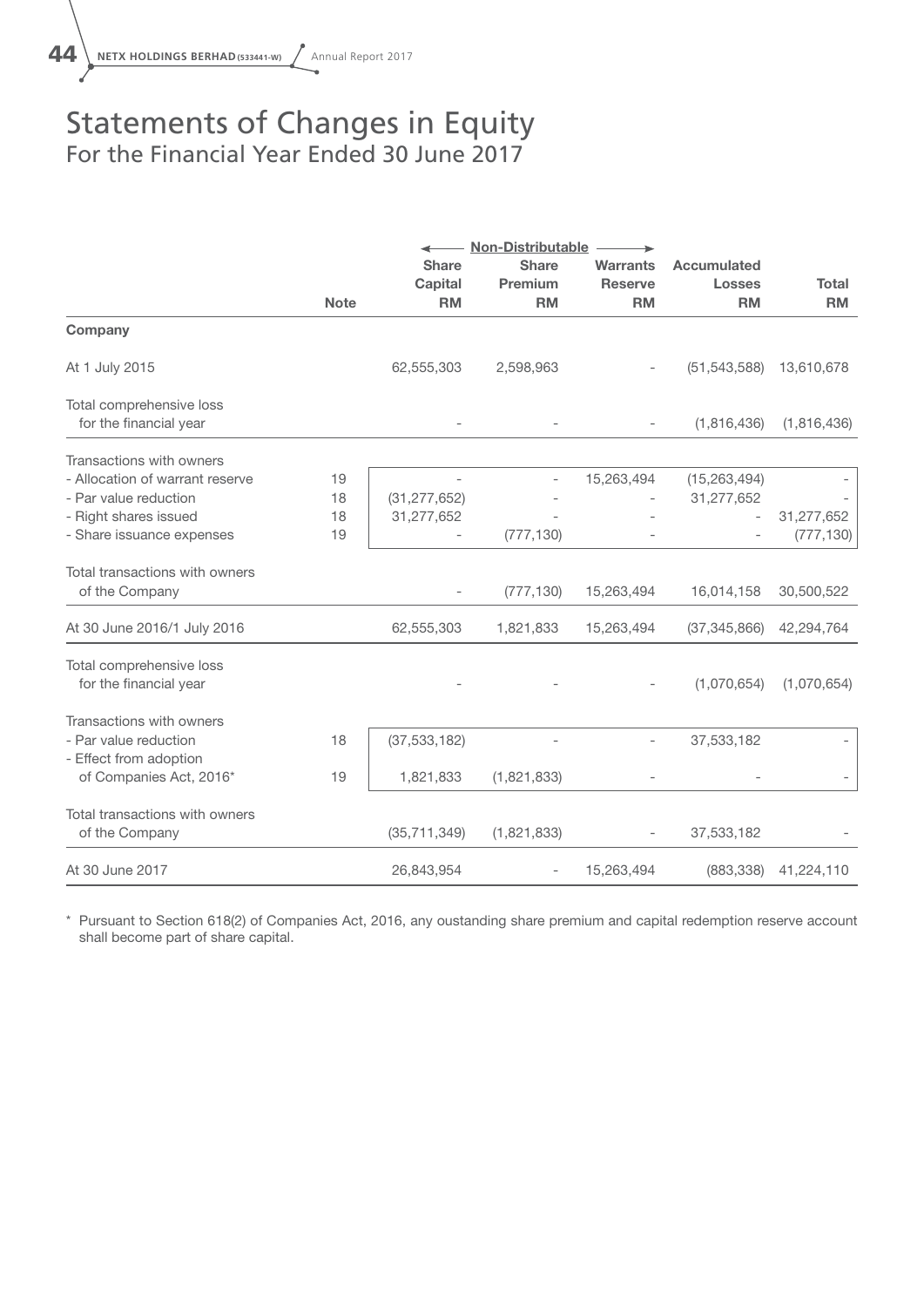# Statements of Changes in Equity
## For the Financial Year Ended 30 June 2017

| | Note | ← Non-Distributable | | → | | |
|---|---|---|---|---|---|---|
| | | **Share Capital RM** | **Share Premium RM** | **Warrants Reserve RM** | **Accumulated Losses RM** | **Total RM** |
| **Company** | | | | | | |
| At 1 July 2015 | | 62,555,303 | 2,598,963 | - | (51,543,588) | 13,610,678 |
| Total comprehensive loss for the financial year | | - | - | - | (1,816,436) | (1,816,436) |
| Transactions with owners | | | | | | |
| - Allocation of warrant reserve | 19 | - | - | 15,263,494 | (15,263,494) | - |
| - Par value reduction | 18 | (31,277,652) | - | - | 31,277,652 | - |
| - Right shares issued | 18 | 31,277,652 | - | - | - | 31,277,652 |
| - Share issuance expenses | 19 | - | (777,130) | - | - | (777,130) |
| Total transactions with owners of the Company | | - | (777,130) | 15,263,494 | 16,014,158 | 30,500,522 |
| At 30 June 2016/1 July 2016 | | 62,555,303 | 1,821,833 | 15,263,494 | (37,345,866) | 42,294,764 |
| Total comprehensive loss for the financial year | | - | - | - | (1,070,654) | (1,070,654) |
| Transactions with owners | | | | | | |
| - Par value reduction | 18 | (37,533,182) | - | - | 37,533,182 | - |
| - Effect from adoption of Companies Act, 2016* | 19 | 1,821,833 | (1,821,833) | - | - | - |
| Total transactions with owners of the Company | | (35,711,349) | (1,821,833) | - | 37,533,182 | - |
| At 30 June 2017 | | 26,843,954 | - | 15,263,494 | (883,338) | 41,224,110 |

\* Pursuant to Section 618(2) of Companies Act, 2016, any oustanding share premium and capital redemption reserve account shall become part of share capital.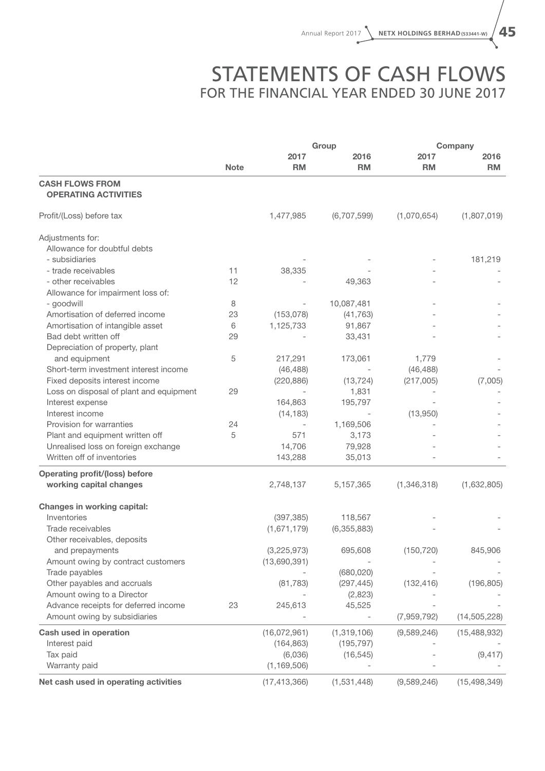# STATEMENTS OF CASH FLOWS
## FOR THE FINANCIAL YEAR ENDED 30 JUNE 2017

| | | Group | | Company | |
|---|---|---|---|---|---|
| | Note | 2017 RM | 2016 RM | 2017 RM | 2016 RM |
| **CASH FLOWS FROM OPERATING ACTIVITIES** | | | | | |
| Profit/(Loss) before tax | | 1,477,985 | (6,707,599) | (1,070,654) | (1,807,019) |
| Adjustments for: | | | | | |
| Allowance for doubtful debts | | | | | |
| - subsidiaries | | - | - | - | 181,219 |
| - trade receivables | 11 | 38,335 | - | - | - |
| - other receivables | 12 | - | 49,363 | - | - |
| Allowance for impairment loss of: | | | | | |
| - goodwill | 8 | - | 10,087,481 | - | - |
| Amortisation of deferred income | 23 | (153,078) | (41,763) | - | - |
| Amortisation of intangible asset | 6 | 1,125,733 | 91,867 | - | - |
| Bad debt written off | 29 | - | 33,431 | - | - |
| Depreciation of property, plant and equipment | 5 | 217,291 | 173,061 | 1,779 | - |
| Short-term investment interest income | | (46,488) | - | (46,488) | - |
| Fixed deposits interest income | | (220,886) | (13,724) | (217,005) | (7,005) |
| Loss on disposal of plant and equipment | 29 | - | 1,831 | - | - |
| Interest expense | | 164,863 | 195,797 | - | - |
| Interest income | | (14,183) | - | (13,950) | - |
| Provision for warranties | 24 | - | 1,169,506 | - | - |
| Plant and equipment written off | 5 | 571 | 3,173 | - | - |
| Unrealised loss on foreign exchange | | 14,706 | 79,928 | - | - |
| Written off of inventories | | 143,288 | 35,013 | - | - |
| **Operating profit/(loss) before working capital changes** | | 2,748,137 | 5,157,365 | (1,346,318) | (1,632,805) |
| **Changes in working capital:** | | | | | |
| Inventories | | (397,385) | 118,567 | - | - |
| Trade receivables | | (1,671,179) | (6,355,883) | - | - |
| Other receivables, deposits and prepayments | | (3,225,973) | 695,608 | (150,720) | 845,906 |
| Amount owing by contract customers | | (13,690,391) | - | - | - |
| Trade payables | | - | (680,020) | - | - |
| Other payables and accruals | | (81,783) | (297,445) | (132,416) | (196,805) |
| Amount owing to a Director | | - | (2,823) | - | - |
| Advance receipts for deferred income | 23 | 245,613 | 45,525 | - | - |
| Amount owing by subsidiaries | | - | - | (7,959,792) | (14,505,228) |
| **Cash used in operation** | | (16,072,961) | (1,319,106) | (9,589,246) | (15,488,932) |
| Interest paid | | (164,863) | (195,797) | - | - |
| Tax paid | | (6,036) | (16,545) | - | (9,417) |
| Warranty paid | | (1,169,506) | - | - | - |
| **Net cash used in operating activities** | | (17,413,366) | (1,531,448) | (9,589,246) | (15,498,349) |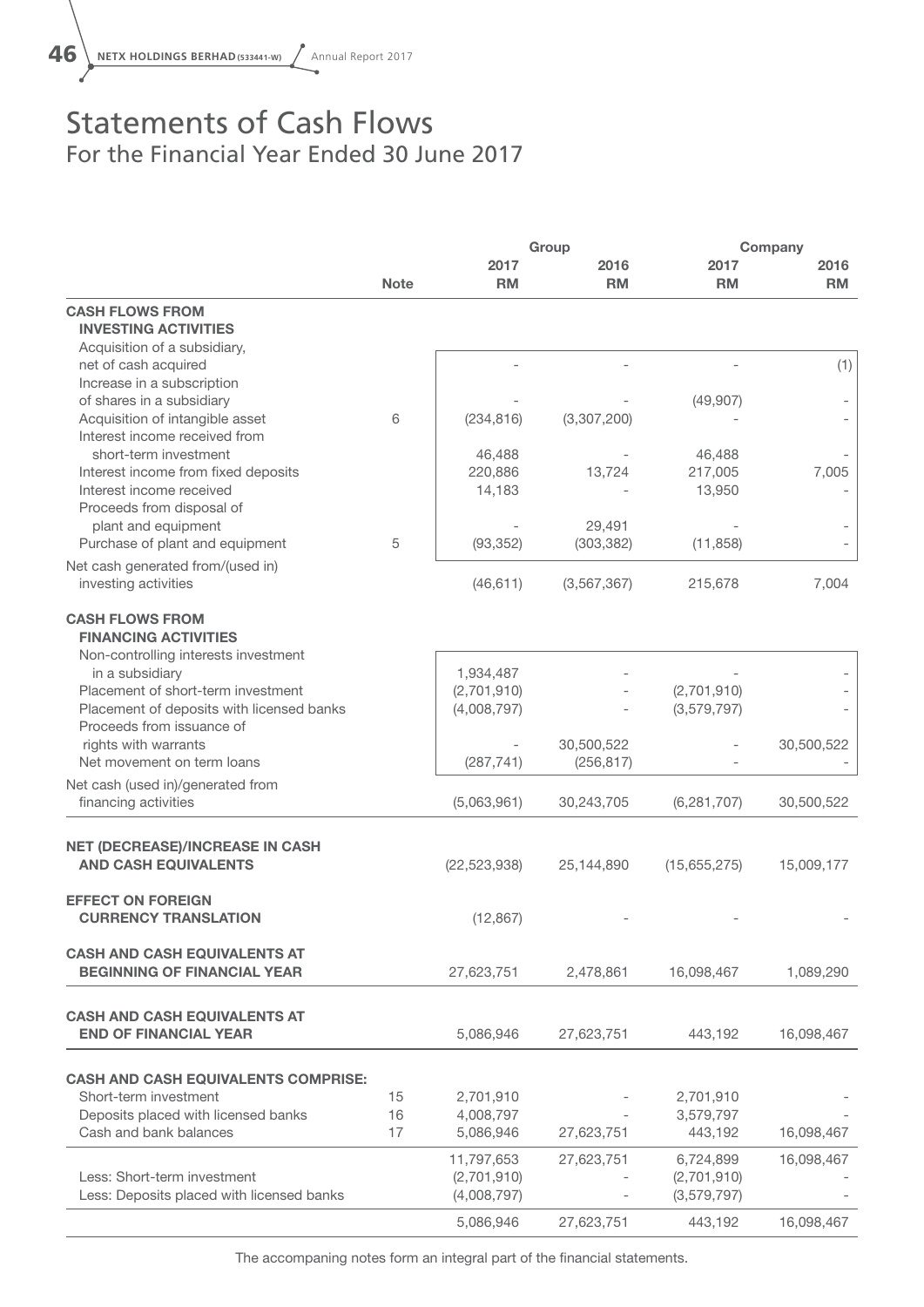# Statements of Cash Flows
For the Financial Year Ended 30 June 2017

| | Note | Group 2017 RM | Group 2016 RM | Company 2017 RM | Company 2016 RM |
|---|---|---|---|---|---|
| **CASH FLOWS FROM INVESTING ACTIVITIES** | | | | | |
| Acquisition of a subsidiary, net of cash acquired | | - | - | - | (1) |
| Increase in a subscription of shares in a subsidiary | | - | - | (49,907) | - |
| Acquisition of intangible asset | 6 | (234,816) | (3,307,200) | - | - |
| Interest income received from short-term investment | | 46,488 | - | 46,488 | - |
| Interest income from fixed deposits | | 220,886 | 13,724 | 217,005 | 7,005 |
| Interest income received | | 14,183 | - | 13,950 | - |
| Proceeds from disposal of plant and equipment | | - | 29,491 | - | - |
| Purchase of plant and equipment | 5 | (93,352) | (303,382) | (11,858) | - |
| Net cash generated from/(used in) investing activities | | (46,611) | (3,567,367) | 215,678 | 7,004 |
| **CASH FLOWS FROM FINANCING ACTIVITIES** | | | | | |
| Non-controlling interests investment in a subsidiary | | 1,934,487 | - | - | - |
| Placement of short-term investment | | (2,701,910) | - | (2,701,910) | - |
| Placement of deposits with licensed banks | | (4,008,797) | - | (3,579,797) | - |
| Proceeds from issuance of rights with warrants | | - | 30,500,522 | - | 30,500,522 |
| Net movement on term loans | | (287,741) | (256,817) | - | - |
| Net cash (used in)/generated from financing activities | | (5,063,961) | 30,243,705 | (6,281,707) | 30,500,522 |
| **NET (DECREASE)/INCREASE IN CASH AND CASH EQUIVALENTS** | | (22,523,938) | 25,144,890 | (15,655,275) | 15,009,177 |
| **EFFECT ON FOREIGN CURRENCY TRANSLATION** | | (12,867) | - | - | - |
| **CASH AND CASH EQUIVALENTS AT BEGINNING OF FINANCIAL YEAR** | | 27,623,751 | 2,478,861 | 16,098,467 | 1,089,290 |
| **CASH AND CASH EQUIVALENTS AT END OF FINANCIAL YEAR** | | 5,086,946 | 27,623,751 | 443,192 | 16,098,467 |
| **CASH AND CASH EQUIVALENTS COMPRISE:** | | | | | |
| Short-term investment | 15 | 2,701,910 | - | 2,701,910 | - |
| Deposits placed with licensed banks | 16 | 4,008,797 | - | 3,579,797 | - |
| Cash and bank balances | 17 | 5,086,946 | 27,623,751 | 443,192 | 16,098,467 |
| | | 11,797,653 | 27,623,751 | 6,724,899 | 16,098,467 |
| Less: Short-term investment | | (2,701,910) | - | (2,701,910) | - |
| Less: Deposits placed with licensed banks | | (4,008,797) | - | (3,579,797) | - |
| | | 5,086,946 | 27,623,751 | 443,192 | 16,098,467 |

The accompaning notes form an integral part of the financial statements.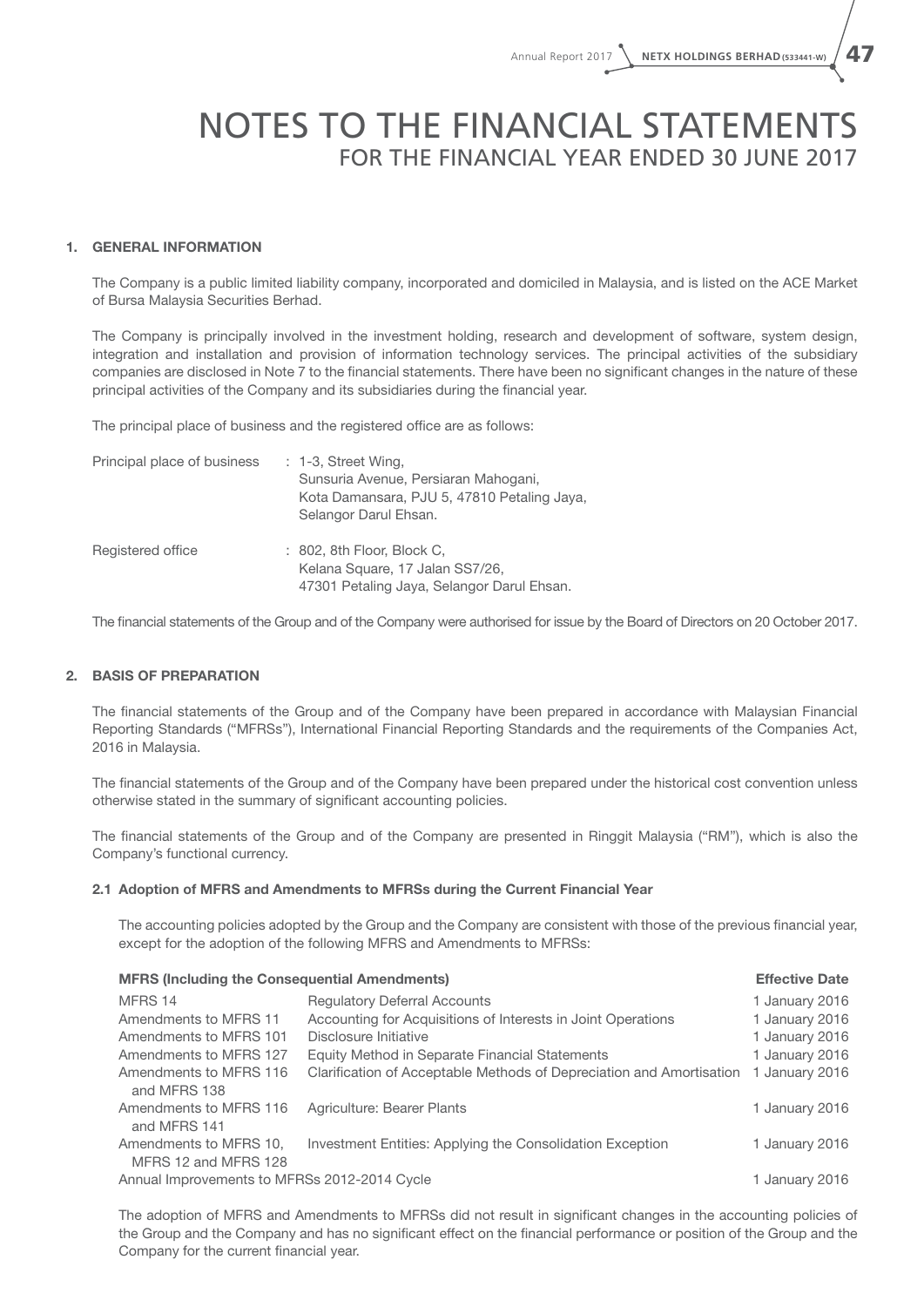# NOTES TO THE FINANCIAL STATEMENTS
## FOR THE FINANCIAL YEAR ENDED 30 JUNE 2017

### 1. GENERAL INFORMATION

The Company is a public limited liability company, incorporated and domiciled in Malaysia, and is listed on the ACE Market of Bursa Malaysia Securities Berhad.

The Company is principally involved in the investment holding, research and development of software, system design, integration and installation and provision of information technology services. The principal activities of the subsidiary companies are disclosed in Note 7 to the financial statements. There have been no significant changes in the nature of these principal activities of the Company and its subsidiaries during the financial year.

The principal place of business and the registered office are as follows:

| | |
|---|---|
| Principal place of business | : 1-3, Street Wing,<br>Sunsuria Avenue, Persiaran Mahogani,<br>Kota Damansara, PJU 5, 47810 Petaling Jaya,<br>Selangor Darul Ehsan. |
| Registered office | : 802, 8th Floor, Block C,<br>Kelana Square, 17 Jalan SS7/26,<br>47301 Petaling Jaya, Selangor Darul Ehsan. |

The financial statements of the Group and of the Company were authorised for issue by the Board of Directors on 20 October 2017.

### 2. BASIS OF PREPARATION

The financial statements of the Group and of the Company have been prepared in accordance with Malaysian Financial Reporting Standards ("MFRSs"), International Financial Reporting Standards and the requirements of the Companies Act, 2016 in Malaysia.

The financial statements of the Group and of the Company have been prepared under the historical cost convention unless otherwise stated in the summary of significant accounting policies.

The financial statements of the Group and of the Company are presented in Ringgit Malaysia ("RM"), which is also the Company's functional currency.

#### 2.1 Adoption of MFRS and Amendments to MFRSs during the Current Financial Year

The accounting policies adopted by the Group and the Company are consistent with those of the previous financial year, except for the adoption of the following MFRS and Amendments to MFRSs:

| MFRS (Including the Consequential Amendments) | | Effective Date |
|---|---|---|
| MFRS 14 | Regulatory Deferral Accounts | 1 January 2016 |
| Amendments to MFRS 11 | Accounting for Acquisitions of Interests in Joint Operations | 1 January 2016 |
| Amendments to MFRS 101 | Disclosure Initiative | 1 January 2016 |
| Amendments to MFRS 127 | Equity Method in Separate Financial Statements | 1 January 2016 |
| Amendments to MFRS 116 and MFRS 138 | Clarification of Acceptable Methods of Depreciation and Amortisation | 1 January 2016 |
| Amendments to MFRS 116 and MFRS 141 | Agriculture: Bearer Plants | 1 January 2016 |
| Amendments to MFRS 10, MFRS 12 and MFRS 128 | Investment Entities: Applying the Consolidation Exception | 1 January 2016 |
| Annual Improvements to MFRSs 2012-2014 Cycle | | 1 January 2016 |

The adoption of MFRS and Amendments to MFRSs did not result in significant changes in the accounting policies of the Group and the Company and has no significant effect on the financial performance or position of the Group and the Company for the current financial year.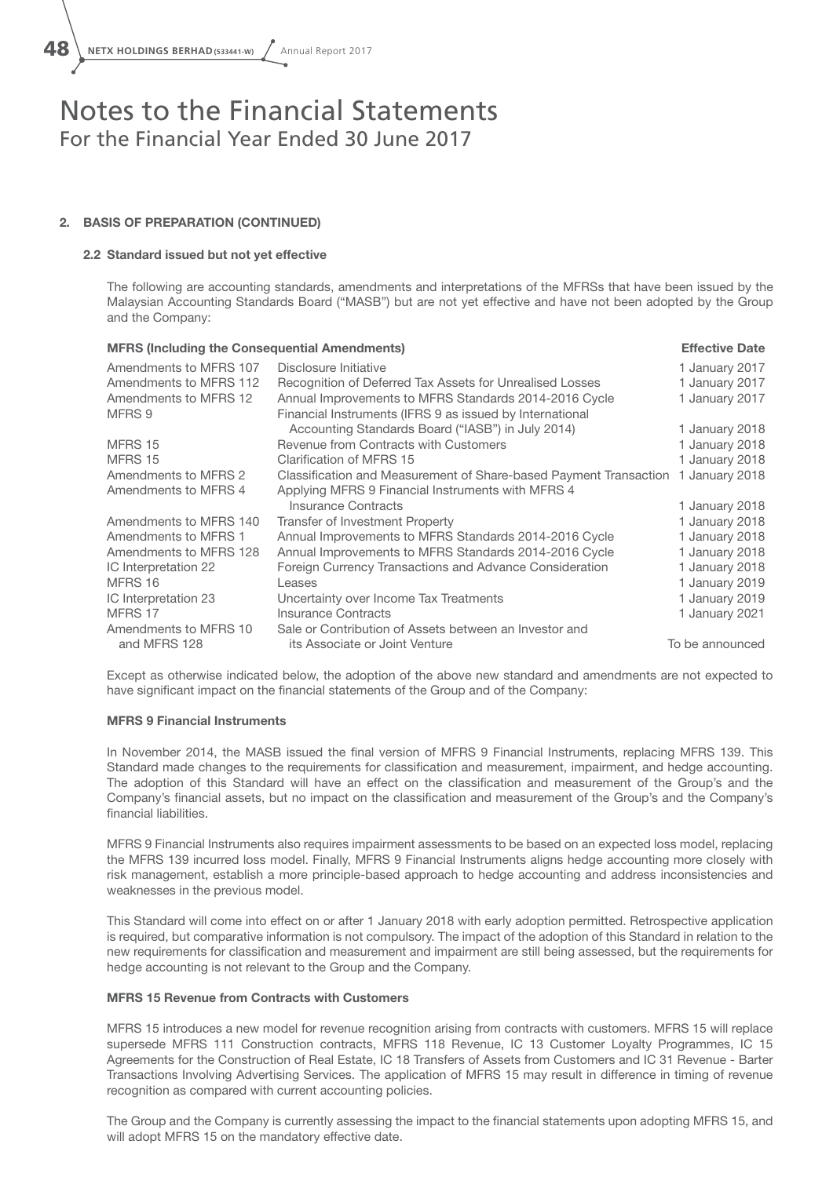# Notes to the Financial Statements
For the Financial Year Ended 30 June 2017

## 2. BASIS OF PREPARATION (CONTINUED)

### 2.2 Standard issued but not yet effective

The following are accounting standards, amendments and interpretations of the MFRSs that have been issued by the Malaysian Accounting Standards Board ("MASB") but are not yet effective and have not been adopted by the Group and the Company:

| MFRS (Including the Consequential Amendments) | | Effective Date |
|---|---|---|
| Amendments to MFRS 107 | Disclosure Initiative | 1 January 2017 |
| Amendments to MFRS 112 | Recognition of Deferred Tax Assets for Unrealised Losses | 1 January 2017 |
| Amendments to MFRS 12 | Annual Improvements to MFRS Standards 2014-2016 Cycle | 1 January 2017 |
| MFRS 9 | Financial Instruments (IFRS 9 as issued by International Accounting Standards Board ("IASB") in July 2014) | 1 January 2018 |
| MFRS 15 | Revenue from Contracts with Customers | 1 January 2018 |
| MFRS 15 | Clarification of MFRS 15 | 1 January 2018 |
| Amendments to MFRS 2 | Classification and Measurement of Share-based Payment Transaction | 1 January 2018 |
| Amendments to MFRS 4 | Applying MFRS 9 Financial Instruments with MFRS 4 Insurance Contracts | 1 January 2018 |
| Amendments to MFRS 140 | Transfer of Investment Property | 1 January 2018 |
| Amendments to MFRS 1 | Annual Improvements to MFRS Standards 2014-2016 Cycle | 1 January 2018 |
| Amendments to MFRS 128 | Annual Improvements to MFRS Standards 2014-2016 Cycle | 1 January 2018 |
| IC Interpretation 22 | Foreign Currency Transactions and Advance Consideration | 1 January 2018 |
| MFRS 16 | Leases | 1 January 2019 |
| IC Interpretation 23 | Uncertainty over Income Tax Treatments | 1 January 2019 |
| MFRS 17 | Insurance Contracts | 1 January 2021 |
| Amendments to MFRS 10 and MFRS 128 | Sale or Contribution of Assets between an Investor and its Associate or Joint Venture | To be announced |

Except as otherwise indicated below, the adoption of the above new standard and amendments are not expected to have significant impact on the financial statements of the Group and of the Company:

**MFRS 9 Financial Instruments**

In November 2014, the MASB issued the final version of MFRS 9 Financial Instruments, replacing MFRS 139. This Standard made changes to the requirements for classification and measurement, impairment, and hedge accounting. The adoption of this Standard will have an effect on the classification and measurement of the Group's and the Company's financial assets, but no impact on the classification and measurement of the Group's and the Company's financial liabilities.

MFRS 9 Financial Instruments also requires impairment assessments to be based on an expected loss model, replacing the MFRS 139 incurred loss model. Finally, MFRS 9 Financial Instruments aligns hedge accounting more closely with risk management, establish a more principle-based approach to hedge accounting and address inconsistencies and weaknesses in the previous model.

This Standard will come into effect on or after 1 January 2018 with early adoption permitted. Retrospective application is required, but comparative information is not compulsory. The impact of the adoption of this Standard in relation to the new requirements for classification and measurement and impairment are still being assessed, but the requirements for hedge accounting is not relevant to the Group and the Company.

**MFRS 15 Revenue from Contracts with Customers**

MFRS 15 introduces a new model for revenue recognition arising from contracts with customers. MFRS 15 will replace supersede MFRS 111 Construction contracts, MFRS 118 Revenue, IC 13 Customer Loyalty Programmes, IC 15 Agreements for the Construction of Real Estate, IC 18 Transfers of Assets from Customers and IC 31 Revenue - Barter Transactions Involving Advertising Services. The application of MFRS 15 may result in difference in timing of revenue recognition as compared with current accounting policies.

The Group and the Company is currently assessing the impact to the financial statements upon adopting MFRS 15, and will adopt MFRS 15 on the mandatory effective date.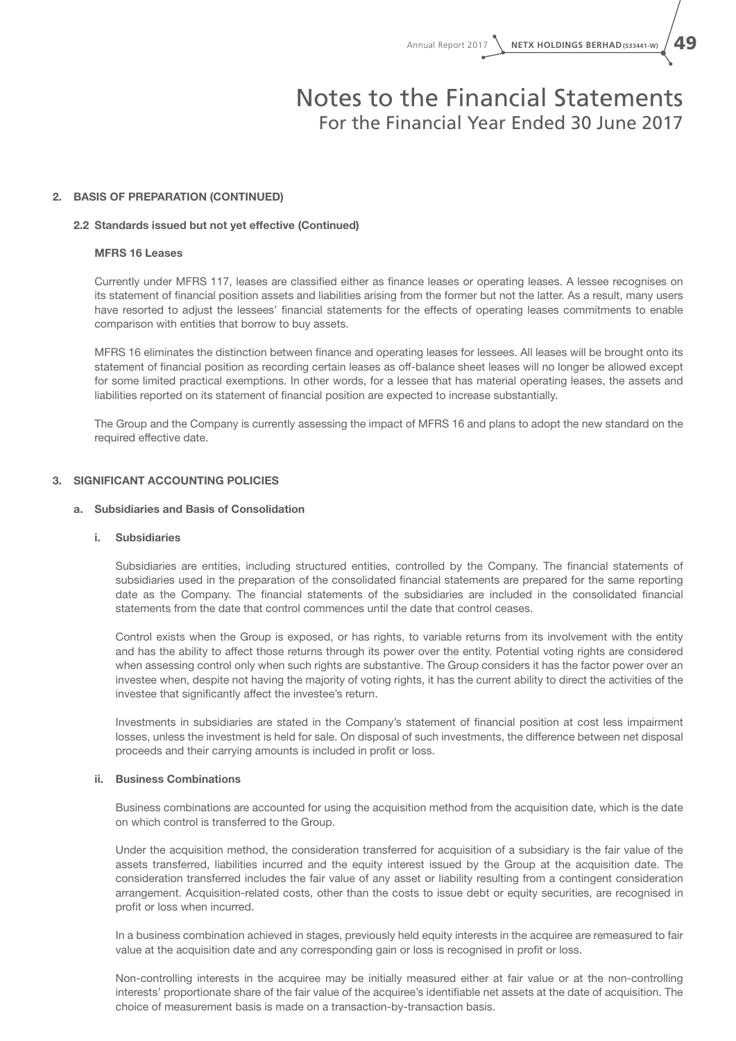## 2. BASIS OF PREPARATION (CONTINUED)

### 2.2 Standards issued but not yet effective (Continued)

**MFRS 16 Leases**

Currently under MFRS 117, leases are classified either as finance leases or operating leases. A lessee recognises on its statement of financial position assets and liabilities arising from the former but not the latter. As a result, many users have resorted to adjust the lessees' financial statements for the effects of operating leases commitments to enable comparison with entities that borrow to buy assets.

MFRS 16 eliminates the distinction between finance and operating leases for lessees. All leases will be brought onto its statement of financial position as recording certain leases as off-balance sheet leases will no longer be allowed except for some limited practical exemptions. In other words, for a lessee that has material operating leases, the assets and liabilities reported on its statement of financial position are expected to increase substantially.

The Group and the Company is currently assessing the impact of MFRS 16 and plans to adopt the new standard on the required effective date.

## 3. SIGNIFICANT ACCOUNTING POLICIES

### a. Subsidiaries and Basis of Consolidation

#### i. Subsidiaries

Subsidiaries are entities, including structured entities, controlled by the Company. The financial statements of subsidiaries used in the preparation of the consolidated financial statements are prepared for the same reporting date as the Company. The financial statements of the subsidiaries are included in the consolidated financial statements from the date that control commences until the date that control ceases.

Control exists when the Group is exposed, or has rights, to variable returns from its involvement with the entity and has the ability to affect those returns through its power over the entity. Potential voting rights are considered when assessing control only when such rights are substantive. The Group considers it has the factor power over an investee when, despite not having the majority of voting rights, it has the current ability to direct the activities of the investee that significantly affect the investee's return.

Investments in subsidiaries are stated in the Company's statement of financial position at cost less impairment losses, unless the investment is held for sale. On disposal of such investments, the difference between net disposal proceeds and their carrying amounts is included in profit or loss.

#### ii. Business Combinations

Business combinations are accounted for using the acquisition method from the acquisition date, which is the date on which control is transferred to the Group.

Under the acquisition method, the consideration transferred for acquisition of a subsidiary is the fair value of the assets transferred, liabilities incurred and the equity interest issued by the Group at the acquisition date. The consideration transferred includes the fair value of any asset or liability resulting from a contingent consideration arrangement. Acquisition-related costs, other than the costs to issue debt or equity securities, are recognised in profit or loss when incurred.

In a business combination achieved in stages, previously held equity interests in the acquiree are remeasured to fair value at the acquisition date and any corresponding gain or loss is recognised in profit or loss.

Non-controlling interests in the acquiree may be initially measured either at fair value or at the non-controlling interests' proportionate share of the fair value of the acquiree's identifiable net assets at the date of acquisition. The choice of measurement basis is made on a transaction-by-transaction basis.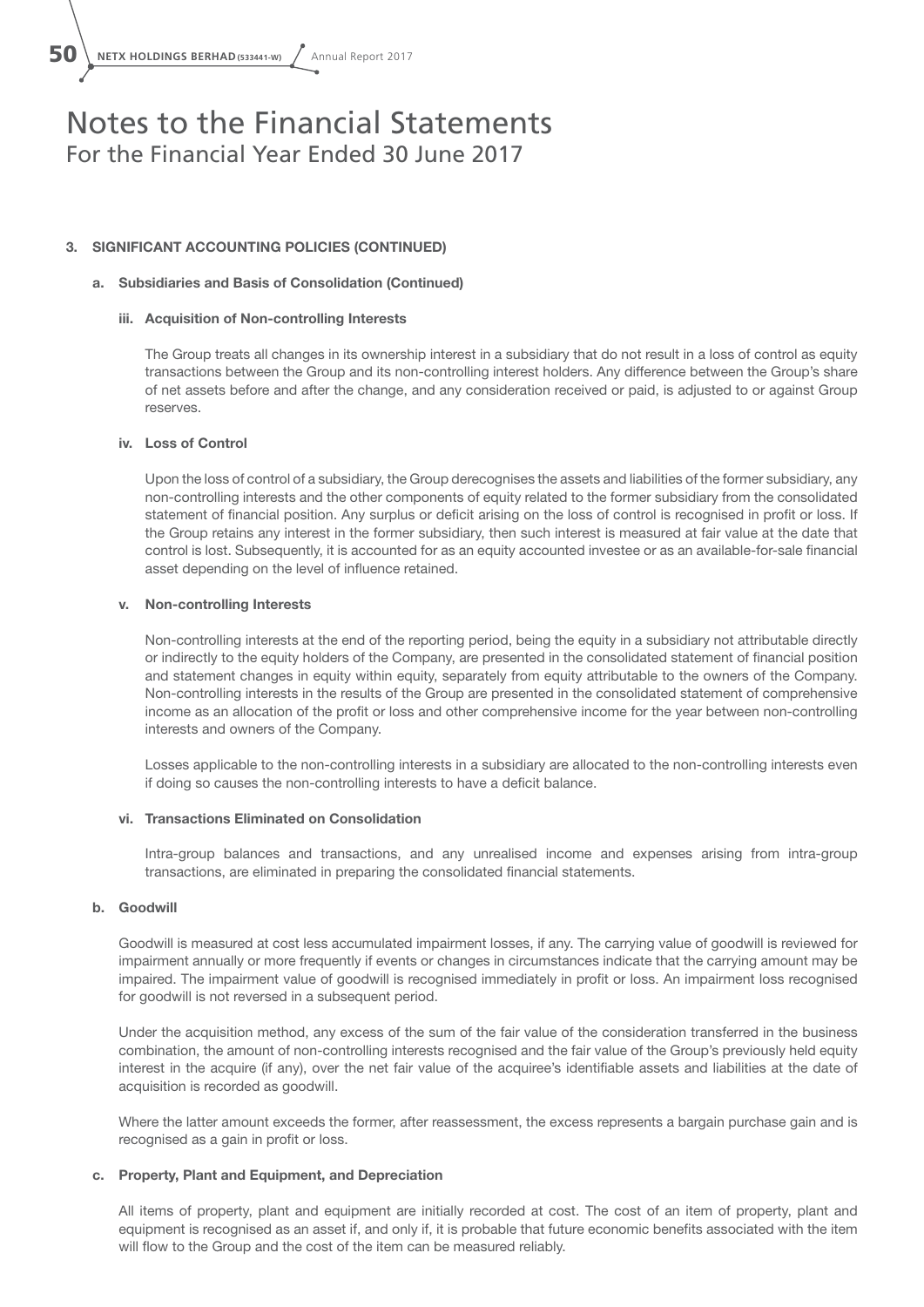# Notes to the Financial Statements
For the Financial Year Ended 30 June 2017

## 3. SIGNIFICANT ACCOUNTING POLICIES (CONTINUED)

### a. Subsidiaries and Basis of Consolidation (Continued)

#### iii. Acquisition of Non-controlling Interests

The Group treats all changes in its ownership interest in a subsidiary that do not result in a loss of control as equity transactions between the Group and its non-controlling interest holders. Any difference between the Group's share of net assets before and after the change, and any consideration received or paid, is adjusted to or against Group reserves.

#### iv. Loss of Control

Upon the loss of control of a subsidiary, the Group derecognises the assets and liabilities of the former subsidiary, any non-controlling interests and the other components of equity related to the former subsidiary from the consolidated statement of financial position. Any surplus or deficit arising on the loss of control is recognised in profit or loss. If the Group retains any interest in the former subsidiary, then such interest is measured at fair value at the date that control is lost. Subsequently, it is accounted for as an equity accounted investee or as an available-for-sale financial asset depending on the level of influence retained.

#### v. Non-controlling Interests

Non-controlling interests at the end of the reporting period, being the equity in a subsidiary not attributable directly or indirectly to the equity holders of the Company, are presented in the consolidated statement of financial position and statement changes in equity within equity, separately from equity attributable to the owners of the Company. Non-controlling interests in the results of the Group are presented in the consolidated statement of comprehensive income as an allocation of the profit or loss and other comprehensive income for the year between non-controlling interests and owners of the Company.

Losses applicable to the non-controlling interests in a subsidiary are allocated to the non-controlling interests even if doing so causes the non-controlling interests to have a deficit balance.

#### vi. Transactions Eliminated on Consolidation

Intra-group balances and transactions, and any unrealised income and expenses arising from intra-group transactions, are eliminated in preparing the consolidated financial statements.

### b. Goodwill

Goodwill is measured at cost less accumulated impairment losses, if any. The carrying value of goodwill is reviewed for impairment annually or more frequently if events or changes in circumstances indicate that the carrying amount may be impaired. The impairment value of goodwill is recognised immediately in profit or loss. An impairment loss recognised for goodwill is not reversed in a subsequent period.

Under the acquisition method, any excess of the sum of the fair value of the consideration transferred in the business combination, the amount of non-controlling interests recognised and the fair value of the Group's previously held equity interest in the acquire (if any), over the net fair value of the acquiree's identifiable assets and liabilities at the date of acquisition is recorded as goodwill.

Where the latter amount exceeds the former, after reassessment, the excess represents a bargain purchase gain and is recognised as a gain in profit or loss.

### c. Property, Plant and Equipment, and Depreciation

All items of property, plant and equipment are initially recorded at cost. The cost of an item of property, plant and equipment is recognised as an asset if, and only if, it is probable that future economic benefits associated with the item will flow to the Group and the cost of the item can be measured reliably.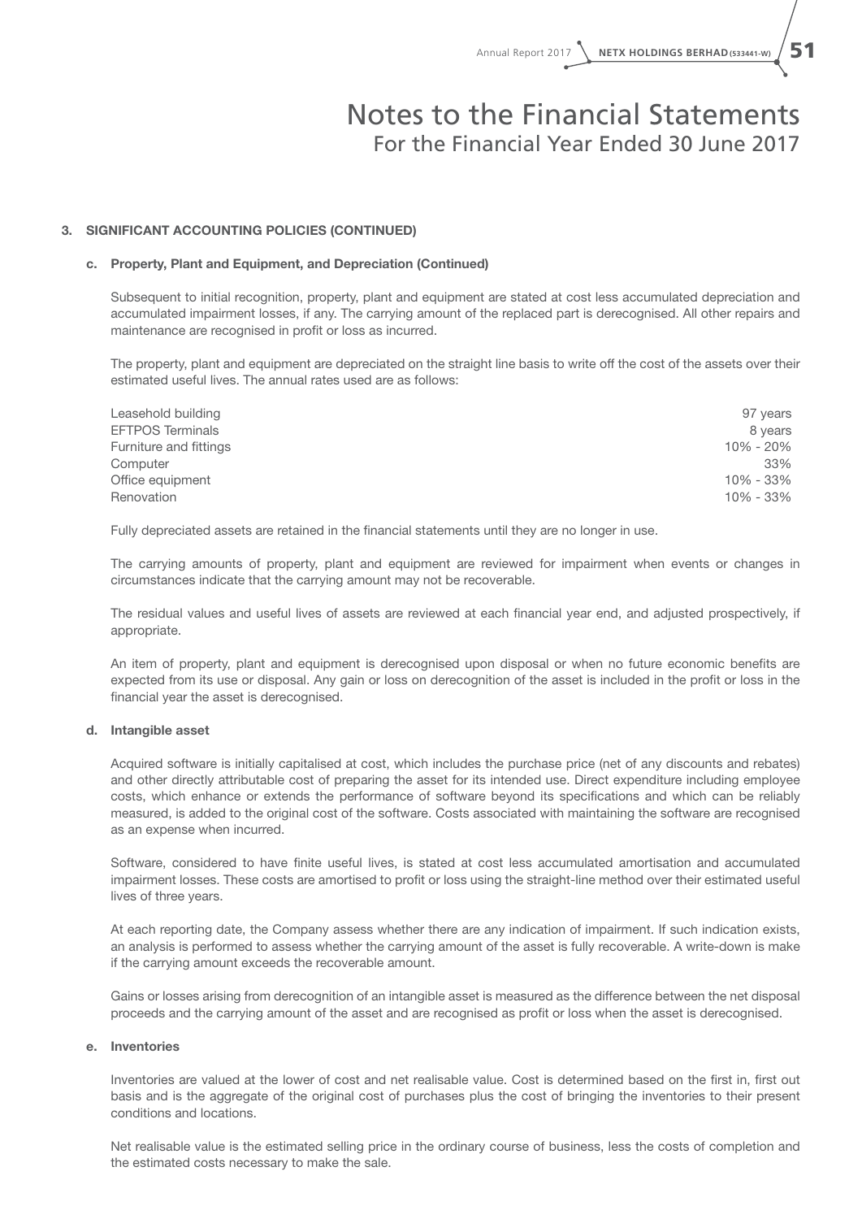# Notes to the Financial Statements
For the Financial Year Ended 30 June 2017

## 3. SIGNIFICANT ACCOUNTING POLICIES (CONTINUED)

### c. Property, Plant and Equipment, and Depreciation (Continued)

Subsequent to initial recognition, property, plant and equipment are stated at cost less accumulated depreciation and accumulated impairment losses, if any. The carrying amount of the replaced part is derecognised. All other repairs and maintenance are recognised in profit or loss as incurred.

The property, plant and equipment are depreciated on the straight line basis to write off the cost of the assets over their estimated useful lives. The annual rates used are as follows:

| | |
|---|---|
| Leasehold building | 97 years |
| EFTPOS Terminals | 8 years |
| Furniture and fittings | 10% - 20% |
| Computer | 33% |
| Office equipment | 10% - 33% |
| Renovation | 10% - 33% |

Fully depreciated assets are retained in the financial statements until they are no longer in use.

The carrying amounts of property, plant and equipment are reviewed for impairment when events or changes in circumstances indicate that the carrying amount may not be recoverable.

The residual values and useful lives of assets are reviewed at each financial year end, and adjusted prospectively, if appropriate.

An item of property, plant and equipment is derecognised upon disposal or when no future economic benefits are expected from its use or disposal. Any gain or loss on derecognition of the asset is included in the profit or loss in the financial year the asset is derecognised.

### d. Intangible asset

Acquired software is initially capitalised at cost, which includes the purchase price (net of any discounts and rebates) and other directly attributable cost of preparing the asset for its intended use. Direct expenditure including employee costs, which enhance or extends the performance of software beyond its specifications and which can be reliably measured, is added to the original cost of the software. Costs associated with maintaining the software are recognised as an expense when incurred.

Software, considered to have finite useful lives, is stated at cost less accumulated amortisation and accumulated impairment losses. These costs are amortised to profit or loss using the straight-line method over their estimated useful lives of three years.

At each reporting date, the Company assess whether there are any indication of impairment. If such indication exists, an analysis is performed to assess whether the carrying amount of the asset is fully recoverable. A write-down is make if the carrying amount exceeds the recoverable amount.

Gains or losses arising from derecognition of an intangible asset is measured as the difference between the net disposal proceeds and the carrying amount of the asset and are recognised as profit or loss when the asset is derecognised.

### e. Inventories

Inventories are valued at the lower of cost and net realisable value. Cost is determined based on the first in, first out basis and is the aggregate of the original cost of purchases plus the cost of bringing the inventories to their present conditions and locations.

Net realisable value is the estimated selling price in the ordinary course of business, less the costs of completion and the estimated costs necessary to make the sale.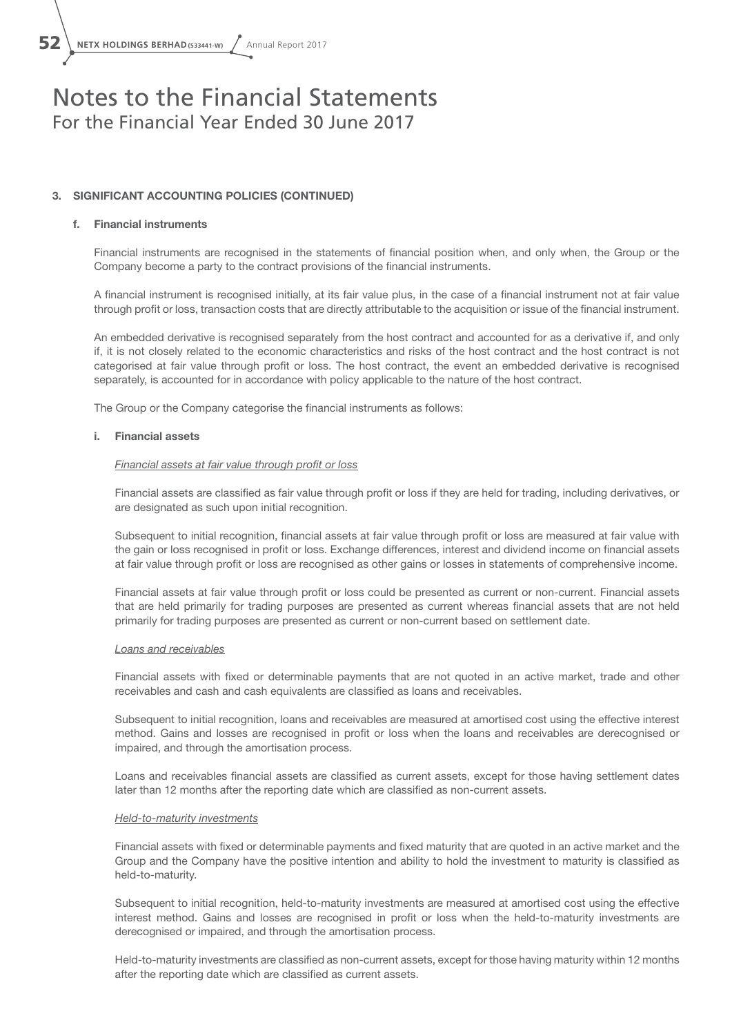# Notes to the Financial Statements
## For the Financial Year Ended 30 June 2017

### 3. SIGNIFICANT ACCOUNTING POLICIES (CONTINUED)

#### f. Financial instruments

Financial instruments are recognised in the statements of financial position when, and only when, the Group or the Company become a party to the contract provisions of the financial instruments.

A financial instrument is recognised initially, at its fair value plus, in the case of a financial instrument not at fair value through profit or loss, transaction costs that are directly attributable to the acquisition or issue of the financial instrument.

An embedded derivative is recognised separately from the host contract and accounted for as a derivative if, and only if, it is not closely related to the economic characteristics and risks of the host contract and the host contract is not categorised at fair value through profit or loss. The host contract, the event an embedded derivative is recognised separately, is accounted for in accordance with policy applicable to the nature of the host contract.

The Group or the Company categorise the financial instruments as follows:

**i. Financial assets**

*Financial assets at fair value through profit or loss*

Financial assets are classified as fair value through profit or loss if they are held for trading, including derivatives, or are designated as such upon initial recognition.

Subsequent to initial recognition, financial assets at fair value through profit or loss are measured at fair value with the gain or loss recognised in profit or loss. Exchange differences, interest and dividend income on financial assets at fair value through profit or loss are recognised as other gains or losses in statements of comprehensive income.

Financial assets at fair value through profit or loss could be presented as current or non-current. Financial assets that are held primarily for trading purposes are presented as current whereas financial assets that are not held primarily for trading purposes are presented as current or non-current based on settlement date.

*Loans and receivables*

Financial assets with fixed or determinable payments that are not quoted in an active market, trade and other receivables and cash and cash equivalents are classified as loans and receivables.

Subsequent to initial recognition, loans and receivables are measured at amortised cost using the effective interest method. Gains and losses are recognised in profit or loss when the loans and receivables are derecognised or impaired, and through the amortisation process.

Loans and receivables financial assets are classified as current assets, except for those having settlement dates later than 12 months after the reporting date which are classified as non-current assets.

*Held-to-maturity investments*

Financial assets with fixed or determinable payments and fixed maturity that are quoted in an active market and the Group and the Company have the positive intention and ability to hold the investment to maturity is classified as held-to-maturity.

Subsequent to initial recognition, held-to-maturity investments are measured at amortised cost using the effective interest method. Gains and losses are recognised in profit or loss when the held-to-maturity investments are derecognised or impaired, and through the amortisation process.

Held-to-maturity investments are classified as non-current assets, except for those having maturity within 12 months after the reporting date which are classified as current assets.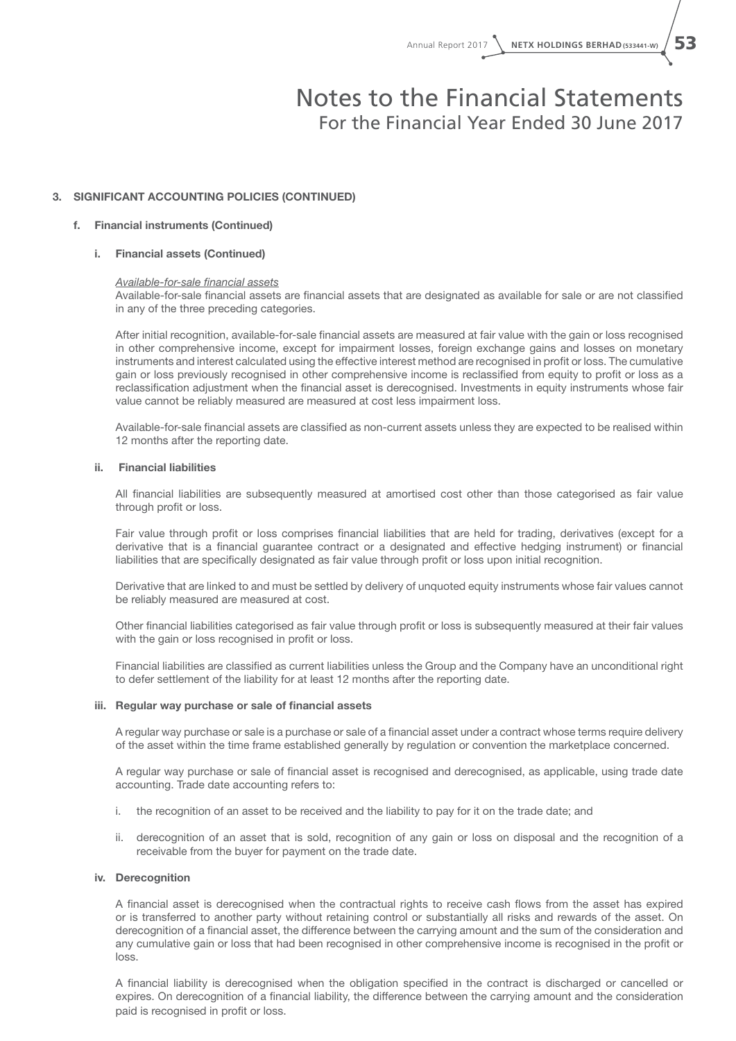# Notes to the Financial Statements
## For the Financial Year Ended 30 June 2017

### 3. SIGNIFICANT ACCOUNTING POLICIES (CONTINUED)

#### f. Financial instruments (Continued)

##### i. Financial assets (Continued)

*Available-for-sale financial assets*

Available-for-sale financial assets are financial assets that are designated as available for sale or are not classified in any of the three preceding categories.

After initial recognition, available-for-sale financial assets are measured at fair value with the gain or loss recognised in other comprehensive income, except for impairment losses, foreign exchange gains and losses on monetary instruments and interest calculated using the effective interest method are recognised in profit or loss. The cumulative gain or loss previously recognised in other comprehensive income is reclassified from equity to profit or loss as a reclassification adjustment when the financial asset is derecognised. Investments in equity instruments whose fair value cannot be reliably measured are measured at cost less impairment loss.

Available-for-sale financial assets are classified as non-current assets unless they are expected to be realised within 12 months after the reporting date.

##### ii. Financial liabilities

All financial liabilities are subsequently measured at amortised cost other than those categorised as fair value through profit or loss.

Fair value through profit or loss comprises financial liabilities that are held for trading, derivatives (except for a derivative that is a financial guarantee contract or a designated and effective hedging instrument) or financial liabilities that are specifically designated as fair value through profit or loss upon initial recognition.

Derivative that are linked to and must be settled by delivery of unquoted equity instruments whose fair values cannot be reliably measured are measured at cost.

Other financial liabilities categorised as fair value through profit or loss is subsequently measured at their fair values with the gain or loss recognised in profit or loss.

Financial liabilities are classified as current liabilities unless the Group and the Company have an unconditional right to defer settlement of the liability for at least 12 months after the reporting date.

##### iii. Regular way purchase or sale of financial assets

A regular way purchase or sale is a purchase or sale of a financial asset under a contract whose terms require delivery of the asset within the time frame established generally by regulation or convention the marketplace concerned.

A regular way purchase or sale of financial asset is recognised and derecognised, as applicable, using trade date accounting. Trade date accounting refers to:

i. the recognition of an asset to be received and the liability to pay for it on the trade date; and

ii. derecognition of an asset that is sold, recognition of any gain or loss on disposal and the recognition of a receivable from the buyer for payment on the trade date.

##### iv. Derecognition

A financial asset is derecognised when the contractual rights to receive cash flows from the asset has expired or is transferred to another party without retaining control or substantially all risks and rewards of the asset. On derecognition of a financial asset, the difference between the carrying amount and the sum of the consideration and any cumulative gain or loss that had been recognised in other comprehensive income is recognised in the profit or loss.

A financial liability is derecognised when the obligation specified in the contract is discharged or cancelled or expires. On derecognition of a financial liability, the difference between the carrying amount and the consideration paid is recognised in profit or loss.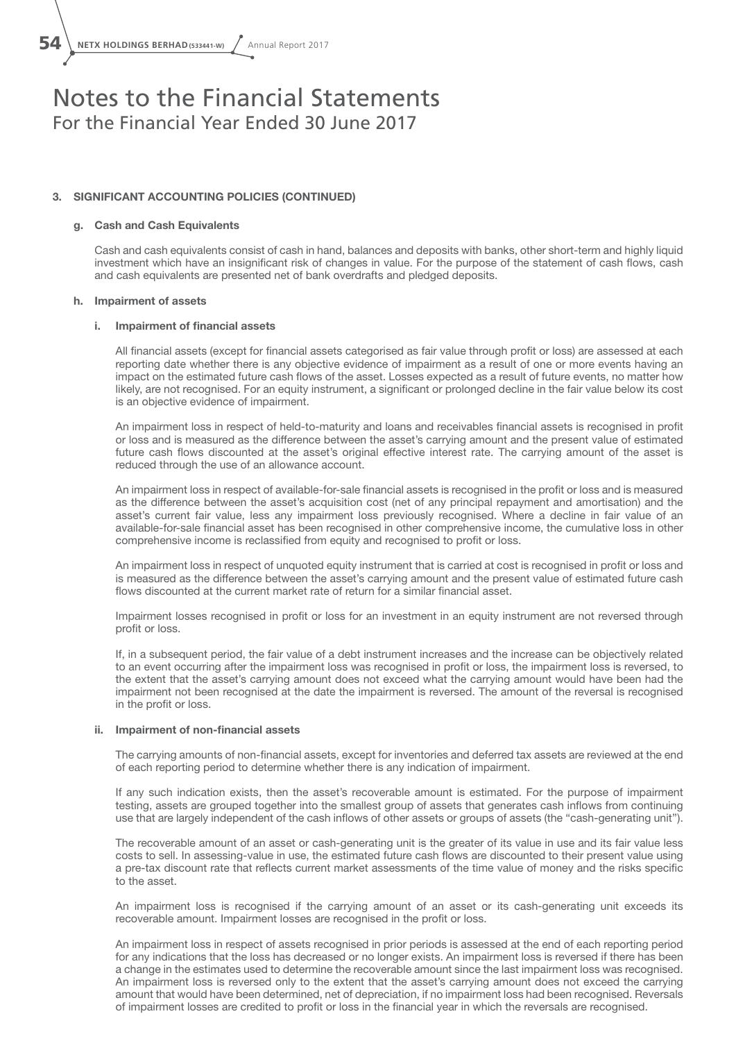# Notes to the Financial Statements
For the Financial Year Ended 30 June 2017

## 3. SIGNIFICANT ACCOUNTING POLICIES (CONTINUED)

### g. Cash and Cash Equivalents

Cash and cash equivalents consist of cash in hand, balances and deposits with banks, other short-term and highly liquid investment which have an insignificant risk of changes in value. For the purpose of the statement of cash flows, cash and cash equivalents are presented net of bank overdrafts and pledged deposits.

### h. Impairment of assets

#### i. Impairment of financial assets

All financial assets (except for financial assets categorised as fair value through profit or loss) are assessed at each reporting date whether there is any objective evidence of impairment as a result of one or more events having an impact on the estimated future cash flows of the asset. Losses expected as a result of future events, no matter how likely, are not recognised. For an equity instrument, a significant or prolonged decline in the fair value below its cost is an objective evidence of impairment.

An impairment loss in respect of held-to-maturity and loans and receivables financial assets is recognised in profit or loss and is measured as the difference between the asset's carrying amount and the present value of estimated future cash flows discounted at the asset's original effective interest rate. The carrying amount of the asset is reduced through the use of an allowance account.

An impairment loss in respect of available-for-sale financial assets is recognised in the profit or loss and is measured as the difference between the asset's acquisition cost (net of any principal repayment and amortisation) and the asset's current fair value, less any impairment loss previously recognised. Where a decline in fair value of an available-for-sale financial asset has been recognised in other comprehensive income, the cumulative loss in other comprehensive income is reclassified from equity and recognised to profit or loss.

An impairment loss in respect of unquoted equity instrument that is carried at cost is recognised in profit or loss and is measured as the difference between the asset's carrying amount and the present value of estimated future cash flows discounted at the current market rate of return for a similar financial asset.

Impairment losses recognised in profit or loss for an investment in an equity instrument are not reversed through profit or loss.

If, in a subsequent period, the fair value of a debt instrument increases and the increase can be objectively related to an event occurring after the impairment loss was recognised in profit or loss, the impairment loss is reversed, to the extent that the asset's carrying amount does not exceed what the carrying amount would have been had the impairment not been recognised at the date the impairment is reversed. The amount of the reversal is recognised in the profit or loss.

#### ii. Impairment of non-financial assets

The carrying amounts of non-financial assets, except for inventories and deferred tax assets are reviewed at the end of each reporting period to determine whether there is any indication of impairment.

If any such indication exists, then the asset's recoverable amount is estimated. For the purpose of impairment testing, assets are grouped together into the smallest group of assets that generates cash inflows from continuing use that are largely independent of the cash inflows of other assets or groups of assets (the "cash-generating unit").

The recoverable amount of an asset or cash-generating unit is the greater of its value in use and its fair value less costs to sell. In assessing-value in use, the estimated future cash flows are discounted to their present value using a pre-tax discount rate that reflects current market assessments of the time value of money and the risks specific to the asset.

An impairment loss is recognised if the carrying amount of an asset or its cash-generating unit exceeds its recoverable amount. Impairment losses are recognised in the profit or loss.

An impairment loss in respect of assets recognised in prior periods is assessed at the end of each reporting period for any indications that the loss has decreased or no longer exists. An impairment loss is reversed if there has been a change in the estimates used to determine the recoverable amount since the last impairment loss was recognised. An impairment loss is reversed only to the extent that the asset's carrying amount does not exceed the carrying amount that would have been determined, net of depreciation, if no impairment loss had been recognised. Reversals of impairment losses are credited to profit or loss in the financial year in which the reversals are recognised.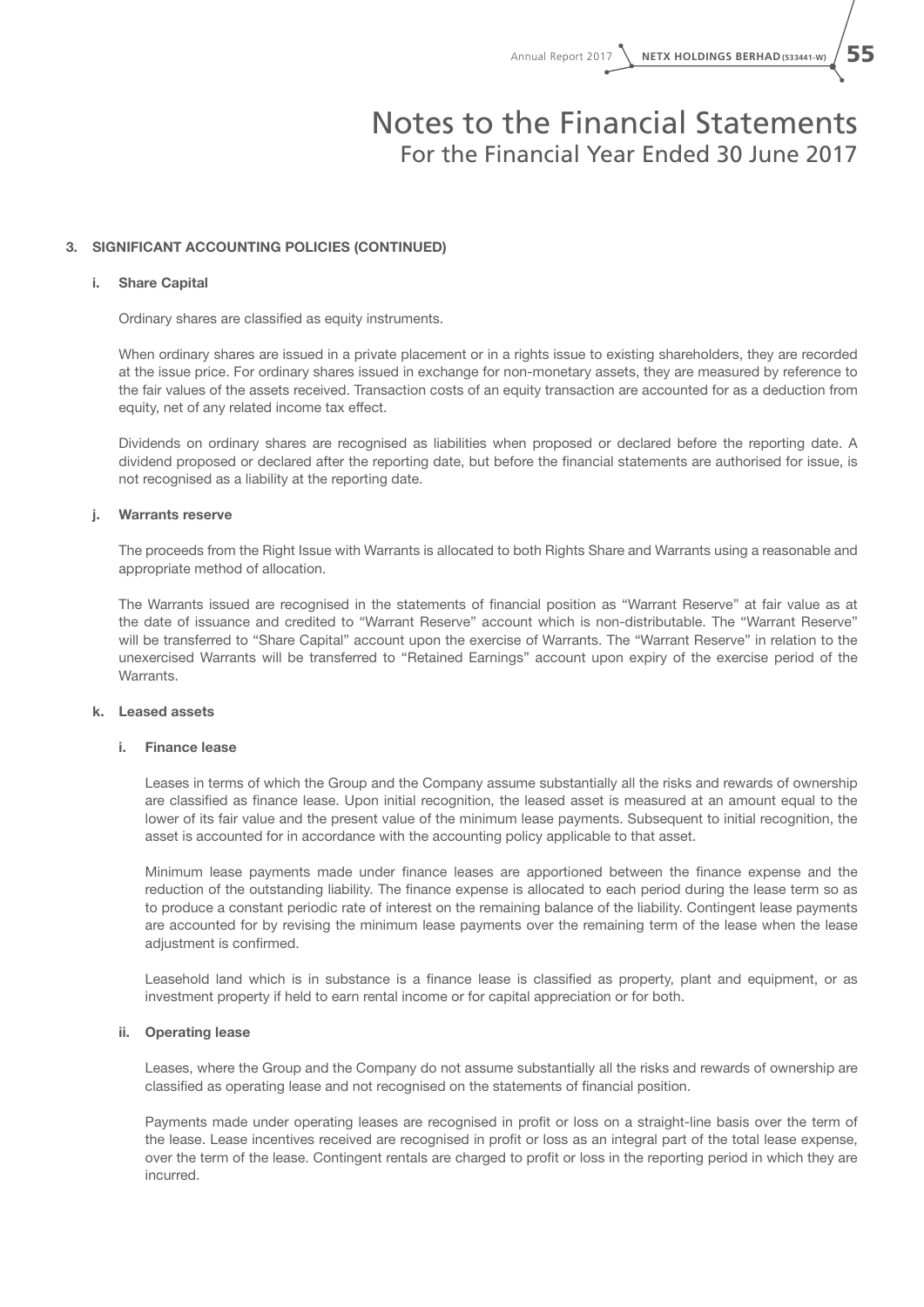# Notes to the Financial Statements
## For the Financial Year Ended 30 June 2017

### 3. SIGNIFICANT ACCOUNTING POLICIES (CONTINUED)

#### i. Share Capital

Ordinary shares are classified as equity instruments.

When ordinary shares are issued in a private placement or in a rights issue to existing shareholders, they are recorded at the issue price. For ordinary shares issued in exchange for non-monetary assets, they are measured by reference to the fair values of the assets received. Transaction costs of an equity transaction are accounted for as a deduction from equity, net of any related income tax effect.

Dividends on ordinary shares are recognised as liabilities when proposed or declared before the reporting date. A dividend proposed or declared after the reporting date, but before the financial statements are authorised for issue, is not recognised as a liability at the reporting date.

#### j. Warrants reserve

The proceeds from the Right Issue with Warrants is allocated to both Rights Share and Warrants using a reasonable and appropriate method of allocation.

The Warrants issued are recognised in the statements of financial position as "Warrant Reserve" at fair value as at the date of issuance and credited to "Warrant Reserve" account which is non-distributable. The "Warrant Reserve" will be transferred to "Share Capital" account upon the exercise of Warrants. The "Warrant Reserve" in relation to the unexercised Warrants will be transferred to "Retained Earnings" account upon expiry of the exercise period of the Warrants.

#### k. Leased assets

##### i. Finance lease

Leases in terms of which the Group and the Company assume substantially all the risks and rewards of ownership are classified as finance lease. Upon initial recognition, the leased asset is measured at an amount equal to the lower of its fair value and the present value of the minimum lease payments. Subsequent to initial recognition, the asset is accounted for in accordance with the accounting policy applicable to that asset.

Minimum lease payments made under finance leases are apportioned between the finance expense and the reduction of the outstanding liability. The finance expense is allocated to each period during the lease term so as to produce a constant periodic rate of interest on the remaining balance of the liability. Contingent lease payments are accounted for by revising the minimum lease payments over the remaining term of the lease when the lease adjustment is confirmed.

Leasehold land which is in substance is a finance lease is classified as property, plant and equipment, or as investment property if held to earn rental income or for capital appreciation or for both.

##### ii. Operating lease

Leases, where the Group and the Company do not assume substantially all the risks and rewards of ownership are classified as operating lease and not recognised on the statements of financial position.

Payments made under operating leases are recognised in profit or loss on a straight-line basis over the term of the lease. Lease incentives received are recognised in profit or loss as an integral part of the total lease expense, over the term of the lease. Contingent rentals are charged to profit or loss in the reporting period in which they are incurred.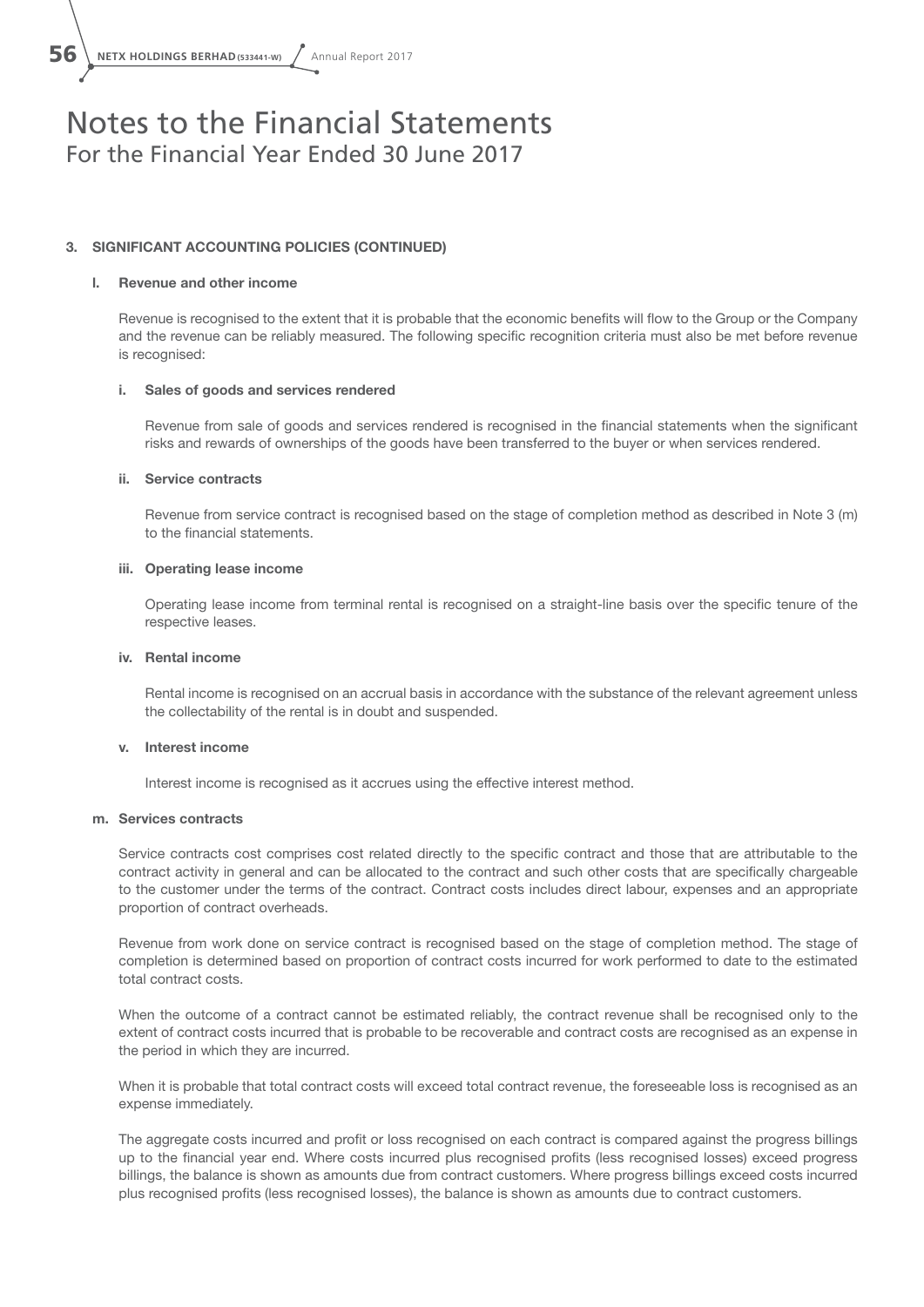# Notes to the Financial Statements
## For the Financial Year Ended 30 June 2017

### 3. SIGNIFICANT ACCOUNTING POLICIES (CONTINUED)

#### l. Revenue and other income

Revenue is recognised to the extent that it is probable that the economic benefits will flow to the Group or the Company and the revenue can be reliably measured. The following specific recognition criteria must also be met before revenue is recognised:

**i. Sales of goods and services rendered**

Revenue from sale of goods and services rendered is recognised in the financial statements when the significant risks and rewards of ownerships of the goods have been transferred to the buyer or when services rendered.

**ii. Service contracts**

Revenue from service contract is recognised based on the stage of completion method as described in Note 3 (m) to the financial statements.

**iii. Operating lease income**

Operating lease income from terminal rental is recognised on a straight-line basis over the specific tenure of the respective leases.

**iv. Rental income**

Rental income is recognised on an accrual basis in accordance with the substance of the relevant agreement unless the collectability of the rental is in doubt and suspended.

**v. Interest income**

Interest income is recognised as it accrues using the effective interest method.

#### m. Services contracts

Service contracts cost comprises cost related directly to the specific contract and those that are attributable to the contract activity in general and can be allocated to the contract and such other costs that are specifically chargeable to the customer under the terms of the contract. Contract costs includes direct labour, expenses and an appropriate proportion of contract overheads.

Revenue from work done on service contract is recognised based on the stage of completion method. The stage of completion is determined based on proportion of contract costs incurred for work performed to date to the estimated total contract costs.

When the outcome of a contract cannot be estimated reliably, the contract revenue shall be recognised only to the extent of contract costs incurred that is probable to be recoverable and contract costs are recognised as an expense in the period in which they are incurred.

When it is probable that total contract costs will exceed total contract revenue, the foreseeable loss is recognised as an expense immediately.

The aggregate costs incurred and profit or loss recognised on each contract is compared against the progress billings up to the financial year end. Where costs incurred plus recognised profits (less recognised losses) exceed progress billings, the balance is shown as amounts due from contract customers. Where progress billings exceed costs incurred plus recognised profits (less recognised losses), the balance is shown as amounts due to contract customers.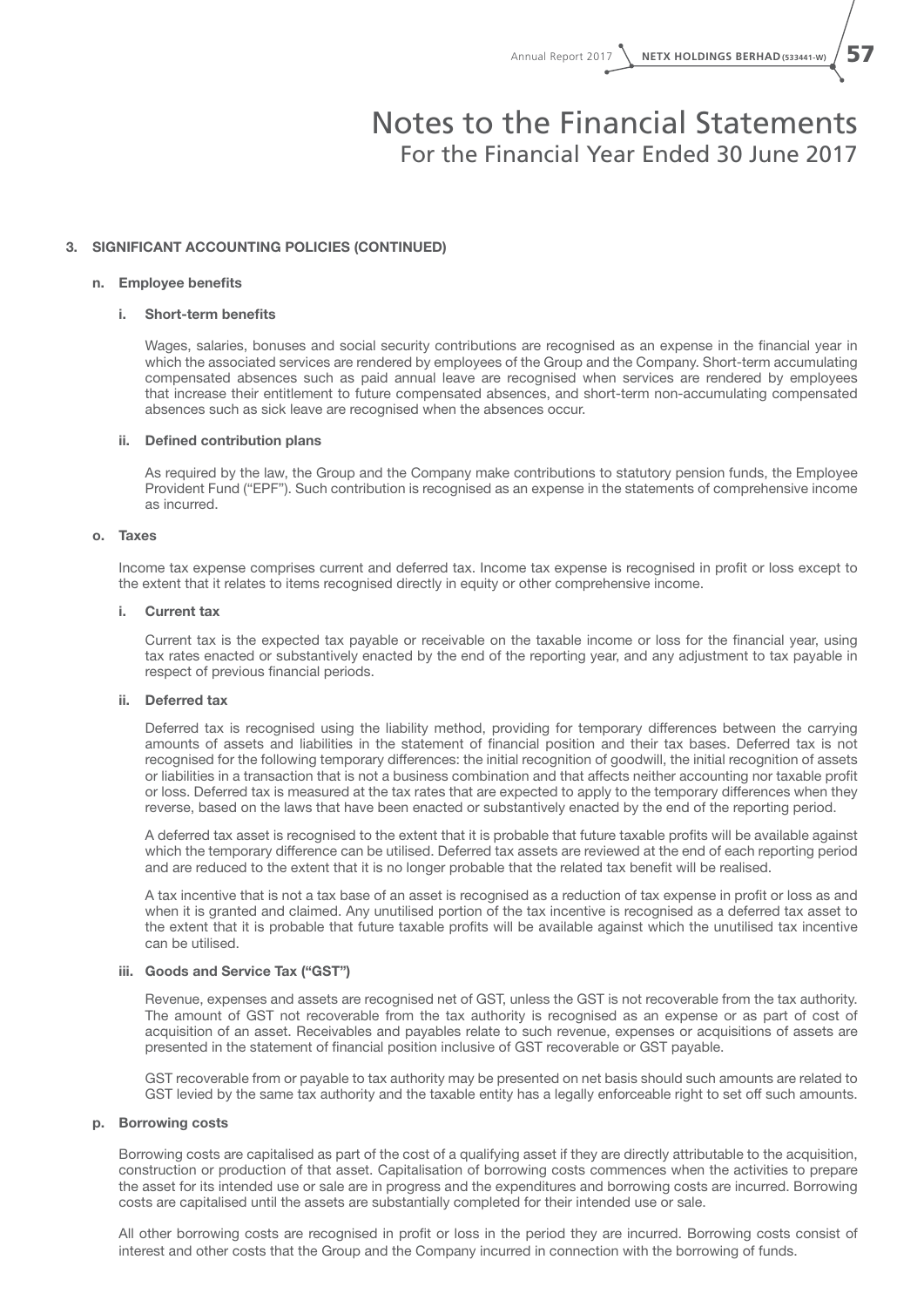# Notes to the Financial Statements
## For the Financial Year Ended 30 June 2017

### 3. SIGNIFICANT ACCOUNTING POLICIES (CONTINUED)

#### n. Employee benefits

##### i. Short-term benefits

Wages, salaries, bonuses and social security contributions are recognised as an expense in the financial year in which the associated services are rendered by employees of the Group and the Company. Short-term accumulating compensated absences such as paid annual leave are recognised when services are rendered by employees that increase their entitlement to future compensated absences, and short-term non-accumulating compensated absences such as sick leave are recognised when the absences occur.

##### ii. Defined contribution plans

As required by the law, the Group and the Company make contributions to statutory pension funds, the Employee Provident Fund ("EPF"). Such contribution is recognised as an expense in the statements of comprehensive income as incurred.

#### o. Taxes

Income tax expense comprises current and deferred tax. Income tax expense is recognised in profit or loss except to the extent that it relates to items recognised directly in equity or other comprehensive income.

##### i. Current tax

Current tax is the expected tax payable or receivable on the taxable income or loss for the financial year, using tax rates enacted or substantively enacted by the end of the reporting year, and any adjustment to tax payable in respect of previous financial periods.

##### ii. Deferred tax

Deferred tax is recognised using the liability method, providing for temporary differences between the carrying amounts of assets and liabilities in the statement of financial position and their tax bases. Deferred tax is not recognised for the following temporary differences: the initial recognition of goodwill, the initial recognition of assets or liabilities in a transaction that is not a business combination and that affects neither accounting nor taxable profit or loss. Deferred tax is measured at the tax rates that are expected to apply to the temporary differences when they reverse, based on the laws that have been enacted or substantively enacted by the end of the reporting period.

A deferred tax asset is recognised to the extent that it is probable that future taxable profits will be available against which the temporary difference can be utilised. Deferred tax assets are reviewed at the end of each reporting period and are reduced to the extent that it is no longer probable that the related tax benefit will be realised.

A tax incentive that is not a tax base of an asset is recognised as a reduction of tax expense in profit or loss as and when it is granted and claimed. Any unutilised portion of the tax incentive is recognised as a deferred tax asset to the extent that it is probable that future taxable profits will be available against which the unutilised tax incentive can be utilised.

##### iii. Goods and Service Tax ("GST")

Revenue, expenses and assets are recognised net of GST, unless the GST is not recoverable from the tax authority. The amount of GST not recoverable from the tax authority is recognised as an expense or as part of cost of acquisition of an asset. Receivables and payables relate to such revenue, expenses or acquisitions of assets are presented in the statement of financial position inclusive of GST recoverable or GST payable.

GST recoverable from or payable to tax authority may be presented on net basis should such amounts are related to GST levied by the same tax authority and the taxable entity has a legally enforceable right to set off such amounts.

#### p. Borrowing costs

Borrowing costs are capitalised as part of the cost of a qualifying asset if they are directly attributable to the acquisition, construction or production of that asset. Capitalisation of borrowing costs commences when the activities to prepare the asset for its intended use or sale are in progress and the expenditures and borrowing costs are incurred. Borrowing costs are capitalised until the assets are substantially completed for their intended use or sale.

All other borrowing costs are recognised in profit or loss in the period they are incurred. Borrowing costs consist of interest and other costs that the Group and the Company incurred in connection with the borrowing of funds.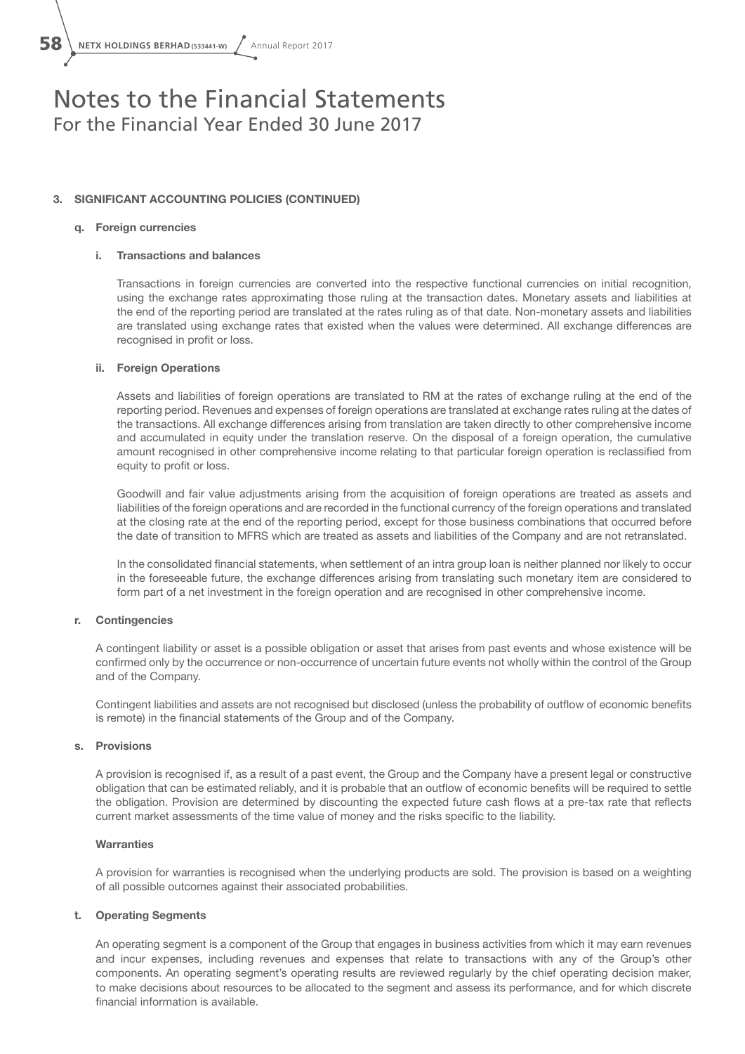# Notes to the Financial Statements
## For the Financial Year Ended 30 June 2017

### 3. SIGNIFICANT ACCOUNTING POLICIES (CONTINUED)

#### q. Foreign currencies

**i. Transactions and balances**

Transactions in foreign currencies are converted into the respective functional currencies on initial recognition, using the exchange rates approximating those ruling at the transaction dates. Monetary assets and liabilities at the end of the reporting period are translated at the rates ruling as of that date. Non-monetary assets and liabilities are translated using exchange rates that existed when the values were determined. All exchange differences are recognised in profit or loss.

**ii. Foreign Operations**

Assets and liabilities of foreign operations are translated to RM at the rates of exchange ruling at the end of the reporting period. Revenues and expenses of foreign operations are translated at exchange rates ruling at the dates of the transactions. All exchange differences arising from translation are taken directly to other comprehensive income and accumulated in equity under the translation reserve. On the disposal of a foreign operation, the cumulative amount recognised in other comprehensive income relating to that particular foreign operation is reclassified from equity to profit or loss.

Goodwill and fair value adjustments arising from the acquisition of foreign operations are treated as assets and liabilities of the foreign operations and are recorded in the functional currency of the foreign operations and translated at the closing rate at the end of the reporting period, except for those business combinations that occurred before the date of transition to MFRS which are treated as assets and liabilities of the Company and are not retranslated.

In the consolidated financial statements, when settlement of an intra group loan is neither planned nor likely to occur in the foreseeable future, the exchange differences arising from translating such monetary item are considered to form part of a net investment in the foreign operation and are recognised in other comprehensive income.

#### r. Contingencies

A contingent liability or asset is a possible obligation or asset that arises from past events and whose existence will be confirmed only by the occurrence or non-occurrence of uncertain future events not wholly within the control of the Group and of the Company.

Contingent liabilities and assets are not recognised but disclosed (unless the probability of outflow of economic benefits is remote) in the financial statements of the Group and of the Company.

#### s. Provisions

A provision is recognised if, as a result of a past event, the Group and the Company have a present legal or constructive obligation that can be estimated reliably, and it is probable that an outflow of economic benefits will be required to settle the obligation. Provision are determined by discounting the expected future cash flows at a pre-tax rate that reflects current market assessments of the time value of money and the risks specific to the liability.

**Warranties**

A provision for warranties is recognised when the underlying products are sold. The provision is based on a weighting of all possible outcomes against their associated probabilities.

#### t. Operating Segments

An operating segment is a component of the Group that engages in business activities from which it may earn revenues and incur expenses, including revenues and expenses that relate to transactions with any of the Group's other components. An operating segment's operating results are reviewed regularly by the chief operating decision maker, to make decisions about resources to be allocated to the segment and assess its performance, and for which discrete financial information is available.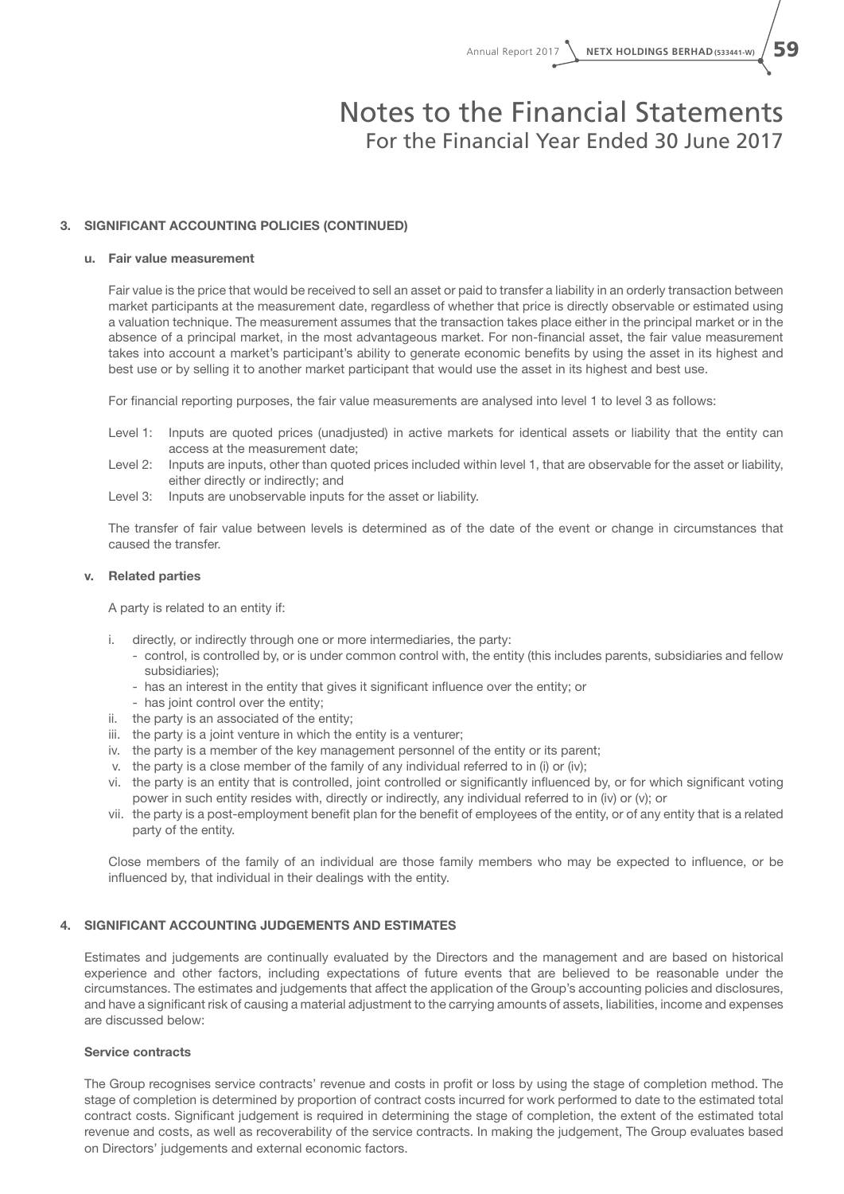# Notes to the Financial Statements
## For the Financial Year Ended 30 June 2017

### 3. SIGNIFICANT ACCOUNTING POLICIES (CONTINUED)

#### u. Fair value measurement

Fair value is the price that would be received to sell an asset or paid to transfer a liability in an orderly transaction between market participants at the measurement date, regardless of whether that price is directly observable or estimated using a valuation technique. The measurement assumes that the transaction takes place either in the principal market or in the absence of a principal market, in the most advantageous market. For non-financial asset, the fair value measurement takes into account a market's participant's ability to generate economic benefits by using the asset in its highest and best use or by selling it to another market participant that would use the asset in its highest and best use.

For financial reporting purposes, the fair value measurements are analysed into level 1 to level 3 as follows:

- Level 1: Inputs are quoted prices (unadjusted) in active markets for identical assets or liability that the entity can access at the measurement date;
- Level 2: Inputs are inputs, other than quoted prices included within level 1, that are observable for the asset or liability, either directly or indirectly; and
- Level 3: Inputs are unobservable inputs for the asset or liability.

The transfer of fair value between levels is determined as of the date of the event or change in circumstances that caused the transfer.

#### v. Related parties

A party is related to an entity if:

i. directly, or indirectly through one or more intermediaries, the party:
   - control, is controlled by, or is under common control with, the entity (this includes parents, subsidiaries and fellow subsidiaries);
   - has an interest in the entity that gives it significant influence over the entity; or
   - has joint control over the entity;

ii. the party is an associated of the entity;

iii. the party is a joint venture in which the entity is a venturer;

iv. the party is a member of the key management personnel of the entity or its parent;

v. the party is a close member of the family of any individual referred to in (i) or (iv);

vi. the party is an entity that is controlled, joint controlled or significantly influenced by, or for which significant voting power in such entity resides with, directly or indirectly, any individual referred to in (iv) or (v); or

vii. the party is a post-employment benefit plan for the benefit of employees of the entity, or of any entity that is a related party of the entity.

Close members of the family of an individual are those family members who may be expected to influence, or be influenced by, that individual in their dealings with the entity.

### 4. SIGNIFICANT ACCOUNTING JUDGEMENTS AND ESTIMATES

Estimates and judgements are continually evaluated by the Directors and the management and are based on historical experience and other factors, including expectations of future events that are believed to be reasonable under the circumstances. The estimates and judgements that affect the application of the Group's accounting policies and disclosures, and have a significant risk of causing a material adjustment to the carrying amounts of assets, liabilities, income and expenses are discussed below:

**Service contracts**

The Group recognises service contracts' revenue and costs in profit or loss by using the stage of completion method. The stage of completion is determined by proportion of contract costs incurred for work performed to date to the estimated total contract costs. Significant judgement is required in determining the stage of completion, the extent of the estimated total revenue and costs, as well as recoverability of the service contracts. In making the judgement, The Group evaluates based on Directors' judgements and external economic factors.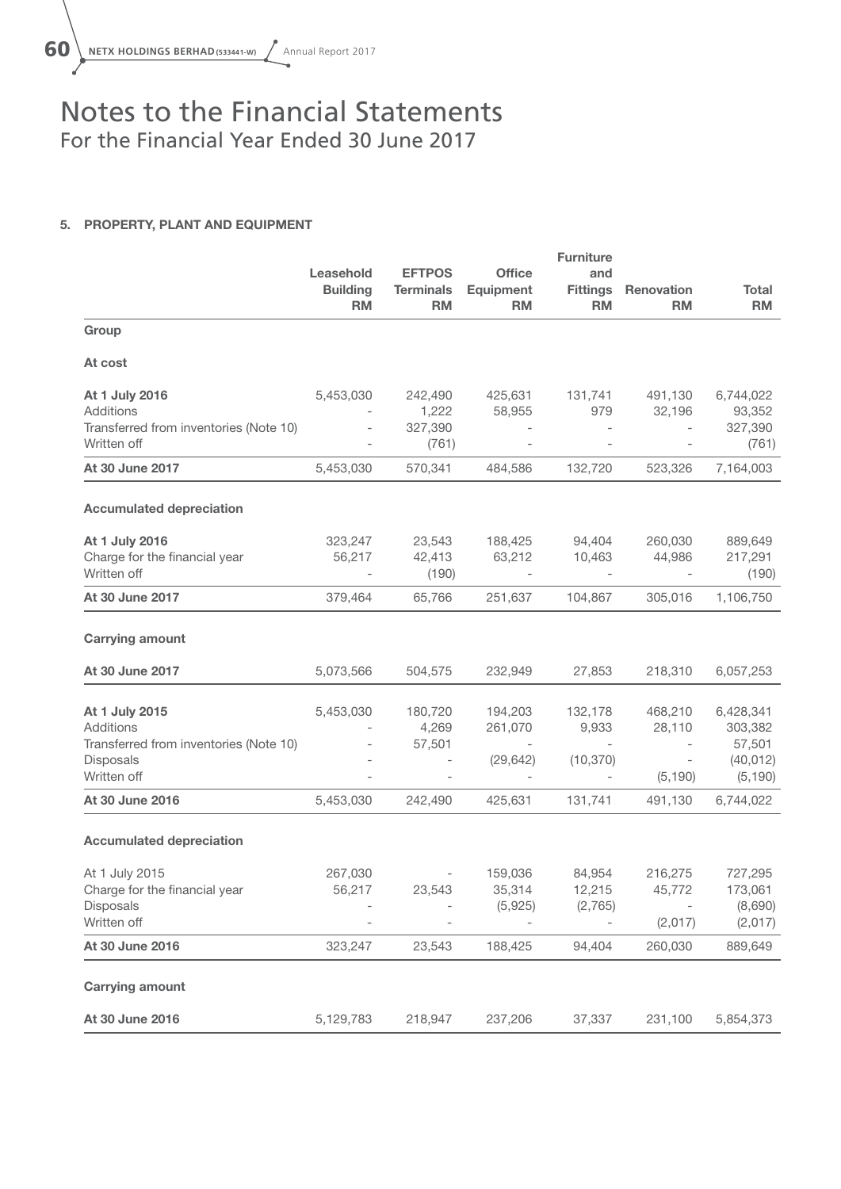# Notes to the Financial Statements
For the Financial Year Ended 30 June 2017

## 5. PROPERTY, PLANT AND EQUIPMENT

| | Leasehold Building RM | EFTPOS Terminals RM | Office Equipment RM | Furniture and Fittings RM | Renovation RM | Total RM |
|---|---|---|---|---|---|---|
| **Group** | | | | | | |
| **At cost** | | | | | | |
| **At 1 July 2016** | 5,453,030 | 242,490 | 425,631 | 131,741 | 491,130 | 6,744,022 |
| Additions | - | 1,222 | 58,955 | 979 | 32,196 | 93,352 |
| Transferred from inventories (Note 10) | - | 327,390 | - | - | - | 327,390 |
| Written off | - | (761) | - | - | - | (761) |
| **At 30 June 2017** | 5,453,030 | 570,341 | 484,586 | 132,720 | 523,326 | 7,164,003 |
| **Accumulated depreciation** | | | | | | |
| **At 1 July 2016** | 323,247 | 23,543 | 188,425 | 94,404 | 260,030 | 889,649 |
| Charge for the financial year | 56,217 | 42,413 | 63,212 | 10,463 | 44,986 | 217,291 |
| Written off | - | (190) | - | - | - | (190) |
| **At 30 June 2017** | 379,464 | 65,766 | 251,637 | 104,867 | 305,016 | 1,106,750 |
| **Carrying amount** | | | | | | |
| **At 30 June 2017** | 5,073,566 | 504,575 | 232,949 | 27,853 | 218,310 | 6,057,253 |
| **At 1 July 2015** | 5,453,030 | 180,720 | 194,203 | 132,178 | 468,210 | 6,428,341 |
| Additions | - | 4,269 | 261,070 | 9,933 | 28,110 | 303,382 |
| Transferred from inventories (Note 10) | - | 57,501 | - | - | - | 57,501 |
| Disposals | - | - | (29,642) | (10,370) | - | (40,012) |
| Written off | - | - | - | - | (5,190) | (5,190) |
| **At 30 June 2016** | 5,453,030 | 242,490 | 425,631 | 131,741 | 491,130 | 6,744,022 |
| **Accumulated depreciation** | | | | | | |
| At 1 July 2015 | 267,030 | - | 159,036 | 84,954 | 216,275 | 727,295 |
| Charge for the financial year | 56,217 | 23,543 | 35,314 | 12,215 | 45,772 | 173,061 |
| Disposals | - | - | (5,925) | (2,765) | - | (8,690) |
| Written off | - | - | - | - | (2,017) | (2,017) |
| **At 30 June 2016** | 323,247 | 23,543 | 188,425 | 94,404 | 260,030 | 889,649 |
| **Carrying amount** | | | | | | |
| **At 30 June 2016** | 5,129,783 | 218,947 | 237,206 | 37,337 | 231,100 | 5,854,373 |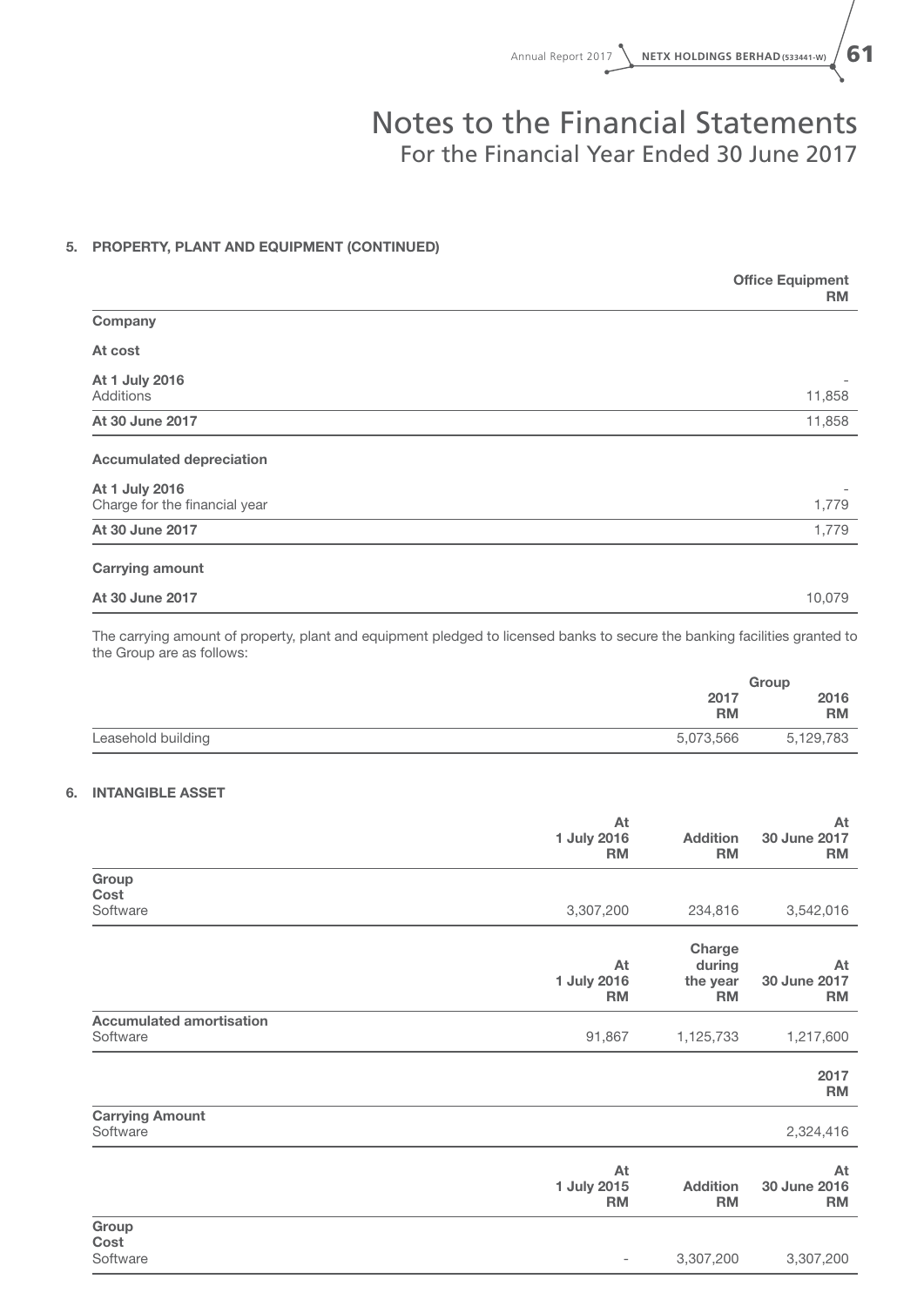## 5. PROPERTY, PLANT AND EQUIPMENT (CONTINUED)

| | Office Equipment RM |
|---|---|
| **Company** | |
| **At cost** | |
| **At 1 July 2016** | - |
| Additions | 11,858 |
| **At 30 June 2017** | 11,858 |
| **Accumulated depreciation** | |
| **At 1 July 2016** | - |
| Charge for the financial year | 1,779 |
| **At 30 June 2017** | 1,779 |
| **Carrying amount** | |
| **At 30 June 2017** | 10,079 |

The carrying amount of property, plant and equipment pledged to licensed banks to secure the banking facilities granted to the Group are as follows:

| | Group | |
|---|---|---|
| | 2017 RM | 2016 RM |
| Leasehold building | 5,073,566 | 5,129,783 |

## 6. INTANGIBLE ASSET

| | At 1 July 2016 RM | Addition RM | At 30 June 2017 RM |
|---|---|---|---|
| **Group** | | | |
| **Cost** | | | |
| Software | 3,307,200 | 234,816 | 3,542,016 |

| | At 1 July 2016 RM | Charge during the year RM | At 30 June 2017 RM |
|---|---|---|---|
| **Accumulated amortisation** | | | |
| Software | 91,867 | 1,125,733 | 1,217,600 |

| | 2017 RM |
|---|---|
| **Carrying Amount** | |
| Software | 2,324,416 |

| | At 1 July 2015 RM | Addition RM | At 30 June 2016 RM |
|---|---|---|---|
| **Group** | | | |
| **Cost** | | | |
| Software | - | 3,307,200 | 3,307,200 |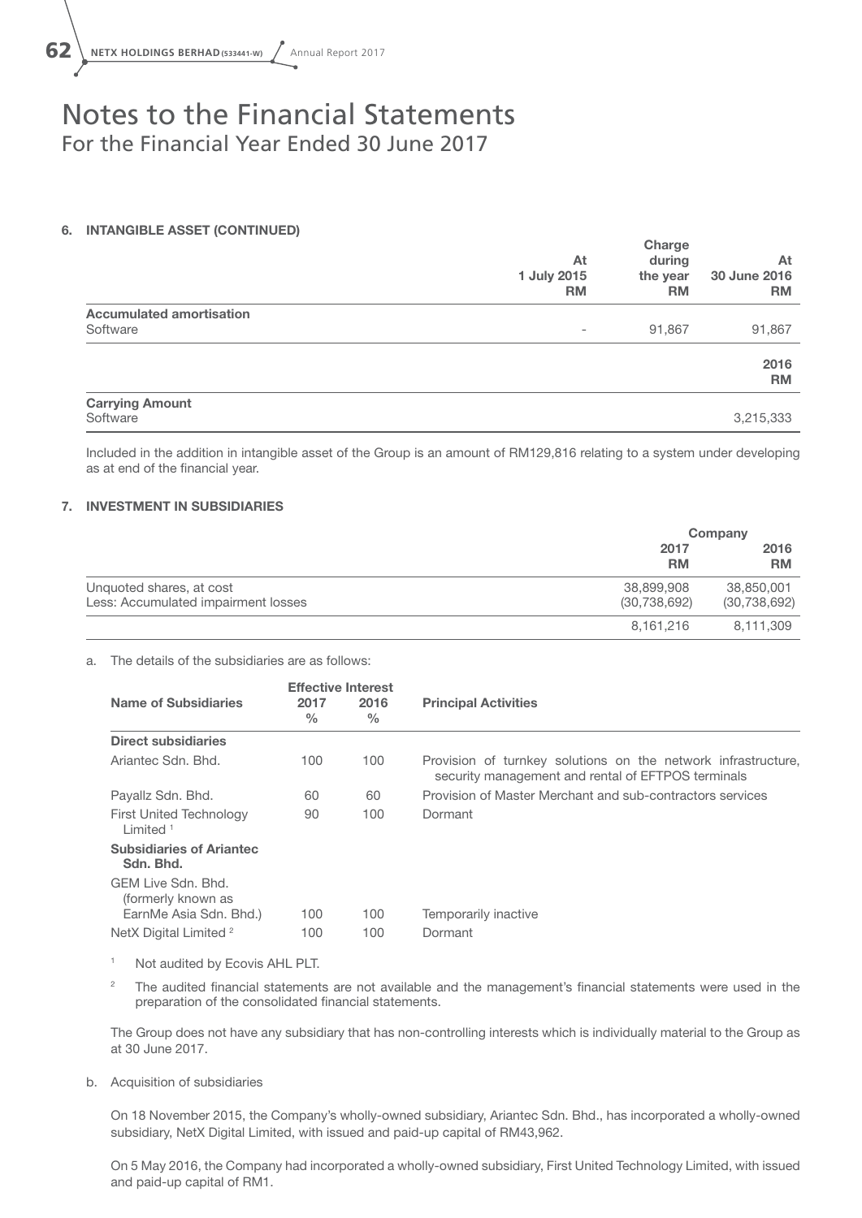# Notes to the Financial Statements
For the Financial Year Ended 30 June 2017

## 6. INTANGIBLE ASSET (CONTINUED)

| | At 1 July 2015 RM | Charge during the year RM | At 30 June 2016 RM |
|---|---|---|---|
| **Accumulated amortisation** | | | |
| Software | - | 91,867 | 91,867 |

| | 2016 RM |
|---|---|
| **Carrying Amount** | |
| Software | 3,215,333 |

Included in the addition in intangible asset of the Group is an amount of RM129,816 relating to a system under developing as at end of the financial year.

## 7. INVESTMENT IN SUBSIDIARIES

| | Company | |
|---|---|---|
| | 2017 RM | 2016 RM |
| Unquoted shares, at cost | 38,899,908 | 38,850,001 |
| Less: Accumulated impairment losses | (30,738,692) | (30,738,692) |
| | 8,161,216 | 8,111,309 |

a. The details of the subsidiaries are as follows:

| Name of Subsidiaries | Effective Interest 2017 % | 2016 % | Principal Activities |
|---|---|---|---|
| **Direct subsidiaries** | | | |
| Ariantec Sdn. Bhd. | 100 | 100 | Provision of turnkey solutions on the network infrastructure, security management and rental of EFTPOS terminals |
| Payallz Sdn. Bhd. | 60 | 60 | Provision of Master Merchant and sub-contractors services |
| First United Technology Limited [1] | 90 | 100 | Dormant |
| **Subsidiaries of Ariantec Sdn. Bhd.** | | | |
| GEM Live Sdn. Bhd. (formerly known as EarnMe Asia Sdn. Bhd.) | 100 | 100 | Temporarily inactive |
| NetX Digital Limited [2] | 100 | 100 | Dormant |

[1] Not audited by Ecovis AHL PLT.

[2] The audited financial statements are not available and the management's financial statements were used in the preparation of the consolidated financial statements.

The Group does not have any subsidiary that has non-controlling interests which is individually material to the Group as at 30 June 2017.

b. Acquisition of subsidiaries

On 18 November 2015, the Company's wholly-owned subsidiary, Ariantec Sdn. Bhd., has incorporated a wholly-owned subsidiary, NetX Digital Limited, with issued and paid-up capital of RM43,962.

On 5 May 2016, the Company had incorporated a wholly-owned subsidiary, First United Technology Limited, with issued and paid-up capital of RM1.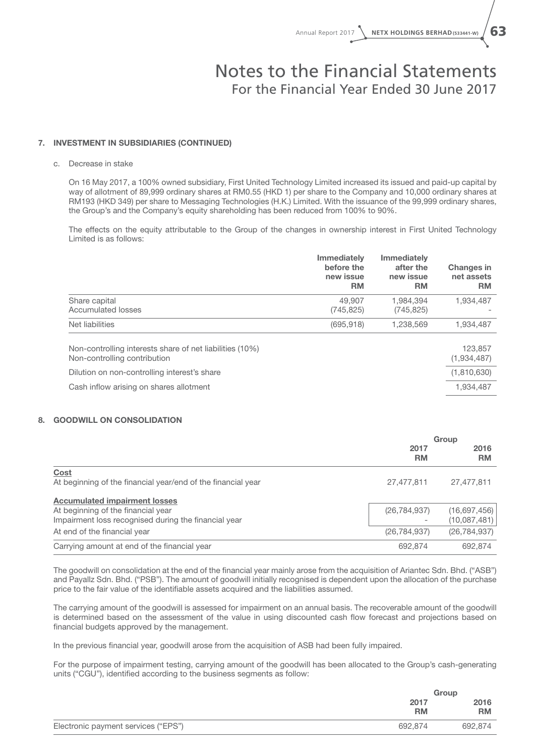## 7. INVESTMENT IN SUBSIDIARIES (CONTINUED)

c. Decrease in stake

On 16 May 2017, a 100% owned subsidiary, First United Technology Limited increased its issued and paid-up capital by way of allotment of 89,999 ordinary shares at RM0.55 (HKD 1) per share to the Company and 10,000 ordinary shares at RM193 (HKD 349) per share to Messaging Technologies (H.K.) Limited. With the issuance of the 99,999 ordinary shares, the Group's and the Company's equity shareholding has been reduced from 100% to 90%.

The effects on the equity attributable to the Group of the changes in ownership interest in First United Technology Limited is as follows:

| | Immediately before the new issue RM | Immediately after the new issue RM | Changes in net assets RM |
|---|---|---|---|
| Share capital | 49,907 | 1,984,394 | 1,934,487 |
| Accumulated losses | (745,825) | (745,825) | - |
| Net liabilities | (695,918) | 1,238,569 | 1,934,487 |
| Non-controlling interests share of net liabilities (10%) | | | 123,857 |
| Non-controlling contribution | | | (1,934,487) |
| Dilution on non-controlling interest's share | | | (1,810,630) |
| Cash inflow arising on shares allotment | | | 1,934,487 |

## 8. GOODWILL ON CONSOLIDATION

| | Group 2017 RM | Group 2016 RM |
|---|---|---|
| **Cost** | | |
| At beginning of the financial year/end of the financial year | 27,477,811 | 27,477,811 |
| **Accumulated impairment losses** | | |
| At beginning of the financial year | (26,784,937) | (16,697,456) |
| Impairment loss recognised during the financial year | - | (10,087,481) |
| At end of the financial year | (26,784,937) | (26,784,937) |
| Carrying amount at end of the financial year | 692,874 | 692,874 |

The goodwill on consolidation at the end of the financial year mainly arose from the acquisition of Ariantec Sdn. Bhd. ("ASB") and Payallz Sdn. Bhd. ("PSB"). The amount of goodwill initially recognised is dependent upon the allocation of the purchase price to the fair value of the identifiable assets acquired and the liabilities assumed.

The carrying amount of the goodwill is assessed for impairment on an annual basis. The recoverable amount of the goodwill is determined based on the assessment of the value in using discounted cash flow forecast and projections based on financial budgets approved by the management.

In the previous financial year, goodwill arose from the acquisition of ASB had been fully impaired.

For the purpose of impairment testing, carrying amount of the goodwill has been allocated to the Group's cash-generating units ("CGU"), identified according to the business segments as follow:

| | Group 2017 RM | Group 2016 RM |
|---|---|---|
| Electronic payment services ("EPS") | 692,874 | 692,874 |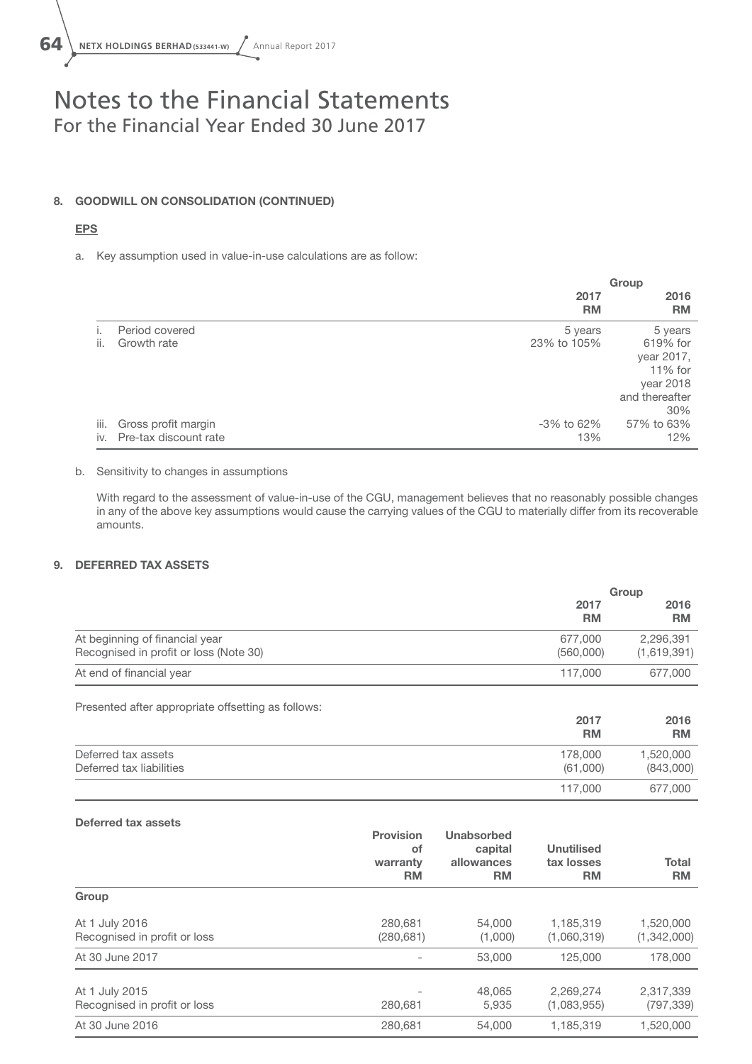# Notes to the Financial Statements
For the Financial Year Ended 30 June 2017

## 8. GOODWILL ON CONSOLIDATION (CONTINUED)

**EPS**

a. Key assumption used in value-in-use calculations are as follow:

| | Group | |
|---|---|---|
| | **2017** **RM** | **2016** **RM** |
| i. Period covered | 5 years | 5 years |
| ii. Growth rate | 23% to 105% | 619% for year 2017, 11% for year 2018 and thereafter 30% |
| iii. Gross profit margin | -3% to 62% | 57% to 63% |
| iv. Pre-tax discount rate | 13% | 12% |

b. Sensitivity to changes in assumptions

With regard to the assessment of value-in-use of the CGU, management believes that no reasonably possible changes in any of the above key assumptions would cause the carrying values of the CGU to materially differ from its recoverable amounts.

## 9. DEFERRED TAX ASSETS

| | Group | |
|---|---|---|
| | **2017** **RM** | **2016** **RM** |
| At beginning of financial year | 677,000 | 2,296,391 |
| Recognised in profit or loss (Note 30) | (560,000) | (1,619,391) |
| At end of financial year | 117,000 | 677,000 |

Presented after appropriate offsetting as follows:

| | **2017** **RM** | **2016** **RM** |
|---|---|---|
| Deferred tax assets | 178,000 | 1,520,000 |
| Deferred tax liabilities | (61,000) | (843,000) |
| | 117,000 | 677,000 |

**Deferred tax assets**

| | **Provision of warranty** **RM** | **Unabsorbed capital allowances** **RM** | **Unutilised tax losses** **RM** | **Total** **RM** |
|---|---|---|---|---|
| **Group** | | | | |
| At 1 July 2016 | 280,681 | 54,000 | 1,185,319 | 1,520,000 |
| Recognised in profit or loss | (280,681) | (1,000) | (1,060,319) | (1,342,000) |
| At 30 June 2017 | - | 53,000 | 125,000 | 178,000 |
| At 1 July 2015 | - | 48,065 | 2,269,274 | 2,317,339 |
| Recognised in profit or loss | 280,681 | 5,935 | (1,083,955) | (797,339) |
| At 30 June 2016 | 280,681 | 54,000 | 1,185,319 | 1,520,000 |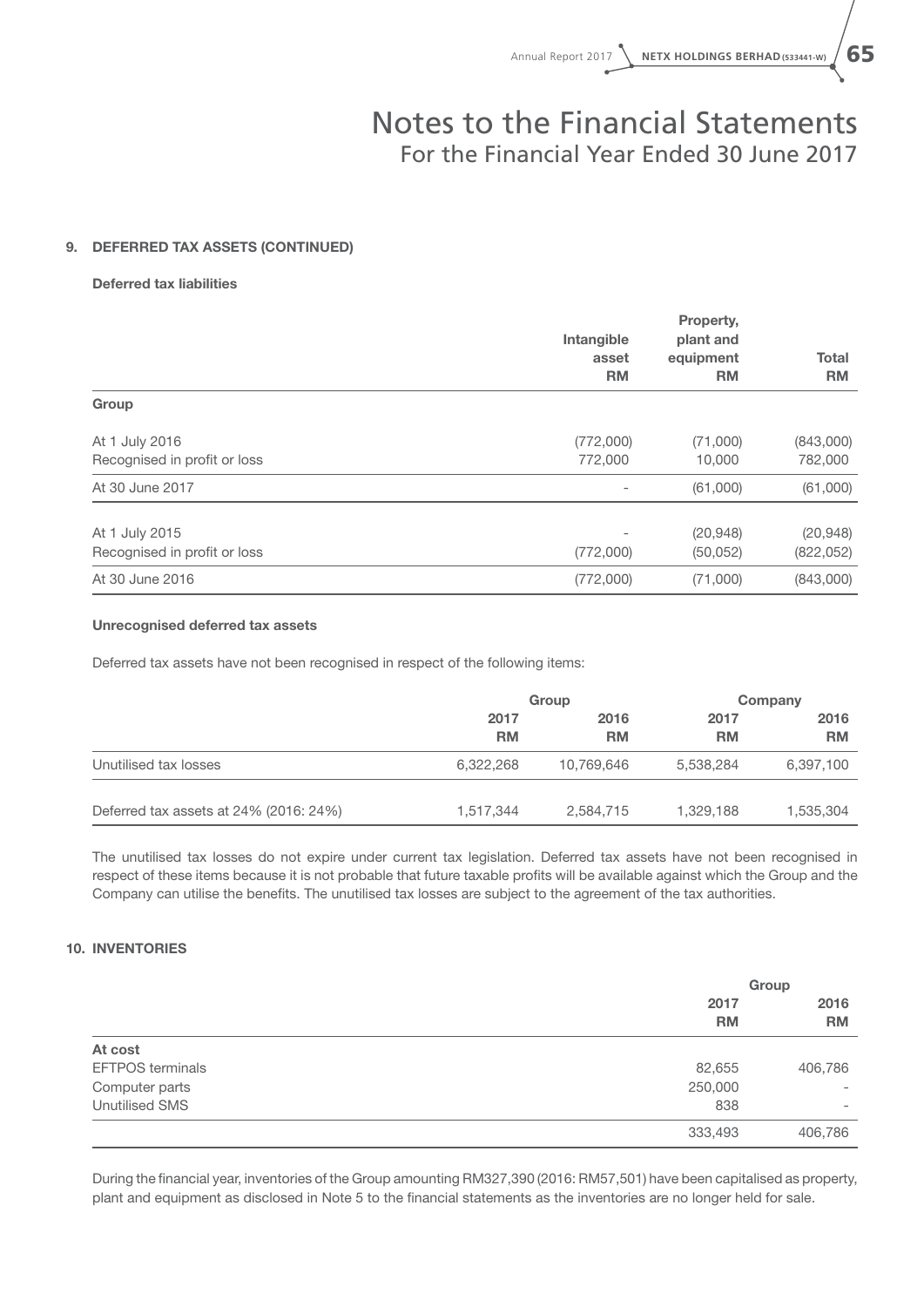# Notes to the Financial Statements
## For the Financial Year Ended 30 June 2017

### 9. DEFERRED TAX ASSETS (CONTINUED)

**Deferred tax liabilities**

| | Intangible asset RM | Property, plant and equipment RM | Total RM |
|---|---|---|---|
| **Group** | | | |
| At 1 July 2016 | (772,000) | (71,000) | (843,000) |
| Recognised in profit or loss | 772,000 | 10,000 | 782,000 |
| At 30 June 2017 | - | (61,000) | (61,000) |
| At 1 July 2015 | - | (20,948) | (20,948) |
| Recognised in profit or loss | (772,000) | (50,052) | (822,052) |
| At 30 June 2016 | (772,000) | (71,000) | (843,000) |

**Unrecognised deferred tax assets**

Deferred tax assets have not been recognised in respect of the following items:

| | Group | | Company | |
|---|---|---|---|---|
| | 2017 RM | 2016 RM | 2017 RM | 2016 RM |
| Unutilised tax losses | 6,322,268 | 10,769,646 | 5,538,284 | 6,397,100 |
| Deferred tax assets at 24% (2016: 24%) | 1,517,344 | 2,584,715 | 1,329,188 | 1,535,304 |

The unutilised tax losses do not expire under current tax legislation. Deferred tax assets have not been recognised in respect of these items because it is not probable that future taxable profits will be available against which the Group and the Company can utilise the benefits. The unutilised tax losses are subject to the agreement of the tax authorities.

### 10. INVENTORIES

| | Group | |
|---|---|---|
| | 2017 RM | 2016 RM |
| **At cost** | | |
| EFTPOS terminals | 82,655 | 406,786 |
| Computer parts | 250,000 | - |
| Unutilised SMS | 838 | - |
| | 333,493 | 406,786 |

During the financial year, inventories of the Group amounting RM327,390 (2016: RM57,501) have been capitalised as property, plant and equipment as disclosed in Note 5 to the financial statements as the inventories are no longer held for sale.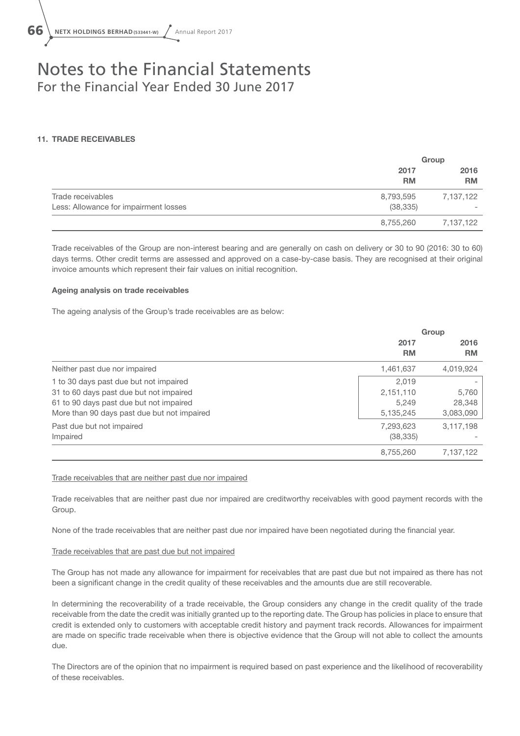# Notes to the Financial Statements
For the Financial Year Ended 30 June 2017

## 11. TRADE RECEIVABLES

| | Group | |
|---|---|---|
| | **2017** | **2016** |
| | **RM** | **RM** |
| Trade receivables | 8,793,595 | 7,137,122 |
| Less: Allowance for impairment losses | (38,335) | - |
| | 8,755,260 | 7,137,122 |

Trade receivables of the Group are non-interest bearing and are generally on cash on delivery or 30 to 90 (2016: 30 to 60) days terms. Other credit terms are assessed and approved on a case-by-case basis. They are recognised at their original invoice amounts which represent their fair values on initial recognition.

**Ageing analysis on trade receivables**

The ageing analysis of the Group's trade receivables are as below:

| | Group | |
|---|---|---|
| | **2017** | **2016** |
| | **RM** | **RM** |
| Neither past due nor impaired | 1,461,637 | 4,019,924 |
| 1 to 30 days past due but not impaired | 2,019 | - |
| 31 to 60 days past due but not impaired | 2,151,110 | 5,760 |
| 61 to 90 days past due but not impaired | 5,249 | 28,348 |
| More than 90 days past due but not impaired | 5,135,245 | 3,083,090 |
| Past due but not impaired | 7,293,623 | 3,117,198 |
| Impaired | (38,335) | - |
| | 8,755,260 | 7,137,122 |

Trade receivables that are neither past due nor impaired

Trade receivables that are neither past due nor impaired are creditworthy receivables with good payment records with the Group.

None of the trade receivables that are neither past due nor impaired have been negotiated during the financial year.

Trade receivables that are past due but not impaired

The Group has not made any allowance for impairment for receivables that are past due but not impaired as there has not been a significant change in the credit quality of these receivables and the amounts due are still recoverable.

In determining the recoverability of a trade receivable, the Group considers any change in the credit quality of the trade receivable from the date the credit was initially granted up to the reporting date. The Group has policies in place to ensure that credit is extended only to customers with acceptable credit history and payment track records. Allowances for impairment are made on specific trade receivable when there is objective evidence that the Group will not able to collect the amounts due.

The Directors are of the opinion that no impairment is required based on past experience and the likelihood of recoverability of these receivables.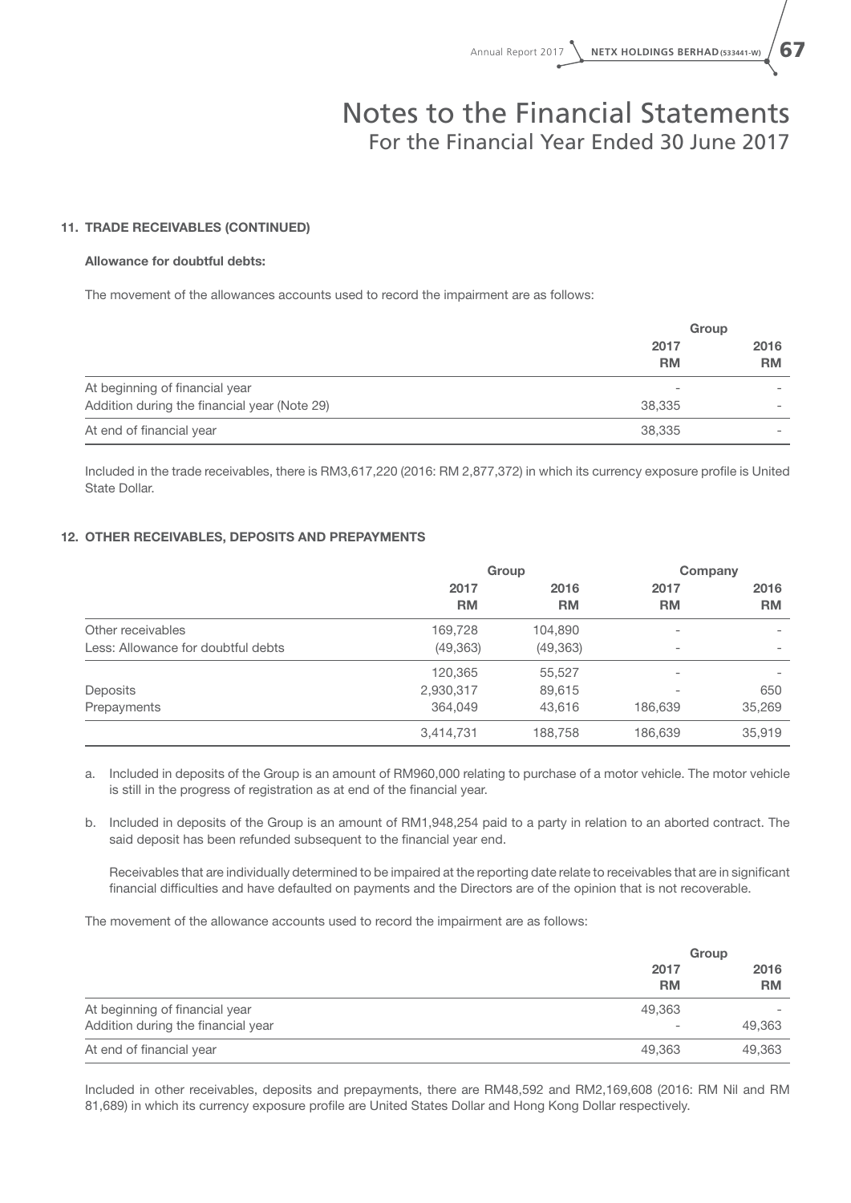### 11. TRADE RECEIVABLES (CONTINUED)

**Allowance for doubtful debts:**

The movement of the allowances accounts used to record the impairment are as follows:

| | Group | |
|---|---|---|
| | 2017 | 2016 |
| | RM | RM |
| At beginning of financial year | - | - |
| Addition during the financial year (Note 29) | 38,335 | - |
| At end of financial year | 38,335 | - |

Included in the trade receivables, there is RM3,617,220 (2016: RM 2,877,372) in which its currency exposure profile is United State Dollar.

### 12. OTHER RECEIVABLES, DEPOSITS AND PREPAYMENTS

| | Group | | Company | |
|---|---|---|---|---|
| | 2017 | 2016 | 2017 | 2016 |
| | RM | RM | RM | RM |
| Other receivables | 169,728 | 104,890 | - | - |
| Less: Allowance for doubtful debts | (49,363) | (49,363) | - | - |
| | 120,365 | 55,527 | - | - |
| Deposits | 2,930,317 | 89,615 | - | 650 |
| Prepayments | 364,049 | 43,616 | 186,639 | 35,269 |
| | 3,414,731 | 188,758 | 186,639 | 35,919 |

a. Included in deposits of the Group is an amount of RM960,000 relating to purchase of a motor vehicle. The motor vehicle is still in the progress of registration as at end of the financial year.

b. Included in deposits of the Group is an amount of RM1,948,254 paid to a party in relation to an aborted contract. The said deposit has been refunded subsequent to the financial year end.

Receivables that are individually determined to be impaired at the reporting date relate to receivables that are in significant financial difficulties and have defaulted on payments and the Directors are of the opinion that is not recoverable.

The movement of the allowance accounts used to record the impairment are as follows:

| | Group | |
|---|---|---|
| | 2017 | 2016 |
| | RM | RM |
| At beginning of financial year | 49,363 | - |
| Addition during the financial year | - | 49,363 |
| At end of financial year | 49,363 | 49,363 |

Included in other receivables, deposits and prepayments, there are RM48,592 and RM2,169,608 (2016: RM Nil and RM 81,689) in which its currency exposure profile are United States Dollar and Hong Kong Dollar respectively.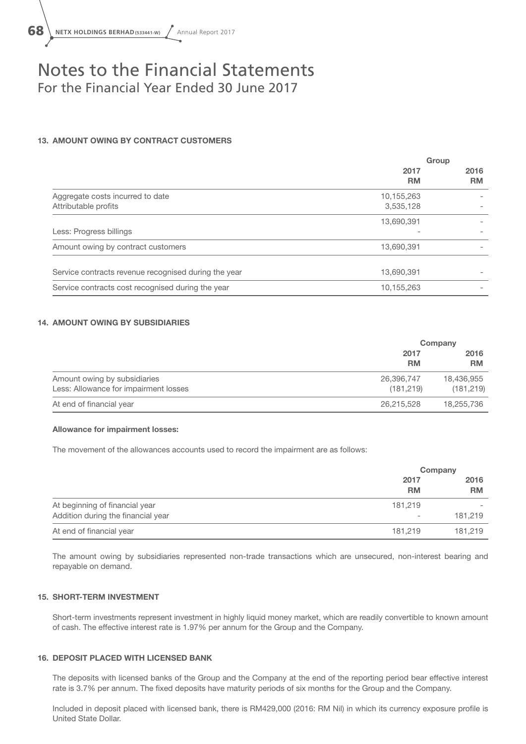# Notes to the Financial Statements
For the Financial Year Ended 30 June 2017

### 13. AMOUNT OWING BY CONTRACT CUSTOMERS

| | Group | |
|---|---|---|
| | **2017 RM** | **2016 RM** |
| Aggregate costs incurred to date | 10,155,263 | - |
| Attributable profits | 3,535,128 | - |
| | 13,690,391 | - |
| Less: Progress billings | - | - |
| Amount owing by contract customers | 13,690,391 | - |
| Service contracts revenue recognised during the year | 13,690,391 | - |
| Service contracts cost recognised during the year | 10,155,263 | - |

### 14. AMOUNT OWING BY SUBSIDIARIES

| | Company | |
|---|---|---|
| | **2017 RM** | **2016 RM** |
| Amount owing by subsidiaries | 26,396,747 | 18,436,955 |
| Less: Allowance for impairment losses | (181,219) | (181,219) |
| At end of financial year | 26,215,528 | 18,255,736 |

**Allowance for impairment losses:**

The movement of the allowances accounts used to record the impairment are as follows:

| | Company | |
|---|---|---|
| | **2017 RM** | **2016 RM** |
| At beginning of financial year | 181,219 | - |
| Addition during the financial year | - | 181,219 |
| At end of financial year | 181,219 | 181,219 |

The amount owing by subsidiaries represented non-trade transactions which are unsecured, non-interest bearing and repayable on demand.

### 15. SHORT-TERM INVESTMENT

Short-term investments represent investment in highly liquid money market, which are readily convertible to known amount of cash. The effective interest rate is 1.97% per annum for the Group and the Company.

### 16. DEPOSIT PLACED WITH LICENSED BANK

The deposits with licensed banks of the Group and the Company at the end of the reporting period bear effective interest rate is 3.7% per annum. The fixed deposits have maturity periods of six months for the Group and the Company.

Included in deposit placed with licensed bank, there is RM429,000 (2016: RM Nil) in which its currency exposure profile is United State Dollar.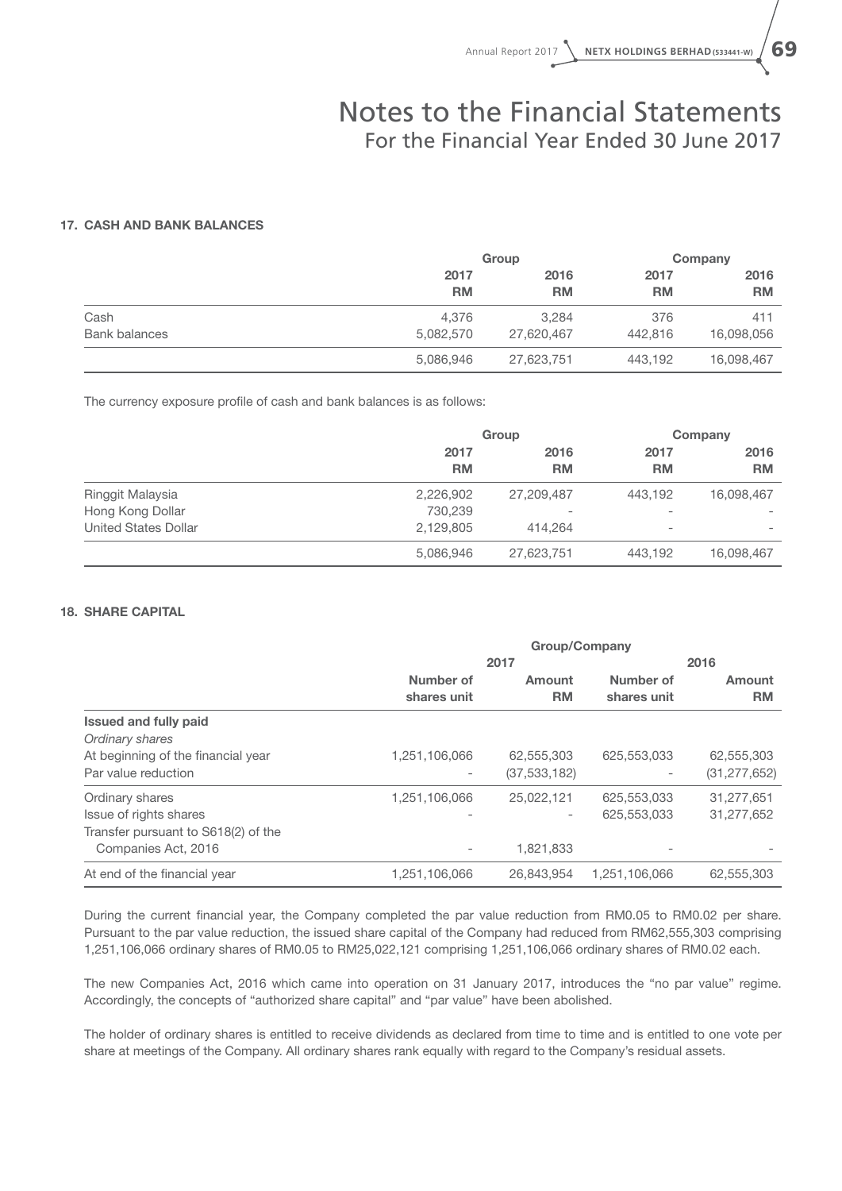# Notes to the Financial Statements
For the Financial Year Ended 30 June 2017

## 17. CASH AND BANK BALANCES

| | Group | | Company | |
|---|---|---|---|---|
| | 2017 RM | 2016 RM | 2017 RM | 2016 RM |
| Cash | 4,376 | 3,284 | 376 | 411 |
| Bank balances | 5,082,570 | 27,620,467 | 442,816 | 16,098,056 |
| | 5,086,946 | 27,623,751 | 443,192 | 16,098,467 |

The currency exposure profile of cash and bank balances is as follows:

| | Group | | Company | |
|---|---|---|---|---|
| | 2017 RM | 2016 RM | 2017 RM | 2016 RM |
| Ringgit Malaysia | 2,226,902 | 27,209,487 | 443,192 | 16,098,467 |
| Hong Kong Dollar | 730,239 | - | - | - |
| United States Dollar | 2,129,805 | 414,264 | - | - |
| | 5,086,946 | 27,623,751 | 443,192 | 16,098,467 |

## 18. SHARE CAPITAL

| | Group/Company | | | |
|---|---|---|---|---|
| | 2017 | | 2016 | |
| | Number of shares unit | Amount RM | Number of shares unit | Amount RM |
| **Issued and fully paid** | | | | |
| *Ordinary shares* | | | | |
| At beginning of the financial year | 1,251,106,066 | 62,555,303 | 625,553,033 | 62,555,303 |
| Par value reduction | - | (37,533,182) | - | (31,277,652) |
| Ordinary shares | 1,251,106,066 | 25,022,121 | 625,553,033 | 31,277,651 |
| Issue of rights shares | - | - | 625,553,033 | 31,277,652 |
| Transfer pursuant to S618(2) of the Companies Act, 2016 | - | 1,821,833 | - | - |
| At end of the financial year | 1,251,106,066 | 26,843,954 | 1,251,106,066 | 62,555,303 |

During the current financial year, the Company completed the par value reduction from RM0.05 to RM0.02 per share. Pursuant to the par value reduction, the issued share capital of the Company had reduced from RM62,555,303 comprising 1,251,106,066 ordinary shares of RM0.05 to RM25,022,121 comprising 1,251,106,066 ordinary shares of RM0.02 each.

The new Companies Act, 2016 which came into operation on 31 January 2017, introduces the "no par value" regime. Accordingly, the concepts of "authorized share capital" and "par value" have been abolished.

The holder of ordinary shares is entitled to receive dividends as declared from time to time and is entitled to one vote per share at meetings of the Company. All ordinary shares rank equally with regard to the Company's residual assets.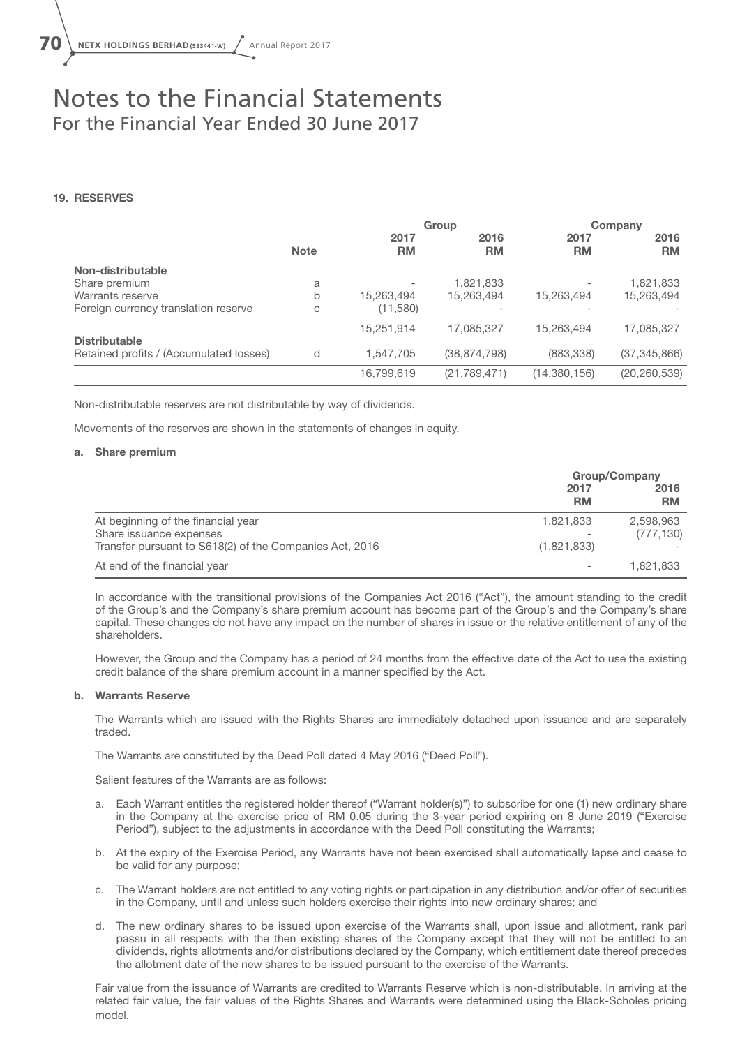# Notes to the Financial Statements
For the Financial Year Ended 30 June 2017

## 19. RESERVES

| | Note | Group 2017 RM | Group 2016 RM | Company 2017 RM | Company 2016 RM |
|---|---|---|---|---|---|
| **Non-distributable** | | | | | |
| Share premium | a | - | 1,821,833 | - | 1,821,833 |
| Warrants reserve | b | 15,263,494 | 15,263,494 | 15,263,494 | 15,263,494 |
| Foreign currency translation reserve | c | (11,580) | - | - | - |
| | | 15,251,914 | 17,085,327 | 15,263,494 | 17,085,327 |
| **Distributable** | | | | | |
| Retained profits / (Accumulated losses) | d | 1,547,705 | (38,874,798) | (883,338) | (37,345,866) |
| | | 16,799,619 | (21,789,471) | (14,380,156) | (20,260,539) |

Non-distributable reserves are not distributable by way of dividends.

Movements of the reserves are shown in the statements of changes in equity.

### a. Share premium

| | Group/Company 2017 RM | Group/Company 2016 RM |
|---|---|---|
| At beginning of the financial year | 1,821,833 | 2,598,963 |
| Share issuance expenses | - | (777,130) |
| Transfer pursuant to S618(2) of the Companies Act, 2016 | (1,821,833) | - |
| At end of the financial year | - | 1,821,833 |

In accordance with the transitional provisions of the Companies Act 2016 ("Act"), the amount standing to the credit of the Group's and the Company's share premium account has become part of the Group's and the Company's share capital. These changes do not have any impact on the number of shares in issue or the relative entitlement of any of the shareholders.

However, the Group and the Company has a period of 24 months from the effective date of the Act to use the existing credit balance of the share premium account in a manner specified by the Act.

### b. Warrants Reserve

The Warrants which are issued with the Rights Shares are immediately detached upon issuance and are separately traded.

The Warrants are constituted by the Deed Poll dated 4 May 2016 ("Deed Poll").

Salient features of the Warrants are as follows:

a. Each Warrant entitles the registered holder thereof ("Warrant holder(s)") to subscribe for one (1) new ordinary share in the Company at the exercise price of RM 0.05 during the 3-year period expiring on 8 June 2019 ("Exercise Period"), subject to the adjustments in accordance with the Deed Poll constituting the Warrants;

b. At the expiry of the Exercise Period, any Warrants have not been exercised shall automatically lapse and cease to be valid for any purpose;

c. The Warrant holders are not entitled to any voting rights or participation in any distribution and/or offer of securities in the Company, until and unless such holders exercise their rights into new ordinary shares; and

d. The new ordinary shares to be issued upon exercise of the Warrants shall, upon issue and allotment, rank pari passu in all respects with the then existing shares of the Company except that they will not be entitled to an dividends, rights allotments and/or distributions declared by the Company, which entitlement date thereof precedes the allotment date of the new shares to be issued pursuant to the exercise of the Warrants.

Fair value from the issuance of Warrants are credited to Warrants Reserve which is non-distributable. In arriving at the related fair value, the fair values of the Rights Shares and Warrants were determined using the Black-Scholes pricing model.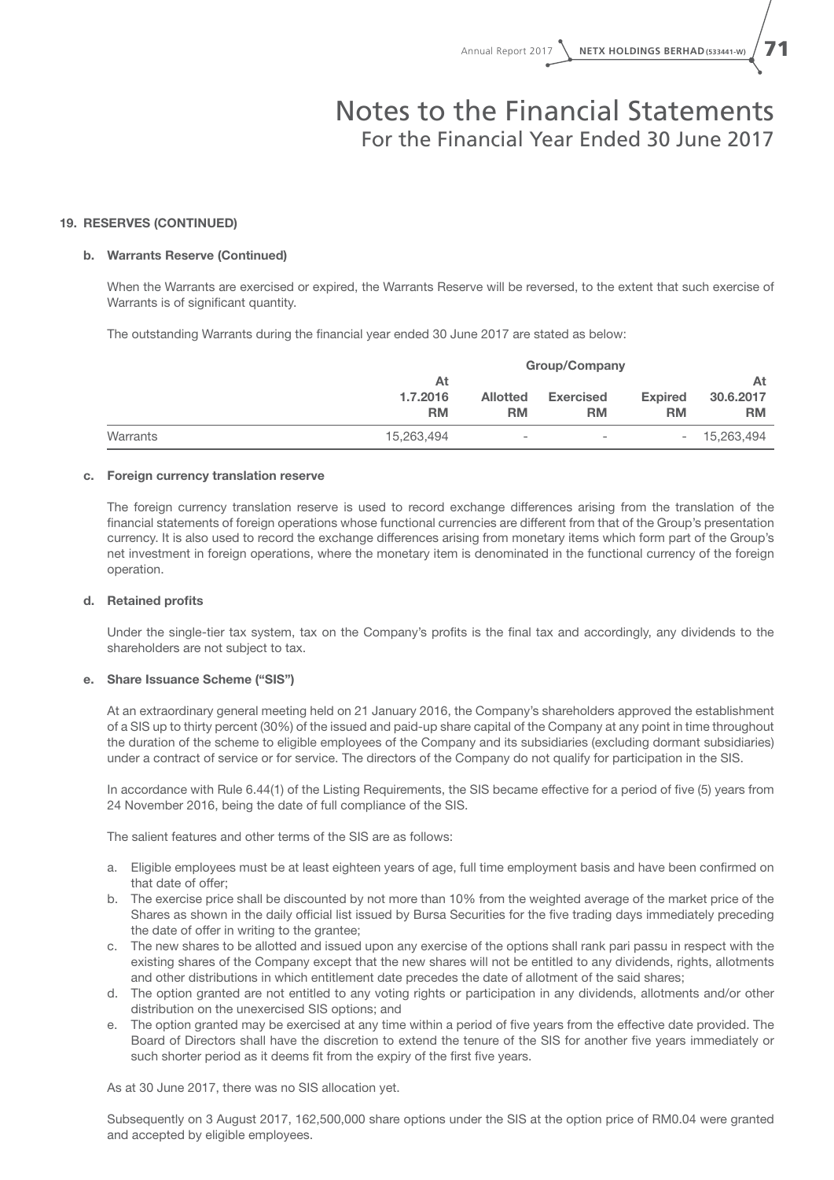### 19. RESERVES (CONTINUED)

#### b. Warrants Reserve (Continued)

When the Warrants are exercised or expired, the Warrants Reserve will be reversed, to the extent that such exercise of Warrants is of significant quantity.

The outstanding Warrants during the financial year ended 30 June 2017 are stated as below:

| | Group/Company | | | | |
|---|---|---|---|---|---|
| | **At 1.7.2016 RM** | **Allotted RM** | **Exercised RM** | **Expired RM** | **At 30.6.2017 RM** |
| Warrants | 15,263,494 | - | - | - | 15,263,494 |

#### c. Foreign currency translation reserve

The foreign currency translation reserve is used to record exchange differences arising from the translation of the financial statements of foreign operations whose functional currencies are different from that of the Group's presentation currency. It is also used to record the exchange differences arising from monetary items which form part of the Group's net investment in foreign operations, where the monetary item is denominated in the functional currency of the foreign operation.

#### d. Retained profits

Under the single-tier tax system, tax on the Company's profits is the final tax and accordingly, any dividends to the shareholders are not subject to tax.

#### e. Share Issuance Scheme ("SIS")

At an extraordinary general meeting held on 21 January 2016, the Company's shareholders approved the establishment of a SIS up to thirty percent (30%) of the issued and paid-up share capital of the Company at any point in time throughout the duration of the scheme to eligible employees of the Company and its subsidiaries (excluding dormant subsidiaries) under a contract of service or for service. The directors of the Company do not qualify for participation in the SIS.

In accordance with Rule 6.44(1) of the Listing Requirements, the SIS became effective for a period of five (5) years from 24 November 2016, being the date of full compliance of the SIS.

The salient features and other terms of the SIS are as follows:

a. Eligible employees must be at least eighteen years of age, full time employment basis and have been confirmed on that date of offer;
b. The exercise price shall be discounted by not more than 10% from the weighted average of the market price of the Shares as shown in the daily official list issued by Bursa Securities for the five trading days immediately preceding the date of offer in writing to the grantee;
c. The new shares to be allotted and issued upon any exercise of the options shall rank pari passu in respect with the existing shares of the Company except that the new shares will not be entitled to any dividends, rights, allotments and other distributions in which entitlement date precedes the date of allotment of the said shares;
d. The option granted are not entitled to any voting rights or participation in any dividends, allotments and/or other distribution on the unexercised SIS options; and
e. The option granted may be exercised at any time within a period of five years from the effective date provided. The Board of Directors shall have the discretion to extend the tenure of the SIS for another five years immediately or such shorter period as it deems fit from the expiry of the first five years.

As at 30 June 2017, there was no SIS allocation yet.

Subsequently on 3 August 2017, 162,500,000 share options under the SIS at the option price of RM0.04 were granted and accepted by eligible employees.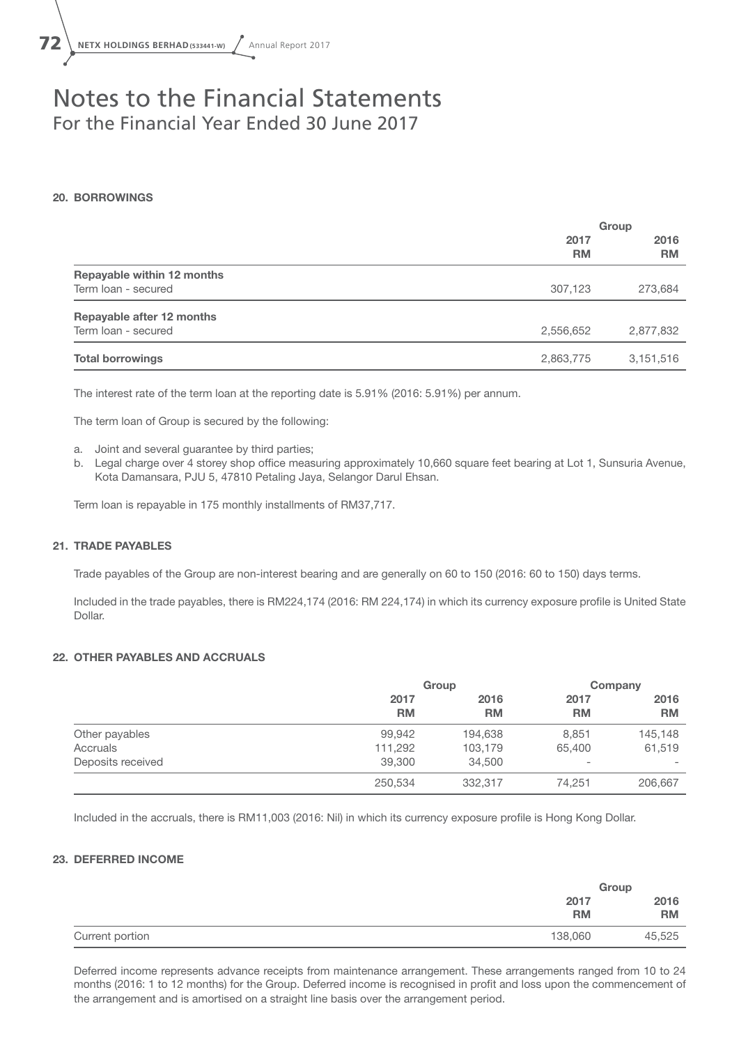# Notes to the Financial Statements
For the Financial Year Ended 30 June 2017

## 20. BORROWINGS

| | Group | |
|---|---|---|
| | 2017<br>RM | 2016<br>RM |
| **Repayable within 12 months** | | |
| Term loan - secured | 307,123 | 273,684 |
| **Repayable after 12 months** | | |
| Term loan - secured | 2,556,652 | 2,877,832 |
| **Total borrowings** | 2,863,775 | 3,151,516 |

The interest rate of the term loan at the reporting date is 5.91% (2016: 5.91%) per annum.

The term loan of Group is secured by the following:

a. Joint and several guarantee by third parties;
b. Legal charge over 4 storey shop office measuring approximately 10,660 square feet bearing at Lot 1, Sunsuria Avenue, Kota Damansara, PJU 5, 47810 Petaling Jaya, Selangor Darul Ehsan.

Term loan is repayable in 175 monthly installments of RM37,717.

## 21. TRADE PAYABLES

Trade payables of the Group are non-interest bearing and are generally on 60 to 150 (2016: 60 to 150) days terms.

Included in the trade payables, there is RM224,174 (2016: RM 224,174) in which its currency exposure profile is United State Dollar.

## 22. OTHER PAYABLES AND ACCRUALS

| | Group | | Company | |
|---|---|---|---|---|
| | 2017<br>RM | 2016<br>RM | 2017<br>RM | 2016<br>RM |
| Other payables | 99,942 | 194,638 | 8,851 | 145,148 |
| Accruals | 111,292 | 103,179 | 65,400 | 61,519 |
| Deposits received | 39,300 | 34,500 | - | - |
| | 250,534 | 332,317 | 74,251 | 206,667 |

Included in the accruals, there is RM11,003 (2016: Nil) in which its currency exposure profile is Hong Kong Dollar.

## 23. DEFERRED INCOME

| | Group | |
|---|---|---|
| | 2017<br>RM | 2016<br>RM |
| Current portion | 138,060 | 45,525 |

Deferred income represents advance receipts from maintenance arrangement. These arrangements ranged from 10 to 24 months (2016: 1 to 12 months) for the Group. Deferred income is recognised in profit and loss upon the commencement of the arrangement and is amortised on a straight line basis over the arrangement period.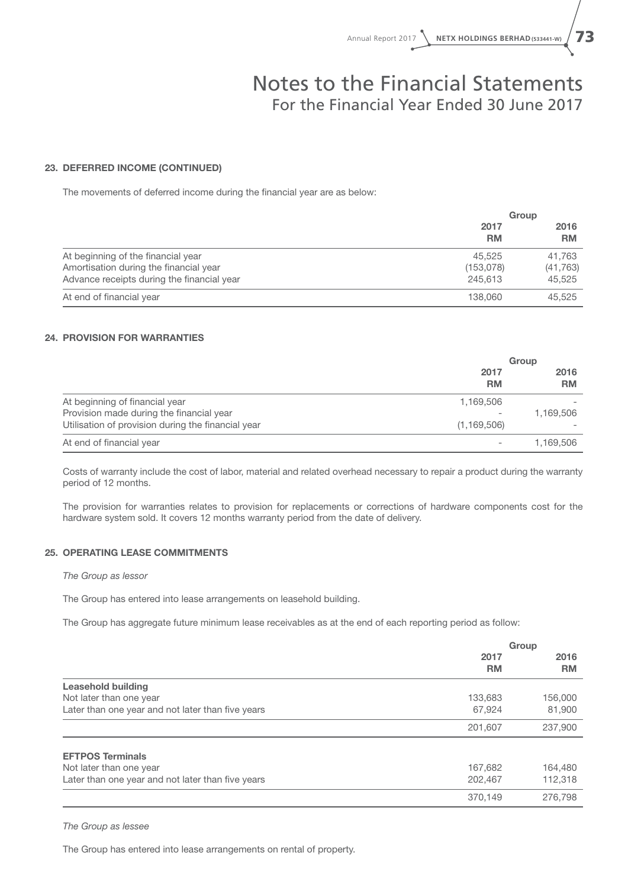### 23. DEFERRED INCOME (CONTINUED)

The movements of deferred income during the financial year are as below:

| | Group | |
|---|---|---|
| | 2017 RM | 2016 RM |
| At beginning of the financial year | 45,525 | 41,763 |
| Amortisation during the financial year | (153,078) | (41,763) |
| Advance receipts during the financial year | 245,613 | 45,525 |
| At end of financial year | 138,060 | 45,525 |

### 24. PROVISION FOR WARRANTIES

| | Group | |
|---|---|---|
| | 2017 RM | 2016 RM |
| At beginning of financial year | 1,169,506 | - |
| Provision made during the financial year | - | 1,169,506 |
| Utilisation of provision during the financial year | (1,169,506) | - |
| At end of financial year | - | 1,169,506 |

Costs of warranty include the cost of labor, material and related overhead necessary to repair a product during the warranty period of 12 months.

The provision for warranties relates to provision for replacements or corrections of hardware components cost for the hardware system sold. It covers 12 months warranty period from the date of delivery.

### 25. OPERATING LEASE COMMITMENTS

*The Group as lessor*

The Group has entered into lease arrangements on leasehold building.

The Group has aggregate future minimum lease receivables as at the end of each reporting period as follow:

| | Group | |
|---|---|---|
| | 2017 RM | 2016 RM |
| **Leasehold building** | | |
| Not later than one year | 133,683 | 156,000 |
| Later than one year and not later than five years | 67,924 | 81,900 |
| | 201,607 | 237,900 |
| **EFTPOS Terminals** | | |
| Not later than one year | 167,682 | 164,480 |
| Later than one year and not later than five years | 202,467 | 112,318 |
| | 370,149 | 276,798 |

*The Group as lessee*

The Group has entered into lease arrangements on rental of property.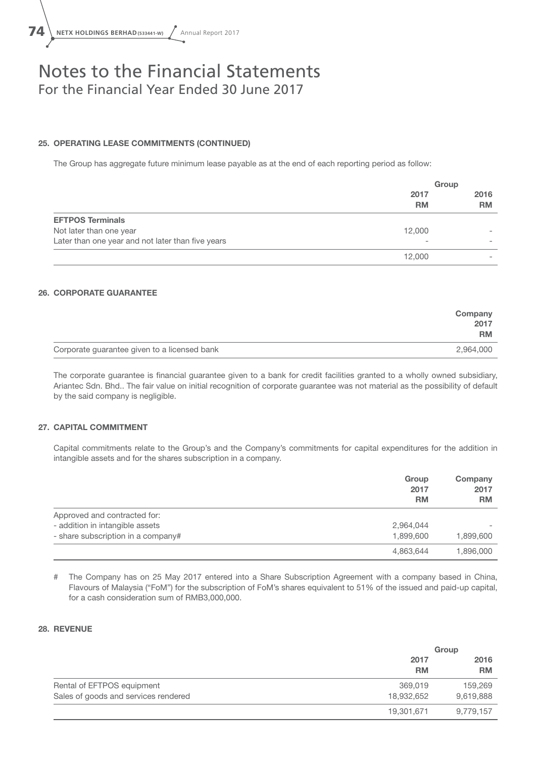# Notes to the Financial Statements
For the Financial Year Ended 30 June 2017

### 25. OPERATING LEASE COMMITMENTS (CONTINUED)

The Group has aggregate future minimum lease payable as at the end of each reporting period as follow:

| | Group | |
|---|---|---|
| | **2017** | **2016** |
| | **RM** | **RM** |
| **EFTPOS Terminals** | | |
| Not later than one year | 12,000 | - |
| Later than one year and not later than five years | - | - |
| | 12,000 | - |

### 26. CORPORATE GUARANTEE

| | Company |
|---|---|
| | **2017** |
| | **RM** |
| Corporate guarantee given to a licensed bank | 2,964,000 |

The corporate guarantee is financial guarantee given to a bank for credit facilities granted to a wholly owned subsidiary, Ariantec Sdn. Bhd.. The fair value on initial recognition of corporate guarantee was not material as the possibility of default by the said company is negligible.

### 27. CAPITAL COMMITMENT

Capital commitments relate to the Group's and the Company's commitments for capital expenditures for the addition in intangible assets and for the shares subscription in a company.

| | Group | Company |
|---|---|---|
| | **2017** | **2017** |
| | **RM** | **RM** |
| Approved and contracted for: | | |
| - addition in intangible assets | 2,964,044 | - |
| - share subscription in a company# | 1,899,600 | 1,899,600 |
| | 4,863,644 | 1,896,000 |

\# The Company has on 25 May 2017 entered into a Share Subscription Agreement with a company based in China, Flavours of Malaysia ("FoM") for the subscription of FoM's shares equivalent to 51% of the issued and paid-up capital, for a cash consideration sum of RMB3,000,000.

### 28. REVENUE

| | Group | |
|---|---|---|
| | **2017** | **2016** |
| | **RM** | **RM** |
| Rental of EFTPOS equipment | 369,019 | 159,269 |
| Sales of goods and services rendered | 18,932,652 | 9,619,888 |
| | 19,301,671 | 9,779,157 |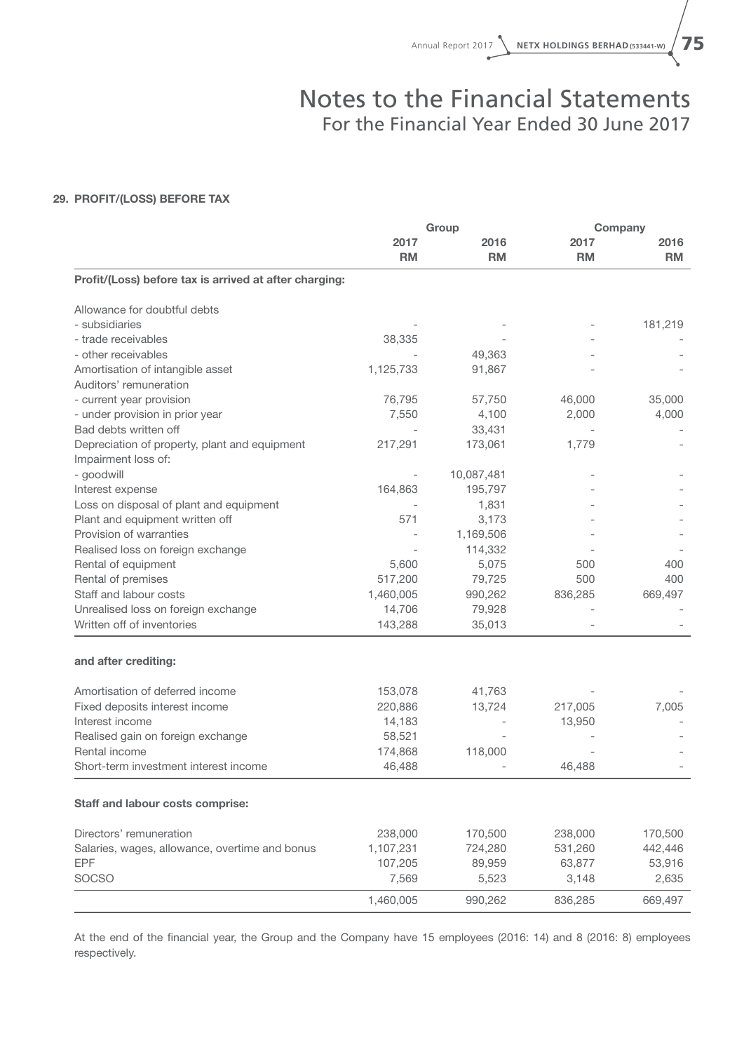# Notes to the Financial Statements
For the Financial Year Ended 30 June 2017

## 29. PROFIT/(LOSS) BEFORE TAX

| | Group | | Company | |
|---|---|---|---|---|
| | 2017 RM | 2016 RM | 2017 RM | 2016 RM |
| **Profit/(Loss) before tax is arrived at after charging:** | | | | |
| Allowance for doubtful debts | | | | |
| - subsidiaries | - | - | - | 181,219 |
| - trade receivables | 38,335 | - | - | - |
| - other receivables | - | 49,363 | - | - |
| Amortisation of intangible asset | 1,125,733 | 91,867 | - | - |
| Auditors' remuneration | | | | |
| - current year provision | 76,795 | 57,750 | 46,000 | 35,000 |
| - under provision in prior year | 7,550 | 4,100 | 2,000 | 4,000 |
| Bad debts written off | - | 33,431 | - | - |
| Depreciation of property, plant and equipment | 217,291 | 173,061 | 1,779 | - |
| Impairment loss of: | | | | |
| - goodwill | - | 10,087,481 | - | - |
| Interest expense | 164,863 | 195,797 | - | - |
| Loss on disposal of plant and equipment | - | 1,831 | - | - |
| Plant and equipment written off | 571 | 3,173 | - | - |
| Provision of warranties | - | 1,169,506 | - | - |
| Realised loss on foreign exchange | - | 114,332 | - | - |
| Rental of equipment | 5,600 | 5,075 | 500 | 400 |
| Rental of premises | 517,200 | 79,725 | 500 | 400 |
| Staff and labour costs | 1,460,005 | 990,262 | 836,285 | 669,497 |
| Unrealised loss on foreign exchange | 14,706 | 79,928 | - | - |
| Written off of inventories | 143,288 | 35,013 | - | - |
| **and after crediting:** | | | | |
| Amortisation of deferred income | 153,078 | 41,763 | - | - |
| Fixed deposits interest income | 220,886 | 13,724 | 217,005 | 7,005 |
| Interest income | 14,183 | - | 13,950 | - |
| Realised gain on foreign exchange | 58,521 | - | - | - |
| Rental income | 174,868 | 118,000 | - | - |
| Short-term investment interest income | 46,488 | - | 46,488 | - |
| **Staff and labour costs comprise:** | | | | |
| Directors' remuneration | 238,000 | 170,500 | 238,000 | 170,500 |
| Salaries, wages, allowance, overtime and bonus | 1,107,231 | 724,280 | 531,260 | 442,446 |
| EPF | 107,205 | 89,959 | 63,877 | 53,916 |
| SOCSO | 7,569 | 5,523 | 3,148 | 2,635 |
| | 1,460,005 | 990,262 | 836,285 | 669,497 |

At the end of the financial year, the Group and the Company have 15 employees (2016: 14) and 8 (2016: 8) employees respectively.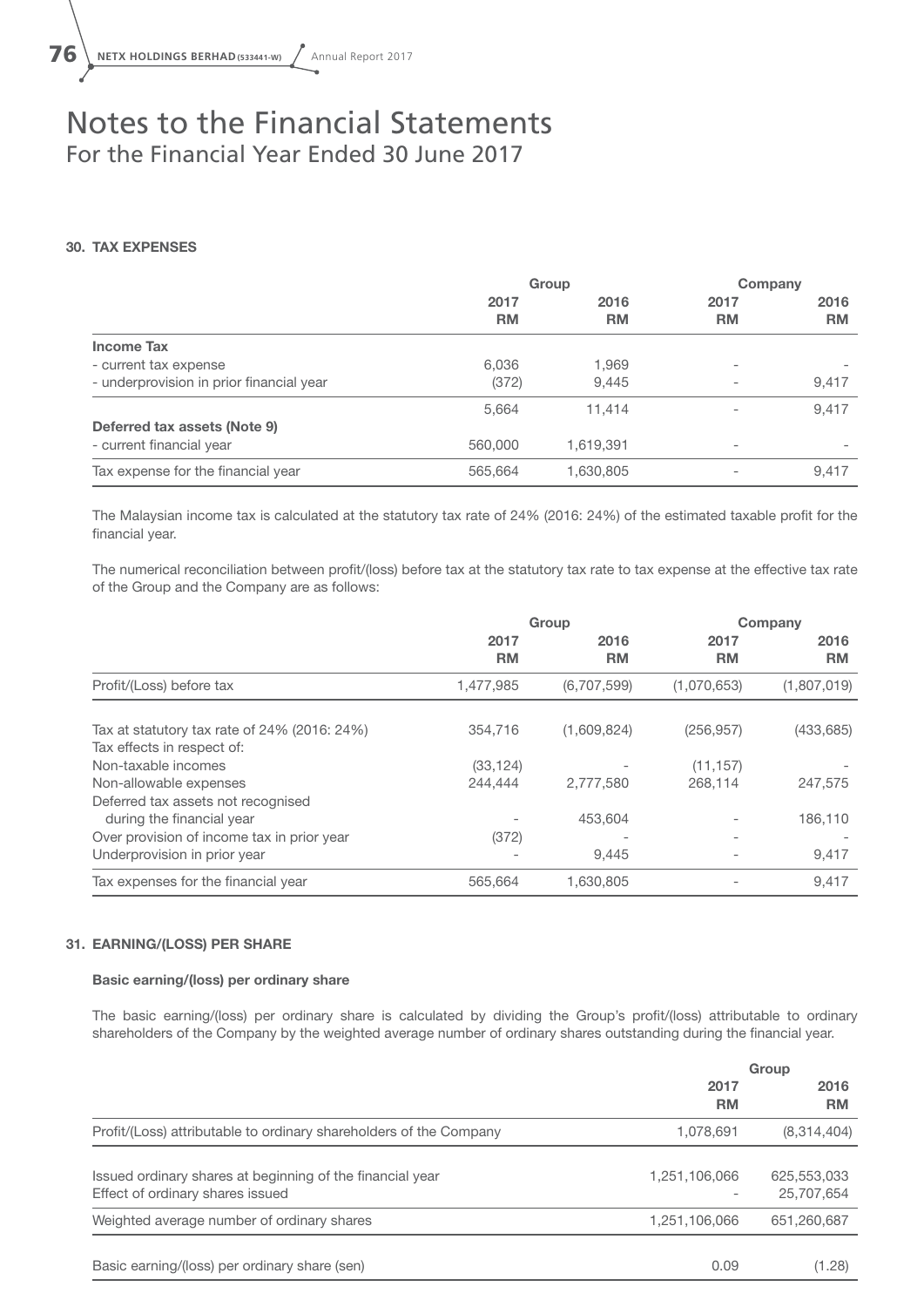# Notes to the Financial Statements
For the Financial Year Ended 30 June 2017

### 30. TAX EXPENSES

| | Group | | Company | |
|---|---|---|---|---|
| | 2017 RM | 2016 RM | 2017 RM | 2016 RM |
| **Income Tax** | | | | |
| - current tax expense | 6,036 | 1,969 | - | - |
| - underprovision in prior financial year | (372) | 9,445 | - | 9,417 |
| | 5,664 | 11,414 | - | 9,417 |
| **Deferred tax assets (Note 9)** | | | | |
| - current financial year | 560,000 | 1,619,391 | - | - |
| Tax expense for the financial year | 565,664 | 1,630,805 | - | 9,417 |

The Malaysian income tax is calculated at the statutory tax rate of 24% (2016: 24%) of the estimated taxable profit for the financial year.

The numerical reconciliation between profit/(loss) before tax at the statutory tax rate to tax expense at the effective tax rate of the Group and the Company are as follows:

| | Group | | Company | |
|---|---|---|---|---|
| | 2017 RM | 2016 RM | 2017 RM | 2016 RM |
| Profit/(Loss) before tax | 1,477,985 | (6,707,599) | (1,070,653) | (1,807,019) |
| Tax at statutory tax rate of 24% (2016: 24%) | 354,716 | (1,609,824) | (256,957) | (433,685) |
| Tax effects in respect of: | | | | |
| Non-taxable incomes | (33,124) | - | (11,157) | - |
| Non-allowable expenses | 244,444 | 2,777,580 | 268,114 | 247,575 |
| Deferred tax assets not recognised during the financial year | - | 453,604 | - | 186,110 |
| Over provision of income tax in prior year | (372) | - | - | - |
| Underprovision in prior year | - | 9,445 | - | 9,417 |
| Tax expenses for the financial year | 565,664 | 1,630,805 | - | 9,417 |

### 31. EARNING/(LOSS) PER SHARE

**Basic earning/(loss) per ordinary share**

The basic earning/(loss) per ordinary share is calculated by dividing the Group's profit/(loss) attributable to ordinary shareholders of the Company by the weighted average number of ordinary shares outstanding during the financial year.

| | Group | |
|---|---|---|
| | 2017 RM | 2016 RM |
| Profit/(Loss) attributable to ordinary shareholders of the Company | 1,078,691 | (8,314,404) |
| Issued ordinary shares at beginning of the financial year | 1,251,106,066 | 625,553,033 |
| Effect of ordinary shares issued | - | 25,707,654 |
| Weighted average number of ordinary shares | 1,251,106,066 | 651,260,687 |
| Basic earning/(loss) per ordinary share (sen) | 0.09 | (1.28) |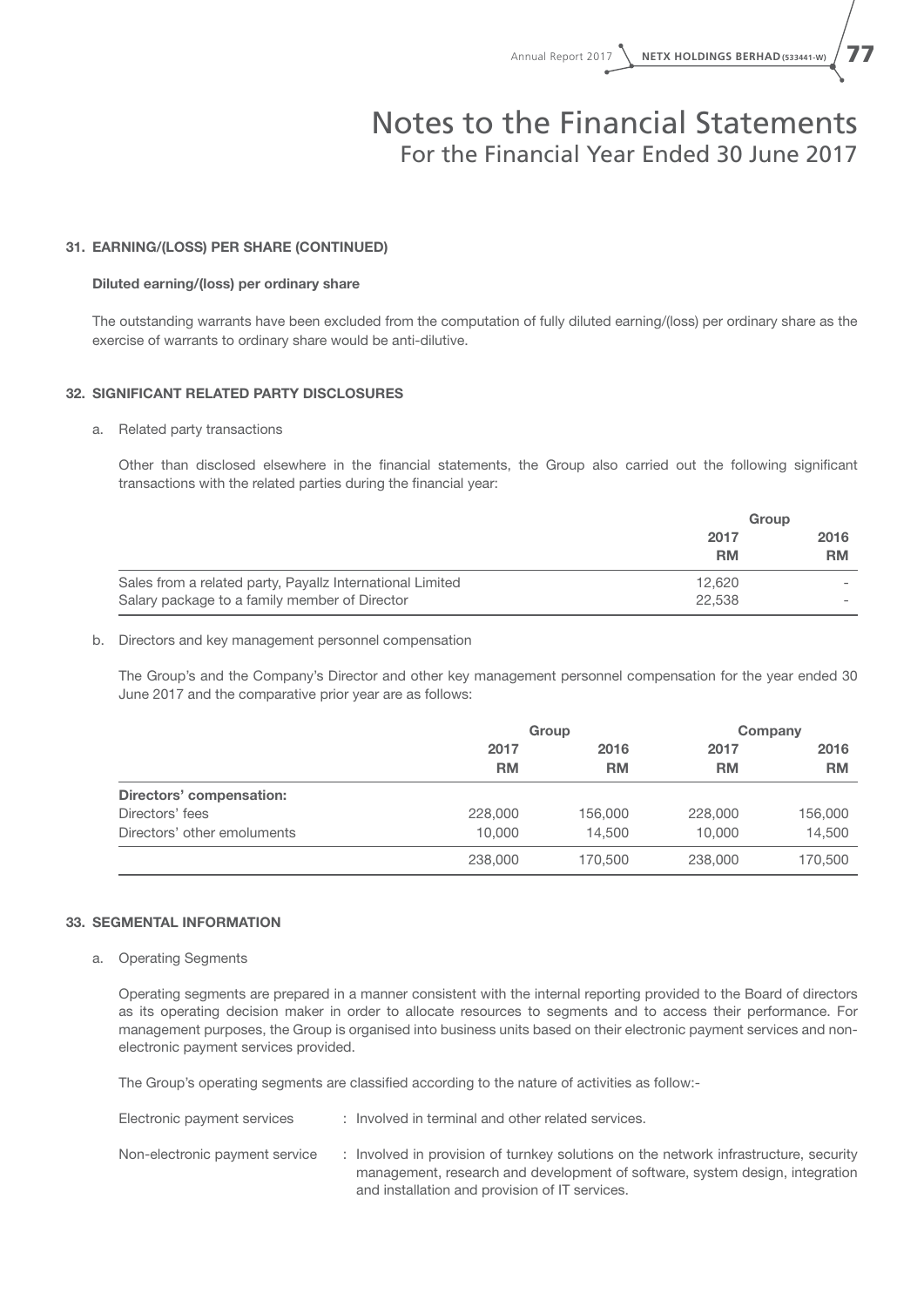# Notes to the Financial Statements
## For the Financial Year Ended 30 June 2017

### 31. EARNING/(LOSS) PER SHARE (CONTINUED)

**Diluted earning/(loss) per ordinary share**

The outstanding warrants have been excluded from the computation of fully diluted earning/(loss) per ordinary share as the exercise of warrants to ordinary share would be anti-dilutive.

### 32. SIGNIFICANT RELATED PARTY DISCLOSURES

a. Related party transactions

Other than disclosed elsewhere in the financial statements, the Group also carried out the following significant transactions with the related parties during the financial year:

| | Group | |
|---|---|---|
| | **2017** | **2016** |
| | **RM** | **RM** |
| Sales from a related party, Payallz International Limited | 12,620 | - |
| Salary package to a family member of Director | 22,538 | - |

b. Directors and key management personnel compensation

The Group's and the Company's Director and other key management personnel compensation for the year ended 30 June 2017 and the comparative prior year are as follows:

| | Group | | Company | |
|---|---|---|---|---|
| | **2017** | **2016** | **2017** | **2016** |
| | **RM** | **RM** | **RM** | **RM** |
| **Directors' compensation:** | | | | |
| Directors' fees | 228,000 | 156,000 | 228,000 | 156,000 |
| Directors' other emoluments | 10,000 | 14,500 | 10,000 | 14,500 |
| | 238,000 | 170,500 | 238,000 | 170,500 |

### 33. SEGMENTAL INFORMATION

a. Operating Segments

Operating segments are prepared in a manner consistent with the internal reporting provided to the Board of directors as its operating decision maker in order to allocate resources to segments and to access their performance. For management purposes, the Group is organised into business units based on their electronic payment services and non-electronic payment services provided.

The Group's operating segments are classified according to the nature of activities as follow:-

| | |
|---|---|
| Electronic payment services | : Involved in terminal and other related services. |
| Non-electronic payment service | : Involved in provision of turnkey solutions on the network infrastructure, security management, research and development of software, system design, integration and installation and provision of IT services. |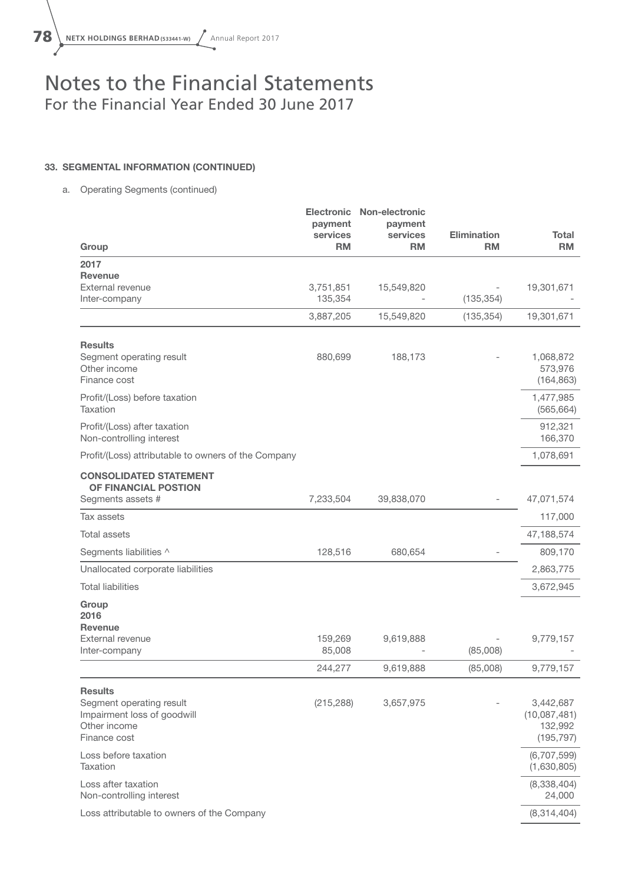# Notes to the Financial Statements
For the Financial Year Ended 30 June 2017

### 33. SEGMENTAL INFORMATION (CONTINUED)

a. Operating Segments (continued)

| Group | Electronic payment services RM | Non-electronic payment services RM | Elimination RM | Total RM |
|---|---|---|---|---|
| **2017** | | | | |
| **Revenue** | | | | |
| External revenue | 3,751,851 | 15,549,820 | - | 19,301,671 |
| Inter-company | 135,354 | - | (135,354) | - |
| | 3,887,205 | 15,549,820 | (135,354) | 19,301,671 |
| **Results** | | | | |
| Segment operating result | 880,699 | 188,173 | - | 1,068,872 |
| Other income | | | | 573,976 |
| Finance cost | | | | (164,863) |
| Profit/(Loss) before taxation | | | | 1,477,985 |
| Taxation | | | | (565,664) |
| Profit/(Loss) after taxation | | | | 912,321 |
| Non-controlling interest | | | | 166,370 |
| Profit/(Loss) attributable to owners of the Company | | | | 1,078,691 |
| **CONSOLIDATED STATEMENT OF FINANCIAL POSTION** | | | | |
| Segments assets # | 7,233,504 | 39,838,070 | - | 47,071,574 |
| Tax assets | | | | 117,000 |
| Total assets | | | | 47,188,574 |
| Segments liabilities ^ | 128,516 | 680,654 | - | 809,170 |
| Unallocated corporate liabilities | | | | 2,863,775 |
| Total liabilities | | | | 3,672,945 |
| **Group** | | | | |
| **2016** | | | | |
| **Revenue** | | | | |
| External revenue | 159,269 | 9,619,888 | - | 9,779,157 |
| Inter-company | 85,008 | - | (85,008) | - |
| | 244,277 | 9,619,888 | (85,008) | 9,779,157 |
| **Results** | | | | |
| Segment operating result | (215,288) | 3,657,975 | - | 3,442,687 |
| Impairment loss of goodwill | | | | (10,087,481) |
| Other income | | | | 132,992 |
| Finance cost | | | | (195,797) |
| Loss before taxation | | | | (6,707,599) |
| Taxation | | | | (1,630,805) |
| Loss after taxation | | | | (8,338,404) |
| Non-controlling interest | | | | 24,000 |
| Loss attributable to owners of the Company | | | | (8,314,404) |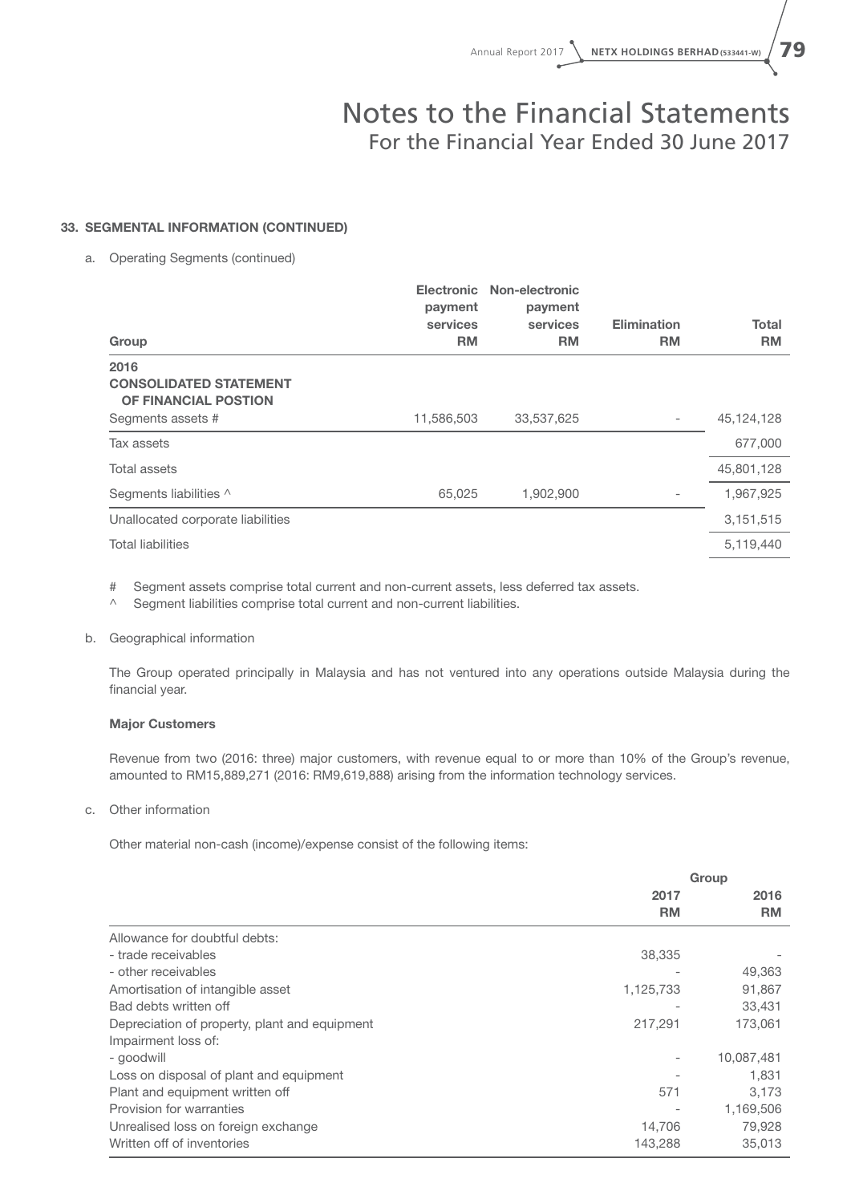# Notes to the Financial Statements
## For the Financial Year Ended 30 June 2017

### 33. SEGMENTAL INFORMATION (CONTINUED)

a. Operating Segments (continued)

| Group | Electronic payment services RM | Non-electronic payment services RM | Elimination RM | Total RM |
|---|---|---|---|---|
| **2016** | | | | |
| **CONSOLIDATED STATEMENT OF FINANCIAL POSTION** | | | | |
| Segments assets # | 11,586,503 | 33,537,625 | - | 45,124,128 |
| Tax assets | | | | 677,000 |
| Total assets | | | | 45,801,128 |
| Segments liabilities ^ | 65,025 | 1,902,900 | - | 1,967,925 |
| Unallocated corporate liabilities | | | | 3,151,515 |
| Total liabilities | | | | 5,119,440 |

\# Segment assets comprise total current and non-current assets, less deferred tax assets.

^ Segment liabilities comprise total current and non-current liabilities.

b. Geographical information

The Group operated principally in Malaysia and has not ventured into any operations outside Malaysia during the financial year.

**Major Customers**

Revenue from two (2016: three) major customers, with revenue equal to or more than 10% of the Group's revenue, amounted to RM15,889,271 (2016: RM9,619,888) arising from the information technology services.

c. Other information

Other material non-cash (income)/expense consist of the following items:

| | Group 2017 RM | Group 2016 RM |
|---|---|---|
| Allowance for doubtful debts: | | |
| - trade receivables | 38,335 | - |
| - other receivables | - | 49,363 |
| Amortisation of intangible asset | 1,125,733 | 91,867 |
| Bad debts written off | - | 33,431 |
| Depreciation of property, plant and equipment | 217,291 | 173,061 |
| Impairment loss of: | | |
| - goodwill | - | 10,087,481 |
| Loss on disposal of plant and equipment | - | 1,831 |
| Plant and equipment written off | 571 | 3,173 |
| Provision for warranties | - | 1,169,506 |
| Unrealised loss on foreign exchange | 14,706 | 79,928 |
| Written off of inventories | 143,288 | 35,013 |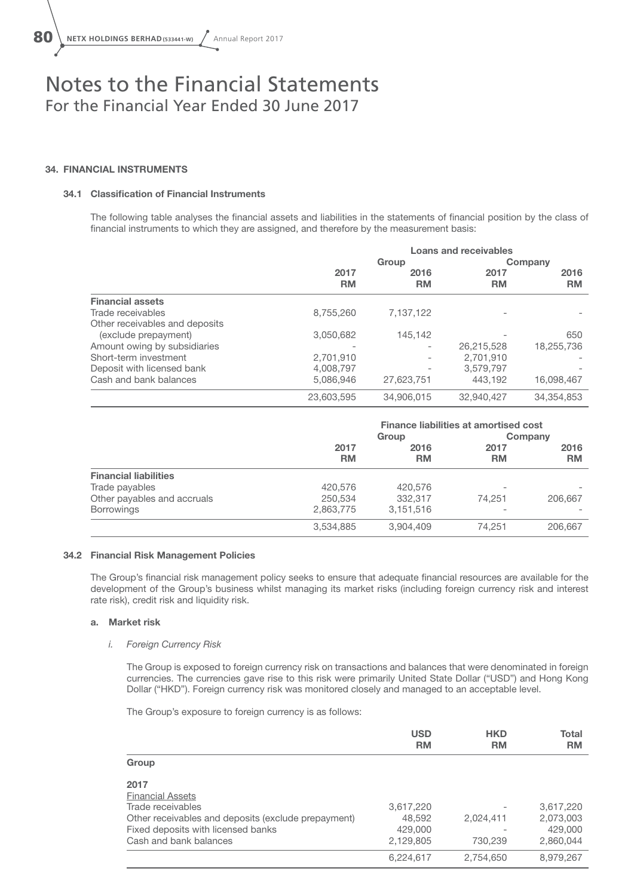# Notes to the Financial Statements

For the Financial Year Ended 30 June 2017

## 34. FINANCIAL INSTRUMENTS

### 34.1 Classification of Financial Instruments

The following table analyses the financial assets and liabilities in the statements of financial position by the class of financial instruments to which they are assigned, and therefore by the measurement basis:

| | Loans and receivables | | | |
|---|---|---|---|---|
| | Group | | Company | |
| | 2017 RM | 2016 RM | 2017 RM | 2016 RM |
| **Financial assets** | | | | |
| Trade receivables | 8,755,260 | 7,137,122 | - | - |
| Other receivables and deposits (exclude prepayment) | 3,050,682 | 145,142 | - | 650 |
| Amount owing by subsidiaries | - | - | 26,215,528 | 18,255,736 |
| Short-term investment | 2,701,910 | - | 2,701,910 | - |
| Deposit with licensed bank | 4,008,797 | - | 3,579,797 | - |
| Cash and bank balances | 5,086,946 | 27,623,751 | 443,192 | 16,098,467 |
| | 23,603,595 | 34,906,015 | 32,940,427 | 34,354,853 |

| | Finance liabilities at amortised cost | | | |
|---|---|---|---|---|
| | Group | | Company | |
| | 2017 RM | 2016 RM | 2017 RM | 2016 RM |
| **Financial liabilities** | | | | |
| Trade payables | 420,576 | 420,576 | - | - |
| Other payables and accruals | 250,534 | 332,317 | 74,251 | 206,667 |
| Borrowings | 2,863,775 | 3,151,516 | - | - |
| | 3,534,885 | 3,904,409 | 74,251 | 206,667 |

### 34.2 Financial Risk Management Policies

The Group's financial risk management policy seeks to ensure that adequate financial resources are available for the development of the Group's business whilst managing its market risks (including foreign currency risk and interest rate risk), credit risk and liquidity risk.

#### a. Market risk

*i. Foreign Currency Risk*

The Group is exposed to foreign currency risk on transactions and balances that were denominated in foreign currencies. The currencies gave rise to this risk were primarily United State Dollar ("USD") and Hong Kong Dollar ("HKD"). Foreign currency risk was monitored closely and managed to an acceptable level.

The Group's exposure to foreign currency is as follows:

| | USD RM | HKD RM | Total RM |
|---|---|---|---|
| **Group** | | | |
| **2017** | | | |
| Financial Assets | | | |
| Trade receivables | 3,617,220 | - | 3,617,220 |
| Other receivables and deposits (exclude prepayment) | 48,592 | 2,024,411 | 2,073,003 |
| Fixed deposits with licensed banks | 429,000 | - | 429,000 |
| Cash and bank balances | 2,129,805 | 730,239 | 2,860,044 |
| | 6,224,617 | 2,754,650 | 8,979,267 |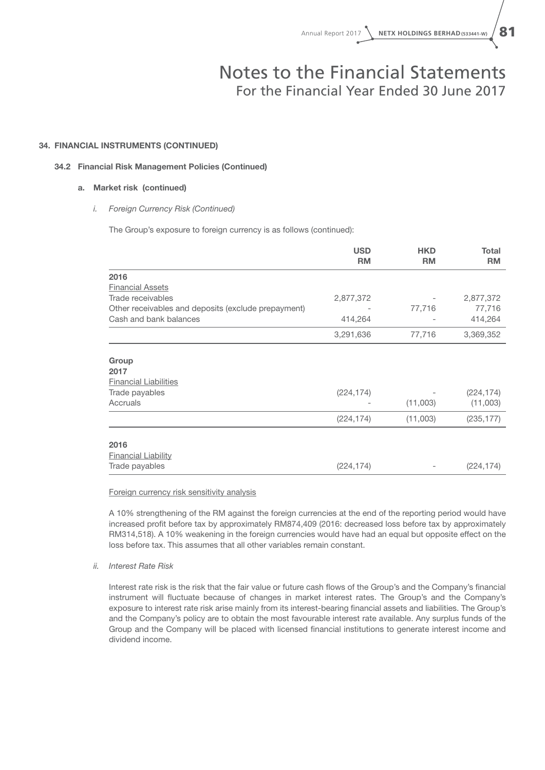## 34. FINANCIAL INSTRUMENTS (CONTINUED)

### 34.2 Financial Risk Management Policies (Continued)

#### a. Market risk (continued)

*i. Foreign Currency Risk (Continued)*

The Group's exposure to foreign currency is as follows (continued):

| | USD<br>RM | HKD<br>RM | Total<br>RM |
|---|---|---|---|
| **2016** | | | |
| Financial Assets | | | |
| Trade receivables | 2,877,372 | - | 2,877,372 |
| Other receivables and deposits (exclude prepayment) | - | 77,716 | 77,716 |
| Cash and bank balances | 414,264 | - | 414,264 |
| | 3,291,636 | 77,716 | 3,369,352 |
| **Group** | | | |
| **2017** | | | |
| Financial Liabilities | | | |
| Trade payables | (224,174) | - | (224,174) |
| Accruals | - | (11,003) | (11,003) |
| | (224,174) | (11,003) | (235,177) |
| **2016** | | | |
| Financial Liability | | | |
| Trade payables | (224,174) | - | (224,174) |

Foreign currency risk sensitivity analysis

A 10% strengthening of the RM against the foreign currencies at the end of the reporting period would have increased profit before tax by approximately RM874,409 (2016: decreased loss before tax by approximately RM314,518). A 10% weakening in the foreign currencies would have had an equal but opposite effect on the loss before tax. This assumes that all other variables remain constant.

*ii. Interest Rate Risk*

Interest rate risk is the risk that the fair value or future cash flows of the Group's and the Company's financial instrument will fluctuate because of changes in market interest rates. The Group's and the Company's exposure to interest rate risk arise mainly from its interest-bearing financial assets and liabilities. The Group's and the Company's policy are to obtain the most favourable interest rate available. Any surplus funds of the Group and the Company will be placed with licensed financial institutions to generate interest income and dividend income.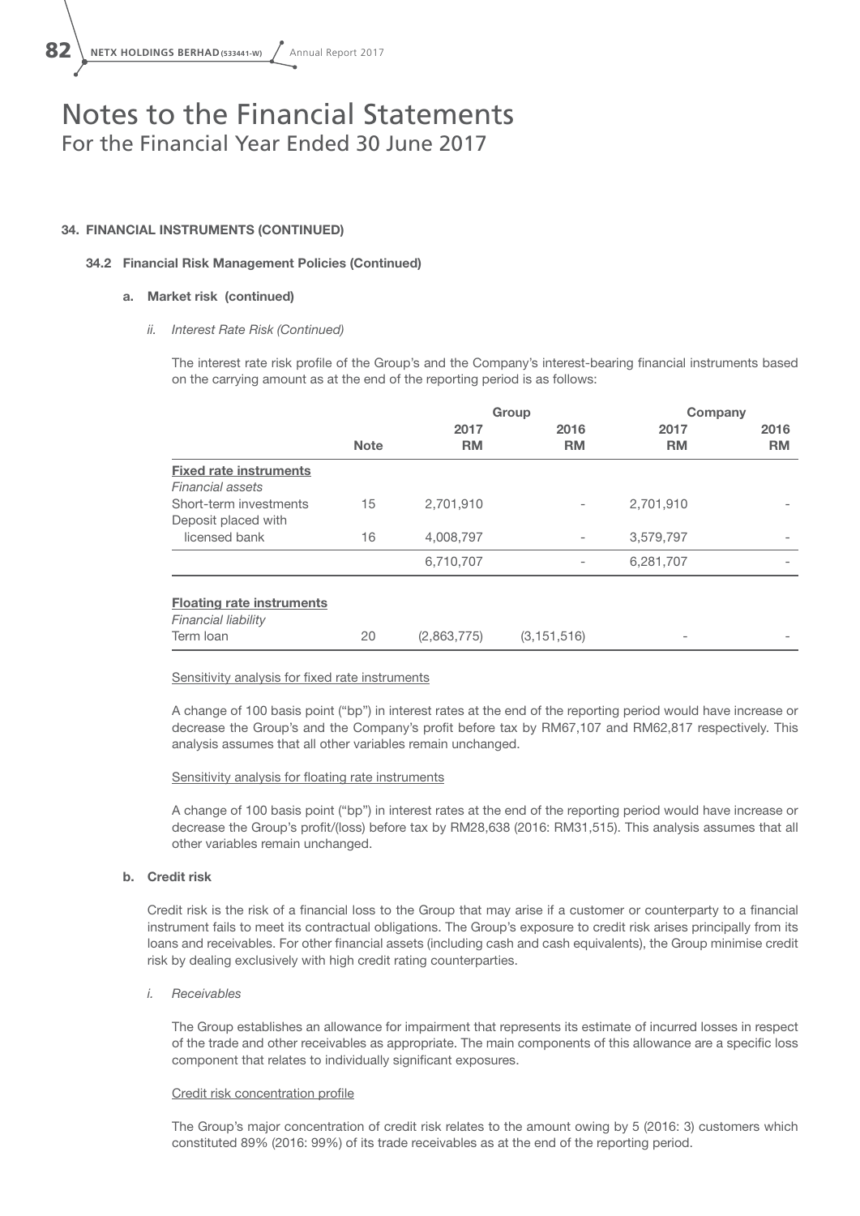# Notes to the Financial Statements
For the Financial Year Ended 30 June 2017

**34. FINANCIAL INSTRUMENTS (CONTINUED)**

**34.2 Financial Risk Management Policies (Continued)**

**a. Market risk (continued)**

*ii. Interest Rate Risk (Continued)*

The interest rate risk profile of the Group's and the Company's interest-bearing financial instruments based on the carrying amount as at the end of the reporting period is as follows:

| | | Group | | Company | |
|---|---|---|---|---|---|
| | **Note** | **2017 RM** | **2016 RM** | **2017 RM** | **2016 RM** |
| **Fixed rate instruments** | | | | | |
| *Financial assets* | | | | | |
| Short-term investments | 15 | 2,701,910 | - | 2,701,910 | - |
| Deposit placed with licensed bank | 16 | 4,008,797 | - | 3,579,797 | - |
| | | 6,710,707 | - | 6,281,707 | - |
| **Floating rate instruments** | | | | | |
| *Financial liability* | | | | | |
| Term loan | 20 | (2,863,775) | (3,151,516) | - | - |

Sensitivity analysis for fixed rate instruments

A change of 100 basis point ("bp") in interest rates at the end of the reporting period would have increase or decrease the Group's and the Company's profit before tax by RM67,107 and RM62,817 respectively. This analysis assumes that all other variables remain unchanged.

Sensitivity analysis for floating rate instruments

A change of 100 basis point ("bp") in interest rates at the end of the reporting period would have increase or decrease the Group's profit/(loss) before tax by RM28,638 (2016: RM31,515). This analysis assumes that all other variables remain unchanged.

**b. Credit risk**

Credit risk is the risk of a financial loss to the Group that may arise if a customer or counterparty to a financial instrument fails to meet its contractual obligations. The Group's exposure to credit risk arises principally from its loans and receivables. For other financial assets (including cash and cash equivalents), the Group minimise credit risk by dealing exclusively with high credit rating counterparties.

*i. Receivables*

The Group establishes an allowance for impairment that represents its estimate of incurred losses in respect of the trade and other receivables as appropriate. The main components of this allowance are a specific loss component that relates to individually significant exposures.

Credit risk concentration profile

The Group's major concentration of credit risk relates to the amount owing by 5 (2016: 3) customers which constituted 89% (2016: 99%) of its trade receivables as at the end of the reporting period.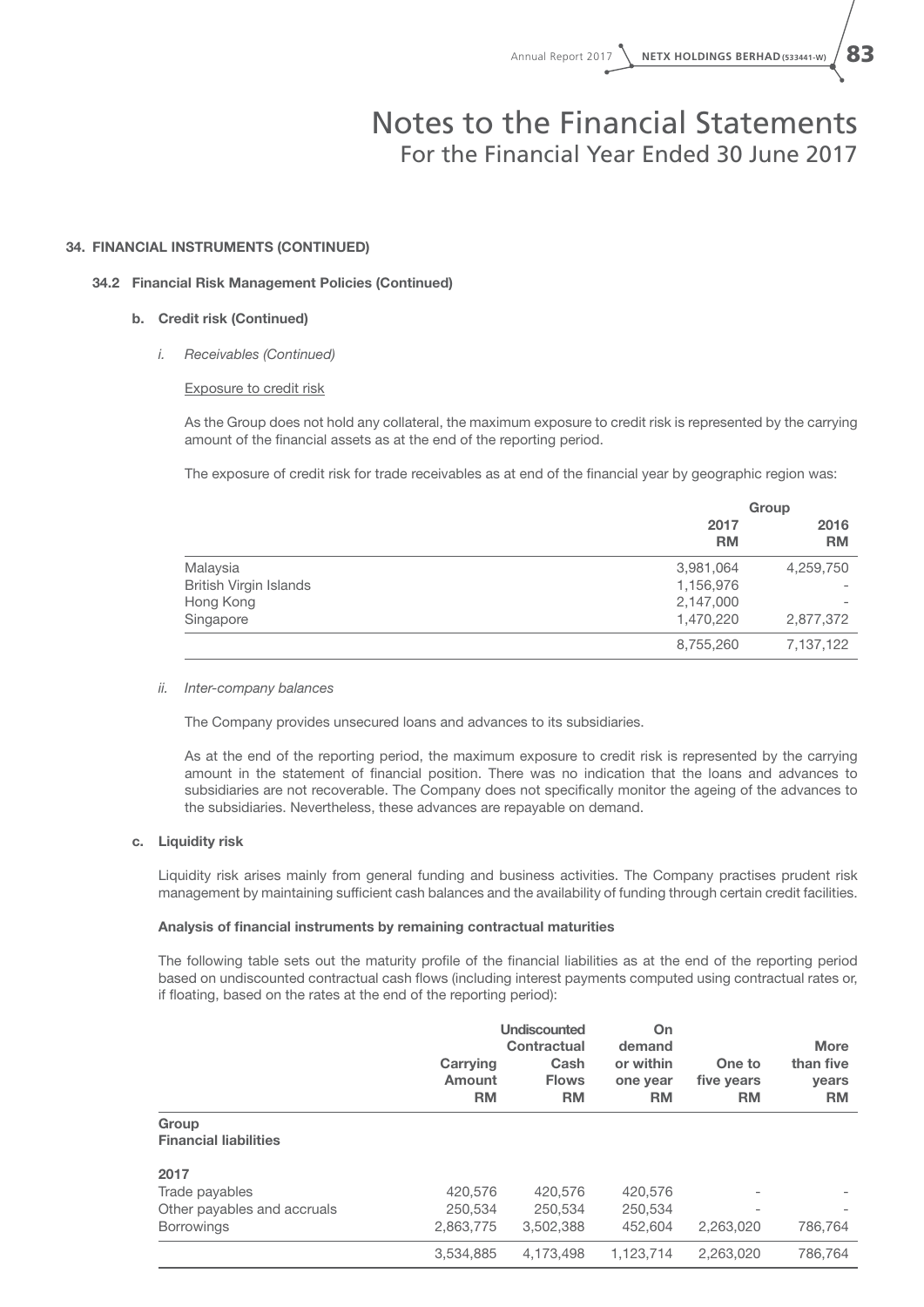## 34. FINANCIAL INSTRUMENTS (CONTINUED)

### 34.2 Financial Risk Management Policies (Continued)

#### b. Credit risk (Continued)

*i. Receivables (Continued)*

Exposure to credit risk

As the Group does not hold any collateral, the maximum exposure to credit risk is represented by the carrying amount of the financial assets as at the end of the reporting period.

The exposure of credit risk for trade receivables as at end of the financial year by geographic region was:

| | Group | |
|---|---|---|
| | 2017<br>RM | 2016<br>RM |
| Malaysia | 3,981,064 | 4,259,750 |
| British Virgin Islands | 1,156,976 | - |
| Hong Kong | 2,147,000 | - |
| Singapore | 1,470,220 | 2,877,372 |
| | 8,755,260 | 7,137,122 |

*ii. Inter-company balances*

The Company provides unsecured loans and advances to its subsidiaries.

As at the end of the reporting period, the maximum exposure to credit risk is represented by the carrying amount in the statement of financial position. There was no indication that the loans and advances to subsidiaries are not recoverable. The Company does not specifically monitor the ageing of the advances to the subsidiaries. Nevertheless, these advances are repayable on demand.

#### c. Liquidity risk

Liquidity risk arises mainly from general funding and business activities. The Company practises prudent risk management by maintaining sufficient cash balances and the availability of funding through certain credit facilities.

**Analysis of financial instruments by remaining contractual maturities**

The following table sets out the maturity profile of the financial liabilities as at the end of the reporting period based on undiscounted contractual cash flows (including interest payments computed using contractual rates or, if floating, based on the rates at the end of the reporting period):

| | Carrying Amount<br>RM | Undiscounted Contractual Cash Flows<br>RM | On demand or within one year<br>RM | One to five years<br>RM | More than five years<br>RM |
|---|---|---|---|---|---|
| **Group** | | | | | |
| **Financial liabilities** | | | | | |
| **2017** | | | | | |
| Trade payables | 420,576 | 420,576 | 420,576 | - | - |
| Other payables and accruals | 250,534 | 250,534 | 250,534 | - | - |
| Borrowings | 2,863,775 | 3,502,388 | 452,604 | 2,263,020 | 786,764 |
| | 3,534,885 | 4,173,498 | 1,123,714 | 2,263,020 | 786,764 |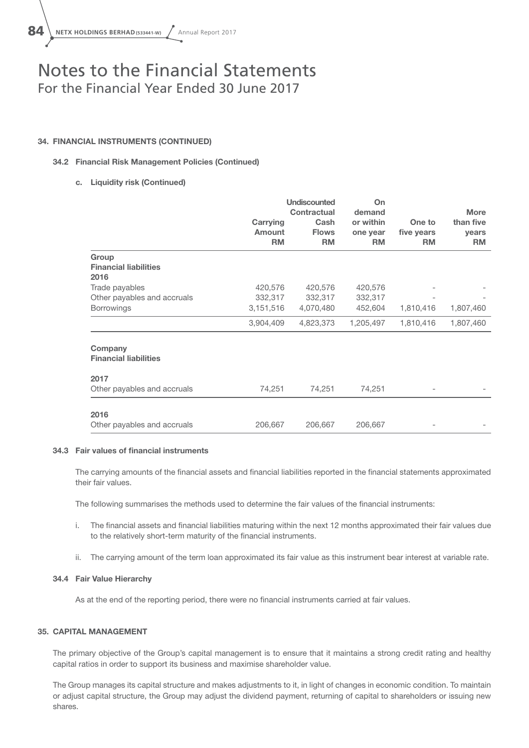# Notes to the Financial Statements
For the Financial Year Ended 30 June 2017

### 34. FINANCIAL INSTRUMENTS (CONTINUED)

#### 34.2 Financial Risk Management Policies (Continued)

**c. Liquidity risk (Continued)**

| | Carrying Amount RM | Undiscounted Contractual Cash Flows RM | On demand or within one year RM | One to five years RM | More than five years RM |
|---|---|---|---|---|---|
| **Group** | | | | | |
| **Financial liabilities** | | | | | |
| **2016** | | | | | |
| Trade payables | 420,576 | 420,576 | 420,576 | - | - |
| Other payables and accruals | 332,317 | 332,317 | 332,317 | - | - |
| Borrowings | 3,151,516 | 4,070,480 | 452,604 | 1,810,416 | 1,807,460 |
| | 3,904,409 | 4,823,373 | 1,205,497 | 1,810,416 | 1,807,460 |
| **Company** | | | | | |
| **Financial liabilities** | | | | | |
| **2017** | | | | | |
| Other payables and accruals | 74,251 | 74,251 | 74,251 | - | - |
| **2016** | | | | | |
| Other payables and accruals | 206,667 | 206,667 | 206,667 | - | - |

#### 34.3 Fair values of financial instruments

The carrying amounts of the financial assets and financial liabilities reported in the financial statements approximated their fair values.

The following summarises the methods used to determine the fair values of the financial instruments:

i. The financial assets and financial liabilities maturing within the next 12 months approximated their fair values due to the relatively short-term maturity of the financial instruments.

ii. The carrying amount of the term loan approximated its fair value as this instrument bear interest at variable rate.

#### 34.4 Fair Value Hierarchy

As at the end of the reporting period, there were no financial instruments carried at fair values.

### 35. CAPITAL MANAGEMENT

The primary objective of the Group's capital management is to ensure that it maintains a strong credit rating and healthy capital ratios in order to support its business and maximise shareholder value.

The Group manages its capital structure and makes adjustments to it, in light of changes in economic condition. To maintain or adjust capital structure, the Group may adjust the dividend payment, returning of capital to shareholders or issuing new shares.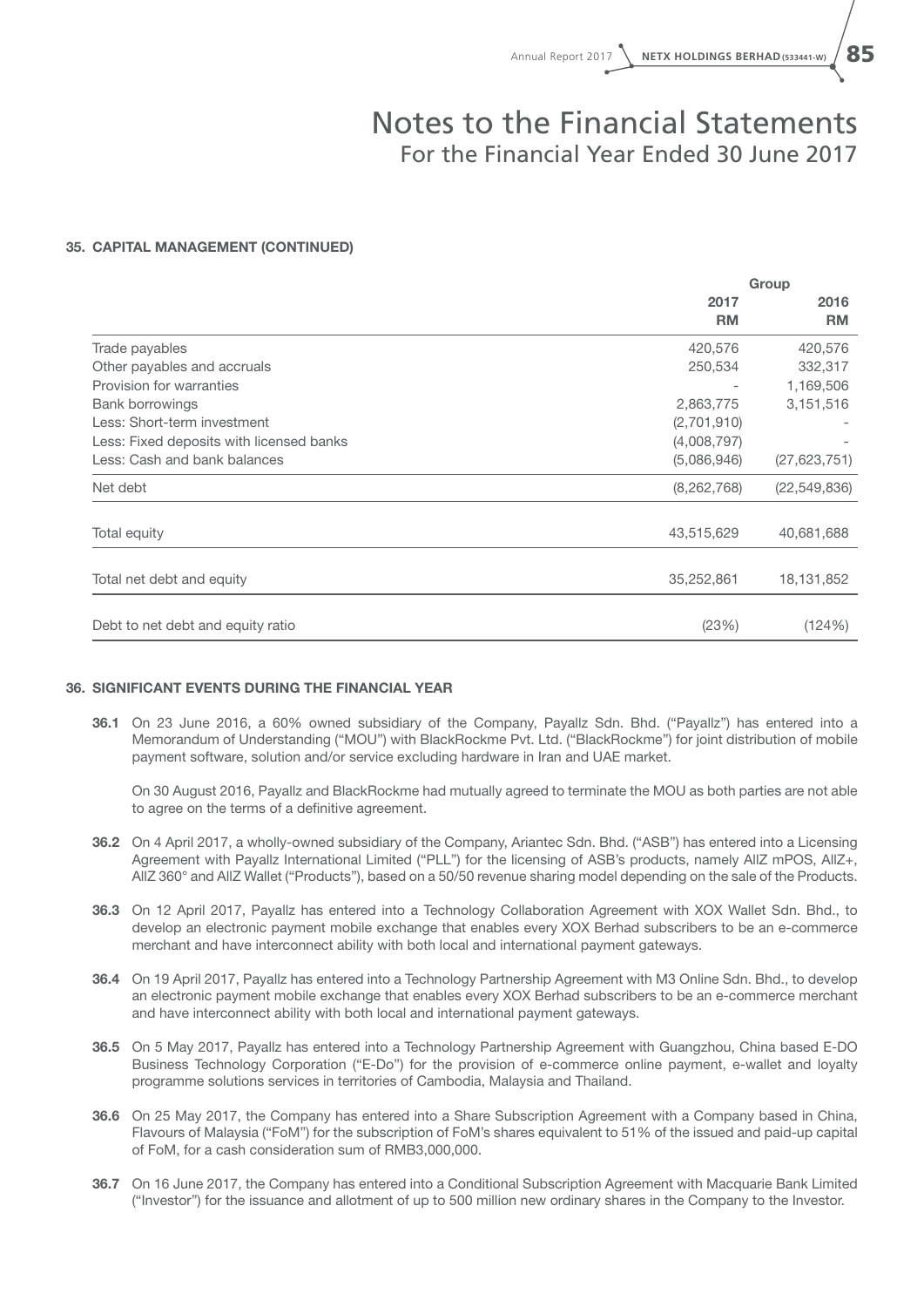## 35. CAPITAL MANAGEMENT (CONTINUED)

| | Group | |
|---|---|---|
| | 2017<br>RM | 2016<br>RM |
| Trade payables | 420,576 | 420,576 |
| Other payables and accruals | 250,534 | 332,317 |
| Provision for warranties | - | 1,169,506 |
| Bank borrowings | 2,863,775 | 3,151,516 |
| Less: Short-term investment | (2,701,910) | - |
| Less: Fixed deposits with licensed banks | (4,008,797) | - |
| Less: Cash and bank balances | (5,086,946) | (27,623,751) |
| Net debt | (8,262,768) | (22,549,836) |
| Total equity | 43,515,629 | 40,681,688 |
| Total net debt and equity | 35,252,861 | 18,131,852 |
| Debt to net debt and equity ratio | (23%) | (124%) |

## 36. SIGNIFICANT EVENTS DURING THE FINANCIAL YEAR

**36.1** On 23 June 2016, a 60% owned subsidiary of the Company, Payallz Sdn. Bhd. ("Payallz") has entered into a Memorandum of Understanding ("MOU") with BlackRockme Pvt. Ltd. ("BlackRockme") for joint distribution of mobile payment software, solution and/or service excluding hardware in Iran and UAE market.

On 30 August 2016, Payallz and BlackRockme had mutually agreed to terminate the MOU as both parties are not able to agree on the terms of a definitive agreement.

**36.2** On 4 April 2017, a wholly-owned subsidiary of the Company, Ariantec Sdn. Bhd. ("ASB") has entered into a Licensing Agreement with Payallz International Limited ("PLL") for the licensing of ASB's products, namely AllZ mPOS, AllZ+, AllZ 360° and AllZ Wallet ("Products"), based on a 50/50 revenue sharing model depending on the sale of the Products.

**36.3** On 12 April 2017, Payallz has entered into a Technology Collaboration Agreement with XOX Wallet Sdn. Bhd., to develop an electronic payment mobile exchange that enables every XOX Berhad subscribers to be an e-commerce merchant and have interconnect ability with both local and international payment gateways.

**36.4** On 19 April 2017, Payallz has entered into a Technology Partnership Agreement with M3 Online Sdn. Bhd., to develop an electronic payment mobile exchange that enables every XOX Berhad subscribers to be an e-commerce merchant and have interconnect ability with both local and international payment gateways.

**36.5** On 5 May 2017, Payallz has entered into a Technology Partnership Agreement with Guangzhou, China based E-DO Business Technology Corporation ("E-Do") for the provision of e-commerce online payment, e-wallet and loyalty programme solutions services in territories of Cambodia, Malaysia and Thailand.

**36.6** On 25 May 2017, the Company has entered into a Share Subscription Agreement with a Company based in China, Flavours of Malaysia ("FoM") for the subscription of FoM's shares equivalent to 51% of the issued and paid-up capital of FoM, for a cash consideration sum of RMB3,000,000.

**36.7** On 16 June 2017, the Company has entered into a Conditional Subscription Agreement with Macquarie Bank Limited ("Investor") for the issuance and allotment of up to 500 million new ordinary shares in the Company to the Investor.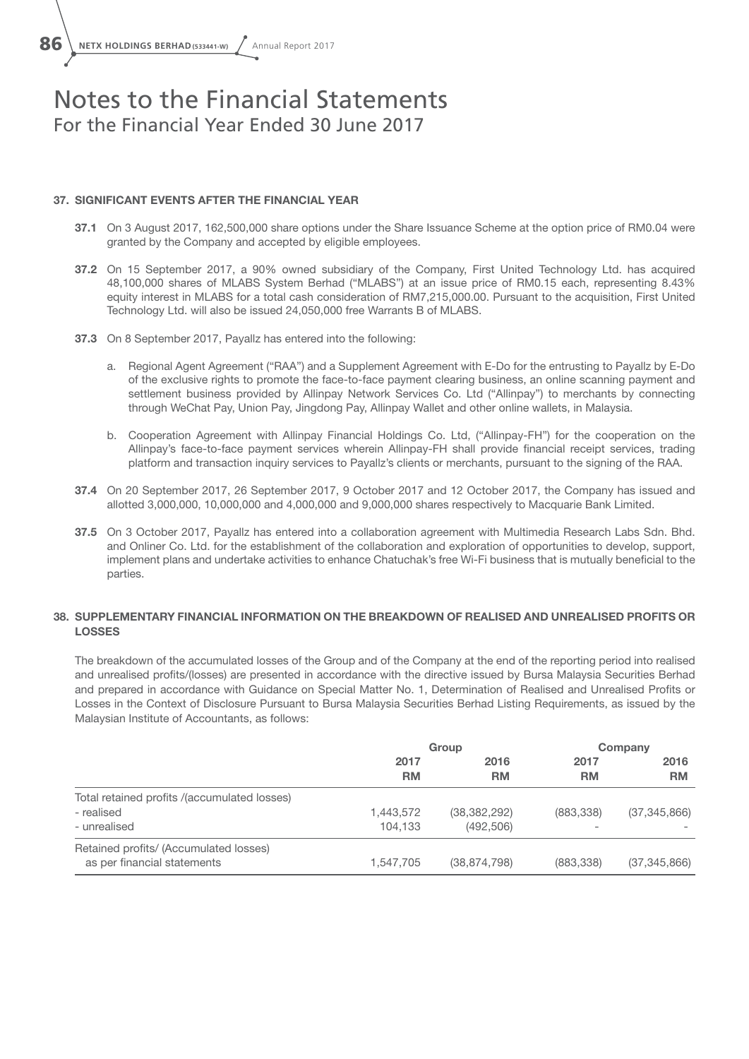# Notes to the Financial Statements
For the Financial Year Ended 30 June 2017

## 37. SIGNIFICANT EVENTS AFTER THE FINANCIAL YEAR

**37.1** On 3 August 2017, 162,500,000 share options under the Share Issuance Scheme at the option price of RM0.04 were granted by the Company and accepted by eligible employees.

**37.2** On 15 September 2017, a 90% owned subsidiary of the Company, First United Technology Ltd. has acquired 48,100,000 shares of MLABS System Berhad ("MLABS") at an issue price of RM0.15 each, representing 8.43% equity interest in MLABS for a total cash consideration of RM7,215,000.00. Pursuant to the acquisition, First United Technology Ltd. will also be issued 24,050,000 free Warrants B of MLABS.

**37.3** On 8 September 2017, Payallz has entered into the following:

a. Regional Agent Agreement ("RAA") and a Supplement Agreement with E-Do for the entrusting to Payallz by E-Do of the exclusive rights to promote the face-to-face payment clearing business, an online scanning payment and settlement business provided by Allinpay Network Services Co. Ltd ("Allinpay") to merchants by connecting through WeChat Pay, Union Pay, Jingdong Pay, Allinpay Wallet and other online wallets, in Malaysia.

b. Cooperation Agreement with Allinpay Financial Holdings Co. Ltd, ("Allinpay-FH") for the cooperation on the Allinpay's face-to-face payment services wherein Allinpay-FH shall provide financial receipt services, trading platform and transaction inquiry services to Payallz's clients or merchants, pursuant to the signing of the RAA.

**37.4** On 20 September 2017, 26 September 2017, 9 October 2017 and 12 October 2017, the Company has issued and allotted 3,000,000, 10,000,000 and 4,000,000 and 9,000,000 shares respectively to Macquarie Bank Limited.

**37.5** On 3 October 2017, Payallz has entered into a collaboration agreement with Multimedia Research Labs Sdn. Bhd. and Onliner Co. Ltd. for the establishment of the collaboration and exploration of opportunities to develop, support, implement plans and undertake activities to enhance Chatuchak's free Wi-Fi business that is mutually beneficial to the parties.

## 38. SUPPLEMENTARY FINANCIAL INFORMATION ON THE BREAKDOWN OF REALISED AND UNREALISED PROFITS OR LOSSES

The breakdown of the accumulated losses of the Group and of the Company at the end of the reporting period into realised and unrealised profits/(losses) are presented in accordance with the directive issued by Bursa Malaysia Securities Berhad and prepared in accordance with Guidance on Special Matter No. 1, Determination of Realised and Unrealised Profits or Losses in the Context of Disclosure Pursuant to Bursa Malaysia Securities Berhad Listing Requirements, as issued by the Malaysian Institute of Accountants, as follows:

| | Group | | Company | |
|---|---|---|---|---|
| | 2017<br>RM | 2016<br>RM | 2017<br>RM | 2016<br>RM |
| Total retained profits /(accumulated losses) | | | | |
| - realised | 1,443,572 | (38,382,292) | (883,338) | (37,345,866) |
| - unrealised | 104,133 | (492,506) | - | - |
| Retained profits/ (Accumulated losses) as per financial statements | 1,547,705 | (38,874,798) | (883,338) | (37,345,866) |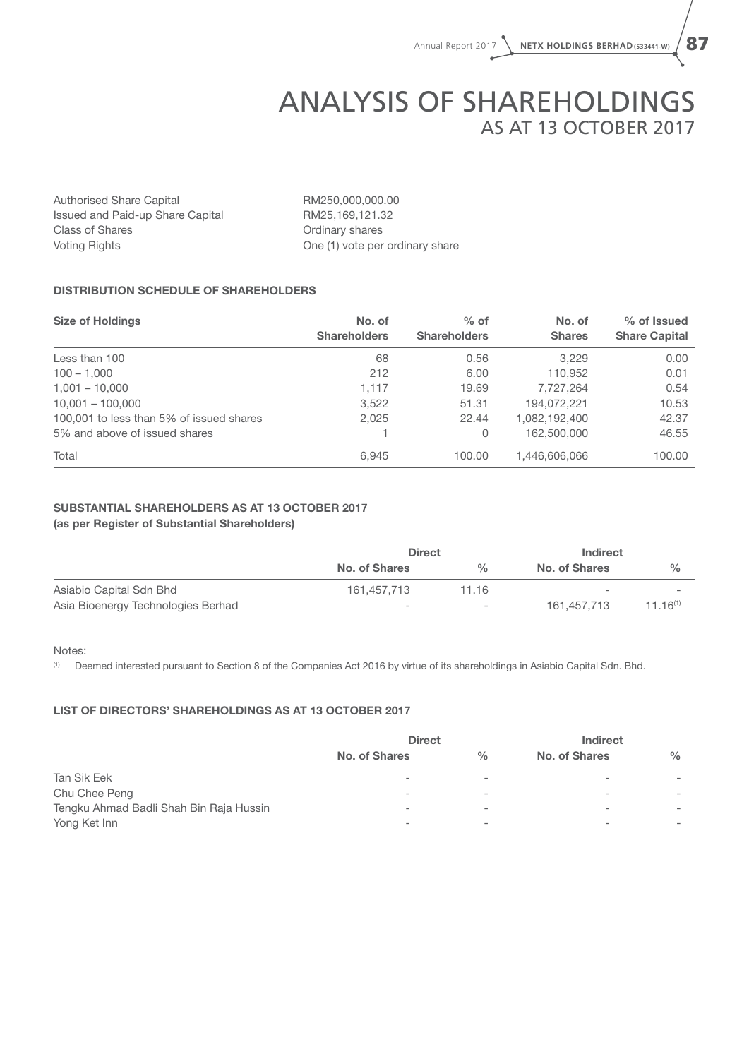# ANALYSIS OF SHAREHOLDINGS
## AS AT 13 OCTOBER 2017

| | |
|---|---|
| Authorised Share Capital | RM250,000,000.00 |
| Issued and Paid-up Share Capital | RM25,169,121.32 |
| Class of Shares | Ordinary shares |
| Voting Rights | One (1) vote per ordinary share |

### DISTRIBUTION SCHEDULE OF SHAREHOLDERS

| Size of Holdings | No. of Shareholders | % of Shareholders | No. of Shares | % of Issued Share Capital |
|---|---|---|---|---|
| Less than 100 | 68 | 0.56 | 3,229 | 0.00 |
| 100 – 1,000 | 212 | 6.00 | 110,952 | 0.01 |
| 1,001 – 10,000 | 1,117 | 19.69 | 7,727,264 | 0.54 |
| 10,001 – 100,000 | 3,522 | 51.31 | 194,072,221 | 10.53 |
| 100,001 to less than 5% of issued shares | 2,025 | 22.44 | 1,082,192,400 | 42.37 |
| 5% and above of issued shares | 1 | 0 | 162,500,000 | 46.55 |
| Total | 6,945 | 100.00 | 1,446,606,066 | 100.00 |

### SUBSTANTIAL SHAREHOLDERS AS AT 13 OCTOBER 2017
**(as per Register of Substantial Shareholders)**

| | Direct | | Indirect | |
|---|---|---|---|---|
| | No. of Shares | % | No. of Shares | % |
| Asiabio Capital Sdn Bhd | 161,457,713 | 11.16 | - | - |
| Asia Bioenergy Technologies Berhad | - | - | 161,457,713 | 11.16[1] |

Notes:

[1] Deemed interested pursuant to Section 8 of the Companies Act 2016 by virtue of its shareholdings in Asiabio Capital Sdn. Bhd.

### LIST OF DIRECTORS' SHAREHOLDINGS AS AT 13 OCTOBER 2017

| | Direct | | Indirect | |
|---|---|---|---|---|
| | No. of Shares | % | No. of Shares | % |
| Tan Sik Eek | - | - | - | - |
| Chu Chee Peng | - | - | - | - |
| Tengku Ahmad Badli Shah Bin Raja Hussin | - | - | - | - |
| Yong Ket Inn | - | - | - | - |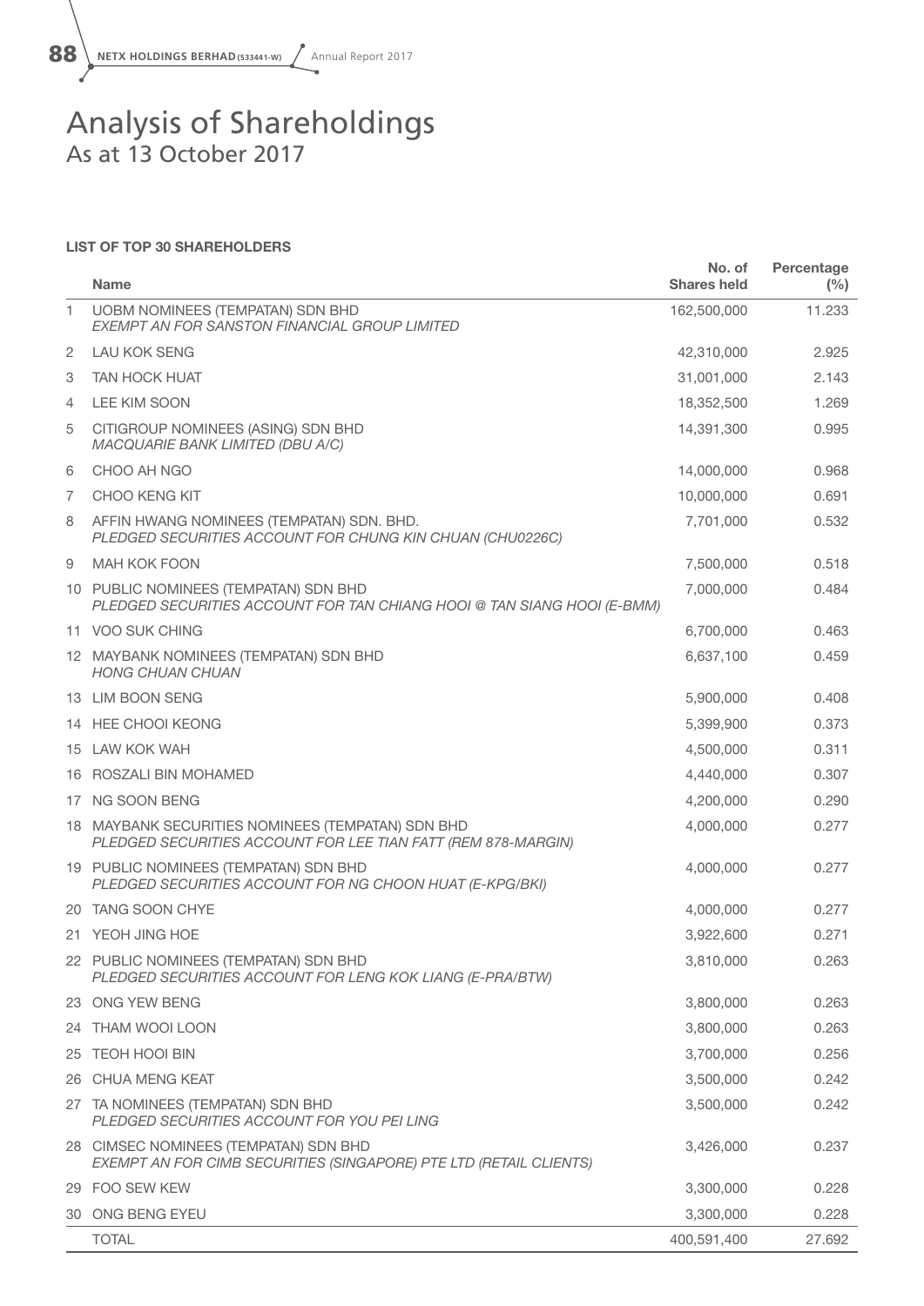# Analysis of Shareholdings

As at 13 October 2017

**LIST OF TOP 30 SHAREHOLDERS**

| | Name | No. of Shares held | Percentage (%) |
|---|---|---|---|
| 1 | UOBM NOMINEES (TEMPATAN) SDN BHD<br>*EXEMPT AN FOR SANSTON FINANCIAL GROUP LIMITED* | 162,500,000 | 11.233 |
| 2 | LAU KOK SENG | 42,310,000 | 2.925 |
| 3 | TAN HOCK HUAT | 31,001,000 | 2.143 |
| 4 | LEE KIM SOON | 18,352,500 | 1.269 |
| 5 | CITIGROUP NOMINEES (ASING) SDN BHD<br>*MACQUARIE BANK LIMITED (DBU A/C)* | 14,391,300 | 0.995 |
| 6 | CHOO AH NGO | 14,000,000 | 0.968 |
| 7 | CHOO KENG KIT | 10,000,000 | 0.691 |
| 8 | AFFIN HWANG NOMINEES (TEMPATAN) SDN. BHD.<br>*PLEDGED SECURITIES ACCOUNT FOR CHUNG KIN CHUAN (CHU0226C)* | 7,701,000 | 0.532 |
| 9 | MAH KOK FOON | 7,500,000 | 0.518 |
| 10 | PUBLIC NOMINEES (TEMPATAN) SDN BHD<br>*PLEDGED SECURITIES ACCOUNT FOR TAN CHIANG HOOI @ TAN SIANG HOOI (E-BMM)* | 7,000,000 | 0.484 |
| 11 | VOO SUK CHING | 6,700,000 | 0.463 |
| 12 | MAYBANK NOMINEES (TEMPATAN) SDN BHD<br>*HONG CHUAN CHUAN* | 6,637,100 | 0.459 |
| 13 | LIM BOON SENG | 5,900,000 | 0.408 |
| 14 | HEE CHOOI KEONG | 5,399,900 | 0.373 |
| 15 | LAW KOK WAH | 4,500,000 | 0.311 |
| 16 | ROSZALI BIN MOHAMED | 4,440,000 | 0.307 |
| 17 | NG SOON BENG | 4,200,000 | 0.290 |
| 18 | MAYBANK SECURITIES NOMINEES (TEMPATAN) SDN BHD<br>*PLEDGED SECURITIES ACCOUNT FOR LEE TIAN FATT (REM 878-MARGIN)* | 4,000,000 | 0.277 |
| 19 | PUBLIC NOMINEES (TEMPATAN) SDN BHD<br>*PLEDGED SECURITIES ACCOUNT FOR NG CHOON HUAT (E-KPG/BKI)* | 4,000,000 | 0.277 |
| 20 | TANG SOON CHYE | 4,000,000 | 0.277 |
| 21 | YEOH JING HOE | 3,922,600 | 0.271 |
| 22 | PUBLIC NOMINEES (TEMPATAN) SDN BHD<br>*PLEDGED SECURITIES ACCOUNT FOR LENG KOK LIANG (E-PRA/BTW)* | 3,810,000 | 0.263 |
| 23 | ONG YEW BENG | 3,800,000 | 0.263 |
| 24 | THAM WOOI LOON | 3,800,000 | 0.263 |
| 25 | TEOH HOOI BIN | 3,700,000 | 0.256 |
| 26 | CHUA MENG KEAT | 3,500,000 | 0.242 |
| 27 | TA NOMINEES (TEMPATAN) SDN BHD<br>*PLEDGED SECURITIES ACCOUNT FOR YOU PEI LING* | 3,500,000 | 0.242 |
| 28 | CIMSEC NOMINEES (TEMPATAN) SDN BHD<br>*EXEMPT AN FOR CIMB SECURITIES (SINGAPORE) PTE LTD (RETAIL CLIENTS)* | 3,426,000 | 0.237 |
| 29 | FOO SEW KEW | 3,300,000 | 0.228 |
| 30 | ONG BENG EYEU | 3,300,000 | 0.228 |
| | TOTAL | 400,591,400 | 27.692 |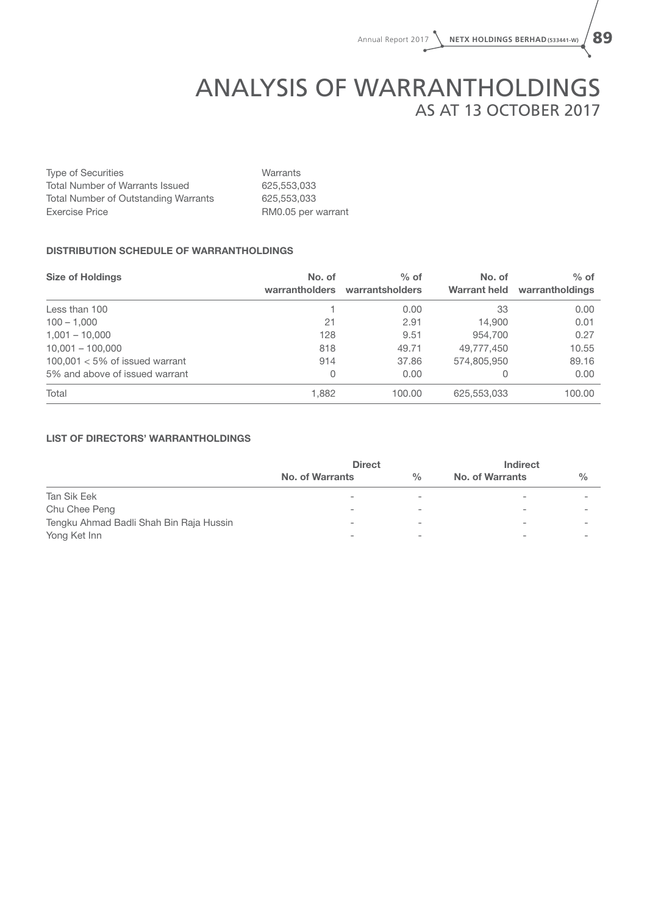# ANALYSIS OF WARRANTHOLDINGS
## AS AT 13 OCTOBER 2017

| | |
|---|---|
| Type of Securities | Warrants |
| Total Number of Warrants Issued | 625,553,033 |
| Total Number of Outstanding Warrants | 625,553,033 |
| Exercise Price | RM0.05 per warrant |

**DISTRIBUTION SCHEDULE OF WARRANTHOLDINGS**

| Size of Holdings | No. of warrantholders | % of warrantsholders | No. of Warrant held | % of warrantholdings |
|---|---|---|---|---|
| Less than 100 | 1 | 0.00 | 33 | 0.00 |
| 100 – 1,000 | 21 | 2.91 | 14,900 | 0.01 |
| 1,001 – 10,000 | 128 | 9.51 | 954,700 | 0.27 |
| 10,001 – 100,000 | 818 | 49.71 | 49,777,450 | 10.55 |
| 100,001 < 5% of issued warrant | 914 | 37.86 | 574,805,950 | 89.16 |
| 5% and above of issued warrant | 0 | 0.00 | 0 | 0.00 |
| Total | 1,882 | 100.00 | 625,553,033 | 100.00 |

**LIST OF DIRECTORS' WARRANTHOLDINGS**

| | Direct | | Indirect | |
|---|---|---|---|---|
| | No. of Warrants | % | No. of Warrants | % |
| Tan Sik Eek | - | - | - | - |
| Chu Chee Peng | - | - | - | - |
| Tengku Ahmad Badli Shah Bin Raja Hussin | - | - | - | - |
| Yong Ket Inn | - | - | - | - |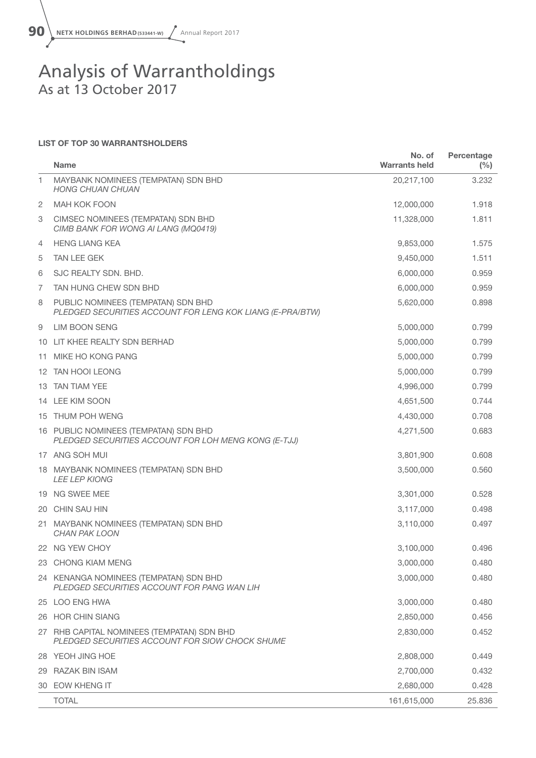# Analysis of Warrantholdings
As at 13 October 2017

### LIST OF TOP 30 WARRANTSHOLDERS

| | Name | No. of Warrants held | Percentage (%) |
|---|---|---|---|
| 1 | MAYBANK NOMINEES (TEMPATAN) SDN BHD<br>*HONG CHUAN CHUAN* | 20,217,100 | 3.232 |
| 2 | MAH KOK FOON | 12,000,000 | 1.918 |
| 3 | CIMSEC NOMINEES (TEMPATAN) SDN BHD<br>*CIMB BANK FOR WONG AI LANG (MQ0419)* | 11,328,000 | 1.811 |
| 4 | HENG LIANG KEA | 9,853,000 | 1.575 |
| 5 | TAN LEE GEK | 9,450,000 | 1.511 |
| 6 | SJC REALTY SDN. BHD. | 6,000,000 | 0.959 |
| 7 | TAN HUNG CHEW SDN BHD | 6,000,000 | 0.959 |
| 8 | PUBLIC NOMINEES (TEMPATAN) SDN BHD<br>*PLEDGED SECURITIES ACCOUNT FOR LENG KOK LIANG (E-PRA/BTW)* | 5,620,000 | 0.898 |
| 9 | LIM BOON SENG | 5,000,000 | 0.799 |
| 10 | LIT KHEE REALTY SDN BERHAD | 5,000,000 | 0.799 |
| 11 | MIKE HO KONG PANG | 5,000,000 | 0.799 |
| 12 | TAN HOOI LEONG | 5,000,000 | 0.799 |
| 13 | TAN TIAM YEE | 4,996,000 | 0.799 |
| 14 | LEE KIM SOON | 4,651,500 | 0.744 |
| 15 | THUM POH WENG | 4,430,000 | 0.708 |
| 16 | PUBLIC NOMINEES (TEMPATAN) SDN BHD<br>*PLEDGED SECURITIES ACCOUNT FOR LOH MENG KONG (E-TJJ)* | 4,271,500 | 0.683 |
| 17 | ANG SOH MUI | 3,801,900 | 0.608 |
| 18 | MAYBANK NOMINEES (TEMPATAN) SDN BHD<br>*LEE LEP KIONG* | 3,500,000 | 0.560 |
| 19 | NG SWEE MEE | 3,301,000 | 0.528 |
| 20 | CHIN SAU HIN | 3,117,000 | 0.498 |
| 21 | MAYBANK NOMINEES (TEMPATAN) SDN BHD<br>*CHAN PAK LOON* | 3,110,000 | 0.497 |
| 22 | NG YEW CHOY | 3,100,000 | 0.496 |
| 23 | CHONG KIAM MENG | 3,000,000 | 0.480 |
| 24 | KENANGA NOMINEES (TEMPATAN) SDN BHD<br>*PLEDGED SECURITIES ACCOUNT FOR PANG WAN LIH* | 3,000,000 | 0.480 |
| 25 | LOO ENG HWA | 3,000,000 | 0.480 |
| 26 | HOR CHIN SIANG | 2,850,000 | 0.456 |
| 27 | RHB CAPITAL NOMINEES (TEMPATAN) SDN BHD<br>*PLEDGED SECURITIES ACCOUNT FOR SIOW CHOCK SHUME* | 2,830,000 | 0.452 |
| 28 | YEOH JING HOE | 2,808,000 | 0.449 |
| 29 | RAZAK BIN ISAM | 2,700,000 | 0.432 |
| 30 | EOW KHENG IT | 2,680,000 | 0.428 |
| | TOTAL | 161,615,000 | 25.836 |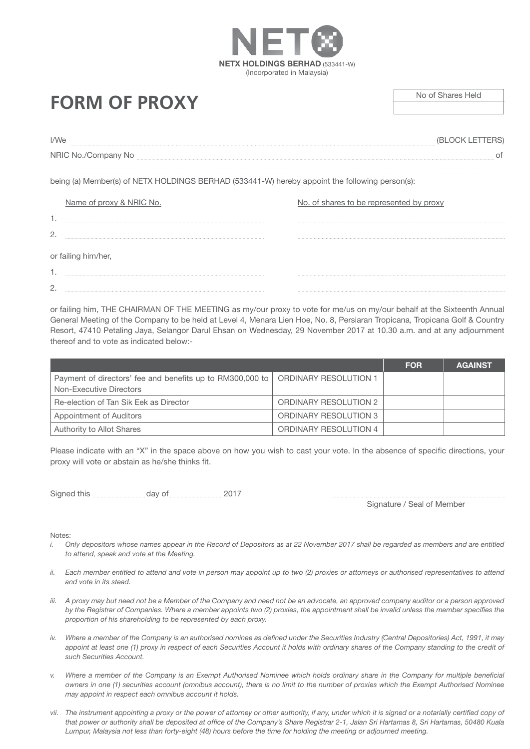NETX

**NETX HOLDINGS BERHAD** (533441-W)
(Incorporated in Malaysia)

# FORM OF PROXY

| No of Shares Held |
| --- |
| |

I/We ................................................................................................................................ (BLOCK LETTERS)

NRIC No./Company No ................................................................................................................................ of

................................................................................................................................................................................

being (a) Member(s) of NETX HOLDINGS BERHAD (533441-W) hereby appoint the following person(s):

| | Name of proxy & NRIC No. | No. of shares to be represented by proxy |
| --- | --- | --- |
| 1. | | |
| 2. | | |

or failing him/her,

| | | |
| --- | --- | --- |
| 1. | | |
| 2. | | |

or failing him, THE CHAIRMAN OF THE MEETING as my/our proxy to vote for me/us on my/our behalf at the Sixteenth Annual General Meeting of the Company to be held at Level 4, Menara Lien Hoe, No. 8, Persiaran Tropicana, Tropicana Golf & Country Resort, 47410 Petaling Jaya, Selangor Darul Ehsan on Wednesday, 29 November 2017 at 10.30 a.m. and at any adjournment thereof and to vote as indicated below:-

| | | FOR | AGAINST |
| --- | --- | --- | --- |
| Payment of directors' fee and benefits up to RM300,000 to Non-Executive Directors | ORDINARY RESOLUTION 1 | | |
| Re-election of Tan Sik Eek as Director | ORDINARY RESOLUTION 2 | | |
| Appointment of Auditors | ORDINARY RESOLUTION 3 | | |
| Authority to Allot Shares | ORDINARY RESOLUTION 4 | | |

Please indicate with an "X" in the space above on how you wish to cast your vote. In the absence of specific directions, your proxy will vote or abstain as he/she thinks fit.

Signed this ................ day of ................ 2017

................................................................
Signature / Seal of Member

Notes:

*i. Only depositors whose names appear in the Record of Depositors as at 22 November 2017 shall be regarded as members and are entitled to attend, speak and vote at the Meeting.*

*ii. Each member entitled to attend and vote in person may appoint up to two (2) proxies or attorneys or authorised representatives to attend and vote in its stead.*

*iii. A proxy may but need not be a Member of the Company and need not be an advocate, an approved company auditor or a person approved by the Registrar of Companies. Where a member appoints two (2) proxies, the appointment shall be invalid unless the member specifies the proportion of his shareholding to be represented by each proxy.*

*iv. Where a member of the Company is an authorised nominee as defined under the Securities Industry (Central Depositories) Act, 1991, it may appoint at least one (1) proxy in respect of each Securities Account it holds with ordinary shares of the Company standing to the credit of such Securities Account.*

*v. Where a member of the Company is an Exempt Authorised Nominee which holds ordinary share in the Company for multiple beneficial owners in one (1) securities account (omnibus account), there is no limit to the number of proxies which the Exempt Authorised Nominee may appoint in respect each omnibus account it holds.*

*vii. The instrument appointing a proxy or the power of attorney or other authority, if any, under which it is signed or a notarially certified copy of that power or authority shall be deposited at office of the Company's Share Registrar 2-1, Jalan Sri Hartamas 8, Sri Hartamas, 50480 Kuala Lumpur, Malaysia not less than forty-eight (48) hours before the time for holding the meeting or adjourned meeting.*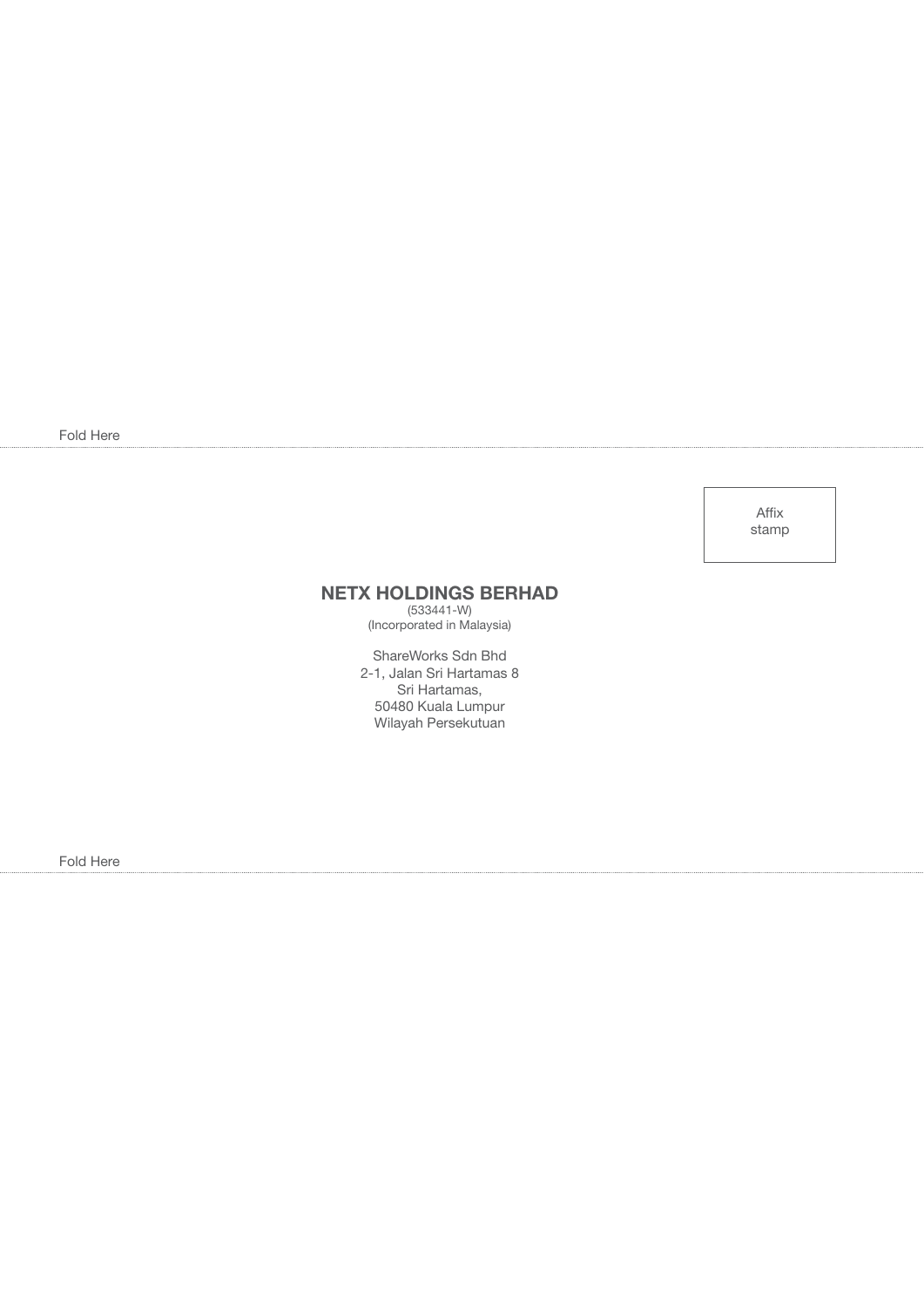Fold Here

Affix stamp

**NETX HOLDINGS BERHAD**
(533441-W)
(Incorporated in Malaysia)

ShareWorks Sdn Bhd
2-1, Jalan Sri Hartamas 8
Sri Hartamas,
50480 Kuala Lumpur
Wilayah Persekutuan

Fold Here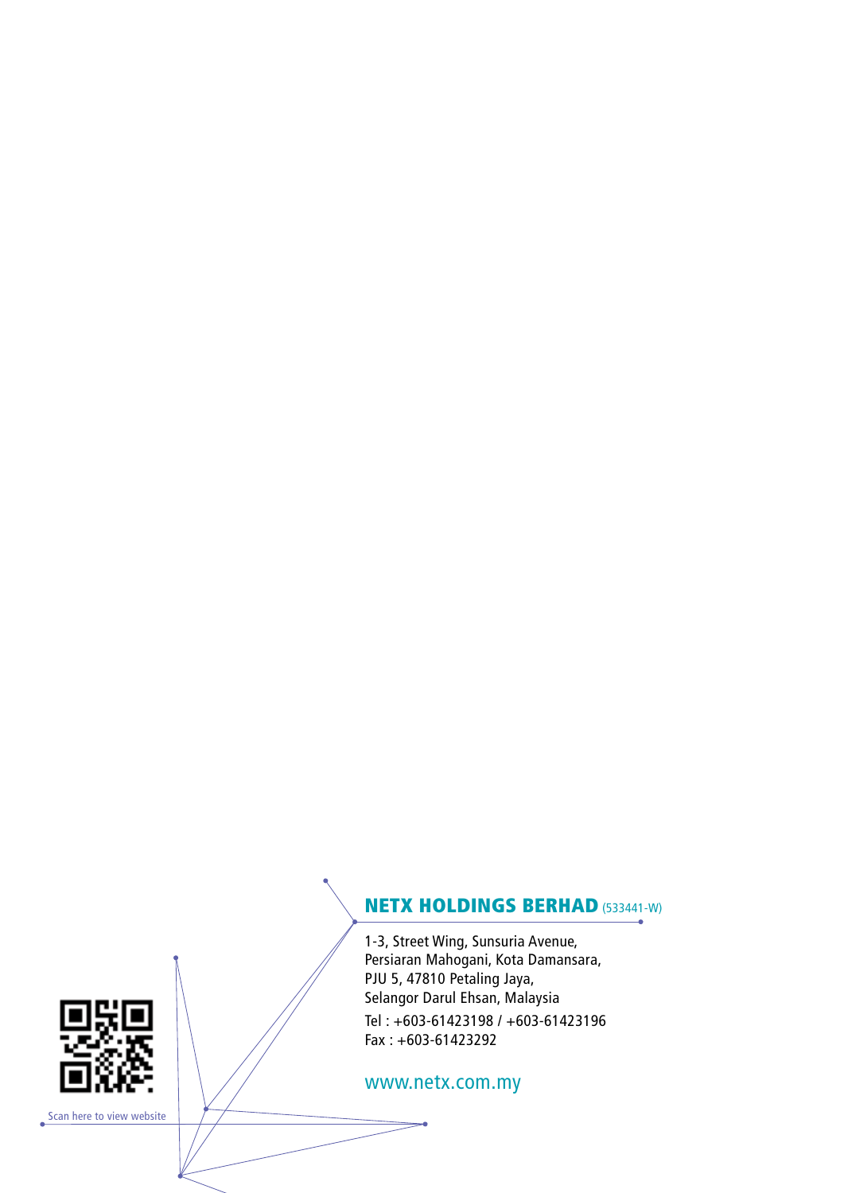**NETX HOLDINGS BERHAD** (533441-W)

1-3, Street Wing, Sunsuria Avenue,
Persiaran Mahogani, Kota Damansara,
PJU 5, 47810 Petaling Jaya,
Selangor Darul Ehsan, Malaysia

Tel : +603-61423198 / +603-61423196
Fax : +603-61423292

www.netx.com.my

Scan here to view website